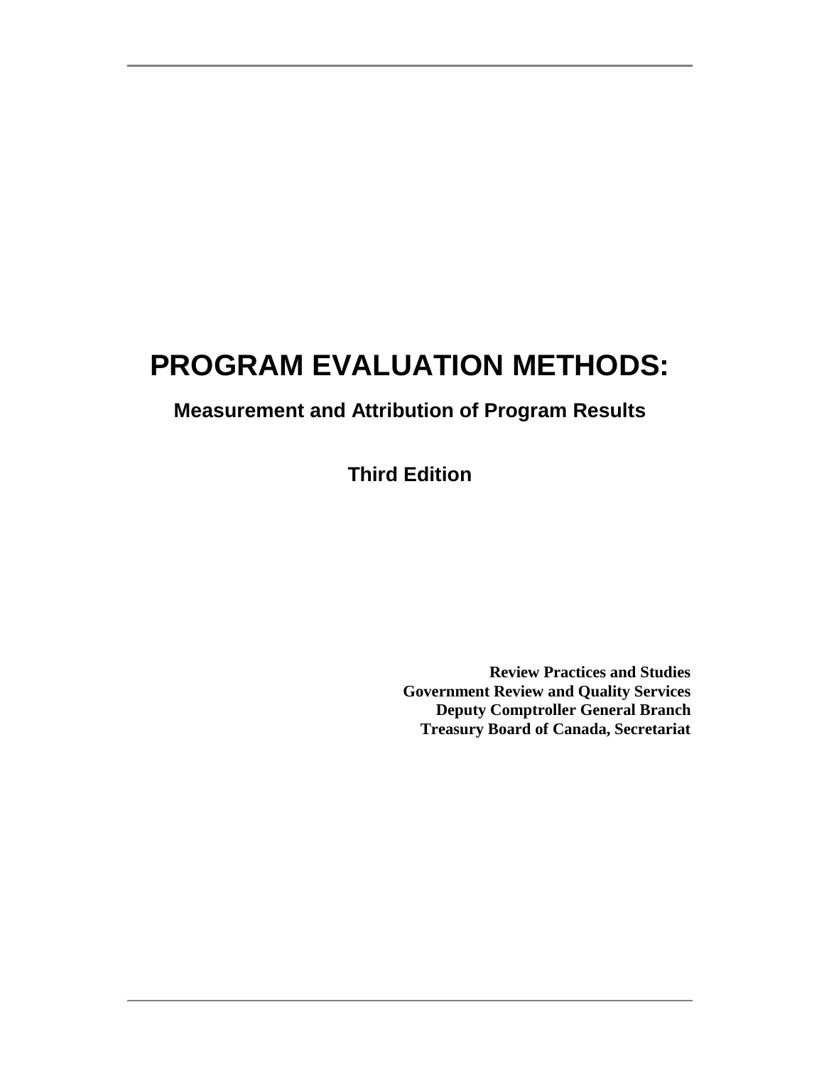# PROGRAM EVALUATION METHODS:

## Measurement and Attribution of Program Results

### Third Edition

**Review Practices and Studies**
**Government Review and Quality Services**
**Deputy Comptroller General Branch**
**Treasury Board of Canada, Secretariat**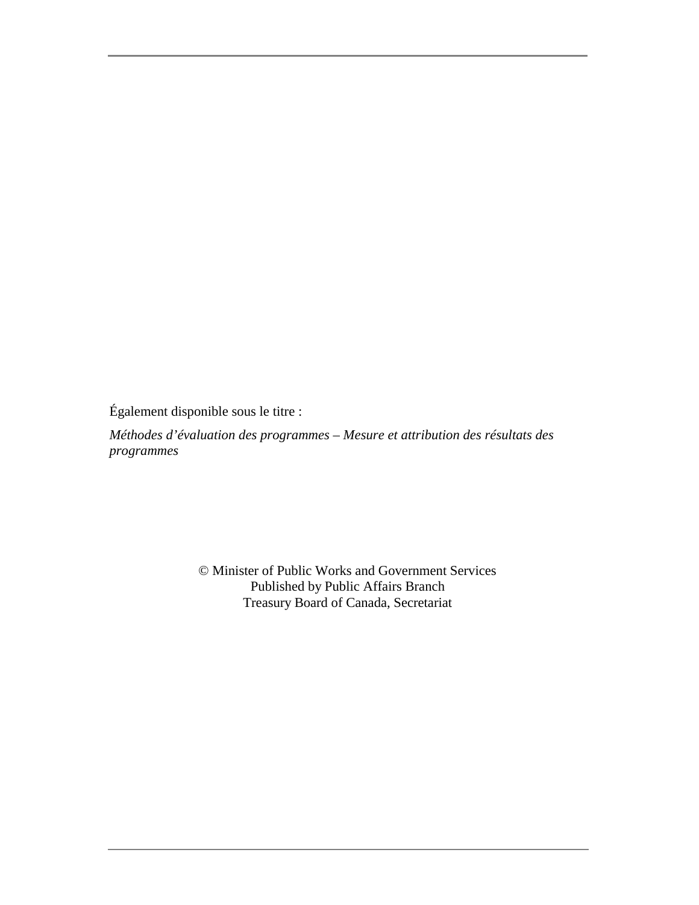Également disponible sous le titre :

*Méthodes d'évaluation des programmes – Mesure et attribution des résultats des programmes*

© Minister of Public Works and Government Services
Published by Public Affairs Branch
Treasury Board of Canada, Secretariat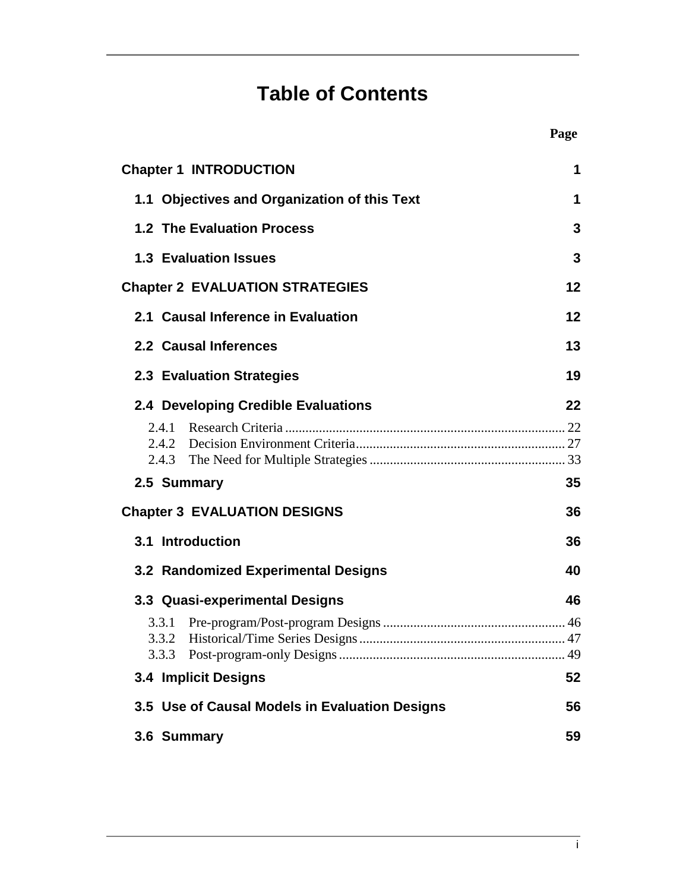# Table of Contents

| | Page |
|---|---|
| **Chapter 1 INTRODUCTION** | **1** |
| **1.1 Objectives and Organization of this Text** | **1** |
| **1.2 The Evaluation Process** | **3** |
| **1.3 Evaluation Issues** | **3** |
| **Chapter 2 EVALUATION STRATEGIES** | **12** |
| **2.1 Causal Inference in Evaluation** | **12** |
| **2.2 Causal Inferences** | **13** |
| **2.3 Evaluation Strategies** | **19** |
| **2.4 Developing Credible Evaluations** | **22** |
| 2.4.1 Research Criteria | 22 |
| 2.4.2 Decision Environment Criteria | 27 |
| 2.4.3 The Need for Multiple Strategies | 33 |
| **2.5 Summary** | **35** |
| **Chapter 3 EVALUATION DESIGNS** | **36** |
| **3.1 Introduction** | **36** |
| **3.2 Randomized Experimental Designs** | **40** |
| **3.3 Quasi-experimental Designs** | **46** |
| 3.3.1 Pre-program/Post-program Designs | 46 |
| 3.3.2 Historical/Time Series Designs | 47 |
| 3.3.3 Post-program-only Designs | 49 |
| **3.4 Implicit Designs** | **52** |
| **3.5 Use of Causal Models in Evaluation Designs** | **56** |
| **3.6 Summary** | **59** |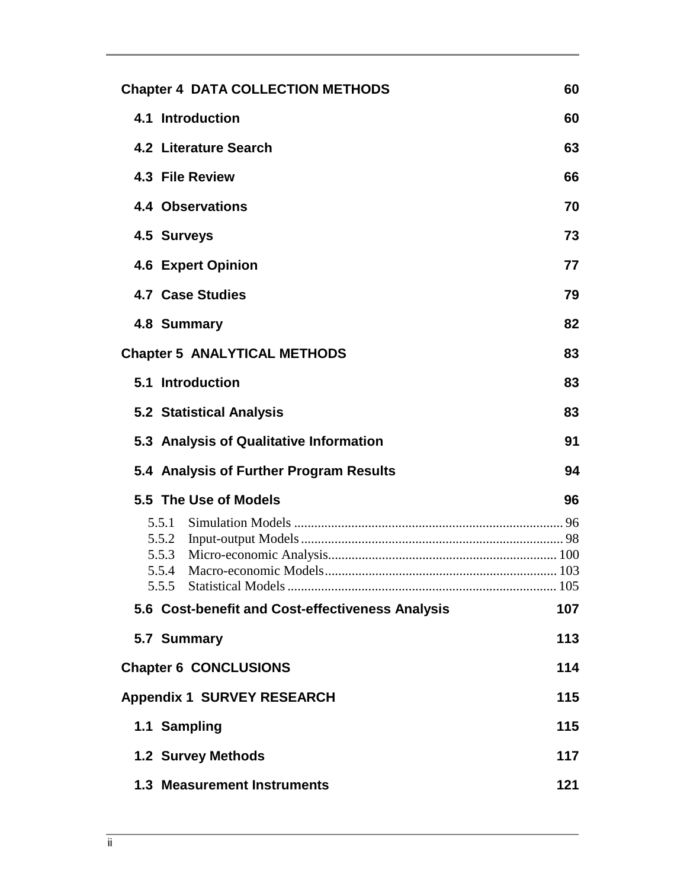**Chapter 4 DATA COLLECTION METHODS** 60

**4.1 Introduction** 60

**4.2 Literature Search** 63

**4.3 File Review** 66

**4.4 Observations** 70

**4.5 Surveys** 73

**4.6 Expert Opinion** 77

**4.7 Case Studies** 79

**4.8 Summary** 82

**Chapter 5 ANALYTICAL METHODS** 83

**5.1 Introduction** 83

**5.2 Statistical Analysis** 83

**5.3 Analysis of Qualitative Information** 91

**5.4 Analysis of Further Program Results** 94

**5.5 The Use of Models** 96

5.5.1 Simulation Models ........ 96
5.5.2 Input-output Models ........ 98
5.5.3 Micro-economic Analysis ........ 100
5.5.4 Macro-economic Models ........ 103
5.5.5 Statistical Models ........ 105

**5.6 Cost-benefit and Cost-effectiveness Analysis** 107

**5.7 Summary** 113

**Chapter 6 CONCLUSIONS** 114

**Appendix 1 SURVEY RESEARCH** 115

**1.1 Sampling** 115

**1.2 Survey Methods** 117

**1.3 Measurement Instruments** 121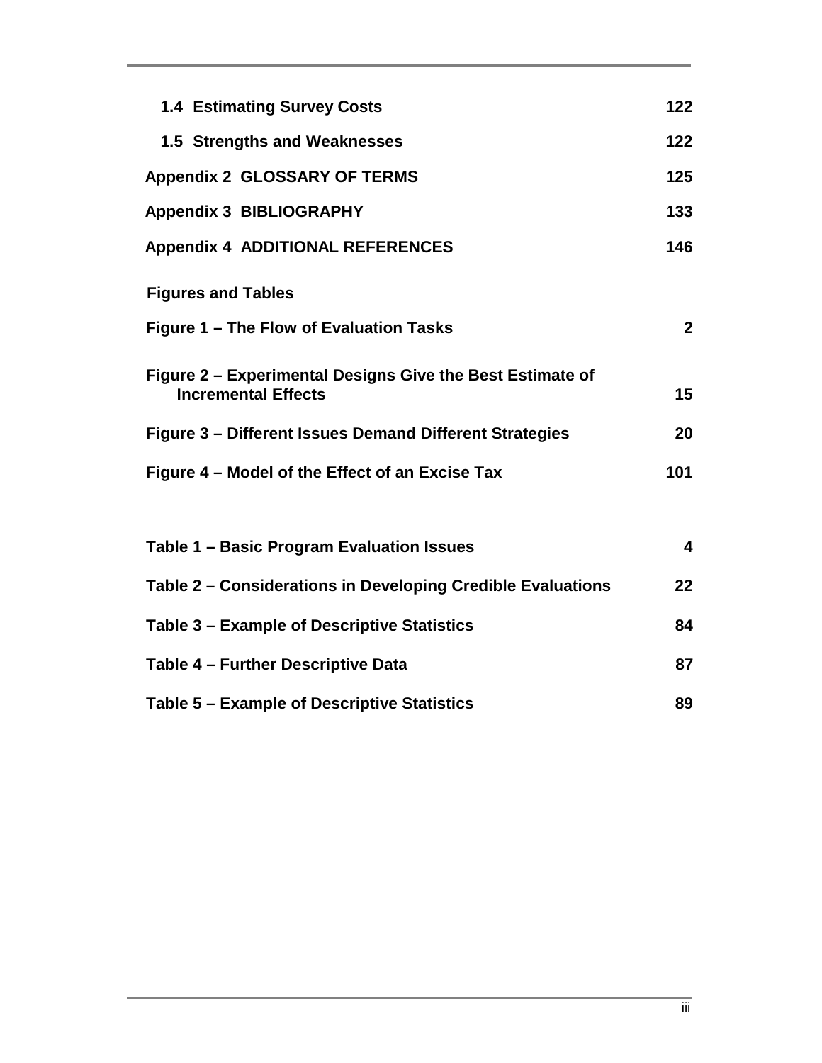| | |
|---|---|
| **1.4 Estimating Survey Costs** | **122** |
| **1.5 Strengths and Weaknesses** | **122** |
| **Appendix 2 GLOSSARY OF TERMS** | **125** |
| **Appendix 3 BIBLIOGRAPHY** | **133** |
| **Appendix 4 ADDITIONAL REFERENCES** | **146** |

**Figures and Tables**

| | |
|---|---|
| **Figure 1 – The Flow of Evaluation Tasks** | **2** |
| **Figure 2 – Experimental Designs Give the Best Estimate of Incremental Effects** | **15** |
| **Figure 3 – Different Issues Demand Different Strategies** | **20** |
| **Figure 4 – Model of the Effect of an Excise Tax** | **101** |

| | |
|---|---|
| **Table 1 – Basic Program Evaluation Issues** | **4** |
| **Table 2 – Considerations in Developing Credible Evaluations** | **22** |
| **Table 3 – Example of Descriptive Statistics** | **84** |
| **Table 4 – Further Descriptive Data** | **87** |
| **Table 5 – Example of Descriptive Statistics** | **89** |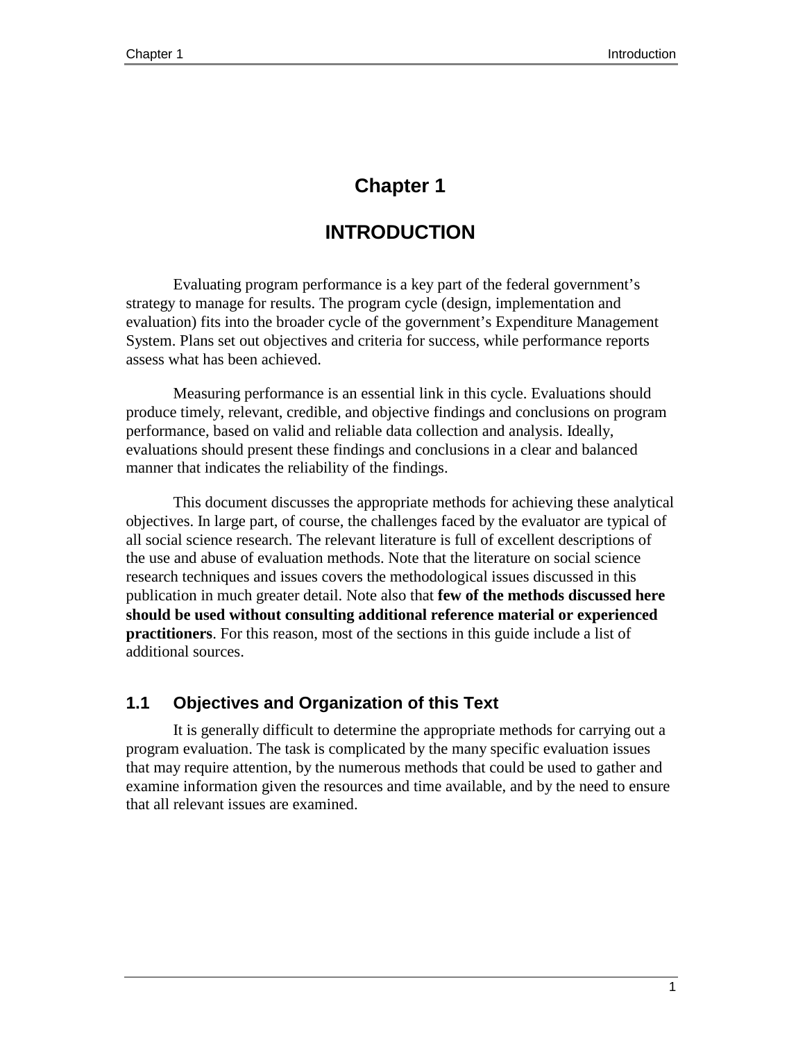# Chapter 1

# INTRODUCTION

Evaluating program performance is a key part of the federal government's strategy to manage for results. The program cycle (design, implementation and evaluation) fits into the broader cycle of the government's Expenditure Management System. Plans set out objectives and criteria for success, while performance reports assess what has been achieved.

Measuring performance is an essential link in this cycle. Evaluations should produce timely, relevant, credible, and objective findings and conclusions on program performance, based on valid and reliable data collection and analysis. Ideally, evaluations should present these findings and conclusions in a clear and balanced manner that indicates the reliability of the findings.

This document discusses the appropriate methods for achieving these analytical objectives. In large part, of course, the challenges faced by the evaluator are typical of all social science research. The relevant literature is full of excellent descriptions of the use and abuse of evaluation methods. Note that the literature on social science research techniques and issues covers the methodological issues discussed in this publication in much greater detail. Note also that **few of the methods discussed here should be used without consulting additional reference material or experienced practitioners**. For this reason, most of the sections in this guide include a list of additional sources.

## 1.1 Objectives and Organization of this Text

It is generally difficult to determine the appropriate methods for carrying out a program evaluation. The task is complicated by the many specific evaluation issues that may require attention, by the numerous methods that could be used to gather and examine information given the resources and time available, and by the need to ensure that all relevant issues are examined.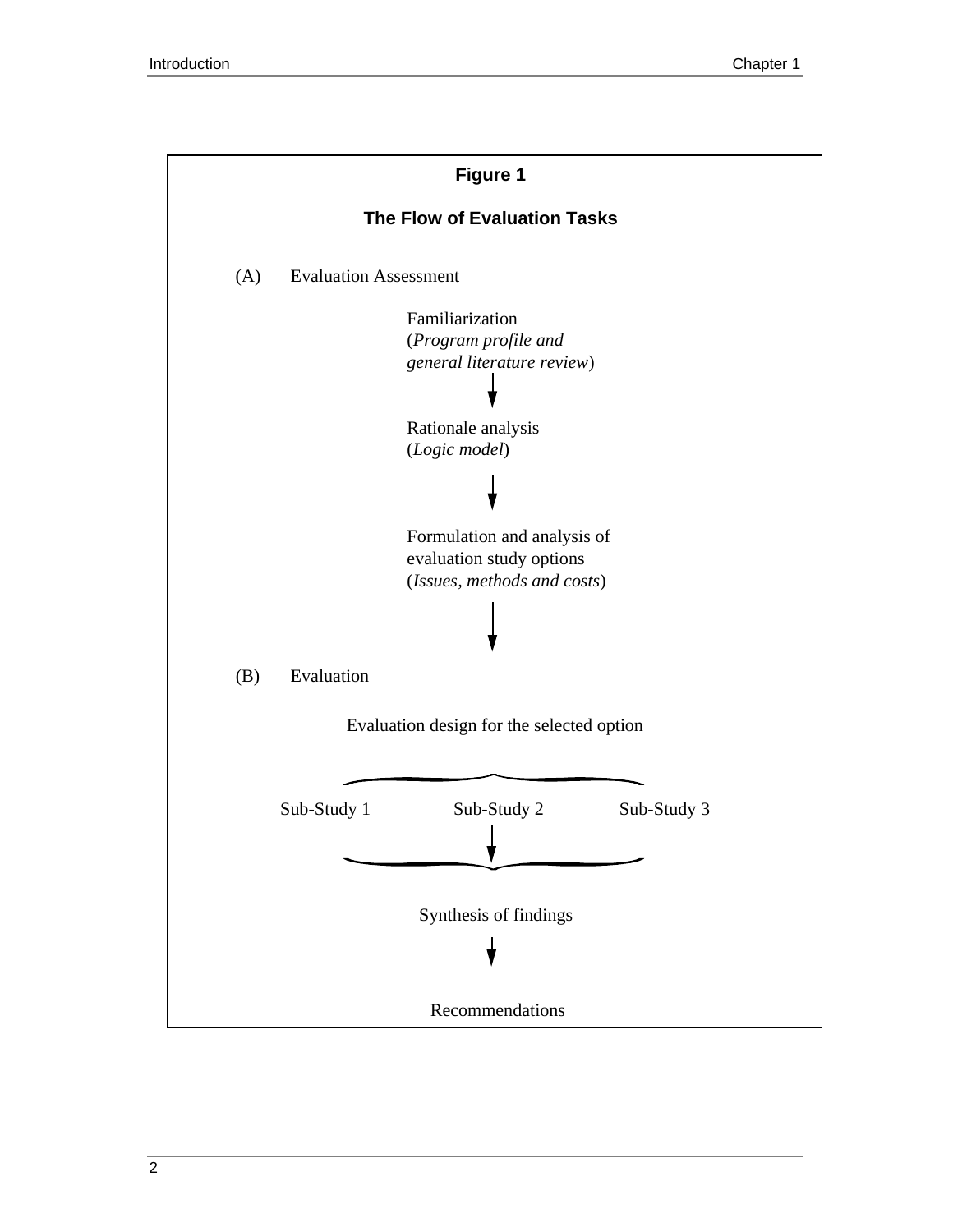**Figure 1**

**The Flow of Evaluation Tasks**

(A) Evaluation Assessment

Familiarization
(*Program profile and general literature review*)

↓

Rationale analysis
(*Logic model*)

↓

Formulation and analysis of evaluation study options
(*Issues, methods and costs*)

↓

(B) Evaluation

Evaluation design for the selected option

Sub-Study 1 | Sub-Study 2 | Sub-Study 3

↓

Synthesis of findings

↓

Recommendations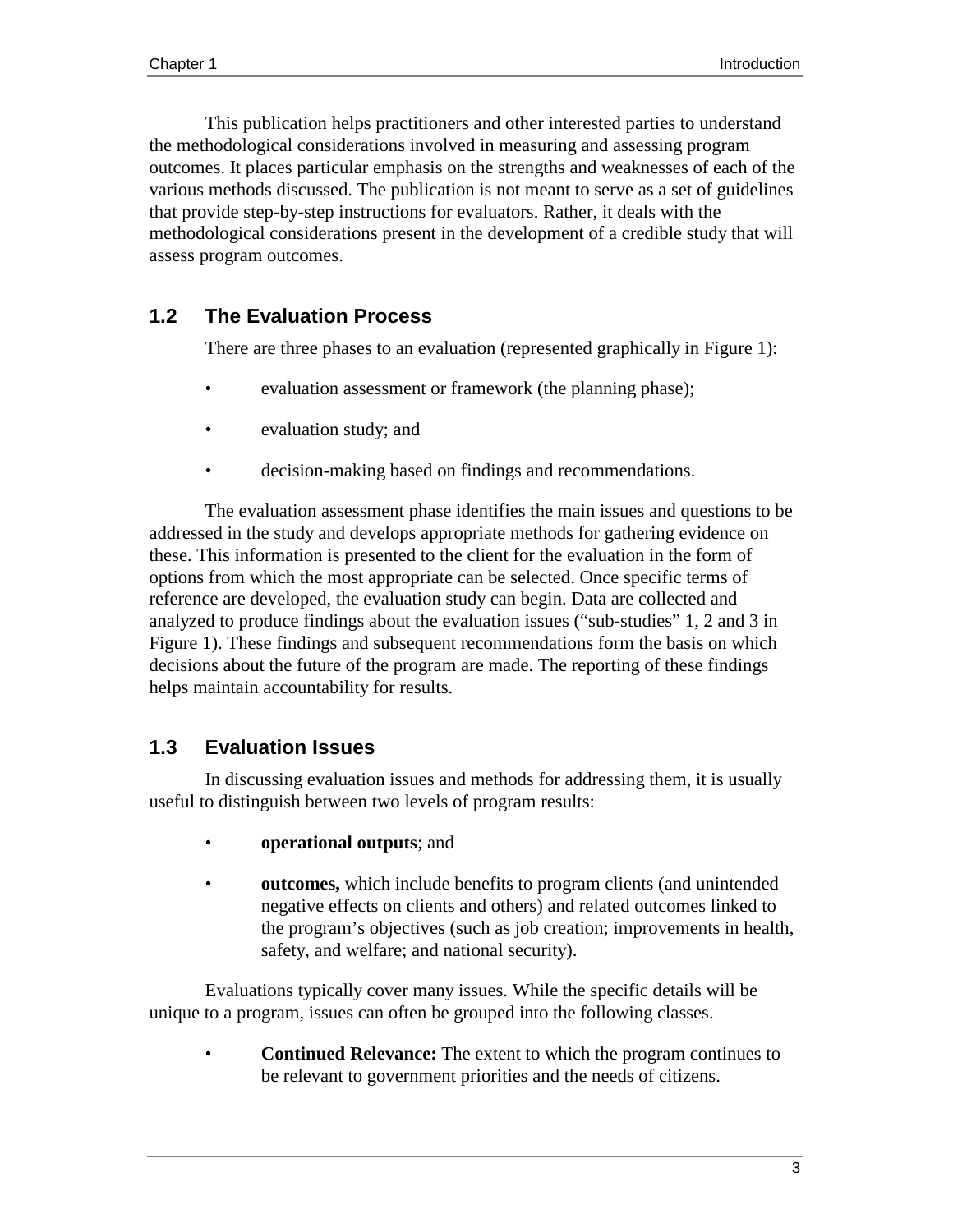This publication helps practitioners and other interested parties to understand the methodological considerations involved in measuring and assessing program outcomes. It places particular emphasis on the strengths and weaknesses of each of the various methods discussed. The publication is not meant to serve as a set of guidelines that provide step-by-step instructions for evaluators. Rather, it deals with the methodological considerations present in the development of a credible study that will assess program outcomes.

## 1.2 The Evaluation Process

There are three phases to an evaluation (represented graphically in Figure 1):

- evaluation assessment or framework (the planning phase);
- evaluation study; and
- decision-making based on findings and recommendations.

The evaluation assessment phase identifies the main issues and questions to be addressed in the study and develops appropriate methods for gathering evidence on these. This information is presented to the client for the evaluation in the form of options from which the most appropriate can be selected. Once specific terms of reference are developed, the evaluation study can begin. Data are collected and analyzed to produce findings about the evaluation issues ("sub-studies" 1, 2 and 3 in Figure 1). These findings and subsequent recommendations form the basis on which decisions about the future of the program are made. The reporting of these findings helps maintain accountability for results.

## 1.3 Evaluation Issues

In discussing evaluation issues and methods for addressing them, it is usually useful to distinguish between two levels of program results:

- **operational outputs**; and
- **outcomes,** which include benefits to program clients (and unintended negative effects on clients and others) and related outcomes linked to the program's objectives (such as job creation; improvements in health, safety, and welfare; and national security).

Evaluations typically cover many issues. While the specific details will be unique to a program, issues can often be grouped into the following classes.

- **Continued Relevance:** The extent to which the program continues to be relevant to government priorities and the needs of citizens.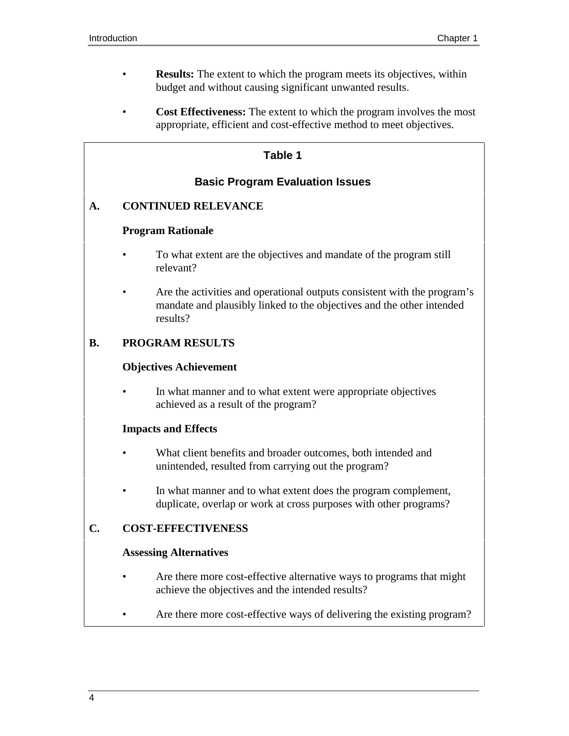- **Results:** The extent to which the program meets its objectives, within budget and without causing significant unwanted results.

- **Cost Effectiveness:** The extent to which the program involves the most appropriate, efficient and cost-effective method to meet objectives.

**Table 1**

**Basic Program Evaluation Issues**

**A. CONTINUED RELEVANCE**

**Program Rationale**

- To what extent are the objectives and mandate of the program still relevant?

- Are the activities and operational outputs consistent with the program's mandate and plausibly linked to the objectives and the other intended results?

**B. PROGRAM RESULTS**

**Objectives Achievement**

- In what manner and to what extent were appropriate objectives achieved as a result of the program?

**Impacts and Effects**

- What client benefits and broader outcomes, both intended and unintended, resulted from carrying out the program?

- In what manner and to what extent does the program complement, duplicate, overlap or work at cross purposes with other programs?

**C. COST-EFFECTIVENESS**

**Assessing Alternatives**

- Are there more cost-effective alternative ways to programs that might achieve the objectives and the intended results?

- Are there more cost-effective ways of delivering the existing program?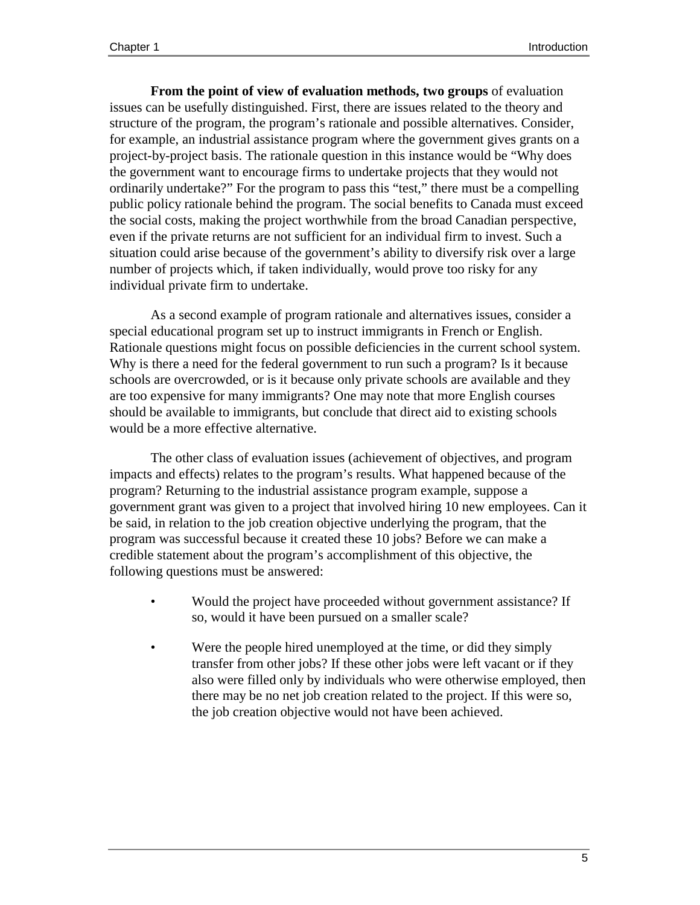**From the point of view of evaluation methods, two groups** of evaluation issues can be usefully distinguished. First, there are issues related to the theory and structure of the program, the program's rationale and possible alternatives. Consider, for example, an industrial assistance program where the government gives grants on a project-by-project basis. The rationale question in this instance would be "Why does the government want to encourage firms to undertake projects that they would not ordinarily undertake?" For the program to pass this "test," there must be a compelling public policy rationale behind the program. The social benefits to Canada must exceed the social costs, making the project worthwhile from the broad Canadian perspective, even if the private returns are not sufficient for an individual firm to invest. Such a situation could arise because of the government's ability to diversify risk over a large number of projects which, if taken individually, would prove too risky for any individual private firm to undertake.

As a second example of program rationale and alternatives issues, consider a special educational program set up to instruct immigrants in French or English. Rationale questions might focus on possible deficiencies in the current school system. Why is there a need for the federal government to run such a program? Is it because schools are overcrowded, or is it because only private schools are available and they are too expensive for many immigrants? One may note that more English courses should be available to immigrants, but conclude that direct aid to existing schools would be a more effective alternative.

The other class of evaluation issues (achievement of objectives, and program impacts and effects) relates to the program's results. What happened because of the program? Returning to the industrial assistance program example, suppose a government grant was given to a project that involved hiring 10 new employees. Can it be said, in relation to the job creation objective underlying the program, that the program was successful because it created these 10 jobs? Before we can make a credible statement about the program's accomplishment of this objective, the following questions must be answered:

- Would the project have proceeded without government assistance? If so, would it have been pursued on a smaller scale?
- Were the people hired unemployed at the time, or did they simply transfer from other jobs? If these other jobs were left vacant or if they also were filled only by individuals who were otherwise employed, then there may be no net job creation related to the project. If this were so, the job creation objective would not have been achieved.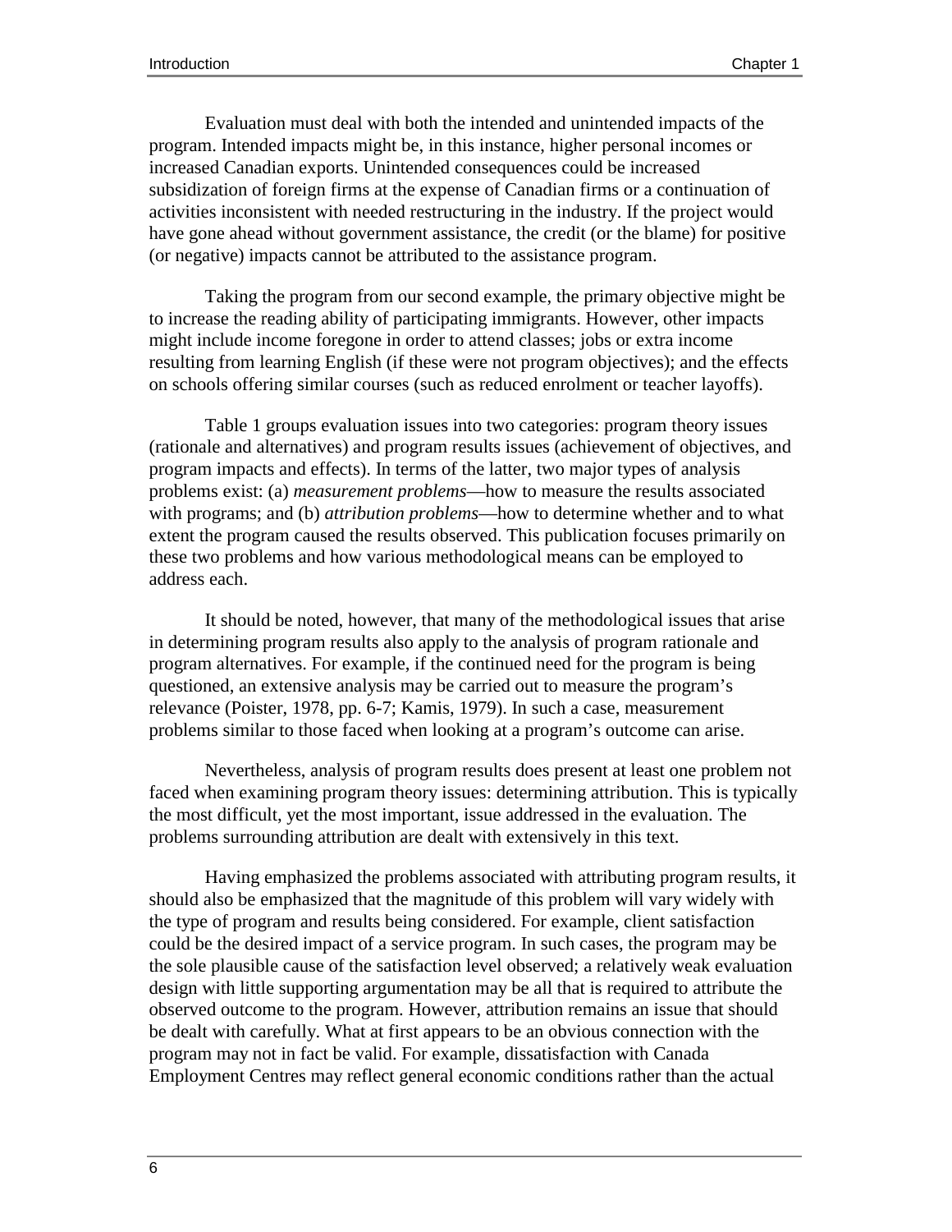Evaluation must deal with both the intended and unintended impacts of the program. Intended impacts might be, in this instance, higher personal incomes or increased Canadian exports. Unintended consequences could be increased subsidization of foreign firms at the expense of Canadian firms or a continuation of activities inconsistent with needed restructuring in the industry. If the project would have gone ahead without government assistance, the credit (or the blame) for positive (or negative) impacts cannot be attributed to the assistance program.

Taking the program from our second example, the primary objective might be to increase the reading ability of participating immigrants. However, other impacts might include income foregone in order to attend classes; jobs or extra income resulting from learning English (if these were not program objectives); and the effects on schools offering similar courses (such as reduced enrolment or teacher layoffs).

Table 1 groups evaluation issues into two categories: program theory issues (rationale and alternatives) and program results issues (achievement of objectives, and program impacts and effects). In terms of the latter, two major types of analysis problems exist: (a) *measurement problems*—how to measure the results associated with programs; and (b) *attribution problems*—how to determine whether and to what extent the program caused the results observed. This publication focuses primarily on these two problems and how various methodological means can be employed to address each.

It should be noted, however, that many of the methodological issues that arise in determining program results also apply to the analysis of program rationale and program alternatives. For example, if the continued need for the program is being questioned, an extensive analysis may be carried out to measure the program's relevance (Poister, 1978, pp. 6-7; Kamis, 1979). In such a case, measurement problems similar to those faced when looking at a program's outcome can arise.

Nevertheless, analysis of program results does present at least one problem not faced when examining program theory issues: determining attribution. This is typically the most difficult, yet the most important, issue addressed in the evaluation. The problems surrounding attribution are dealt with extensively in this text.

Having emphasized the problems associated with attributing program results, it should also be emphasized that the magnitude of this problem will vary widely with the type of program and results being considered. For example, client satisfaction could be the desired impact of a service program. In such cases, the program may be the sole plausible cause of the satisfaction level observed; a relatively weak evaluation design with little supporting argumentation may be all that is required to attribute the observed outcome to the program. However, attribution remains an issue that should be dealt with carefully. What at first appears to be an obvious connection with the program may not in fact be valid. For example, dissatisfaction with Canada Employment Centres may reflect general economic conditions rather than the actual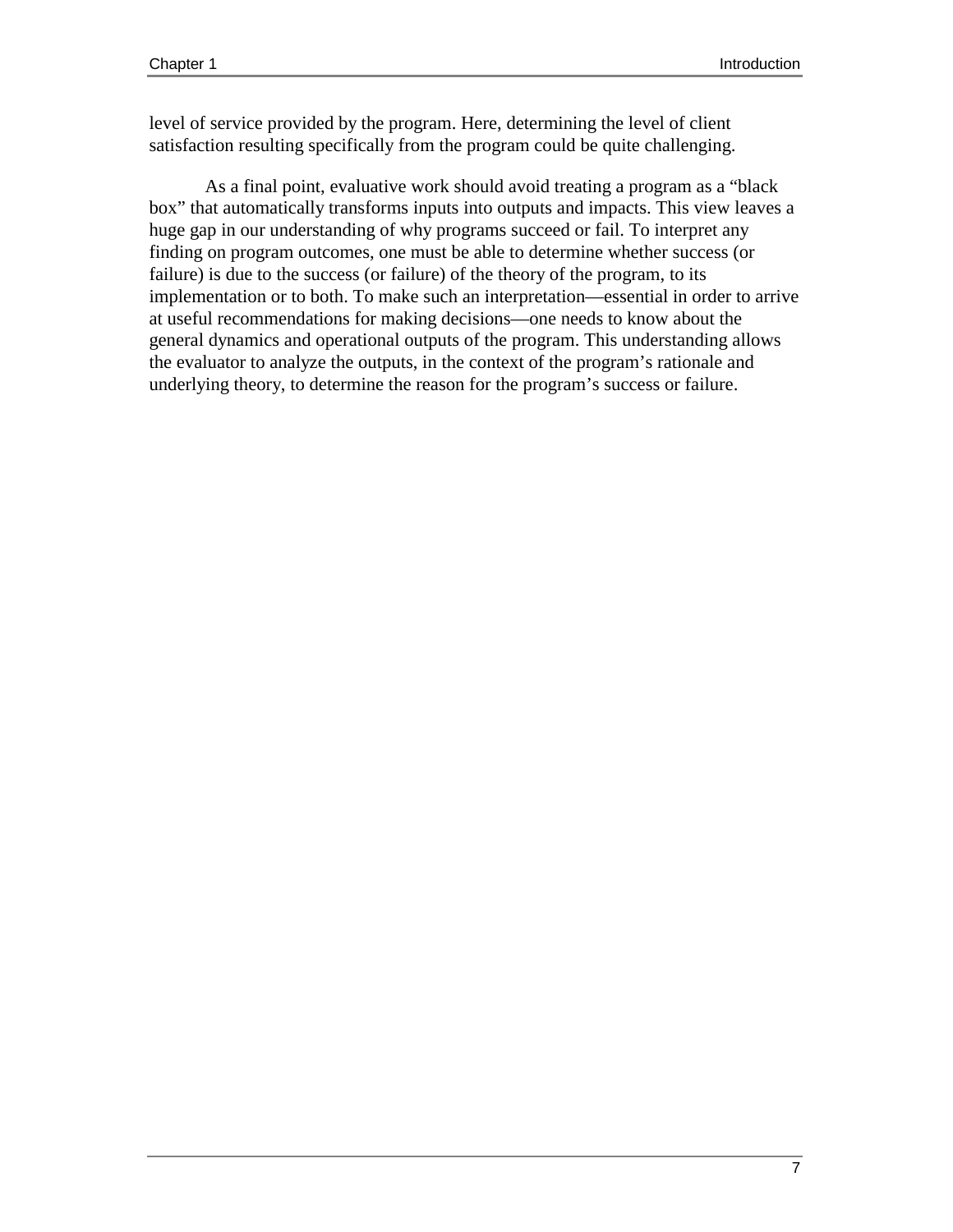level of service provided by the program. Here, determining the level of client satisfaction resulting specifically from the program could be quite challenging.

As a final point, evaluative work should avoid treating a program as a "black box" that automatically transforms inputs into outputs and impacts. This view leaves a huge gap in our understanding of why programs succeed or fail. To interpret any finding on program outcomes, one must be able to determine whether success (or failure) is due to the success (or failure) of the theory of the program, to its implementation or to both. To make such an interpretation—essential in order to arrive at useful recommendations for making decisions—one needs to know about the general dynamics and operational outputs of the program. This understanding allows the evaluator to analyze the outputs, in the context of the program's rationale and underlying theory, to determine the reason for the program's success or failure.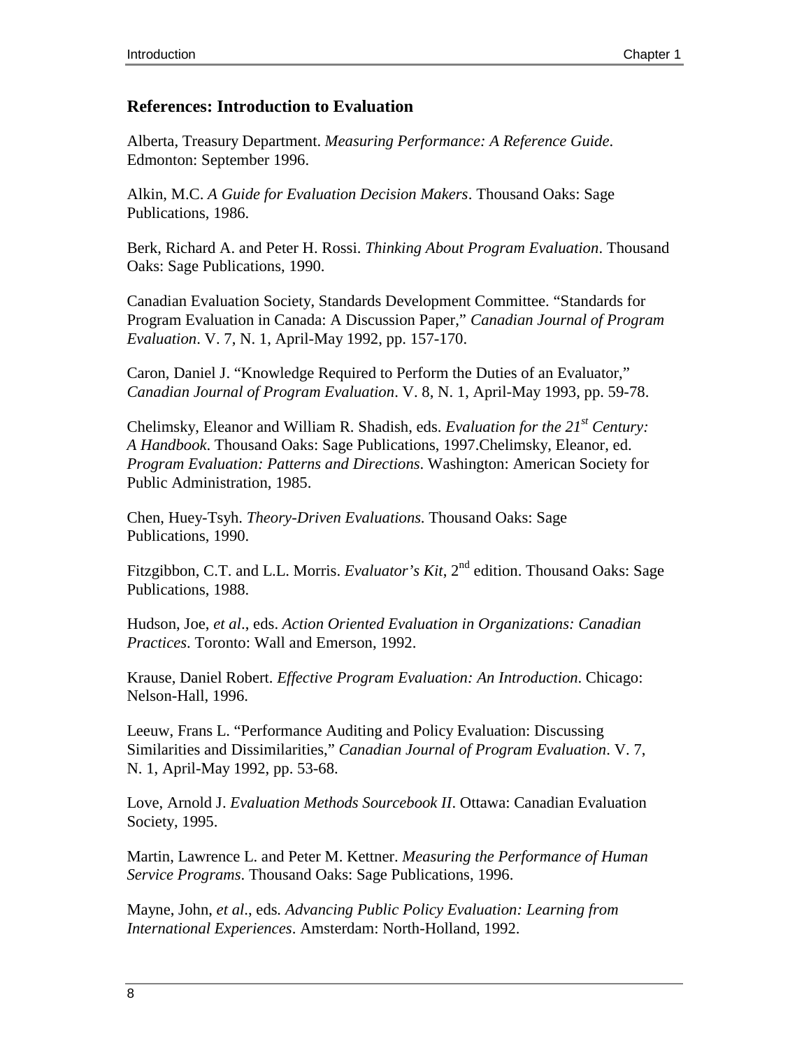### References: Introduction to Evaluation

Alberta, Treasury Department. *Measuring Performance: A Reference Guide*. Edmonton: September 1996.

Alkin, M.C. *A Guide for Evaluation Decision Makers*. Thousand Oaks: Sage Publications, 1986.

Berk, Richard A. and Peter H. Rossi. *Thinking About Program Evaluation*. Thousand Oaks: Sage Publications, 1990.

Canadian Evaluation Society, Standards Development Committee. "Standards for Program Evaluation in Canada: A Discussion Paper," *Canadian Journal of Program Evaluation*. V. 7, N. 1, April-May 1992, pp. 157-170.

Caron, Daniel J. "Knowledge Required to Perform the Duties of an Evaluator," *Canadian Journal of Program Evaluation*. V. 8, N. 1, April-May 1993, pp. 59-78.

Chelimsky, Eleanor and William R. Shadish, eds. *Evaluation for the 21st Century: A Handbook*. Thousand Oaks: Sage Publications, 1997.Chelimsky, Eleanor, ed. *Program Evaluation: Patterns and Directions*. Washington: American Society for Public Administration, 1985.

Chen, Huey-Tsyh. *Theory-Driven Evaluations*. Thousand Oaks: Sage Publications, 1990.

Fitzgibbon, C.T. and L.L. Morris. *Evaluator's Kit*, 2nd edition. Thousand Oaks: Sage Publications, 1988.

Hudson, Joe, *et al*., eds. *Action Oriented Evaluation in Organizations: Canadian Practices*. Toronto: Wall and Emerson, 1992.

Krause, Daniel Robert. *Effective Program Evaluation: An Introduction*. Chicago: Nelson-Hall, 1996.

Leeuw, Frans L. "Performance Auditing and Policy Evaluation: Discussing Similarities and Dissimilarities," *Canadian Journal of Program Evaluation*. V. 7, N. 1, April-May 1992, pp. 53-68.

Love, Arnold J. *Evaluation Methods Sourcebook II*. Ottawa: Canadian Evaluation Society, 1995.

Martin, Lawrence L. and Peter M. Kettner. *Measuring the Performance of Human Service Programs*. Thousand Oaks: Sage Publications, 1996.

Mayne, John, *et al*., eds. *Advancing Public Policy Evaluation: Learning from International Experiences*. Amsterdam: North-Holland, 1992.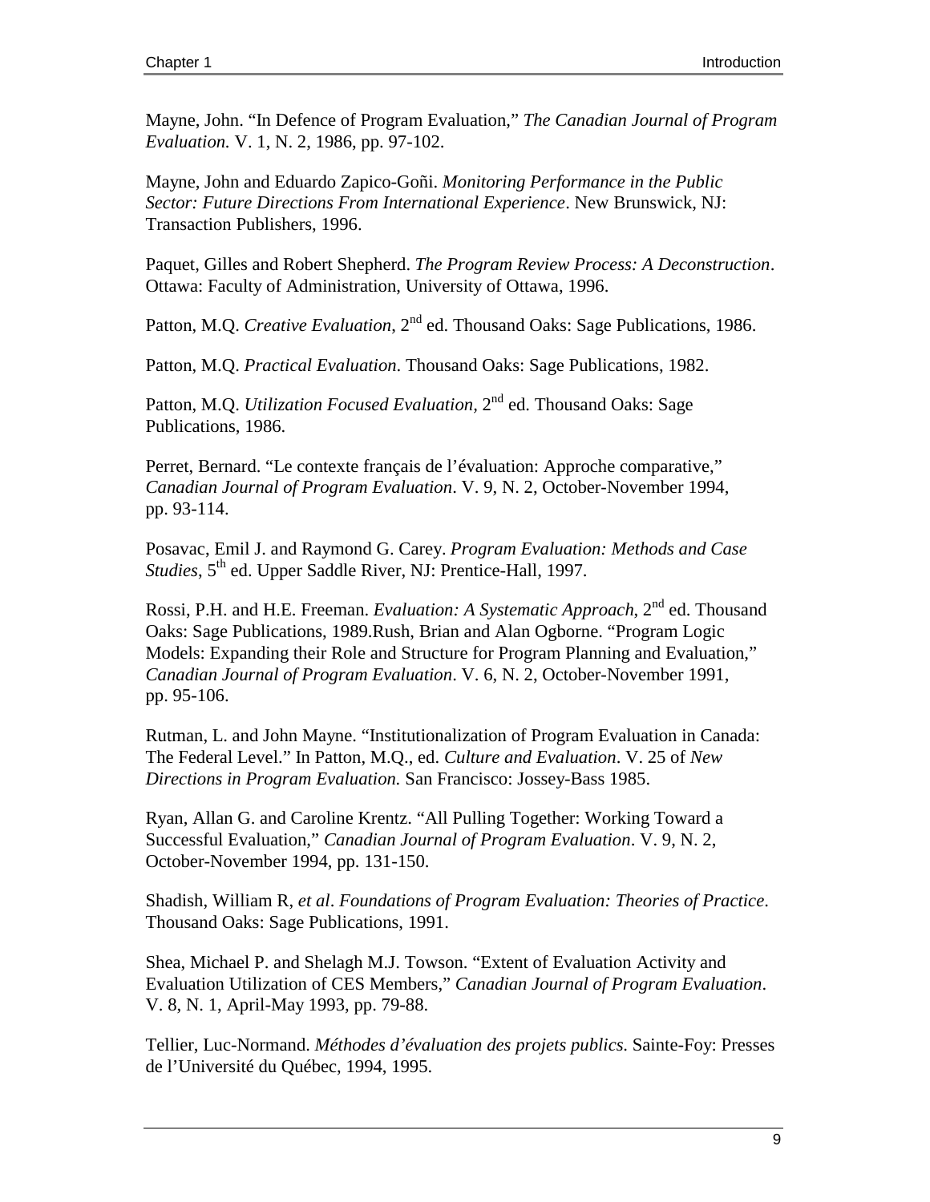Mayne, John. "In Defence of Program Evaluation," *The Canadian Journal of Program Evaluation*. V. 1, N. 2, 1986, pp. 97-102.

Mayne, John and Eduardo Zapico-Goñi. *Monitoring Performance in the Public Sector: Future Directions From International Experience*. New Brunswick, NJ: Transaction Publishers, 1996.

Paquet, Gilles and Robert Shepherd. *The Program Review Process: A Deconstruction*. Ottawa: Faculty of Administration, University of Ottawa, 1996.

Patton, M.Q. *Creative Evaluation*, 2nd ed. Thousand Oaks: Sage Publications, 1986.

Patton, M.Q. *Practical Evaluation*. Thousand Oaks: Sage Publications, 1982.

Patton, M.Q. *Utilization Focused Evaluation,* 2nd ed. Thousand Oaks: Sage Publications, 1986.

Perret, Bernard. "Le contexte français de l'évaluation: Approche comparative," *Canadian Journal of Program Evaluation*. V. 9, N. 2, October-November 1994, pp. 93-114.

Posavac, Emil J. and Raymond G. Carey. *Program Evaluation: Methods and Case Studies*, 5th ed. Upper Saddle River, NJ: Prentice-Hall, 1997.

Rossi, P.H. and H.E. Freeman. *Evaluation: A Systematic Approach*, 2nd ed. Thousand Oaks: Sage Publications, 1989.Rush, Brian and Alan Ogborne. "Program Logic Models: Expanding their Role and Structure for Program Planning and Evaluation," *Canadian Journal of Program Evaluation*. V. 6, N. 2, October-November 1991, pp. 95-106.

Rutman, L. and John Mayne. "Institutionalization of Program Evaluation in Canada: The Federal Level." In Patton, M.Q., ed. *Culture and Evaluation*. V. 25 of *New Directions in Program Evaluation.* San Francisco: Jossey-Bass 1985.

Ryan, Allan G. and Caroline Krentz. "All Pulling Together: Working Toward a Successful Evaluation," *Canadian Journal of Program Evaluation*. V. 9, N. 2, October-November 1994, pp. 131-150.

Shadish, William R, *et al*. *Foundations of Program Evaluation: Theories of Practice*. Thousand Oaks: Sage Publications, 1991.

Shea, Michael P. and Shelagh M.J. Towson. "Extent of Evaluation Activity and Evaluation Utilization of CES Members," *Canadian Journal of Program Evaluation*. V. 8, N. 1, April-May 1993, pp. 79-88.

Tellier, Luc-Normand. *Méthodes d'évaluation des projets publics*. Sainte-Foy: Presses de l'Université du Québec, 1994, 1995.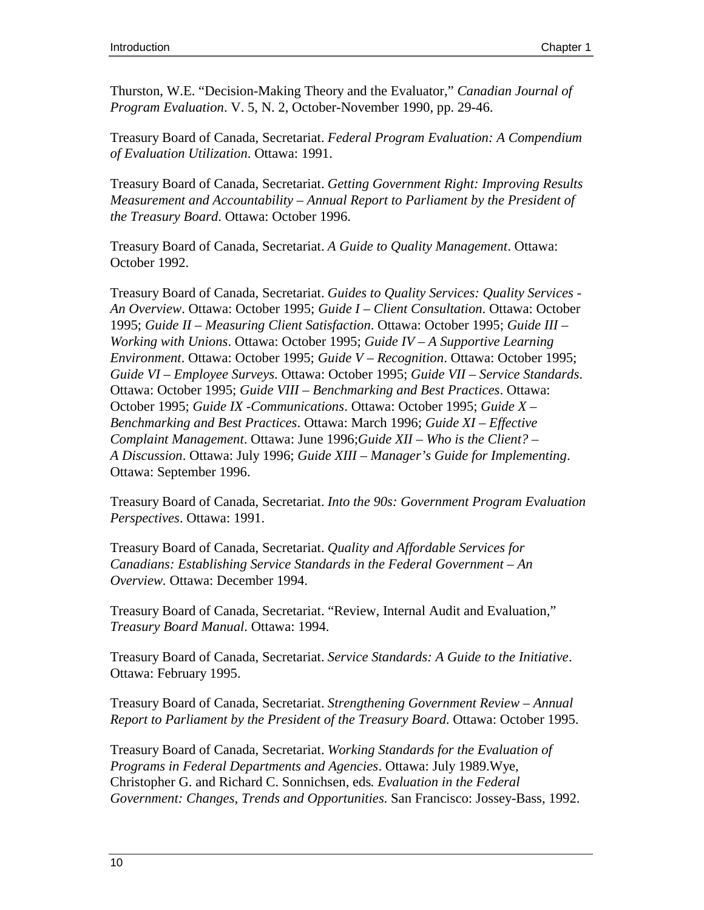Thurston, W.E. “Decision-Making Theory and the Evaluator,” *Canadian Journal of Program Evaluation*. V. 5, N. 2, October-November 1990, pp. 29-46.

Treasury Board of Canada, Secretariat. *Federal Program Evaluation: A Compendium of Evaluation Utilization*. Ottawa: 1991.

Treasury Board of Canada, Secretariat. *Getting Government Right: Improving Results Measurement and Accountability – Annual Report to Parliament by the President of the Treasury Board*. Ottawa: October 1996.

Treasury Board of Canada, Secretariat. *A Guide to Quality Management*. Ottawa: October 1992.

Treasury Board of Canada, Secretariat. *Guides to Quality Services: Quality Services - An Overview*. Ottawa: October 1995; *Guide I – Client Consultation*. Ottawa: October 1995; *Guide II – Measuring Client Satisfaction*. Ottawa: October 1995; *Guide III – Working with Unions*. Ottawa: October 1995; *Guide IV – A Supportive Learning Environment*. Ottawa: October 1995; *Guide V – Recognition*. Ottawa: October 1995; *Guide VI – Employee Surveys*. Ottawa: October 1995; *Guide VII – Service Standards*. Ottawa: October 1995; *Guide VIII – Benchmarking and Best Practices*. Ottawa: October 1995; *Guide IX -Communications*. Ottawa: October 1995; *Guide X – Benchmarking and Best Practices*. Ottawa: March 1996; *Guide XI – Effective Complaint Management*. Ottawa: June 1996;*Guide XII – Who is the Client? – A Discussion*. Ottawa: July 1996; *Guide XIII – Manager’s Guide for Implementing*. Ottawa: September 1996.

Treasury Board of Canada, Secretariat. *Into the 90s: Government Program Evaluation Perspectives*. Ottawa: 1991.

Treasury Board of Canada, Secretariat. *Quality and Affordable Services for Canadians: Establishing Service Standards in the Federal Government – An Overview.* Ottawa: December 1994.

Treasury Board of Canada, Secretariat. “Review, Internal Audit and Evaluation,” *Treasury Board Manual*. Ottawa: 1994.

Treasury Board of Canada, Secretariat. *Service Standards: A Guide to the Initiative*. Ottawa: February 1995.

Treasury Board of Canada, Secretariat. *Strengthening Government Review – Annual Report to Parliament by the President of the Treasury Board*. Ottawa: October 1995.

Treasury Board of Canada, Secretariat. *Working Standards for the Evaluation of Programs in Federal Departments and Agencies*. Ottawa: July 1989.Wye, Christopher G. and Richard C. Sonnichsen, eds*. Evaluation in the Federal Government: Changes, Trends and Opportunities.* San Francisco: Jossey-Bass, 1992.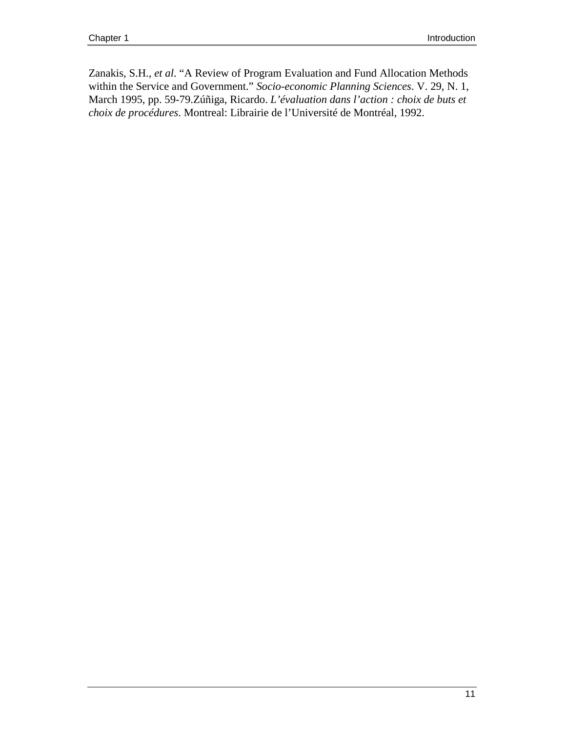Zanakis, S.H., *et al*. "A Review of Program Evaluation and Fund Allocation Methods within the Service and Government." *Socio-economic Planning Sciences*. V. 29, N. 1, March 1995, pp. 59-79.Zúñiga, Ricardo. *L'évaluation dans l'action : choix de buts et choix de procédures*. Montreal: Librairie de l'Université de Montréal, 1992.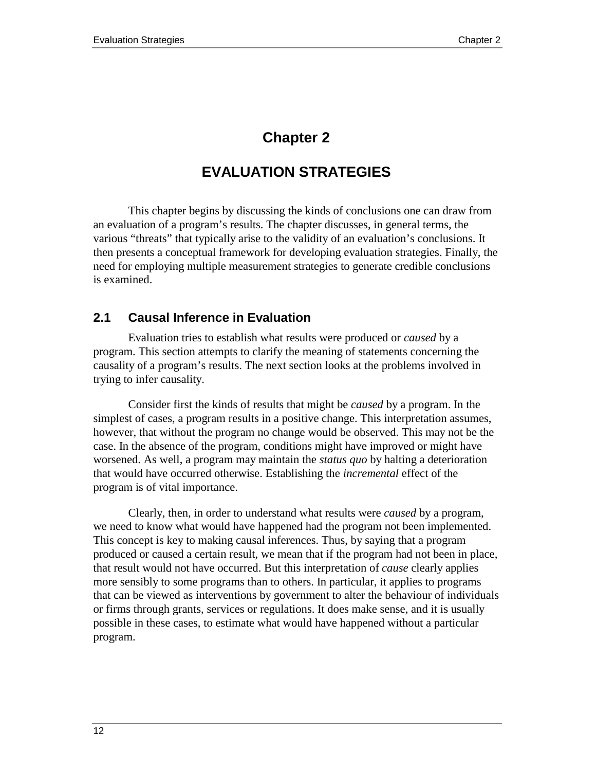# Chapter 2

# EVALUATION STRATEGIES

This chapter begins by discussing the kinds of conclusions one can draw from an evaluation of a program's results. The chapter discusses, in general terms, the various "threats" that typically arise to the validity of an evaluation's conclusions. It then presents a conceptual framework for developing evaluation strategies. Finally, the need for employing multiple measurement strategies to generate credible conclusions is examined.

## 2.1 Causal Inference in Evaluation

Evaluation tries to establish what results were produced or *caused* by a program. This section attempts to clarify the meaning of statements concerning the causality of a program's results. The next section looks at the problems involved in trying to infer causality.

Consider first the kinds of results that might be *caused* by a program. In the simplest of cases, a program results in a positive change. This interpretation assumes, however, that without the program no change would be observed. This may not be the case. In the absence of the program, conditions might have improved or might have worsened. As well, a program may maintain the *status quo* by halting a deterioration that would have occurred otherwise. Establishing the *incremental* effect of the program is of vital importance.

Clearly, then, in order to understand what results were *caused* by a program, we need to know what would have happened had the program not been implemented. This concept is key to making causal inferences. Thus, by saying that a program produced or caused a certain result, we mean that if the program had not been in place, that result would not have occurred. But this interpretation of *cause* clearly applies more sensibly to some programs than to others. In particular, it applies to programs that can be viewed as interventions by government to alter the behaviour of individuals or firms through grants, services or regulations. It does make sense, and it is usually possible in these cases, to estimate what would have happened without a particular program.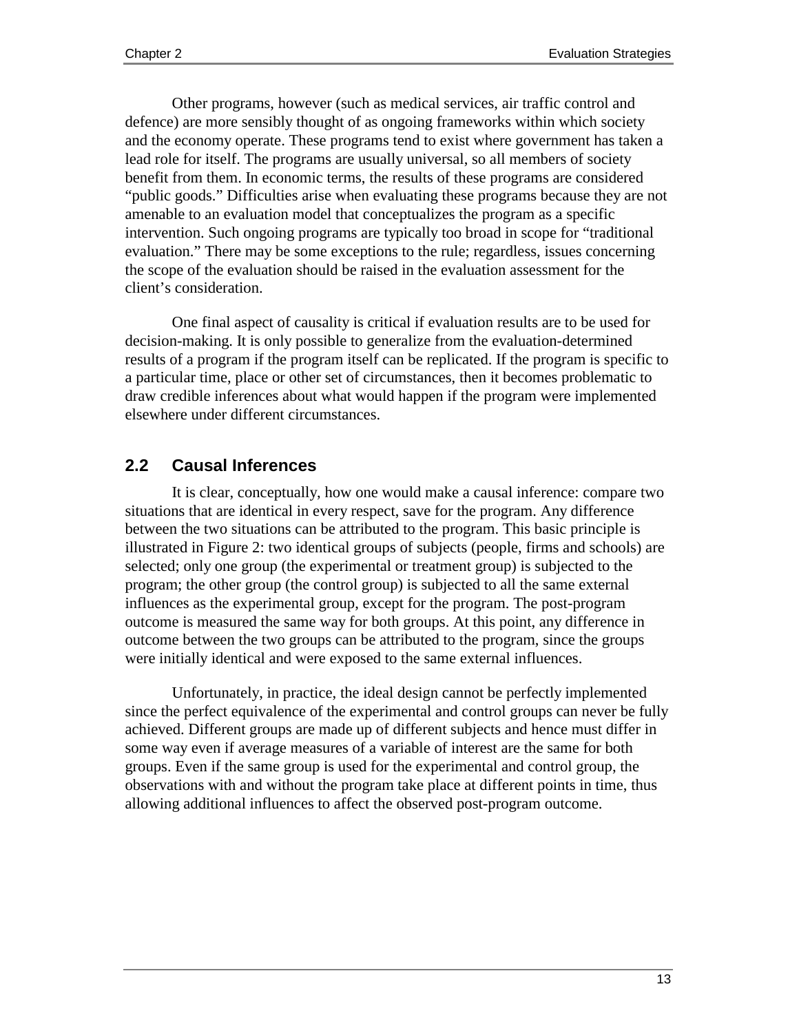Other programs, however (such as medical services, air traffic control and defence) are more sensibly thought of as ongoing frameworks within which society and the economy operate. These programs tend to exist where government has taken a lead role for itself. The programs are usually universal, so all members of society benefit from them. In economic terms, the results of these programs are considered "public goods." Difficulties arise when evaluating these programs because they are not amenable to an evaluation model that conceptualizes the program as a specific intervention. Such ongoing programs are typically too broad in scope for "traditional evaluation." There may be some exceptions to the rule; regardless, issues concerning the scope of the evaluation should be raised in the evaluation assessment for the client's consideration.

One final aspect of causality is critical if evaluation results are to be used for decision-making. It is only possible to generalize from the evaluation-determined results of a program if the program itself can be replicated. If the program is specific to a particular time, place or other set of circumstances, then it becomes problematic to draw credible inferences about what would happen if the program were implemented elsewhere under different circumstances.

## 2.2 Causal Inferences

It is clear, conceptually, how one would make a causal inference: compare two situations that are identical in every respect, save for the program. Any difference between the two situations can be attributed to the program. This basic principle is illustrated in Figure 2: two identical groups of subjects (people, firms and schools) are selected; only one group (the experimental or treatment group) is subjected to the program; the other group (the control group) is subjected to all the same external influences as the experimental group, except for the program. The post-program outcome is measured the same way for both groups. At this point, any difference in outcome between the two groups can be attributed to the program, since the groups were initially identical and were exposed to the same external influences.

Unfortunately, in practice, the ideal design cannot be perfectly implemented since the perfect equivalence of the experimental and control groups can never be fully achieved. Different groups are made up of different subjects and hence must differ in some way even if average measures of a variable of interest are the same for both groups. Even if the same group is used for the experimental and control group, the observations with and without the program take place at different points in time, thus allowing additional influences to affect the observed post-program outcome.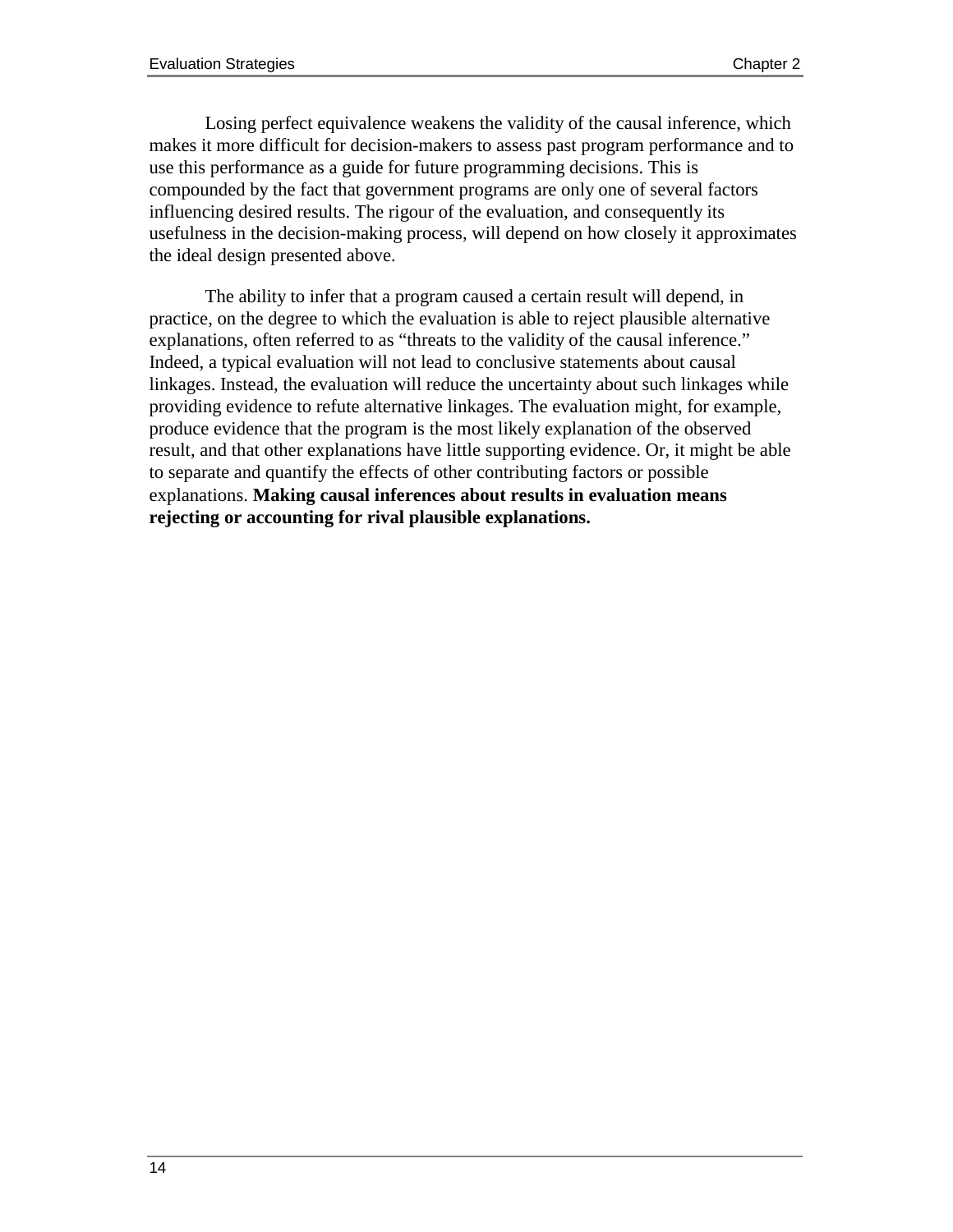Losing perfect equivalence weakens the validity of the causal inference, which makes it more difficult for decision-makers to assess past program performance and to use this performance as a guide for future programming decisions. This is compounded by the fact that government programs are only one of several factors influencing desired results. The rigour of the evaluation, and consequently its usefulness in the decision-making process, will depend on how closely it approximates the ideal design presented above.

The ability to infer that a program caused a certain result will depend, in practice, on the degree to which the evaluation is able to reject plausible alternative explanations, often referred to as "threats to the validity of the causal inference." Indeed, a typical evaluation will not lead to conclusive statements about causal linkages. Instead, the evaluation will reduce the uncertainty about such linkages while providing evidence to refute alternative linkages. The evaluation might, for example, produce evidence that the program is the most likely explanation of the observed result, and that other explanations have little supporting evidence. Or, it might be able to separate and quantify the effects of other contributing factors or possible explanations. **Making causal inferences about results in evaluation means rejecting or accounting for rival plausible explanations.**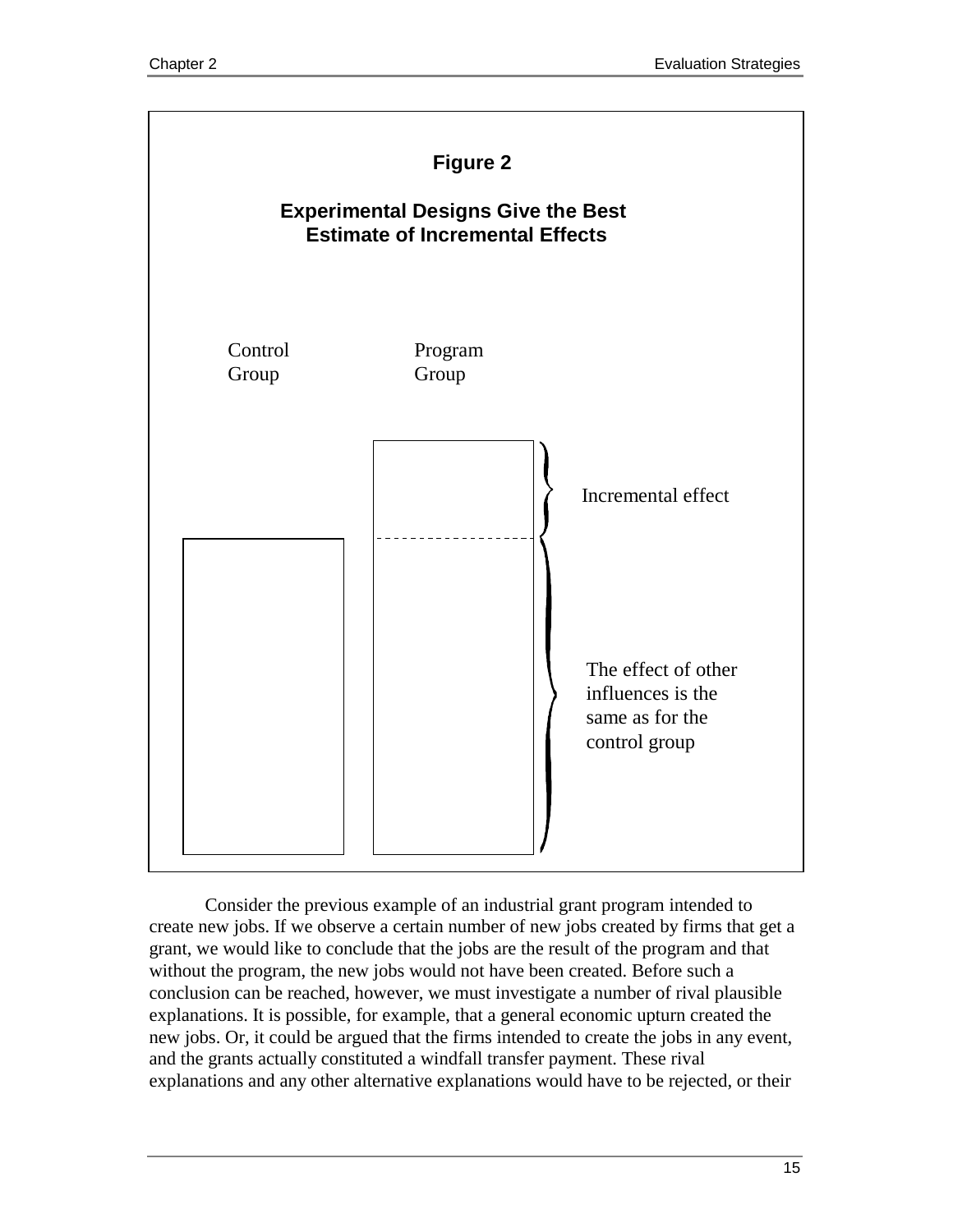**Figure 2**

**Experimental Designs Give the Best Estimate of Incremental Effects**

Control Group

Program Group

Incremental effect

The effect of other influences is the same as for the control group

Consider the previous example of an industrial grant program intended to create new jobs. If we observe a certain number of new jobs created by firms that get a grant, we would like to conclude that the jobs are the result of the program and that without the program, the new jobs would not have been created. Before such a conclusion can be reached, however, we must investigate a number of rival plausible explanations. It is possible, for example, that a general economic upturn created the new jobs. Or, it could be argued that the firms intended to create the jobs in any event, and the grants actually constituted a windfall transfer payment. These rival explanations and any other alternative explanations would have to be rejected, or their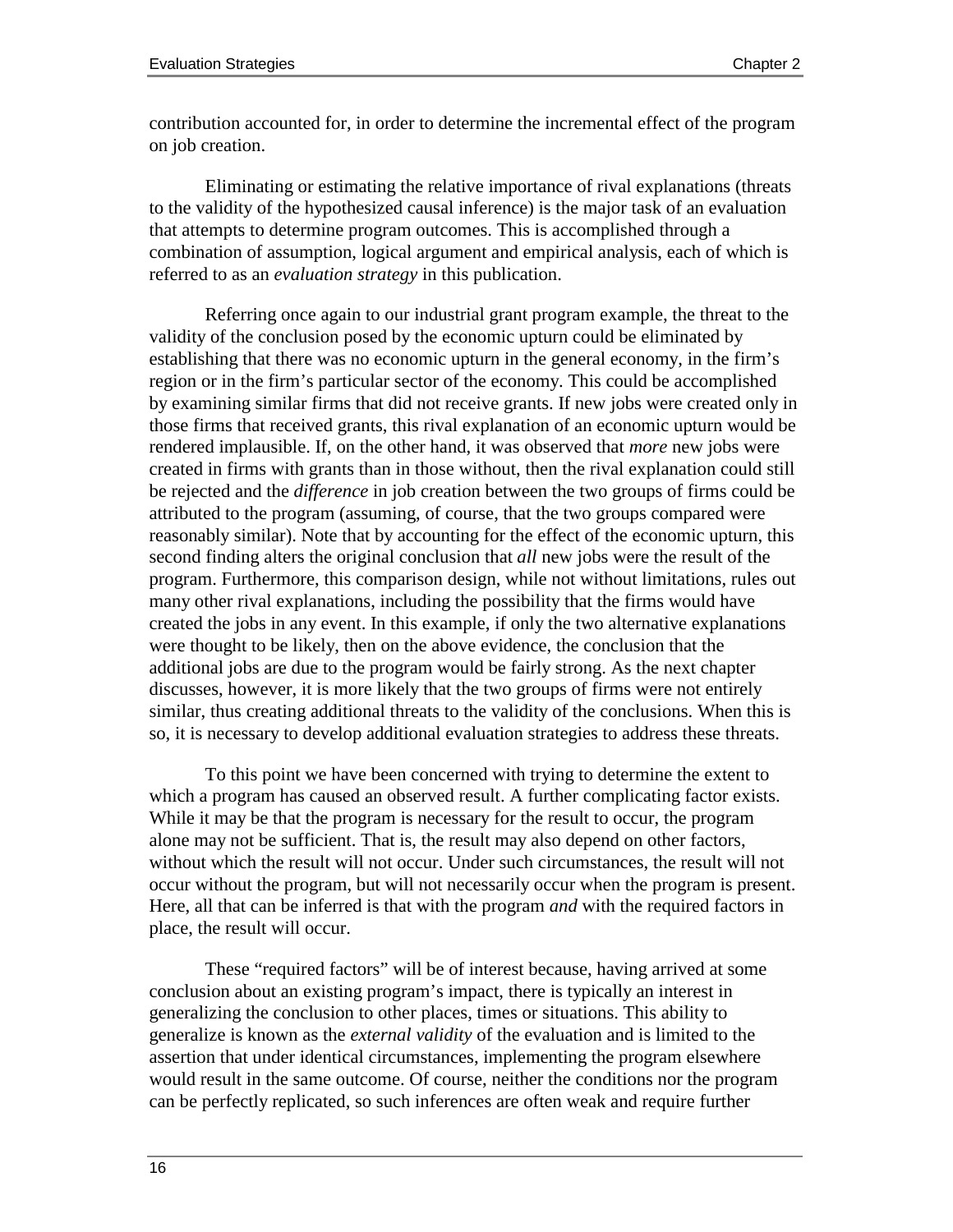contribution accounted for, in order to determine the incremental effect of the program on job creation.

Eliminating or estimating the relative importance of rival explanations (threats to the validity of the hypothesized causal inference) is the major task of an evaluation that attempts to determine program outcomes. This is accomplished through a combination of assumption, logical argument and empirical analysis, each of which is referred to as an *evaluation strategy* in this publication.

Referring once again to our industrial grant program example, the threat to the validity of the conclusion posed by the economic upturn could be eliminated by establishing that there was no economic upturn in the general economy, in the firm's region or in the firm's particular sector of the economy. This could be accomplished by examining similar firms that did not receive grants. If new jobs were created only in those firms that received grants, this rival explanation of an economic upturn would be rendered implausible. If, on the other hand, it was observed that *more* new jobs were created in firms with grants than in those without, then the rival explanation could still be rejected and the *difference* in job creation between the two groups of firms could be attributed to the program (assuming, of course, that the two groups compared were reasonably similar). Note that by accounting for the effect of the economic upturn, this second finding alters the original conclusion that *all* new jobs were the result of the program. Furthermore, this comparison design, while not without limitations, rules out many other rival explanations, including the possibility that the firms would have created the jobs in any event. In this example, if only the two alternative explanations were thought to be likely, then on the above evidence, the conclusion that the additional jobs are due to the program would be fairly strong. As the next chapter discusses, however, it is more likely that the two groups of firms were not entirely similar, thus creating additional threats to the validity of the conclusions. When this is so, it is necessary to develop additional evaluation strategies to address these threats.

To this point we have been concerned with trying to determine the extent to which a program has caused an observed result. A further complicating factor exists. While it may be that the program is necessary for the result to occur, the program alone may not be sufficient. That is, the result may also depend on other factors, without which the result will not occur. Under such circumstances, the result will not occur without the program, but will not necessarily occur when the program is present. Here, all that can be inferred is that with the program *and* with the required factors in place, the result will occur.

These "required factors" will be of interest because, having arrived at some conclusion about an existing program's impact, there is typically an interest in generalizing the conclusion to other places, times or situations. This ability to generalize is known as the *external validity* of the evaluation and is limited to the assertion that under identical circumstances, implementing the program elsewhere would result in the same outcome. Of course, neither the conditions nor the program can be perfectly replicated, so such inferences are often weak and require further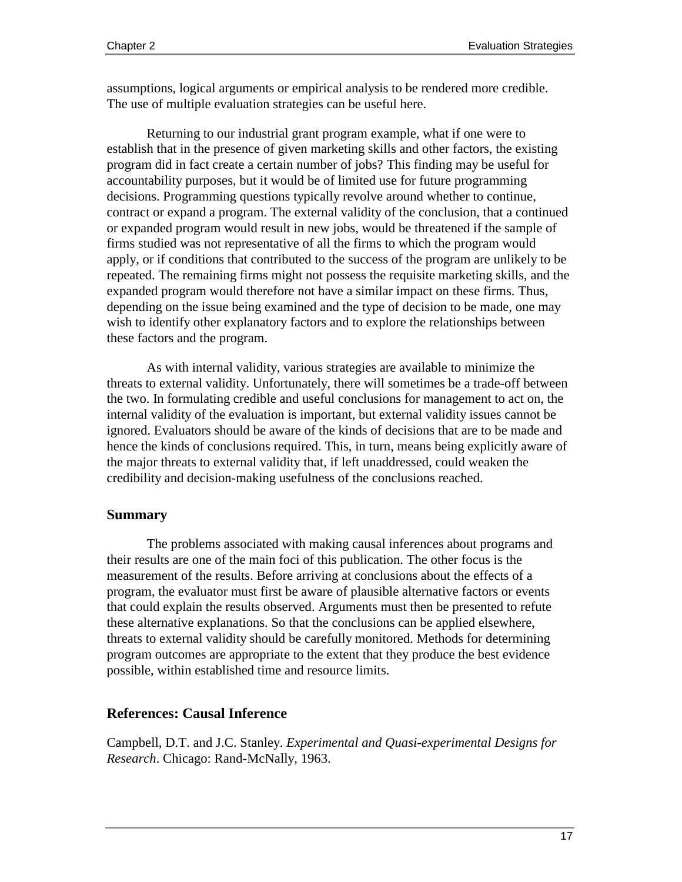assumptions, logical arguments or empirical analysis to be rendered more credible. The use of multiple evaluation strategies can be useful here.

Returning to our industrial grant program example, what if one were to establish that in the presence of given marketing skills and other factors, the existing program did in fact create a certain number of jobs? This finding may be useful for accountability purposes, but it would be of limited use for future programming decisions. Programming questions typically revolve around whether to continue, contract or expand a program. The external validity of the conclusion, that a continued or expanded program would result in new jobs, would be threatened if the sample of firms studied was not representative of all the firms to which the program would apply, or if conditions that contributed to the success of the program are unlikely to be repeated. The remaining firms might not possess the requisite marketing skills, and the expanded program would therefore not have a similar impact on these firms. Thus, depending on the issue being examined and the type of decision to be made, one may wish to identify other explanatory factors and to explore the relationships between these factors and the program.

As with internal validity, various strategies are available to minimize the threats to external validity. Unfortunately, there will sometimes be a trade-off between the two. In formulating credible and useful conclusions for management to act on, the internal validity of the evaluation is important, but external validity issues cannot be ignored. Evaluators should be aware of the kinds of decisions that are to be made and hence the kinds of conclusions required. This, in turn, means being explicitly aware of the major threats to external validity that, if left unaddressed, could weaken the credibility and decision-making usefulness of the conclusions reached.

### Summary

The problems associated with making causal inferences about programs and their results are one of the main foci of this publication. The other focus is the measurement of the results. Before arriving at conclusions about the effects of a program, the evaluator must first be aware of plausible alternative factors or events that could explain the results observed. Arguments must then be presented to refute these alternative explanations. So that the conclusions can be applied elsewhere, threats to external validity should be carefully monitored. Methods for determining program outcomes are appropriate to the extent that they produce the best evidence possible, within established time and resource limits.

### References: Causal Inference

Campbell, D.T. and J.C. Stanley. *Experimental and Quasi-experimental Designs for Research*. Chicago: Rand-McNally, 1963.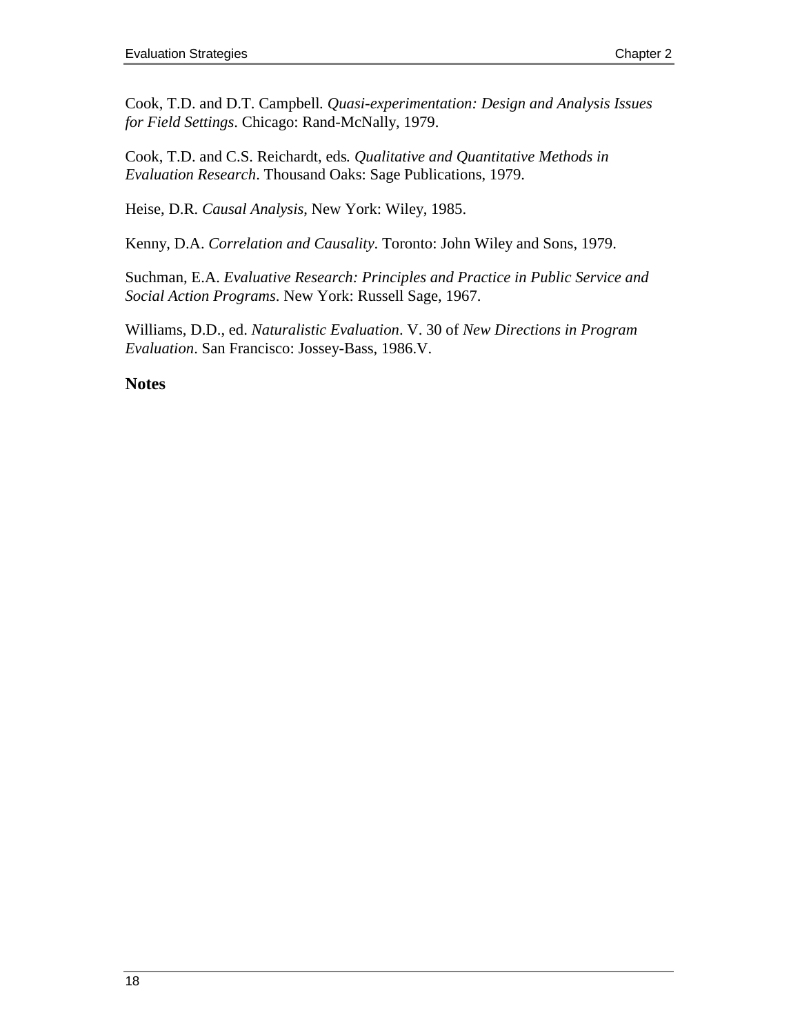Cook, T.D. and D.T. Campbell. *Quasi-experimentation: Design and Analysis Issues for Field Settings*. Chicago: Rand-McNally, 1979.

Cook, T.D. and C.S. Reichardt, eds*. Qualitative and Quantitative Methods in Evaluation Research*. Thousand Oaks: Sage Publications, 1979.

Heise, D.R. *Causal Analysis*, New York: Wiley, 1985.

Kenny, D.A. *Correlation and Causality*. Toronto: John Wiley and Sons, 1979.

Suchman, E.A. *Evaluative Research: Principles and Practice in Public Service and Social Action Programs*. New York: Russell Sage, 1967.

Williams, D.D., ed. *Naturalistic Evaluation*. V. 30 of *New Directions in Program Evaluation*. San Francisco: Jossey-Bass, 1986.V.

**Notes**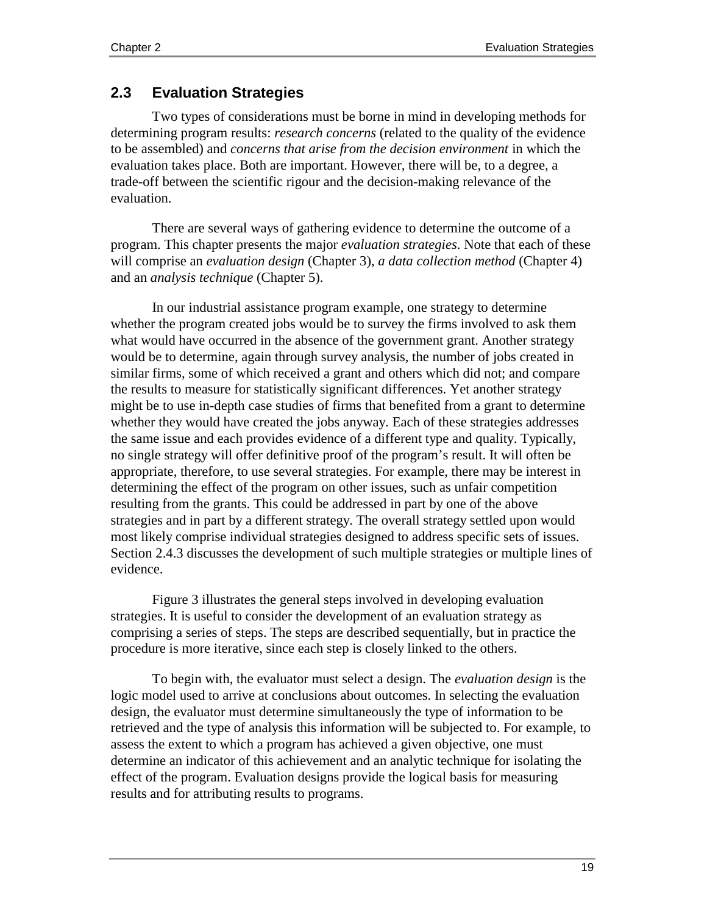## 2.3 Evaluation Strategies

Two types of considerations must be borne in mind in developing methods for determining program results: *research concerns* (related to the quality of the evidence to be assembled) and *concerns that arise from the decision environment* in which the evaluation takes place. Both are important. However, there will be, to a degree, a trade-off between the scientific rigour and the decision-making relevance of the evaluation.

There are several ways of gathering evidence to determine the outcome of a program. This chapter presents the major *evaluation strategies*. Note that each of these will comprise an *evaluation design* (Chapter 3), *a data collection method* (Chapter 4) and an *analysis technique* (Chapter 5).

In our industrial assistance program example, one strategy to determine whether the program created jobs would be to survey the firms involved to ask them what would have occurred in the absence of the government grant. Another strategy would be to determine, again through survey analysis, the number of jobs created in similar firms, some of which received a grant and others which did not; and compare the results to measure for statistically significant differences. Yet another strategy might be to use in-depth case studies of firms that benefited from a grant to determine whether they would have created the jobs anyway. Each of these strategies addresses the same issue and each provides evidence of a different type and quality. Typically, no single strategy will offer definitive proof of the program's result. It will often be appropriate, therefore, to use several strategies. For example, there may be interest in determining the effect of the program on other issues, such as unfair competition resulting from the grants. This could be addressed in part by one of the above strategies and in part by a different strategy. The overall strategy settled upon would most likely comprise individual strategies designed to address specific sets of issues. Section 2.4.3 discusses the development of such multiple strategies or multiple lines of evidence.

Figure 3 illustrates the general steps involved in developing evaluation strategies. It is useful to consider the development of an evaluation strategy as comprising a series of steps. The steps are described sequentially, but in practice the procedure is more iterative, since each step is closely linked to the others.

To begin with, the evaluator must select a design. The *evaluation design* is the logic model used to arrive at conclusions about outcomes. In selecting the evaluation design, the evaluator must determine simultaneously the type of information to be retrieved and the type of analysis this information will be subjected to. For example, to assess the extent to which a program has achieved a given objective, one must determine an indicator of this achievement and an analytic technique for isolating the effect of the program. Evaluation designs provide the logical basis for measuring results and for attributing results to programs.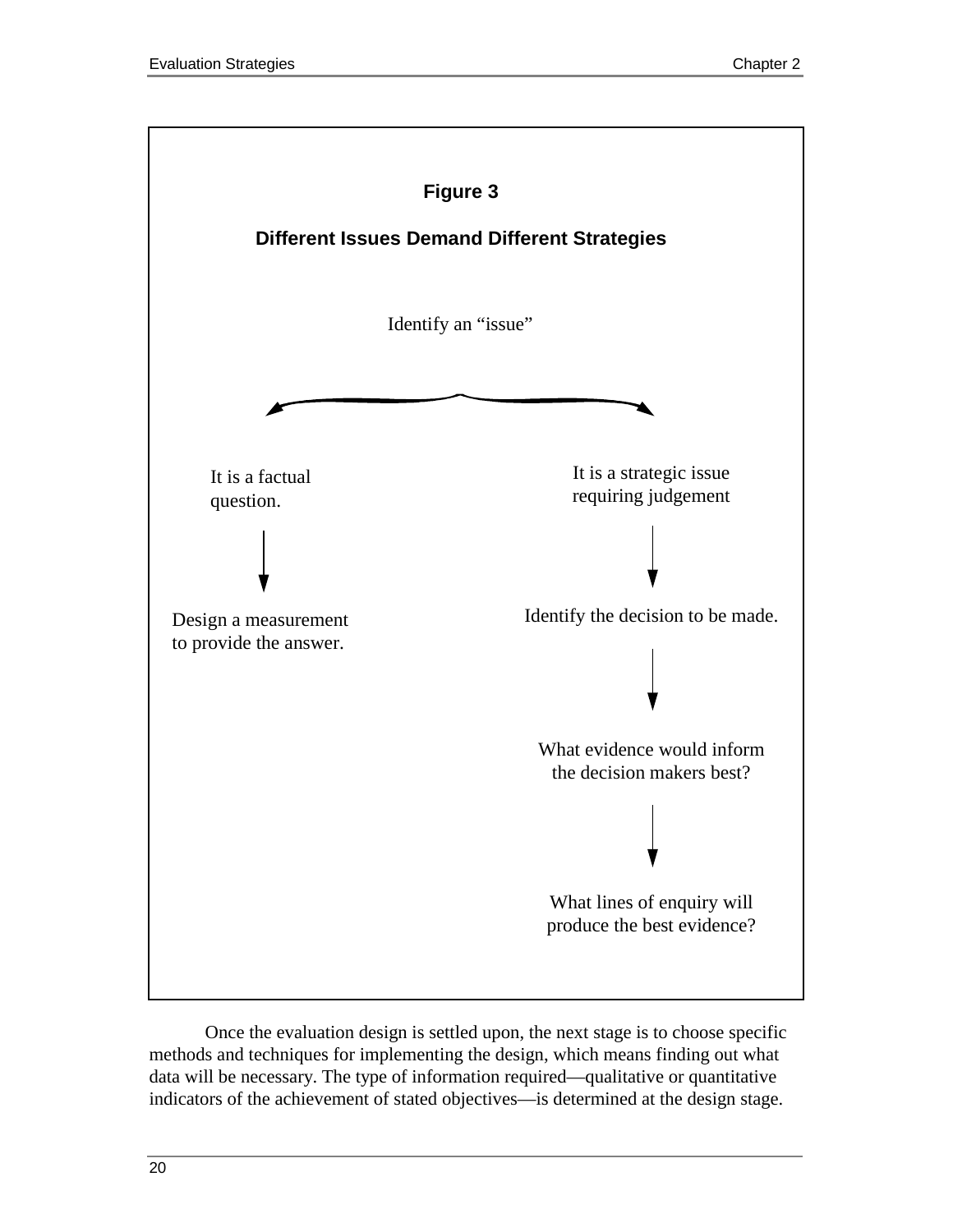**Figure 3**

**Different Issues Demand Different Strategies**

Identify an "issue"

It is a factual question.

Design a measurement to provide the answer.

It is a strategic issue requiring judgement

Identify the decision to be made.

What evidence would inform the decision makers best?

What lines of enquiry will produce the best evidence?

Once the evaluation design is settled upon, the next stage is to choose specific methods and techniques for implementing the design, which means finding out what data will be necessary. The type of information required—qualitative or quantitative indicators of the achievement of stated objectives—is determined at the design stage.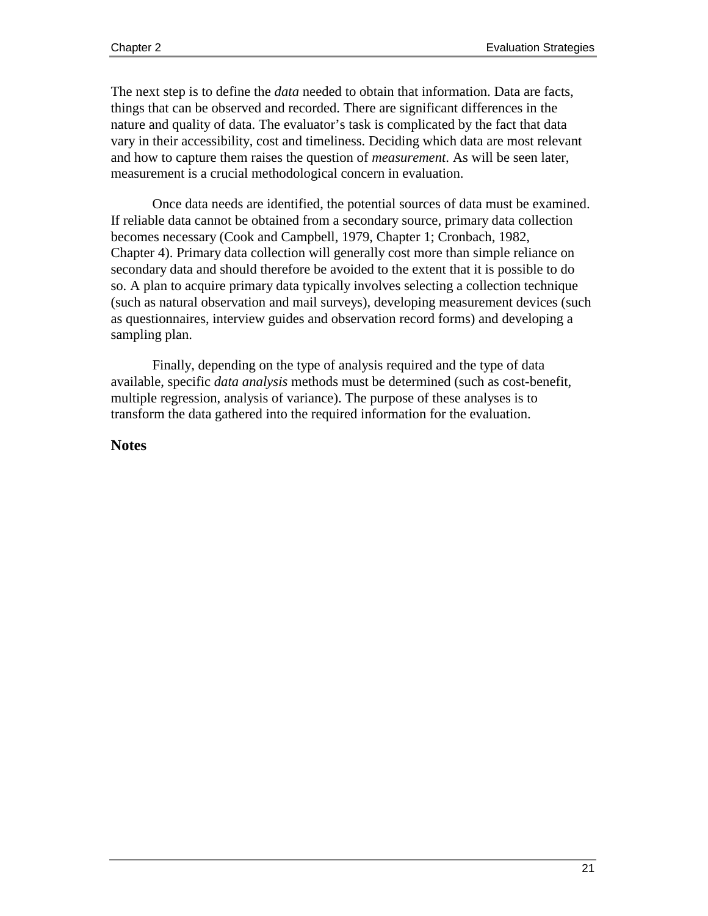The next step is to define the *data* needed to obtain that information. Data are facts, things that can be observed and recorded. There are significant differences in the nature and quality of data. The evaluator's task is complicated by the fact that data vary in their accessibility, cost and timeliness. Deciding which data are most relevant and how to capture them raises the question of *measurement*. As will be seen later, measurement is a crucial methodological concern in evaluation.

Once data needs are identified, the potential sources of data must be examined. If reliable data cannot be obtained from a secondary source, primary data collection becomes necessary (Cook and Campbell, 1979, Chapter 1; Cronbach, 1982, Chapter 4). Primary data collection will generally cost more than simple reliance on secondary data and should therefore be avoided to the extent that it is possible to do so. A plan to acquire primary data typically involves selecting a collection technique (such as natural observation and mail surveys), developing measurement devices (such as questionnaires, interview guides and observation record forms) and developing a sampling plan.

Finally, depending on the type of analysis required and the type of data available, specific *data analysis* methods must be determined (such as cost-benefit, multiple regression, analysis of variance). The purpose of these analyses is to transform the data gathered into the required information for the evaluation.

**Notes**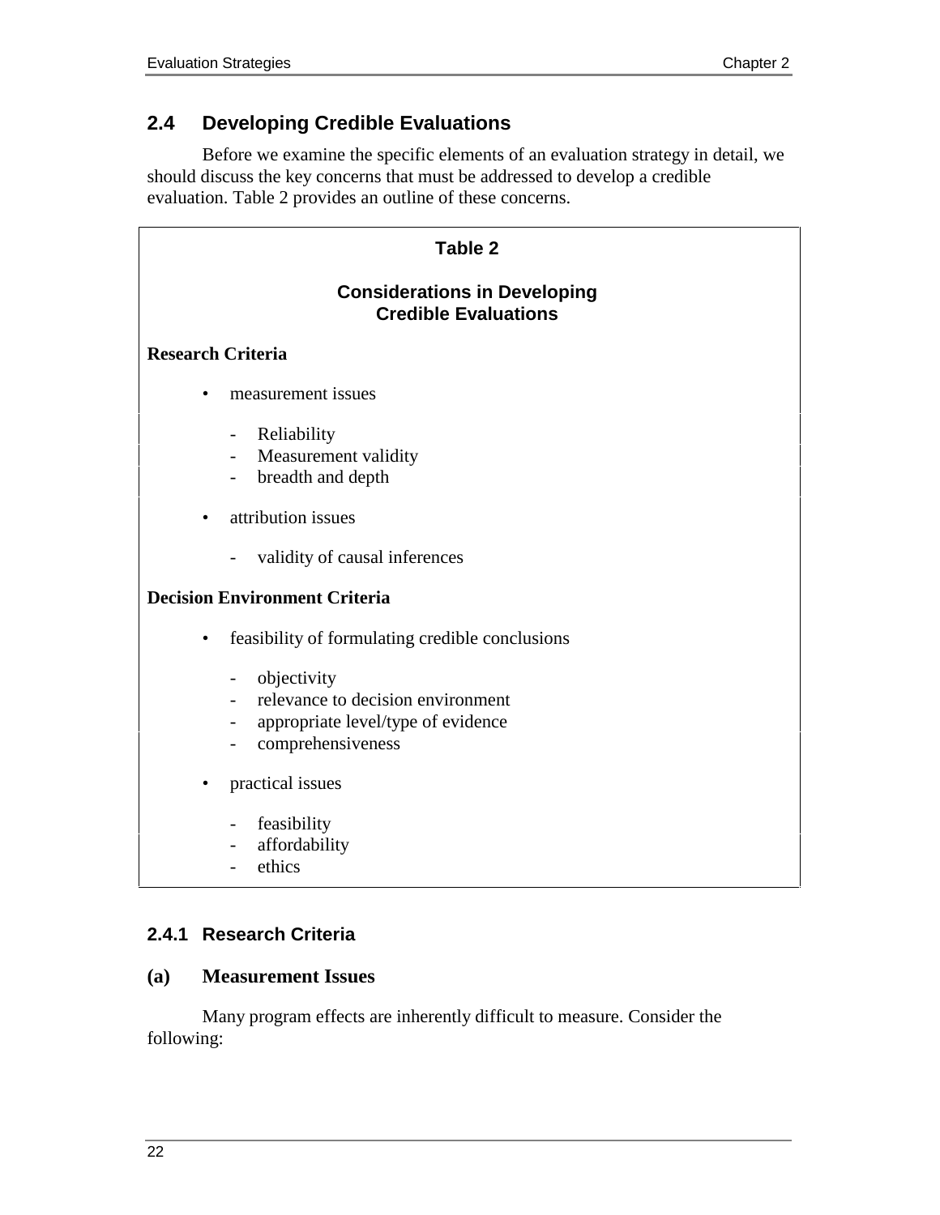## 2.4 Developing Credible Evaluations

Before we examine the specific elements of an evaluation strategy in detail, we should discuss the key concerns that must be addressed to develop a credible evaluation. Table 2 provides an outline of these concerns.

**Table 2**

**Considerations in Developing Credible Evaluations**

**Research Criteria**

- measurement issues
  - Reliability
  - Measurement validity
  - breadth and depth
- attribution issues
  - validity of causal inferences

**Decision Environment Criteria**

- feasibility of formulating credible conclusions
  - objectivity
  - relevance to decision environment
  - appropriate level/type of evidence
  - comprehensiveness
- practical issues
  - feasibility
  - affordability
  - ethics

### 2.4.1 Research Criteria

#### (a) Measurement Issues

Many program effects are inherently difficult to measure. Consider the following: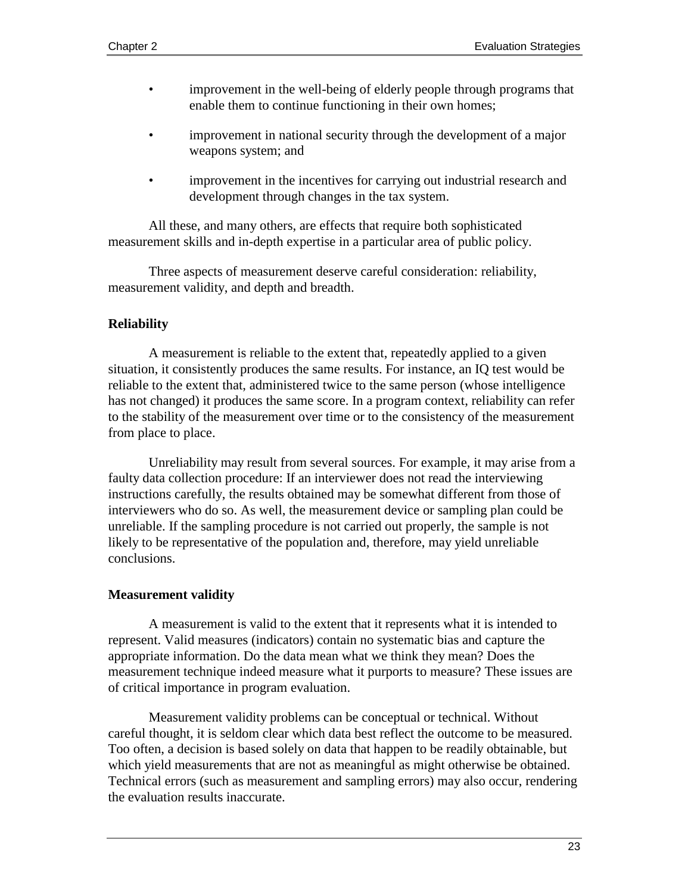- improvement in the well-being of elderly people through programs that enable them to continue functioning in their own homes;
- improvement in national security through the development of a major weapons system; and
- improvement in the incentives for carrying out industrial research and development through changes in the tax system.

All these, and many others, are effects that require both sophisticated measurement skills and in-depth expertise in a particular area of public policy.

Three aspects of measurement deserve careful consideration: reliability, measurement validity, and depth and breadth.

**Reliability**

A measurement is reliable to the extent that, repeatedly applied to a given situation, it consistently produces the same results. For instance, an IQ test would be reliable to the extent that, administered twice to the same person (whose intelligence has not changed) it produces the same score. In a program context, reliability can refer to the stability of the measurement over time or to the consistency of the measurement from place to place.

Unreliability may result from several sources. For example, it may arise from a faulty data collection procedure: If an interviewer does not read the interviewing instructions carefully, the results obtained may be somewhat different from those of interviewers who do so. As well, the measurement device or sampling plan could be unreliable. If the sampling procedure is not carried out properly, the sample is not likely to be representative of the population and, therefore, may yield unreliable conclusions.

**Measurement validity**

A measurement is valid to the extent that it represents what it is intended to represent. Valid measures (indicators) contain no systematic bias and capture the appropriate information. Do the data mean what we think they mean? Does the measurement technique indeed measure what it purports to measure? These issues are of critical importance in program evaluation.

Measurement validity problems can be conceptual or technical. Without careful thought, it is seldom clear which data best reflect the outcome to be measured. Too often, a decision is based solely on data that happen to be readily obtainable, but which yield measurements that are not as meaningful as might otherwise be obtained. Technical errors (such as measurement and sampling errors) may also occur, rendering the evaluation results inaccurate.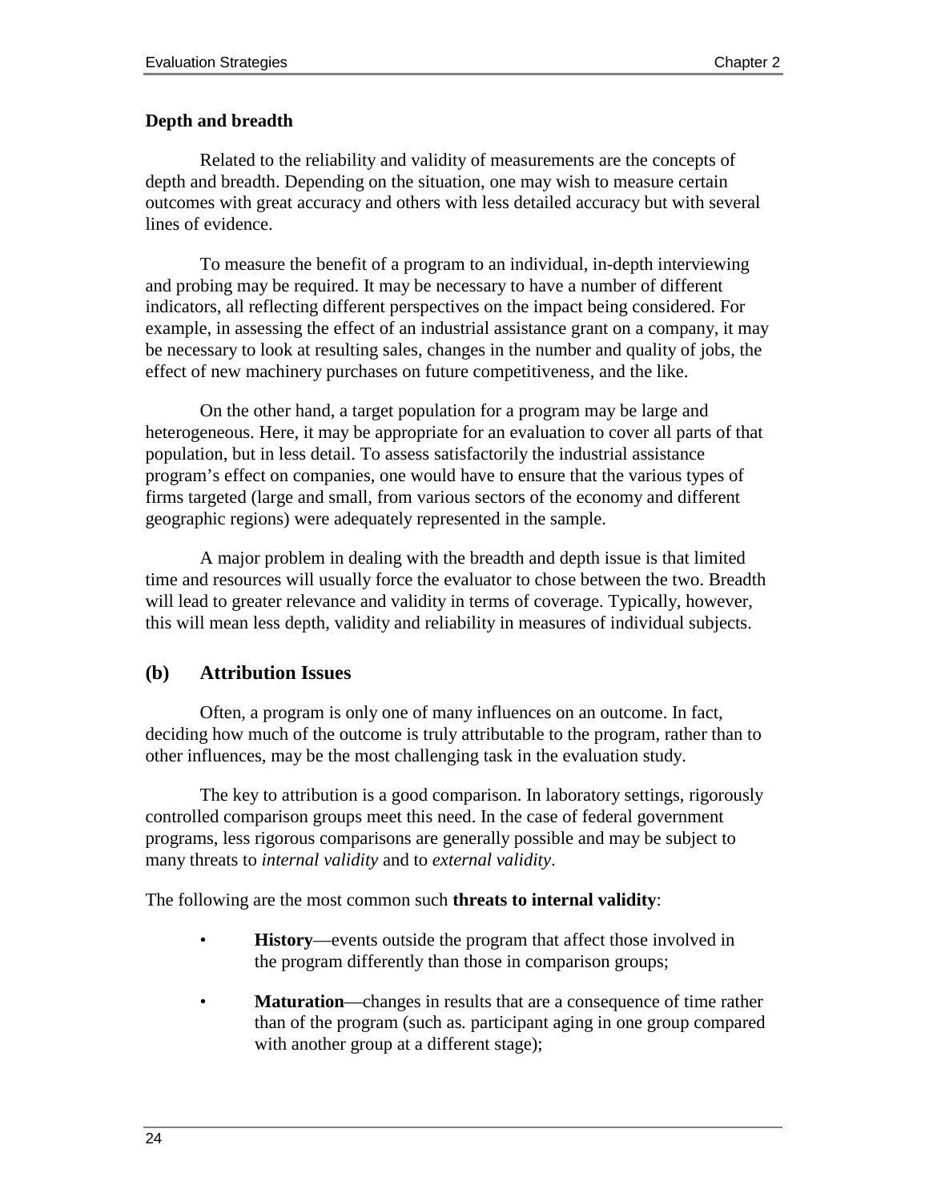**Depth and breadth**

Related to the reliability and validity of measurements are the concepts of depth and breadth. Depending on the situation, one may wish to measure certain outcomes with great accuracy and others with less detailed accuracy but with several lines of evidence.

To measure the benefit of a program to an individual, in-depth interviewing and probing may be required. It may be necessary to have a number of different indicators, all reflecting different perspectives on the impact being considered. For example, in assessing the effect of an industrial assistance grant on a company, it may be necessary to look at resulting sales, changes in the number and quality of jobs, the effect of new machinery purchases on future competitiveness, and the like.

On the other hand, a target population for a program may be large and heterogeneous. Here, it may be appropriate for an evaluation to cover all parts of that population, but in less detail. To assess satisfactorily the industrial assistance program's effect on companies, one would have to ensure that the various types of firms targeted (large and small, from various sectors of the economy and different geographic regions) were adequately represented in the sample.

A major problem in dealing with the breadth and depth issue is that limited time and resources will usually force the evaluator to chose between the two. Breadth will lead to greater relevance and validity in terms of coverage. Typically, however, this will mean less depth, validity and reliability in measures of individual subjects.

## (b) Attribution Issues

Often, a program is only one of many influences on an outcome. In fact, deciding how much of the outcome is truly attributable to the program, rather than to other influences, may be the most challenging task in the evaluation study.

The key to attribution is a good comparison. In laboratory settings, rigorously controlled comparison groups meet this need. In the case of federal government programs, less rigorous comparisons are generally possible and may be subject to many threats to *internal validity* and to *external validity*.

The following are the most common such **threats to internal validity**:

- **History**—events outside the program that affect those involved in the program differently than those in comparison groups;
- **Maturation**—changes in results that are a consequence of time rather than of the program (such as. participant aging in one group compared with another group at a different stage);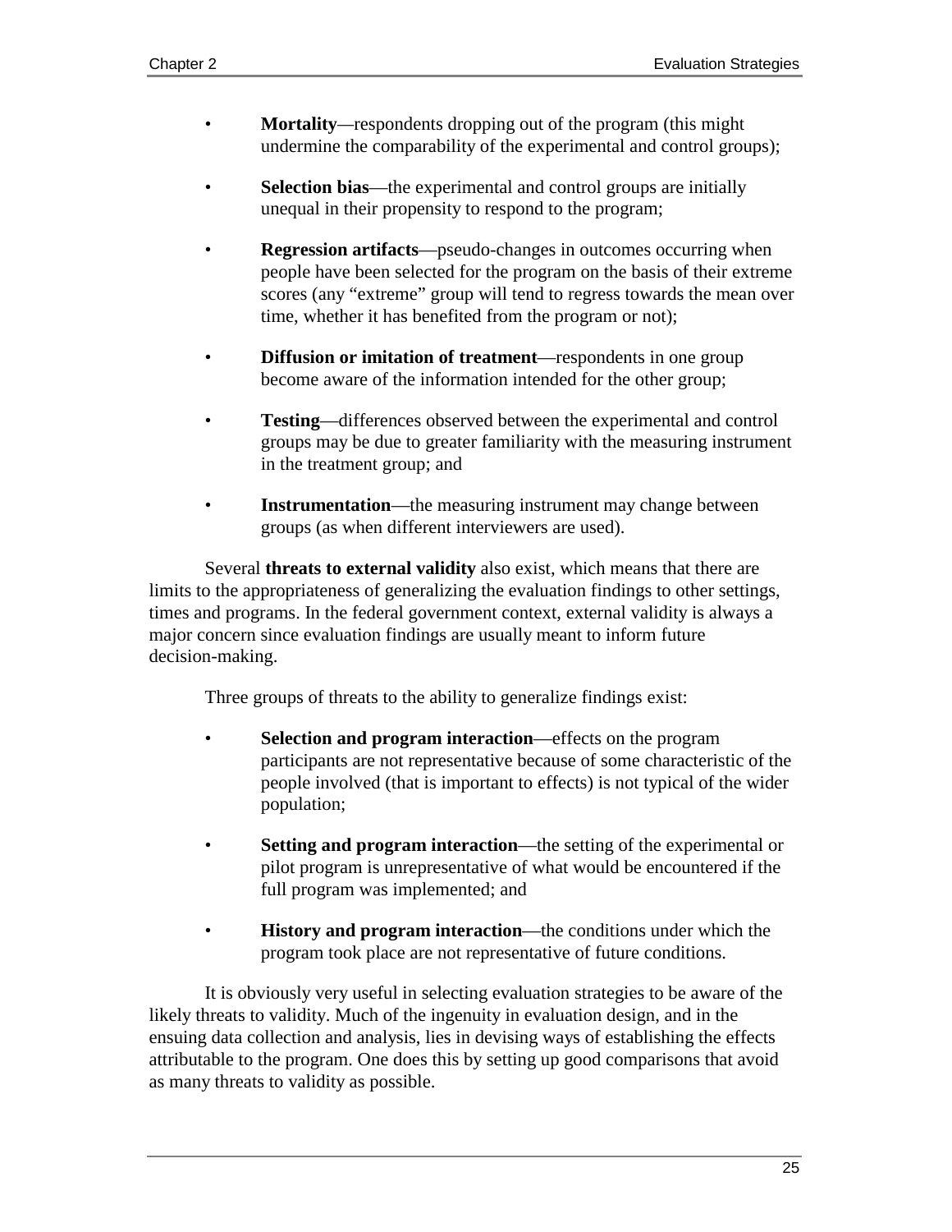- **Mortality**—respondents dropping out of the program (this might undermine the comparability of the experimental and control groups);

- **Selection bias**—the experimental and control groups are initially unequal in their propensity to respond to the program;

- **Regression artifacts**—pseudo-changes in outcomes occurring when people have been selected for the program on the basis of their extreme scores (any “extreme” group will tend to regress towards the mean over time, whether it has benefited from the program or not);

- **Diffusion or imitation of treatment**—respondents in one group become aware of the information intended for the other group;

- **Testing**—differences observed between the experimental and control groups may be due to greater familiarity with the measuring instrument in the treatment group; and

- **Instrumentation**—the measuring instrument may change between groups (as when different interviewers are used).

Several **threats to external validity** also exist, which means that there are limits to the appropriateness of generalizing the evaluation findings to other settings, times and programs. In the federal government context, external validity is always a major concern since evaluation findings are usually meant to inform future decision-making.

Three groups of threats to the ability to generalize findings exist:

- **Selection and program interaction**—effects on the program participants are not representative because of some characteristic of the people involved (that is important to effects) is not typical of the wider population;

- **Setting and program interaction**—the setting of the experimental or pilot program is unrepresentative of what would be encountered if the full program was implemented; and

- **History and program interaction**—the conditions under which the program took place are not representative of future conditions.

It is obviously very useful in selecting evaluation strategies to be aware of the likely threats to validity. Much of the ingenuity in evaluation design, and in the ensuing data collection and analysis, lies in devising ways of establishing the effects attributable to the program. One does this by setting up good comparisons that avoid as many threats to validity as possible.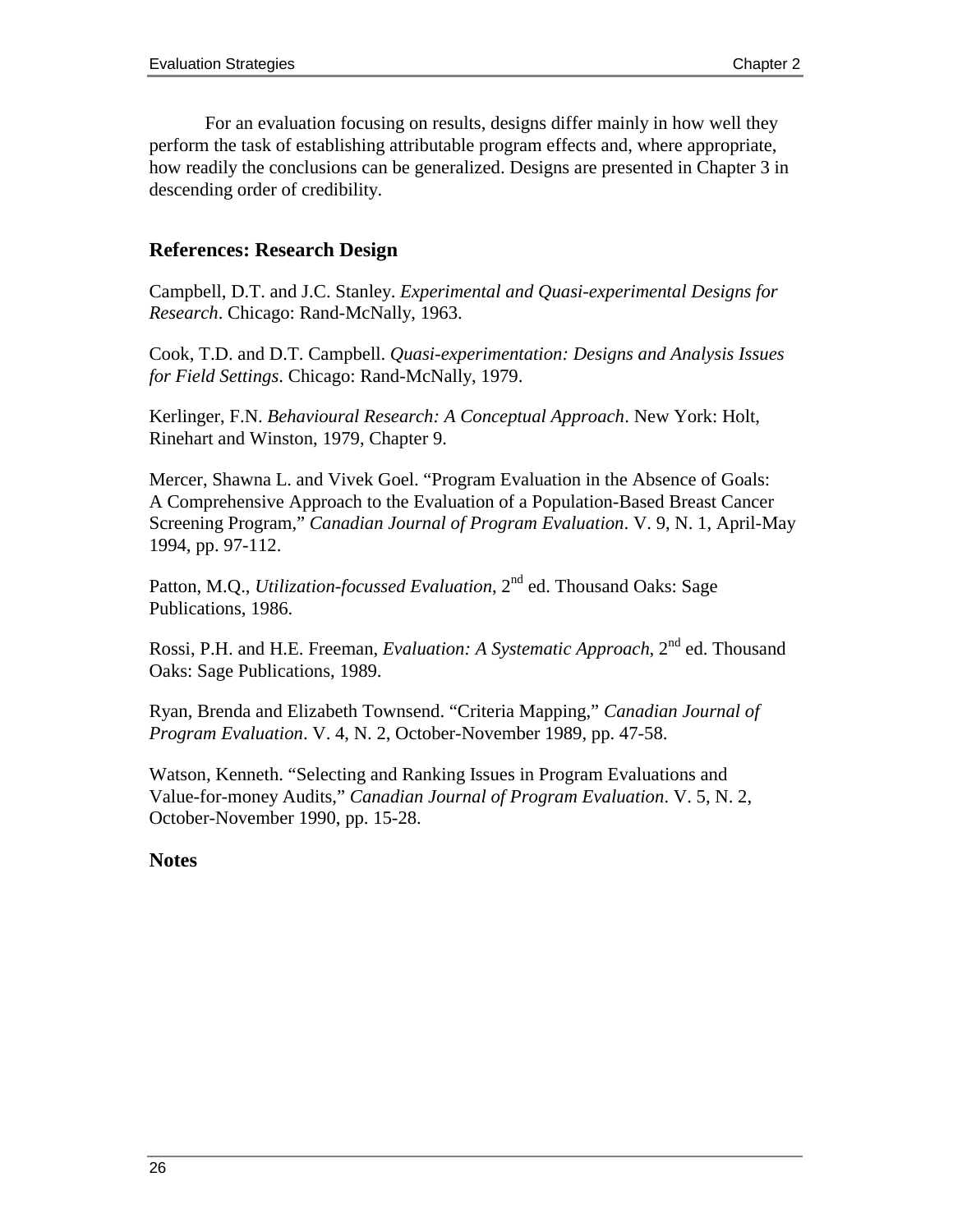For an evaluation focusing on results, designs differ mainly in how well they perform the task of establishing attributable program effects and, where appropriate, how readily the conclusions can be generalized. Designs are presented in Chapter 3 in descending order of credibility.

## References: Research Design

Campbell, D.T. and J.C. Stanley. *Experimental and Quasi-experimental Designs for Research*. Chicago: Rand-McNally, 1963.

Cook, T.D. and D.T. Campbell. *Quasi-experimentation: Designs and Analysis Issues for Field Settings*. Chicago: Rand-McNally, 1979.

Kerlinger, F.N. *Behavioural Research: A Conceptual Approach*. New York: Holt, Rinehart and Winston, 1979, Chapter 9.

Mercer, Shawna L. and Vivek Goel. "Program Evaluation in the Absence of Goals: A Comprehensive Approach to the Evaluation of a Population-Based Breast Cancer Screening Program," *Canadian Journal of Program Evaluation*. V. 9, N. 1, April-May 1994, pp. 97-112.

Patton, M.Q., *Utilization-focussed Evaluation*, 2nd ed. Thousand Oaks: Sage Publications, 1986.

Rossi, P.H. and H.E. Freeman, *Evaluation: A Systematic Approach*, 2nd ed. Thousand Oaks: Sage Publications, 1989.

Ryan, Brenda and Elizabeth Townsend. "Criteria Mapping," *Canadian Journal of Program Evaluation*. V. 4, N. 2, October-November 1989, pp. 47-58.

Watson, Kenneth. "Selecting and Ranking Issues in Program Evaluations and Value-for-money Audits," *Canadian Journal of Program Evaluation*. V. 5, N. 2, October-November 1990, pp. 15-28.

## Notes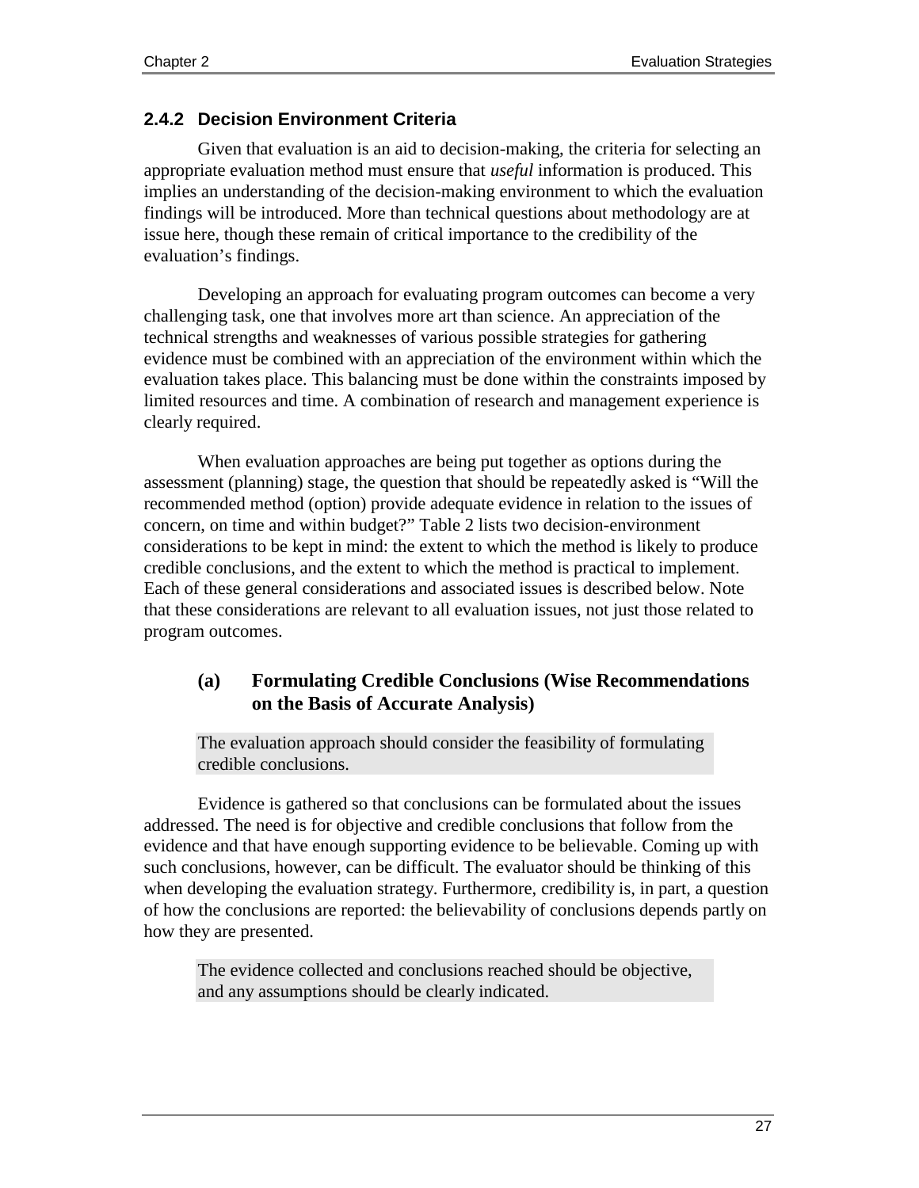### 2.4.2 Decision Environment Criteria

Given that evaluation is an aid to decision-making, the criteria for selecting an appropriate evaluation method must ensure that *useful* information is produced. This implies an understanding of the decision-making environment to which the evaluation findings will be introduced. More than technical questions about methodology are at issue here, though these remain of critical importance to the credibility of the evaluation's findings.

Developing an approach for evaluating program outcomes can become a very challenging task, one that involves more art than science. An appreciation of the technical strengths and weaknesses of various possible strategies for gathering evidence must be combined with an appreciation of the environment within which the evaluation takes place. This balancing must be done within the constraints imposed by limited resources and time. A combination of research and management experience is clearly required.

When evaluation approaches are being put together as options during the assessment (planning) stage, the question that should be repeatedly asked is "Will the recommended method (option) provide adequate evidence in relation to the issues of concern, on time and within budget?" Table 2 lists two decision-environment considerations to be kept in mind: the extent to which the method is likely to produce credible conclusions, and the extent to which the method is practical to implement. Each of these general considerations and associated issues is described below. Note that these considerations are relevant to all evaluation issues, not just those related to program outcomes.

#### (a) Formulating Credible Conclusions (Wise Recommendations on the Basis of Accurate Analysis)

> The evaluation approach should consider the feasibility of formulating credible conclusions.

Evidence is gathered so that conclusions can be formulated about the issues addressed. The need is for objective and credible conclusions that follow from the evidence and that have enough supporting evidence to be believable. Coming up with such conclusions, however, can be difficult. The evaluator should be thinking of this when developing the evaluation strategy. Furthermore, credibility is, in part, a question of how the conclusions are reported: the believability of conclusions depends partly on how they are presented.

> The evidence collected and conclusions reached should be objective, and any assumptions should be clearly indicated.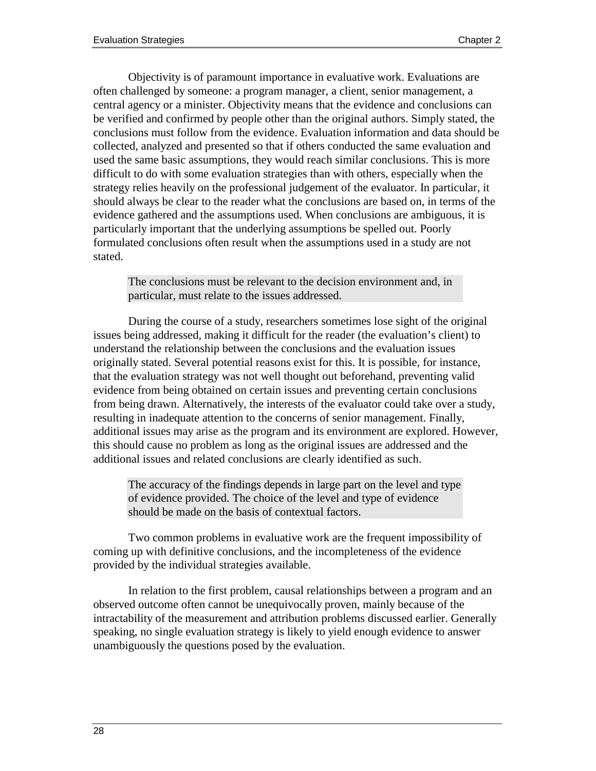Objectivity is of paramount importance in evaluative work. Evaluations are often challenged by someone: a program manager, a client, senior management, a central agency or a minister. Objectivity means that the evidence and conclusions can be verified and confirmed by people other than the original authors. Simply stated, the conclusions must follow from the evidence. Evaluation information and data should be collected, analyzed and presented so that if others conducted the same evaluation and used the same basic assumptions, they would reach similar conclusions. This is more difficult to do with some evaluation strategies than with others, especially when the strategy relies heavily on the professional judgement of the evaluator. In particular, it should always be clear to the reader what the conclusions are based on, in terms of the evidence gathered and the assumptions used. When conclusions are ambiguous, it is particularly important that the underlying assumptions be spelled out. Poorly formulated conclusions often result when the assumptions used in a study are not stated.

> The conclusions must be relevant to the decision environment and, in particular, must relate to the issues addressed.

During the course of a study, researchers sometimes lose sight of the original issues being addressed, making it difficult for the reader (the evaluation's client) to understand the relationship between the conclusions and the evaluation issues originally stated. Several potential reasons exist for this. It is possible, for instance, that the evaluation strategy was not well thought out beforehand, preventing valid evidence from being obtained on certain issues and preventing certain conclusions from being drawn. Alternatively, the interests of the evaluator could take over a study, resulting in inadequate attention to the concerns of senior management. Finally, additional issues may arise as the program and its environment are explored. However, this should cause no problem as long as the original issues are addressed and the additional issues and related conclusions are clearly identified as such.

> The accuracy of the findings depends in large part on the level and type of evidence provided. The choice of the level and type of evidence should be made on the basis of contextual factors.

Two common problems in evaluative work are the frequent impossibility of coming up with definitive conclusions, and the incompleteness of the evidence provided by the individual strategies available.

In relation to the first problem, causal relationships between a program and an observed outcome often cannot be unequivocally proven, mainly because of the intractability of the measurement and attribution problems discussed earlier. Generally speaking, no single evaluation strategy is likely to yield enough evidence to answer unambiguously the questions posed by the evaluation.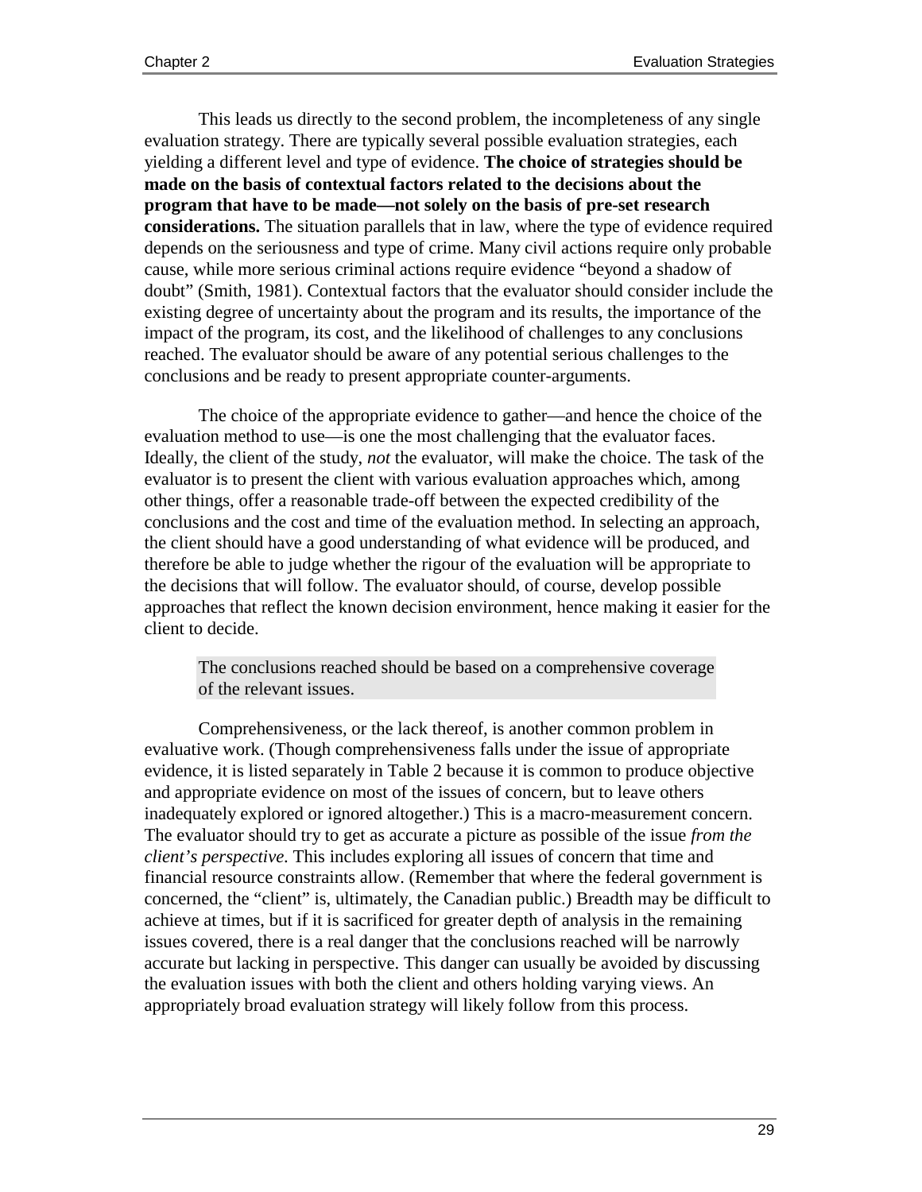This leads us directly to the second problem, the incompleteness of any single evaluation strategy. There are typically several possible evaluation strategies, each yielding a different level and type of evidence. **The choice of strategies should be made on the basis of contextual factors related to the decisions about the program that have to be made—not solely on the basis of pre-set research considerations.** The situation parallels that in law, where the type of evidence required depends on the seriousness and type of crime. Many civil actions require only probable cause, while more serious criminal actions require evidence "beyond a shadow of doubt" (Smith, 1981). Contextual factors that the evaluator should consider include the existing degree of uncertainty about the program and its results, the importance of the impact of the program, its cost, and the likelihood of challenges to any conclusions reached. The evaluator should be aware of any potential serious challenges to the conclusions and be ready to present appropriate counter-arguments.

The choice of the appropriate evidence to gather—and hence the choice of the evaluation method to use—is one the most challenging that the evaluator faces. Ideally, the client of the study, *not* the evaluator, will make the choice. The task of the evaluator is to present the client with various evaluation approaches which, among other things, offer a reasonable trade-off between the expected credibility of the conclusions and the cost and time of the evaluation method. In selecting an approach, the client should have a good understanding of what evidence will be produced, and therefore be able to judge whether the rigour of the evaluation will be appropriate to the decisions that will follow. The evaluator should, of course, develop possible approaches that reflect the known decision environment, hence making it easier for the client to decide.

> The conclusions reached should be based on a comprehensive coverage of the relevant issues.

Comprehensiveness, or the lack thereof, is another common problem in evaluative work. (Though comprehensiveness falls under the issue of appropriate evidence, it is listed separately in Table 2 because it is common to produce objective and appropriate evidence on most of the issues of concern, but to leave others inadequately explored or ignored altogether.) This is a macro-measurement concern. The evaluator should try to get as accurate a picture as possible of the issue *from the client's perspective*. This includes exploring all issues of concern that time and financial resource constraints allow. (Remember that where the federal government is concerned, the "client" is, ultimately, the Canadian public.) Breadth may be difficult to achieve at times, but if it is sacrificed for greater depth of analysis in the remaining issues covered, there is a real danger that the conclusions reached will be narrowly accurate but lacking in perspective. This danger can usually be avoided by discussing the evaluation issues with both the client and others holding varying views. An appropriately broad evaluation strategy will likely follow from this process.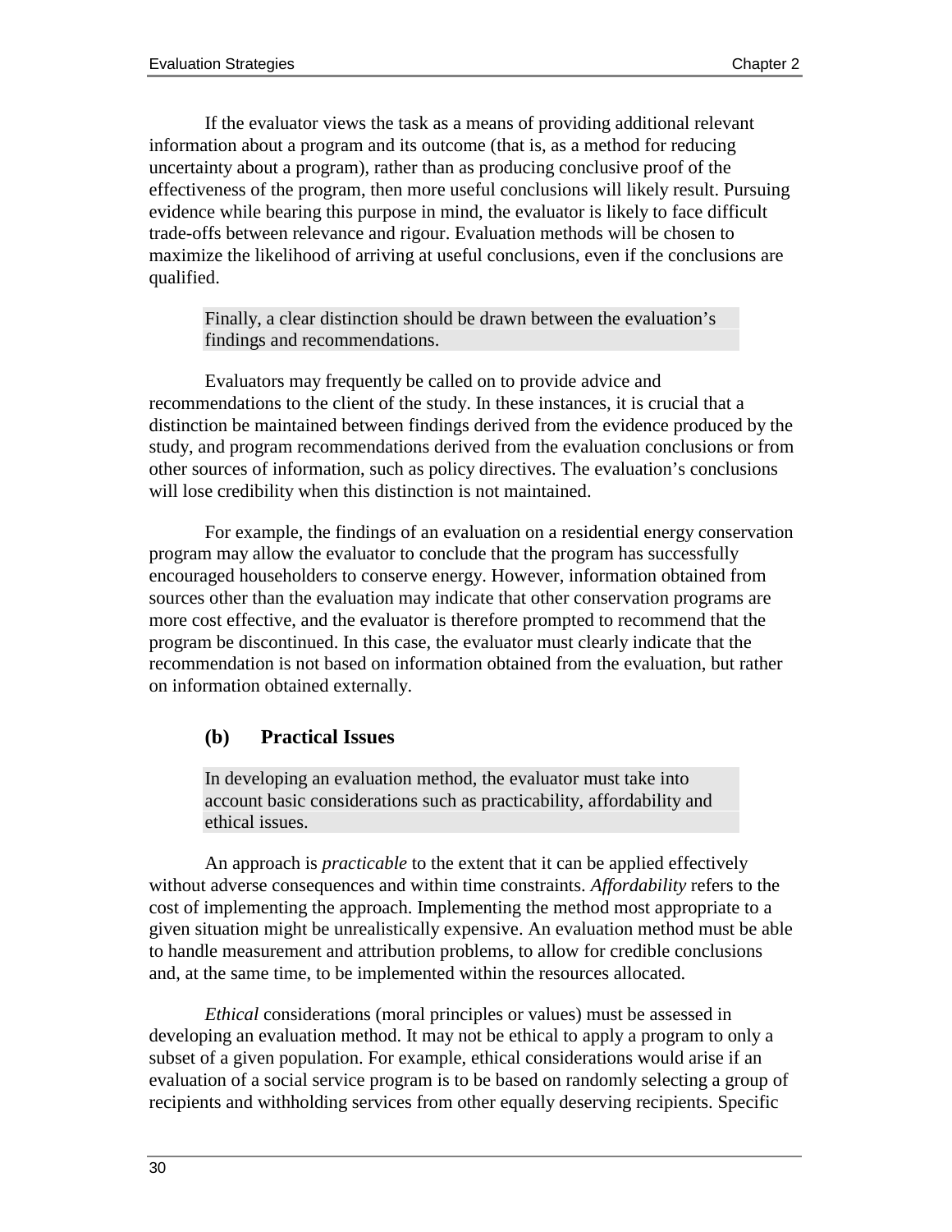If the evaluator views the task as a means of providing additional relevant information about a program and its outcome (that is, as a method for reducing uncertainty about a program), rather than as producing conclusive proof of the effectiveness of the program, then more useful conclusions will likely result. Pursuing evidence while bearing this purpose in mind, the evaluator is likely to face difficult trade-offs between relevance and rigour. Evaluation methods will be chosen to maximize the likelihood of arriving at useful conclusions, even if the conclusions are qualified.

> Finally, a clear distinction should be drawn between the evaluation's findings and recommendations.

Evaluators may frequently be called on to provide advice and recommendations to the client of the study. In these instances, it is crucial that a distinction be maintained between findings derived from the evidence produced by the study, and program recommendations derived from the evaluation conclusions or from other sources of information, such as policy directives. The evaluation's conclusions will lose credibility when this distinction is not maintained.

For example, the findings of an evaluation on a residential energy conservation program may allow the evaluator to conclude that the program has successfully encouraged householders to conserve energy. However, information obtained from sources other than the evaluation may indicate that other conservation programs are more cost effective, and the evaluator is therefore prompted to recommend that the program be discontinued. In this case, the evaluator must clearly indicate that the recommendation is not based on information obtained from the evaluation, but rather on information obtained externally.

### (b) Practical Issues

> In developing an evaluation method, the evaluator must take into account basic considerations such as practicability, affordability and ethical issues.

An approach is *practicable* to the extent that it can be applied effectively without adverse consequences and within time constraints. *Affordability* refers to the cost of implementing the approach. Implementing the method most appropriate to a given situation might be unrealistically expensive. An evaluation method must be able to handle measurement and attribution problems, to allow for credible conclusions and, at the same time, to be implemented within the resources allocated.

*Ethical* considerations (moral principles or values) must be assessed in developing an evaluation method. It may not be ethical to apply a program to only a subset of a given population. For example, ethical considerations would arise if an evaluation of a social service program is to be based on randomly selecting a group of recipients and withholding services from other equally deserving recipients. Specific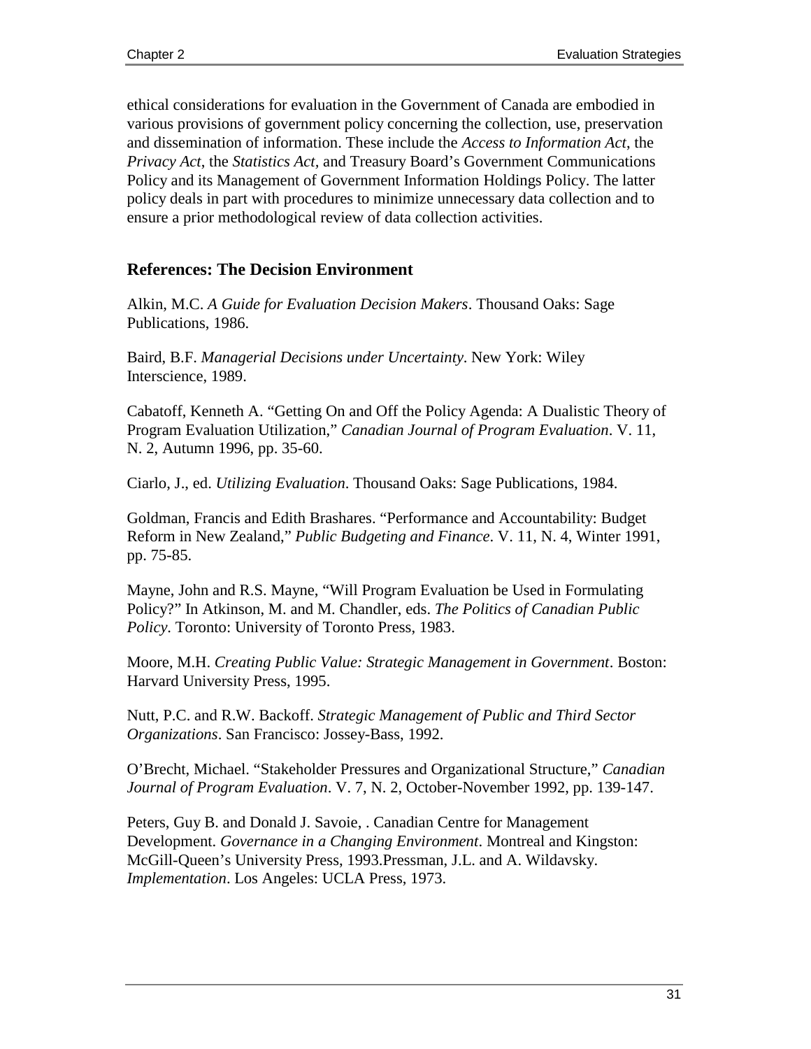ethical considerations for evaluation in the Government of Canada are embodied in various provisions of government policy concerning the collection, use, preservation and dissemination of information. These include the *Access to Information Act*, the *Privacy Act*, the *Statistics Act*, and Treasury Board's Government Communications Policy and its Management of Government Information Holdings Policy. The latter policy deals in part with procedures to minimize unnecessary data collection and to ensure a prior methodological review of data collection activities.

### References: The Decision Environment

Alkin, M.C. *A Guide for Evaluation Decision Makers*. Thousand Oaks: Sage Publications, 1986.

Baird, B.F. *Managerial Decisions under Uncertainty*. New York: Wiley Interscience, 1989.

Cabatoff, Kenneth A. "Getting On and Off the Policy Agenda: A Dualistic Theory of Program Evaluation Utilization," *Canadian Journal of Program Evaluation*. V. 11, N. 2, Autumn 1996, pp. 35-60.

Ciarlo, J., ed. *Utilizing Evaluation*. Thousand Oaks: Sage Publications, 1984.

Goldman, Francis and Edith Brashares. "Performance and Accountability: Budget Reform in New Zealand," *Public Budgeting and Finance*. V. 11, N. 4, Winter 1991, pp. 75-85.

Mayne, John and R.S. Mayne, "Will Program Evaluation be Used in Formulating Policy?" In Atkinson, M. and M. Chandler, eds. *The Politics of Canadian Public Policy*. Toronto: University of Toronto Press, 1983.

Moore, M.H. *Creating Public Value: Strategic Management in Government*. Boston: Harvard University Press, 1995.

Nutt, P.C. and R.W. Backoff. *Strategic Management of Public and Third Sector Organizations*. San Francisco: Jossey-Bass, 1992.

O'Brecht, Michael. "Stakeholder Pressures and Organizational Structure," *Canadian Journal of Program Evaluation*. V. 7, N. 2, October-November 1992, pp. 139-147.

Peters, Guy B. and Donald J. Savoie, . Canadian Centre for Management Development. *Governance in a Changing Environment*. Montreal and Kingston: McGill-Queen's University Press, 1993.Pressman, J.L. and A. Wildavsky. *Implementation*. Los Angeles: UCLA Press, 1973.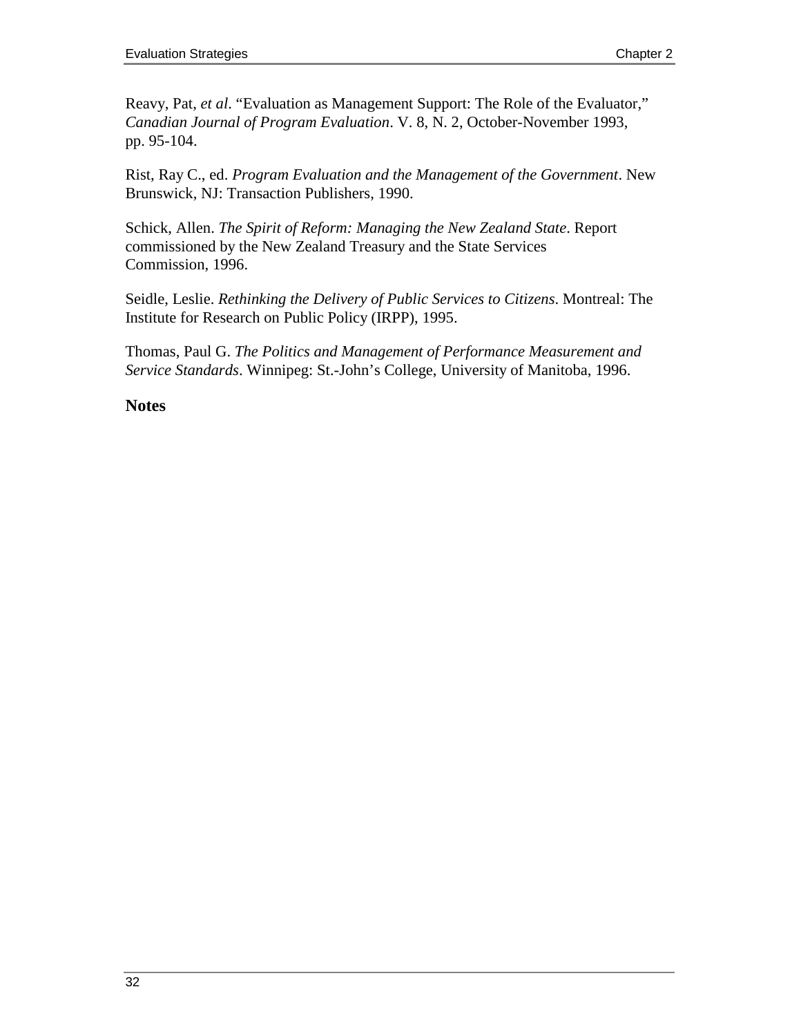Reavy, Pat, *et al*. “Evaluation as Management Support: The Role of the Evaluator,” *Canadian Journal of Program Evaluation*. V. 8, N. 2, October-November 1993, pp. 95-104.

Rist, Ray C., ed. *Program Evaluation and the Management of the Government*. New Brunswick, NJ: Transaction Publishers, 1990.

Schick, Allen. *The Spirit of Reform: Managing the New Zealand State*. Report commissioned by the New Zealand Treasury and the State Services Commission, 1996.

Seidle, Leslie. *Rethinking the Delivery of Public Services to Citizens*. Montreal: The Institute for Research on Public Policy (IRPP), 1995.

Thomas, Paul G. *The Politics and Management of Performance Measurement and Service Standards*. Winnipeg: St.-John’s College, University of Manitoba, 1996.

**Notes**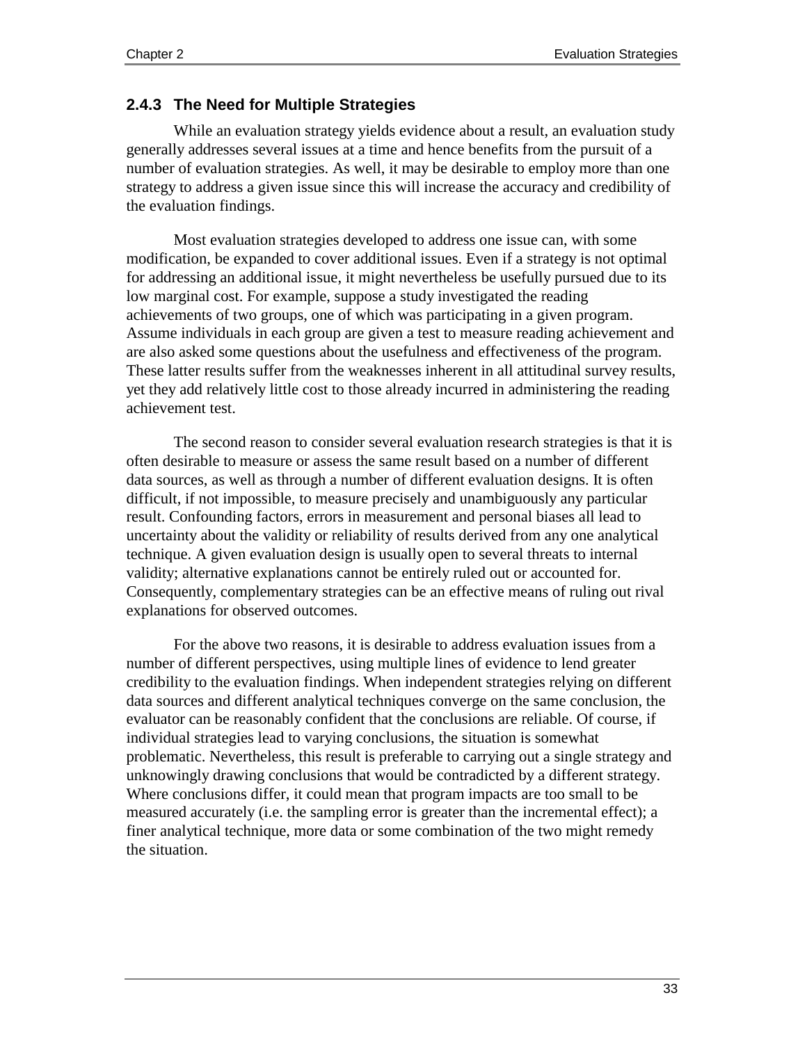### 2.4.3 The Need for Multiple Strategies

While an evaluation strategy yields evidence about a result, an evaluation study generally addresses several issues at a time and hence benefits from the pursuit of a number of evaluation strategies. As well, it may be desirable to employ more than one strategy to address a given issue since this will increase the accuracy and credibility of the evaluation findings.

Most evaluation strategies developed to address one issue can, with some modification, be expanded to cover additional issues. Even if a strategy is not optimal for addressing an additional issue, it might nevertheless be usefully pursued due to its low marginal cost. For example, suppose a study investigated the reading achievements of two groups, one of which was participating in a given program. Assume individuals in each group are given a test to measure reading achievement and are also asked some questions about the usefulness and effectiveness of the program. These latter results suffer from the weaknesses inherent in all attitudinal survey results, yet they add relatively little cost to those already incurred in administering the reading achievement test.

The second reason to consider several evaluation research strategies is that it is often desirable to measure or assess the same result based on a number of different data sources, as well as through a number of different evaluation designs. It is often difficult, if not impossible, to measure precisely and unambiguously any particular result. Confounding factors, errors in measurement and personal biases all lead to uncertainty about the validity or reliability of results derived from any one analytical technique. A given evaluation design is usually open to several threats to internal validity; alternative explanations cannot be entirely ruled out or accounted for. Consequently, complementary strategies can be an effective means of ruling out rival explanations for observed outcomes.

For the above two reasons, it is desirable to address evaluation issues from a number of different perspectives, using multiple lines of evidence to lend greater credibility to the evaluation findings. When independent strategies relying on different data sources and different analytical techniques converge on the same conclusion, the evaluator can be reasonably confident that the conclusions are reliable. Of course, if individual strategies lead to varying conclusions, the situation is somewhat problematic. Nevertheless, this result is preferable to carrying out a single strategy and unknowingly drawing conclusions that would be contradicted by a different strategy. Where conclusions differ, it could mean that program impacts are too small to be measured accurately (i.e. the sampling error is greater than the incremental effect); a finer analytical technique, more data or some combination of the two might remedy the situation.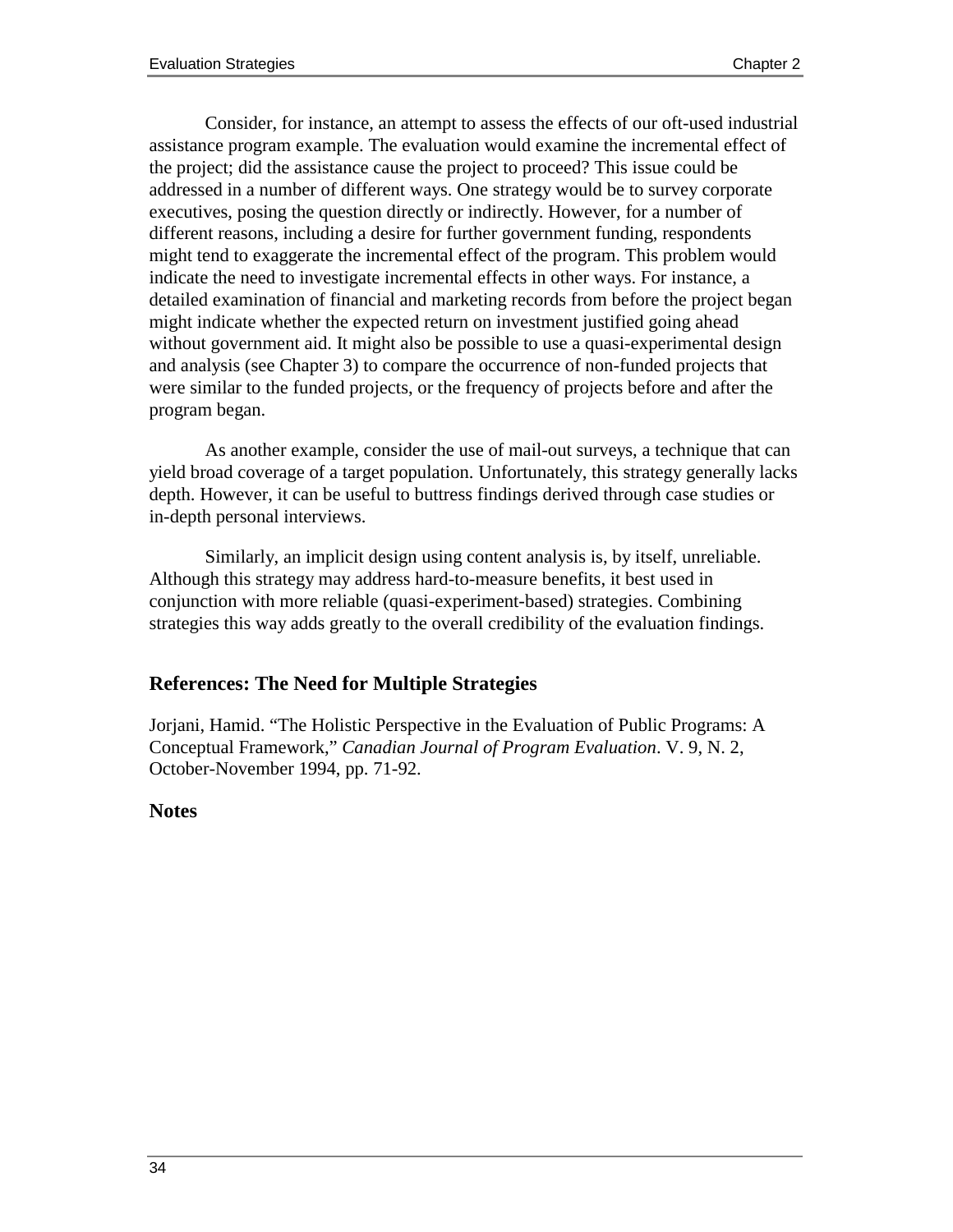Consider, for instance, an attempt to assess the effects of our oft-used industrial assistance program example. The evaluation would examine the incremental effect of the project; did the assistance cause the project to proceed? This issue could be addressed in a number of different ways. One strategy would be to survey corporate executives, posing the question directly or indirectly. However, for a number of different reasons, including a desire for further government funding, respondents might tend to exaggerate the incremental effect of the program. This problem would indicate the need to investigate incremental effects in other ways. For instance, a detailed examination of financial and marketing records from before the project began might indicate whether the expected return on investment justified going ahead without government aid. It might also be possible to use a quasi-experimental design and analysis (see Chapter 3) to compare the occurrence of non-funded projects that were similar to the funded projects, or the frequency of projects before and after the program began.

As another example, consider the use of mail-out surveys, a technique that can yield broad coverage of a target population. Unfortunately, this strategy generally lacks depth. However, it can be useful to buttress findings derived through case studies or in-depth personal interviews.

Similarly, an implicit design using content analysis is, by itself, unreliable. Although this strategy may address hard-to-measure benefits, it best used in conjunction with more reliable (quasi-experiment-based) strategies. Combining strategies this way adds greatly to the overall credibility of the evaluation findings.

### References: The Need for Multiple Strategies

Jorjani, Hamid. "The Holistic Perspective in the Evaluation of Public Programs: A Conceptual Framework," *Canadian Journal of Program Evaluation*. V. 9, N. 2, October-November 1994, pp. 71-92.

#### Notes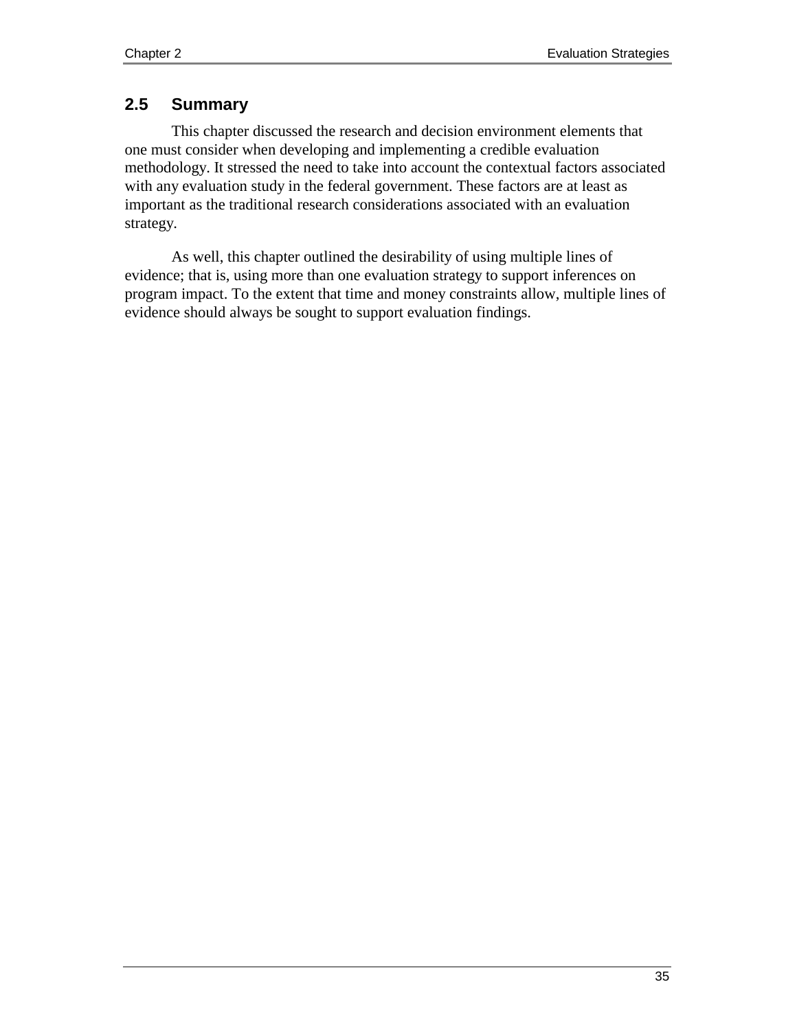## 2.5 Summary

This chapter discussed the research and decision environment elements that one must consider when developing and implementing a credible evaluation methodology. It stressed the need to take into account the contextual factors associated with any evaluation study in the federal government. These factors are at least as important as the traditional research considerations associated with an evaluation strategy.

As well, this chapter outlined the desirability of using multiple lines of evidence; that is, using more than one evaluation strategy to support inferences on program impact. To the extent that time and money constraints allow, multiple lines of evidence should always be sought to support evaluation findings.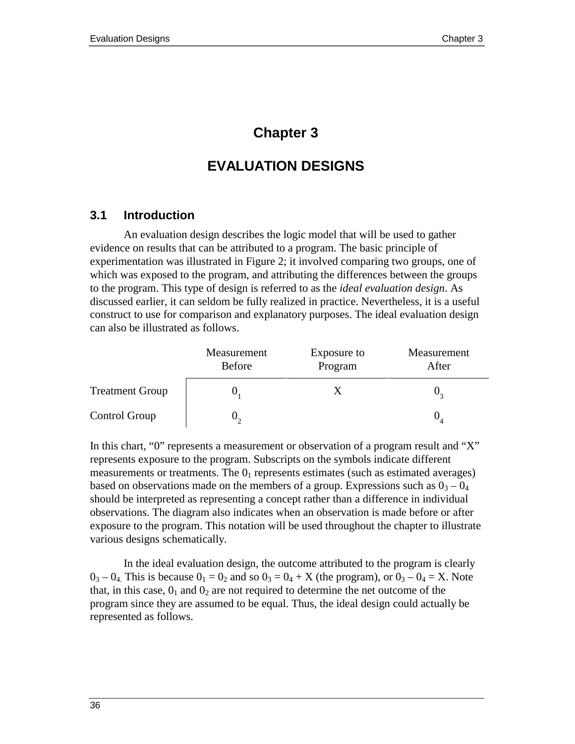# Chapter 3

# EVALUATION DESIGNS

## 3.1 Introduction

An evaluation design describes the logic model that will be used to gather evidence on results that can be attributed to a program. The basic principle of experimentation was illustrated in Figure 2; it involved comparing two groups, one of which was exposed to the program, and attributing the differences between the groups to the program. This type of design is referred to as the *ideal evaluation design*. As discussed earlier, it can seldom be fully realized in practice. Nevertheless, it is a useful construct to use for comparison and explanatory purposes. The ideal evaluation design can also be illustrated as follows.

| | Measurement Before | Exposure to Program | Measurement After |
|---|---|---|---|
| Treatment Group | $0_1$ | X | $0_3$ |
| Control Group | $0_2$ | | $0_4$ |

In this chart, "0" represents a measurement or observation of a program result and "X" represents exposure to the program. Subscripts on the symbols indicate different measurements or treatments. The $0_1$ represents estimates (such as estimated averages) based on observations made on the members of a group. Expressions such as $0_3 – 0_4$ should be interpreted as representing a concept rather than a difference in individual observations. The diagram also indicates when an observation is made before or after exposure to the program. This notation will be used throughout the chapter to illustrate various designs schematically.

In the ideal evaluation design, the outcome attributed to the program is clearly $0_3 – 0_4$. This is because $0_1 = 0_2$ and so $0_3 = 0_4 + X$ (the program), or $0_3 – 0_4 = X$. Note that, in this case, $0_1$ and $0_2$ are not required to determine the net outcome of the program since they are assumed to be equal. Thus, the ideal design could actually be represented as follows.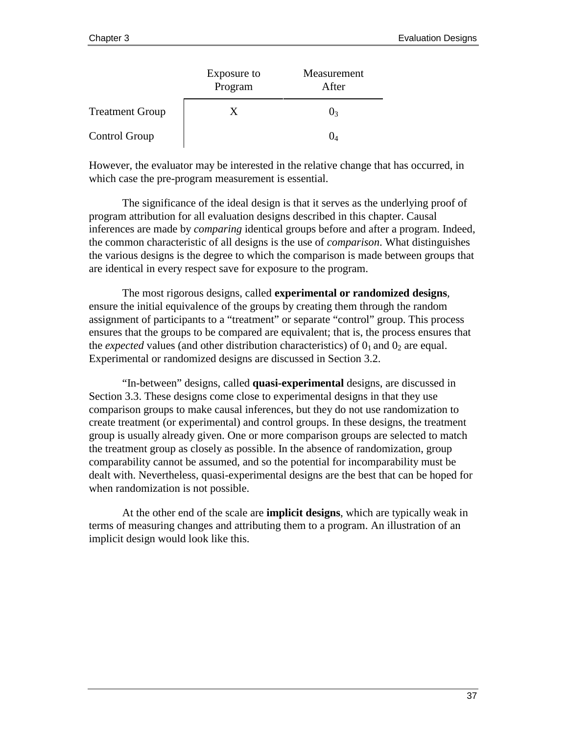| | Exposure to Program | Measurement After |
|---|---|---|
| Treatment Group | X | $0_3$ |
| Control Group | | $0_4$ |

However, the evaluator may be interested in the relative change that has occurred, in which case the pre-program measurement is essential.

The significance of the ideal design is that it serves as the underlying proof of program attribution for all evaluation designs described in this chapter. Causal inferences are made by *comparing* identical groups before and after a program. Indeed, the common characteristic of all designs is the use of *comparison*. What distinguishes the various designs is the degree to which the comparison is made between groups that are identical in every respect save for exposure to the program.

The most rigorous designs, called **experimental or randomized designs**, ensure the initial equivalence of the groups by creating them through the random assignment of participants to a "treatment" or separate "control" group. This process ensures that the groups to be compared are equivalent; that is, the process ensures that the *expected* values (and other distribution characteristics) of $0_1$ and $0_2$ are equal. Experimental or randomized designs are discussed in Section 3.2.

"In-between" designs, called **quasi-experimental** designs, are discussed in Section 3.3. These designs come close to experimental designs in that they use comparison groups to make causal inferences, but they do not use randomization to create treatment (or experimental) and control groups. In these designs, the treatment group is usually already given. One or more comparison groups are selected to match the treatment group as closely as possible. In the absence of randomization, group comparability cannot be assumed, and so the potential for incomparability must be dealt with. Nevertheless, quasi-experimental designs are the best that can be hoped for when randomization is not possible.

At the other end of the scale are **implicit designs**, which are typically weak in terms of measuring changes and attributing them to a program. An illustration of an implicit design would look like this.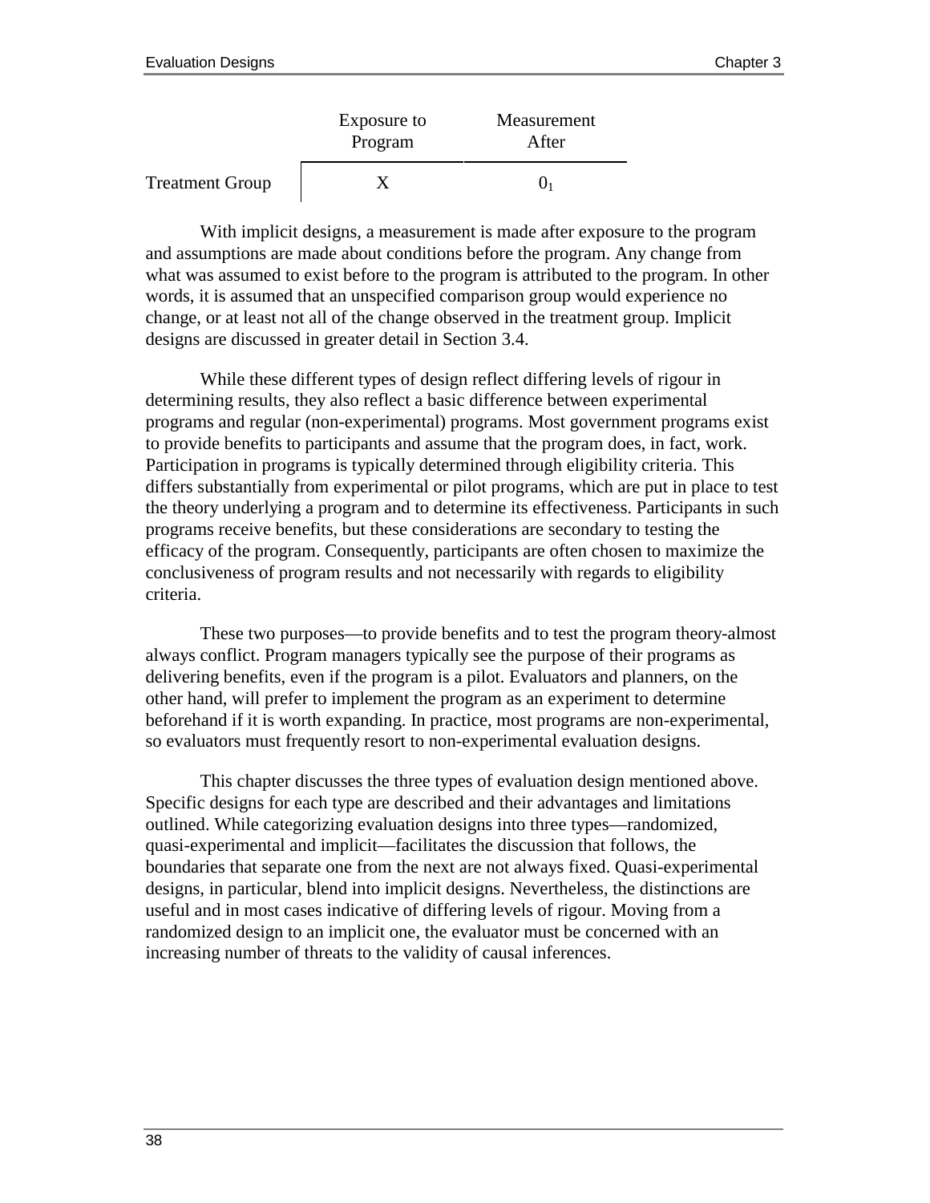| | Exposure to Program | Measurement After |
|---|---|---|
| Treatment Group | X | $0_1$ |

With implicit designs, a measurement is made after exposure to the program and assumptions are made about conditions before the program. Any change from what was assumed to exist before to the program is attributed to the program. In other words, it is assumed that an unspecified comparison group would experience no change, or at least not all of the change observed in the treatment group. Implicit designs are discussed in greater detail in Section 3.4.

While these different types of design reflect differing levels of rigour in determining results, they also reflect a basic difference between experimental programs and regular (non-experimental) programs. Most government programs exist to provide benefits to participants and assume that the program does, in fact, work. Participation in programs is typically determined through eligibility criteria. This differs substantially from experimental or pilot programs, which are put in place to test the theory underlying a program and to determine its effectiveness. Participants in such programs receive benefits, but these considerations are secondary to testing the efficacy of the program. Consequently, participants are often chosen to maximize the conclusiveness of program results and not necessarily with regards to eligibility criteria.

These two purposes—to provide benefits and to test the program theory-almost always conflict. Program managers typically see the purpose of their programs as delivering benefits, even if the program is a pilot. Evaluators and planners, on the other hand, will prefer to implement the program as an experiment to determine beforehand if it is worth expanding. In practice, most programs are non-experimental, so evaluators must frequently resort to non-experimental evaluation designs.

This chapter discusses the three types of evaluation design mentioned above. Specific designs for each type are described and their advantages and limitations outlined. While categorizing evaluation designs into three types—randomized, quasi-experimental and implicit—facilitates the discussion that follows, the boundaries that separate one from the next are not always fixed. Quasi-experimental designs, in particular, blend into implicit designs. Nevertheless, the distinctions are useful and in most cases indicative of differing levels of rigour. Moving from a randomized design to an implicit one, the evaluator must be concerned with an increasing number of threats to the validity of causal inferences.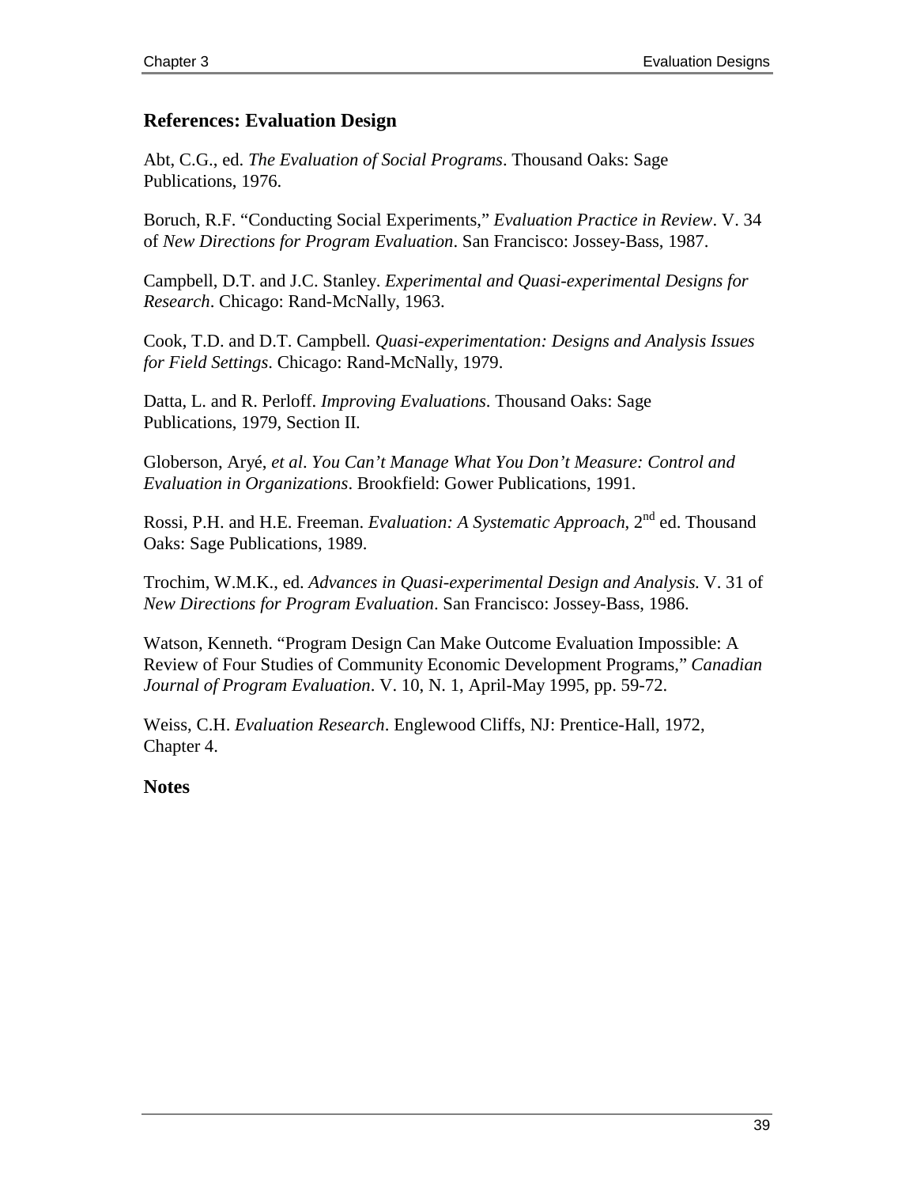## References: Evaluation Design

Abt, C.G., ed. *The Evaluation of Social Programs*. Thousand Oaks: Sage Publications, 1976.

Boruch, R.F. "Conducting Social Experiments," *Evaluation Practice in Review*. V. 34 of *New Directions for Program Evaluation*. San Francisco: Jossey-Bass, 1987.

Campbell, D.T. and J.C. Stanley. *Experimental and Quasi-experimental Designs for Research*. Chicago: Rand-McNally, 1963.

Cook, T.D. and D.T. Campbell. *Quasi-experimentation: Designs and Analysis Issues for Field Settings*. Chicago: Rand-McNally, 1979.

Datta, L. and R. Perloff. *Improving Evaluations*. Thousand Oaks: Sage Publications, 1979, Section II.

Globerson, Aryé, *et al*. *You Can't Manage What You Don't Measure: Control and Evaluation in Organizations*. Brookfield: Gower Publications, 1991.

Rossi, P.H. and H.E. Freeman. *Evaluation: A Systematic Approach*, 2nd ed. Thousand Oaks: Sage Publications, 1989.

Trochim, W.M.K., ed. *Advances in Quasi-experimental Design and Analysis*. V. 31 of *New Directions for Program Evaluation*. San Francisco: Jossey-Bass, 1986.

Watson, Kenneth. "Program Design Can Make Outcome Evaluation Impossible: A Review of Four Studies of Community Economic Development Programs," *Canadian Journal of Program Evaluation*. V. 10, N. 1, April-May 1995, pp. 59-72.

Weiss, C.H. *Evaluation Research*. Englewood Cliffs, NJ: Prentice-Hall, 1972, Chapter 4.

## Notes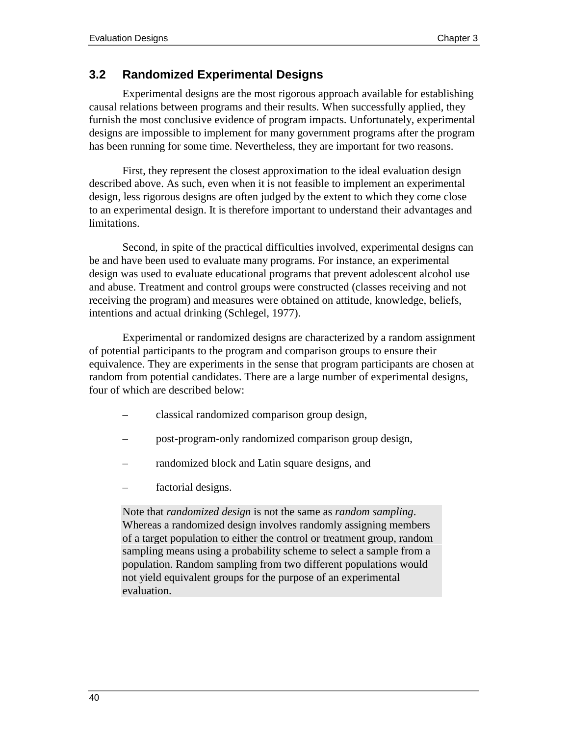## 3.2 Randomized Experimental Designs

Experimental designs are the most rigorous approach available for establishing causal relations between programs and their results. When successfully applied, they furnish the most conclusive evidence of program impacts. Unfortunately, experimental designs are impossible to implement for many government programs after the program has been running for some time. Nevertheless, they are important for two reasons.

First, they represent the closest approximation to the ideal evaluation design described above. As such, even when it is not feasible to implement an experimental design, less rigorous designs are often judged by the extent to which they come close to an experimental design. It is therefore important to understand their advantages and limitations.

Second, in spite of the practical difficulties involved, experimental designs can be and have been used to evaluate many programs. For instance, an experimental design was used to evaluate educational programs that prevent adolescent alcohol use and abuse. Treatment and control groups were constructed (classes receiving and not receiving the program) and measures were obtained on attitude, knowledge, beliefs, intentions and actual drinking (Schlegel, 1977).

Experimental or randomized designs are characterized by a random assignment of potential participants to the program and comparison groups to ensure their equivalence. They are experiments in the sense that program participants are chosen at random from potential candidates. There are a large number of experimental designs, four of which are described below:

- classical randomized comparison group design,
- post-program-only randomized comparison group design,
- randomized block and Latin square designs, and
- factorial designs.

> Note that *randomized design* is not the same as *random sampling*. Whereas a randomized design involves randomly assigning members of a target population to either the control or treatment group, random sampling means using a probability scheme to select a sample from a population. Random sampling from two different populations would not yield equivalent groups for the purpose of an experimental evaluation.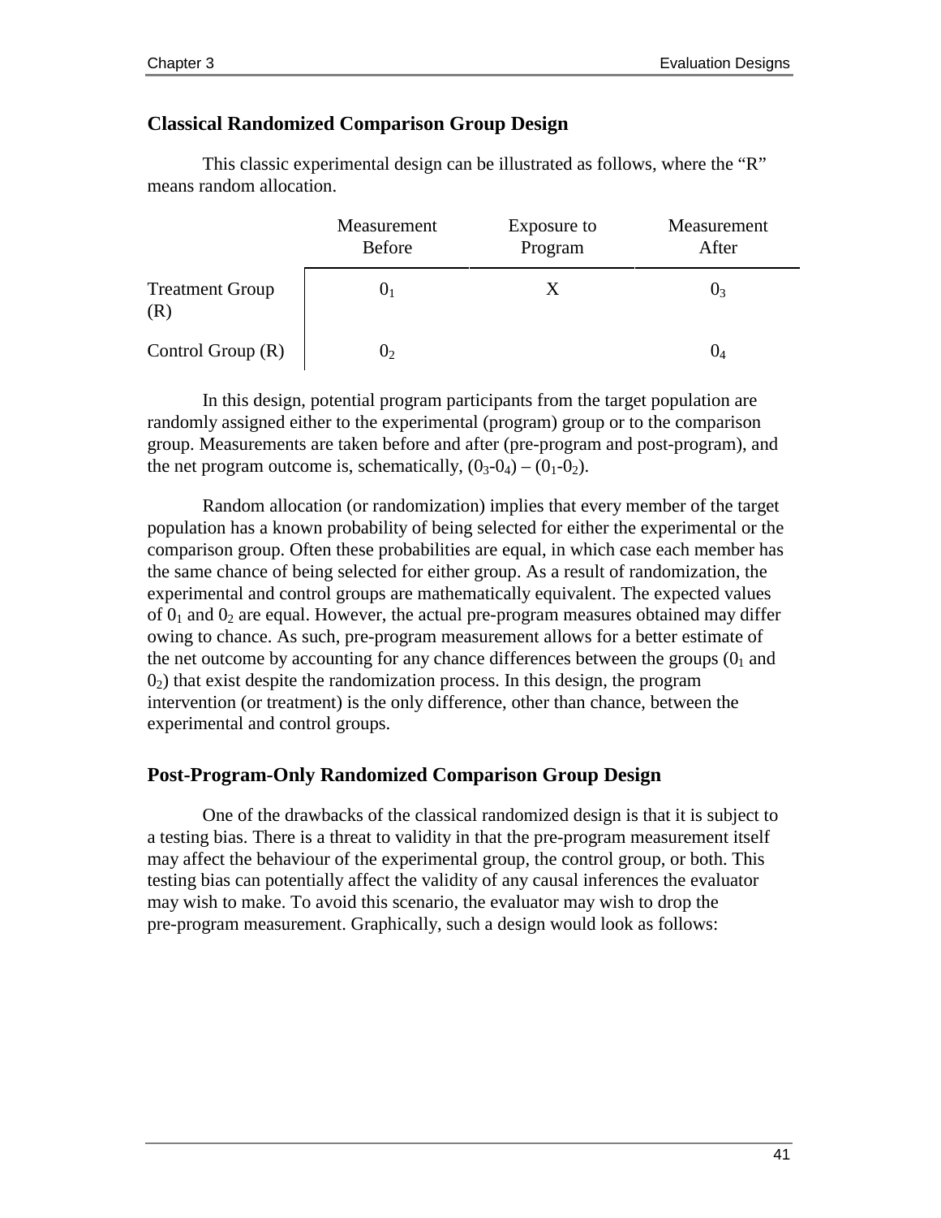### Classical Randomized Comparison Group Design

This classic experimental design can be illustrated as follows, where the "R" means random allocation.

| | Measurement Before | Exposure to Program | Measurement After |
|---|---|---|---|
| Treatment Group (R) | $0_1$ | X | $0_3$ |
| Control Group (R) | $0_2$ | | $0_4$ |

In this design, potential program participants from the target population are randomly assigned either to the experimental (program) group or to the comparison group. Measurements are taken before and after (pre-program and post-program), and the net program outcome is, schematically, $(0_3\text{-}0_4) – (0_1\text{-}0_2)$.

Random allocation (or randomization) implies that every member of the target population has a known probability of being selected for either the experimental or the comparison group. Often these probabilities are equal, in which case each member has the same chance of being selected for either group. As a result of randomization, the experimental and control groups are mathematically equivalent. The expected values of $0_1$ and $0_2$ are equal. However, the actual pre-program measures obtained may differ owing to chance. As such, pre-program measurement allows for a better estimate of the net outcome by accounting for any chance differences between the groups ($0_1$ and $0_2$) that exist despite the randomization process. In this design, the program intervention (or treatment) is the only difference, other than chance, between the experimental and control groups.

### Post-Program-Only Randomized Comparison Group Design

One of the drawbacks of the classical randomized design is that it is subject to a testing bias. There is a threat to validity in that the pre-program measurement itself may affect the behaviour of the experimental group, the control group, or both. This testing bias can potentially affect the validity of any causal inferences the evaluator may wish to make. To avoid this scenario, the evaluator may wish to drop the pre-program measurement. Graphically, such a design would look as follows: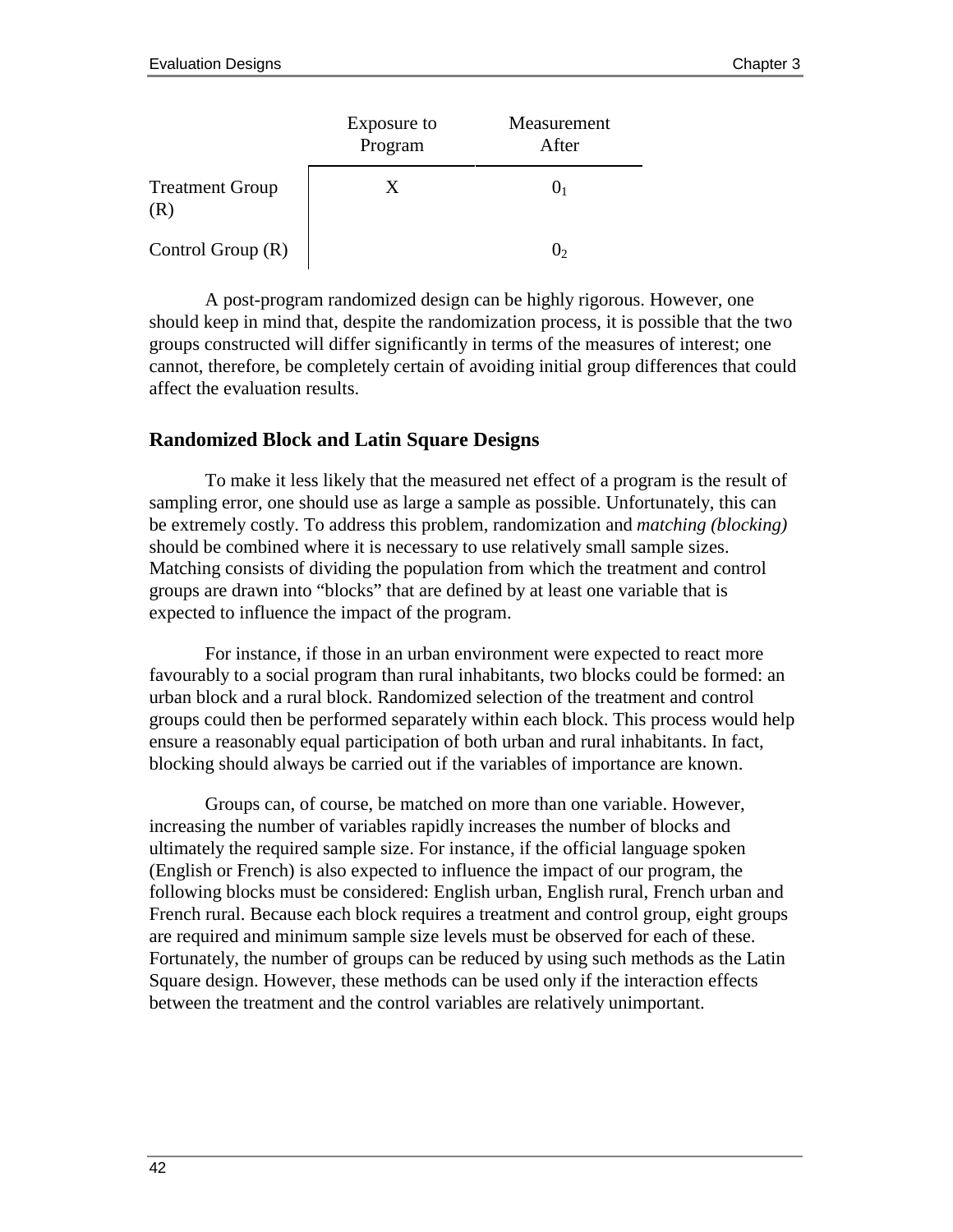|  | Exposure to Program | Measurement After |
| --- | --- | --- |
| Treatment Group (R) | X | $0_1$ |
| Control Group (R) |  | $0_2$ |

A post-program randomized design can be highly rigorous. However, one should keep in mind that, despite the randomization process, it is possible that the two groups constructed will differ significantly in terms of the measures of interest; one cannot, therefore, be completely certain of avoiding initial group differences that could affect the evaluation results.

### Randomized Block and Latin Square Designs

To make it less likely that the measured net effect of a program is the result of sampling error, one should use as large a sample as possible. Unfortunately, this can be extremely costly. To address this problem, randomization and *matching (blocking)* should be combined where it is necessary to use relatively small sample sizes. Matching consists of dividing the population from which the treatment and control groups are drawn into "blocks" that are defined by at least one variable that is expected to influence the impact of the program.

For instance, if those in an urban environment were expected to react more favourably to a social program than rural inhabitants, two blocks could be formed: an urban block and a rural block. Randomized selection of the treatment and control groups could then be performed separately within each block. This process would help ensure a reasonably equal participation of both urban and rural inhabitants. In fact, blocking should always be carried out if the variables of importance are known.

Groups can, of course, be matched on more than one variable. However, increasing the number of variables rapidly increases the number of blocks and ultimately the required sample size. For instance, if the official language spoken (English or French) is also expected to influence the impact of our program, the following blocks must be considered: English urban, English rural, French urban and French rural. Because each block requires a treatment and control group, eight groups are required and minimum sample size levels must be observed for each of these. Fortunately, the number of groups can be reduced by using such methods as the Latin Square design. However, these methods can be used only if the interaction effects between the treatment and the control variables are relatively unimportant.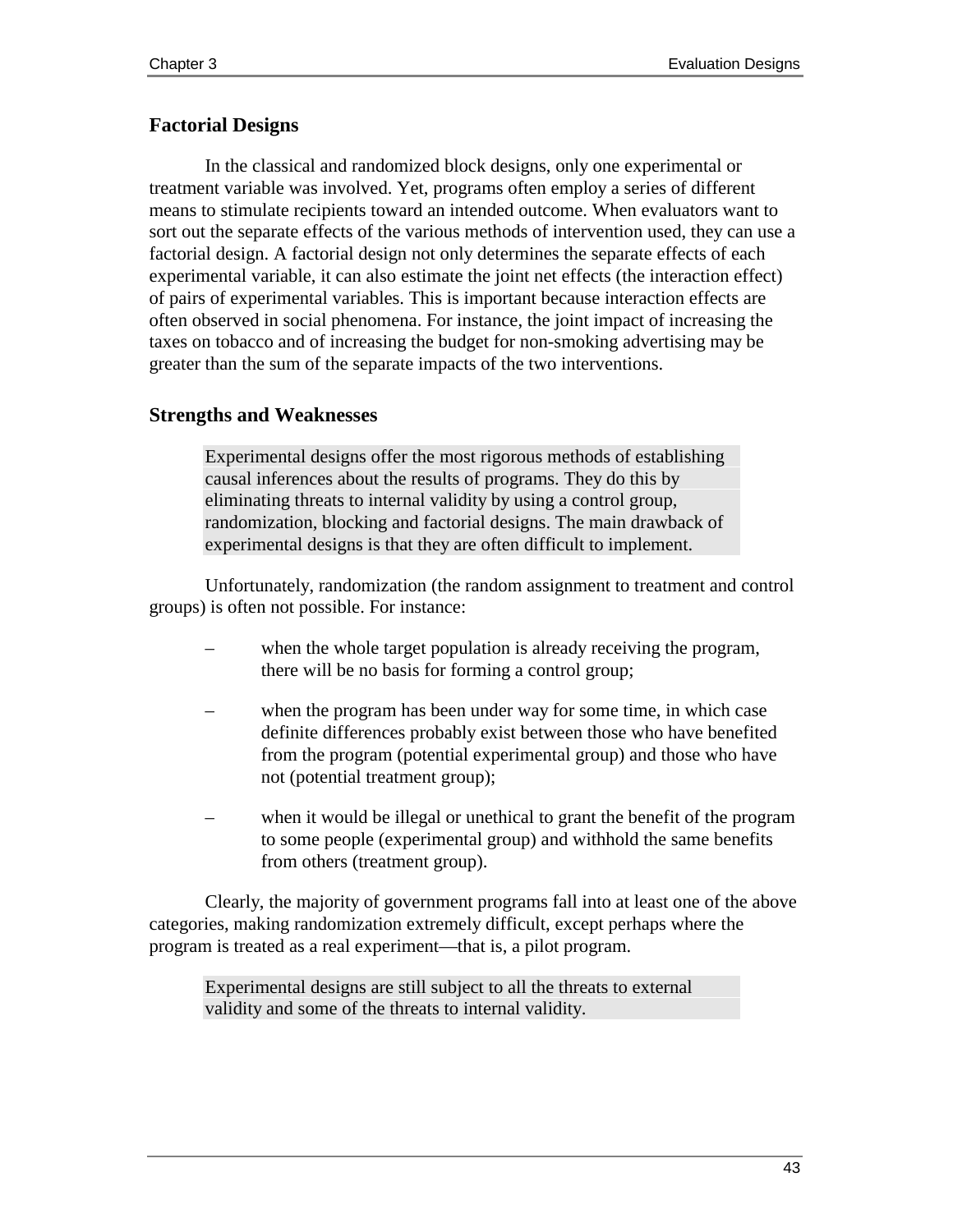### Factorial Designs

In the classical and randomized block designs, only one experimental or treatment variable was involved. Yet, programs often employ a series of different means to stimulate recipients toward an intended outcome. When evaluators want to sort out the separate effects of the various methods of intervention used, they can use a factorial design. A factorial design not only determines the separate effects of each experimental variable, it can also estimate the joint net effects (the interaction effect) of pairs of experimental variables. This is important because interaction effects are often observed in social phenomena. For instance, the joint impact of increasing the taxes on tobacco and of increasing the budget for non-smoking advertising may be greater than the sum of the separate impacts of the two interventions.

### Strengths and Weaknesses

> Experimental designs offer the most rigorous methods of establishing causal inferences about the results of programs. They do this by eliminating threats to internal validity by using a control group, randomization, blocking and factorial designs. The main drawback of experimental designs is that they are often difficult to implement.

Unfortunately, randomization (the random assignment to treatment and control groups) is often not possible. For instance:

- when the whole target population is already receiving the program, there will be no basis for forming a control group;
- when the program has been under way for some time, in which case definite differences probably exist between those who have benefited from the program (potential experimental group) and those who have not (potential treatment group);
- when it would be illegal or unethical to grant the benefit of the program to some people (experimental group) and withhold the same benefits from others (treatment group).

Clearly, the majority of government programs fall into at least one of the above categories, making randomization extremely difficult, except perhaps where the program is treated as a real experiment—that is, a pilot program.

> Experimental designs are still subject to all the threats to external validity and some of the threats to internal validity.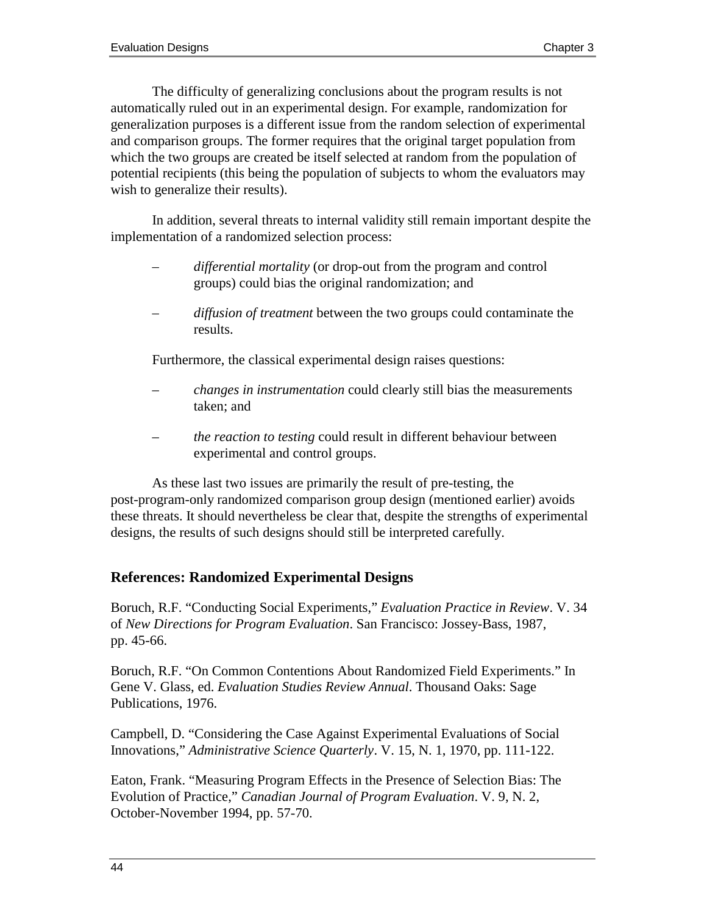The difficulty of generalizing conclusions about the program results is not automatically ruled out in an experimental design. For example, randomization for generalization purposes is a different issue from the random selection of experimental and comparison groups. The former requires that the original target population from which the two groups are created be itself selected at random from the population of potential recipients (this being the population of subjects to whom the evaluators may wish to generalize their results).

In addition, several threats to internal validity still remain important despite the implementation of a randomized selection process:

– *differential mortality* (or drop-out from the program and control groups) could bias the original randomization; and

– *diffusion of treatment* between the two groups could contaminate the results.

Furthermore, the classical experimental design raises questions:

– *changes in instrumentation* could clearly still bias the measurements taken; and

– *the reaction to testing* could result in different behaviour between experimental and control groups.

As these last two issues are primarily the result of pre-testing, the post-program-only randomized comparison group design (mentioned earlier) avoids these threats. It should nevertheless be clear that, despite the strengths of experimental designs, the results of such designs should still be interpreted carefully.

### References: Randomized Experimental Designs

Boruch, R.F. "Conducting Social Experiments," *Evaluation Practice in Review*. V. 34 of *New Directions for Program Evaluation*. San Francisco: Jossey-Bass, 1987, pp. 45-66.

Boruch, R.F. "On Common Contentions About Randomized Field Experiments." In Gene V. Glass, ed. *Evaluation Studies Review Annual*. Thousand Oaks: Sage Publications, 1976.

Campbell, D. "Considering the Case Against Experimental Evaluations of Social Innovations," *Administrative Science Quarterly*. V. 15, N. 1, 1970, pp. 111-122.

Eaton, Frank. "Measuring Program Effects in the Presence of Selection Bias: The Evolution of Practice," *Canadian Journal of Program Evaluation*. V. 9, N. 2, October-November 1994, pp. 57-70.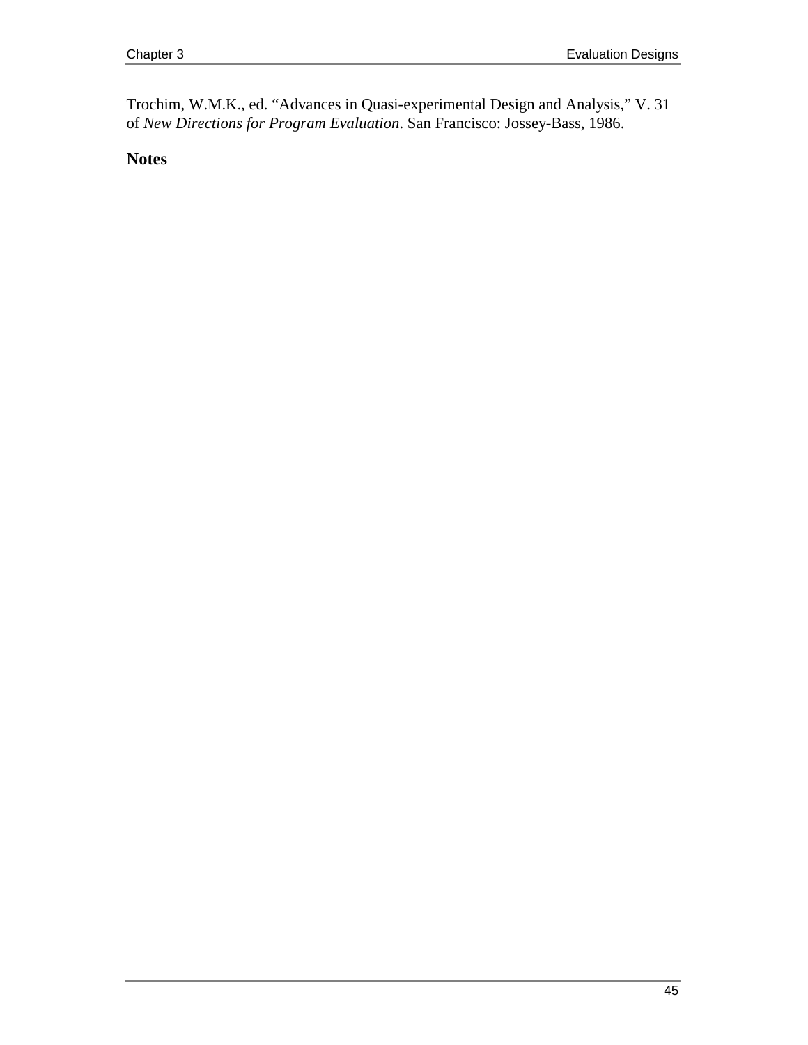Trochim, W.M.K., ed. “Advances in Quasi-experimental Design and Analysis,” V. 31 of *New Directions for Program Evaluation*. San Francisco: Jossey-Bass, 1986.

## Notes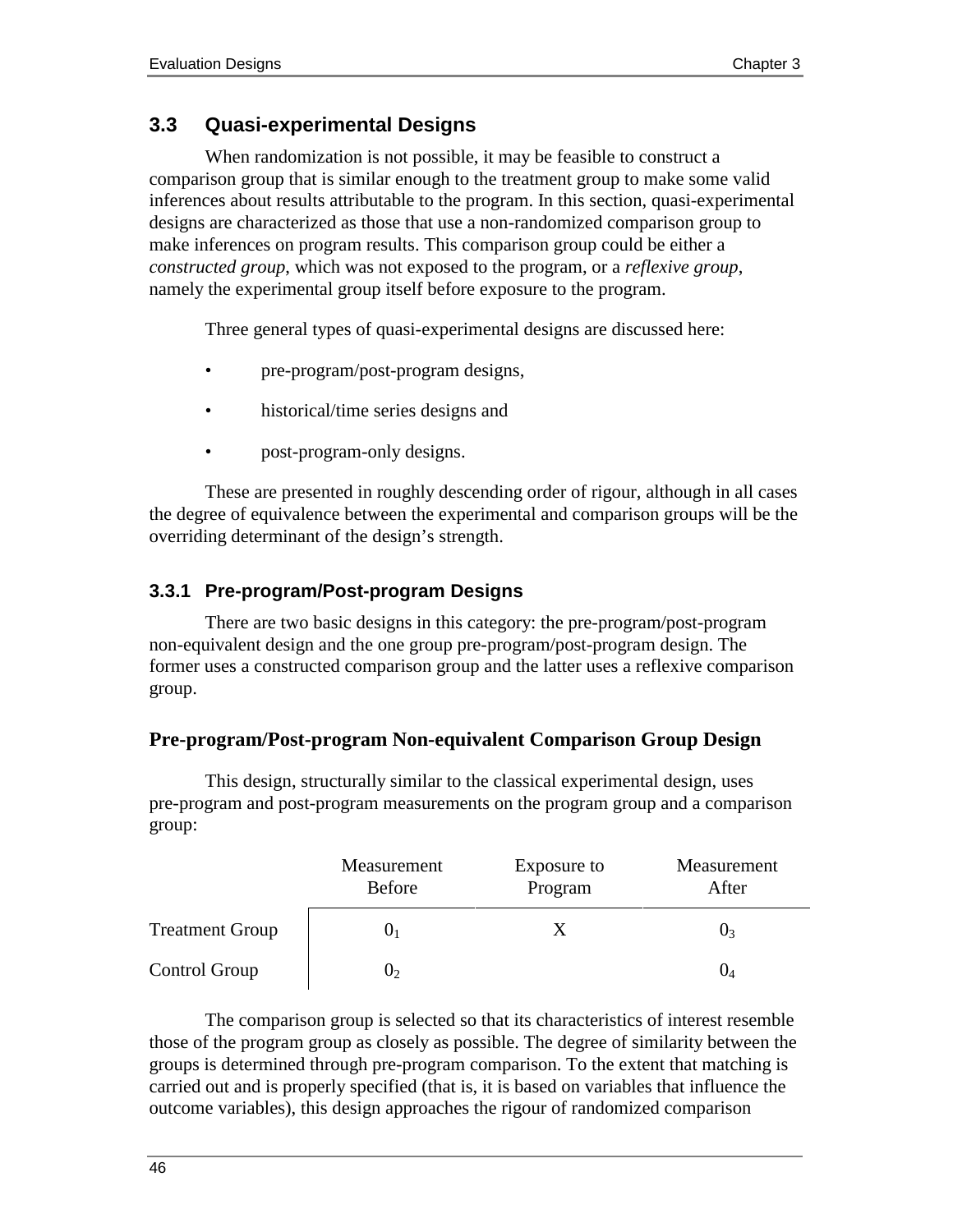## 3.3 Quasi-experimental Designs

When randomization is not possible, it may be feasible to construct a comparison group that is similar enough to the treatment group to make some valid inferences about results attributable to the program. In this section, quasi-experimental designs are characterized as those that use a non-randomized comparison group to make inferences on program results. This comparison group could be either a *constructed group*, which was not exposed to the program, or a *reflexive group*, namely the experimental group itself before exposure to the program.

Three general types of quasi-experimental designs are discussed here:

- pre-program/post-program designs,
- historical/time series designs and
- post-program-only designs.

These are presented in roughly descending order of rigour, although in all cases the degree of equivalence between the experimental and comparison groups will be the overriding determinant of the design's strength.

### 3.3.1 Pre-program/Post-program Designs

There are two basic designs in this category: the pre-program/post-program non-equivalent design and the one group pre-program/post-program design. The former uses a constructed comparison group and the latter uses a reflexive comparison group.

#### Pre-program/Post-program Non-equivalent Comparison Group Design

This design, structurally similar to the classical experimental design, uses pre-program and post-program measurements on the program group and a comparison group:

| | Measurement Before | Exposure to Program | Measurement After |
|---|---|---|---|
| Treatment Group | $0_1$ | X | $0_3$ |
| Control Group | $0_2$ | | $0_4$ |

The comparison group is selected so that its characteristics of interest resemble those of the program group as closely as possible. The degree of similarity between the groups is determined through pre-program comparison. To the extent that matching is carried out and is properly specified (that is, it is based on variables that influence the outcome variables), this design approaches the rigour of randomized comparison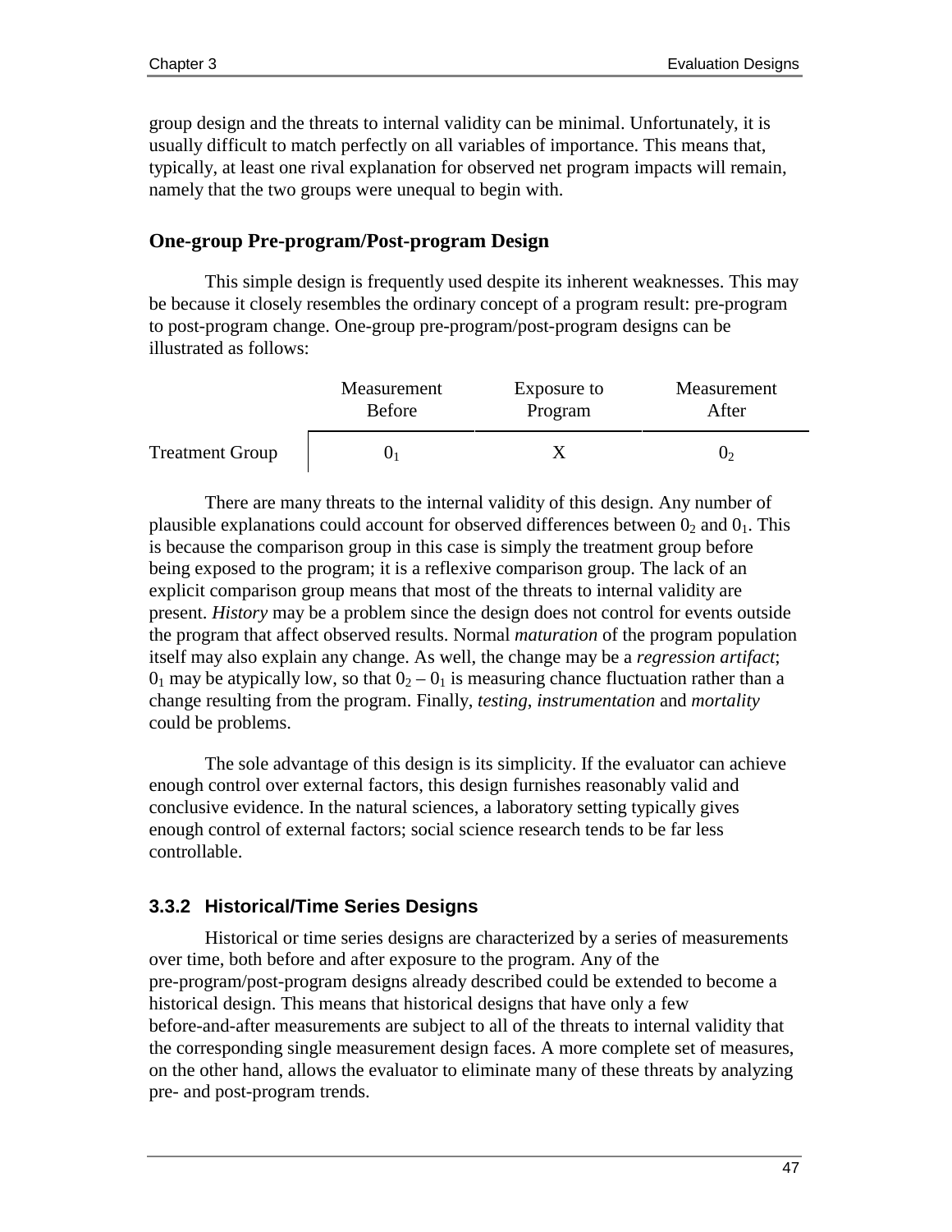group design and the threats to internal validity can be minimal. Unfortunately, it is usually difficult to match perfectly on all variables of importance. This means that, typically, at least one rival explanation for observed net program impacts will remain, namely that the two groups were unequal to begin with.

### One-group Pre-program/Post-program Design

This simple design is frequently used despite its inherent weaknesses. This may be because it closely resembles the ordinary concept of a program result: pre-program to post-program change. One-group pre-program/post-program designs can be illustrated as follows:

| | Measurement Before | Exposure to Program | Measurement After |
|---|---|---|---|
| Treatment Group | $0_1$ | X | $0_2$ |

There are many threats to the internal validity of this design. Any number of plausible explanations could account for observed differences between $0_2$ and $0_1$. This is because the comparison group in this case is simply the treatment group before being exposed to the program; it is a reflexive comparison group. The lack of an explicit comparison group means that most of the threats to internal validity are present. *History* may be a problem since the design does not control for events outside the program that affect observed results. Normal *maturation* of the program population itself may also explain any change. As well, the change may be a *regression artifact*; $0_1$ may be atypically low, so that $0_2 - 0_1$ is measuring chance fluctuation rather than a change resulting from the program. Finally, *testing*, *instrumentation* and *mortality* could be problems.

The sole advantage of this design is its simplicity. If the evaluator can achieve enough control over external factors, this design furnishes reasonably valid and conclusive evidence. In the natural sciences, a laboratory setting typically gives enough control of external factors; social science research tends to be far less controllable.

### 3.3.2 Historical/Time Series Designs

Historical or time series designs are characterized by a series of measurements over time, both before and after exposure to the program. Any of the pre-program/post-program designs already described could be extended to become a historical design. This means that historical designs that have only a few before-and-after measurements are subject to all of the threats to internal validity that the corresponding single measurement design faces. A more complete set of measures, on the other hand, allows the evaluator to eliminate many of these threats by analyzing pre- and post-program trends.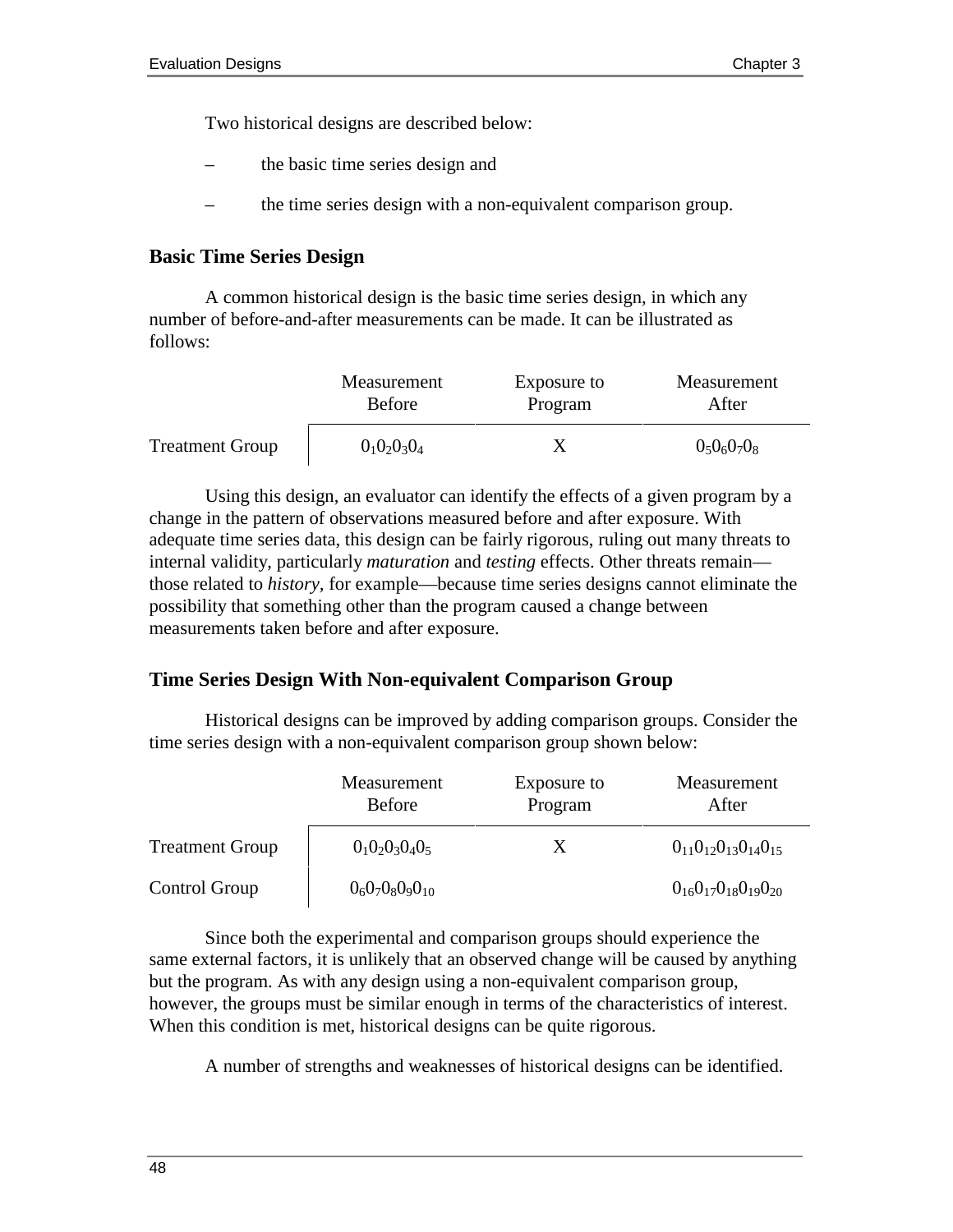Two historical designs are described below:

– the basic time series design and

– the time series design with a non-equivalent comparison group.

### Basic Time Series Design

A common historical design is the basic time series design, in which any number of before-and-after measurements can be made. It can be illustrated as follows:

| | Measurement Before | Exposure to Program | Measurement After |
|---|---|---|---|
| Treatment Group | $0_1 0_2 0_3 0_4$ | X | $0_5 0_6 0_7 0_8$ |

Using this design, an evaluator can identify the effects of a given program by a change in the pattern of observations measured before and after exposure. With adequate time series data, this design can be fairly rigorous, ruling out many threats to internal validity, particularly *maturation* and *testing* effects. Other threats remain—those related to *history*, for example—because time series designs cannot eliminate the possibility that something other than the program caused a change between measurements taken before and after exposure.

### Time Series Design With Non-equivalent Comparison Group

Historical designs can be improved by adding comparison groups. Consider the time series design with a non-equivalent comparison group shown below:

| | Measurement Before | Exposure to Program | Measurement After |
|---|---|---|---|
| Treatment Group | $0_1 0_2 0_3 0_4 0_5$ | X | $0_{11} 0_{12} 0_{13} 0_{14} 0_{15}$ |
| Control Group | $0_6 0_7 0_8 0_9 0_{10}$ | | $0_{16} 0_{17} 0_{18} 0_{19} 0_{20}$ |

Since both the experimental and comparison groups should experience the same external factors, it is unlikely that an observed change will be caused by anything but the program. As with any design using a non-equivalent comparison group, however, the groups must be similar enough in terms of the characteristics of interest. When this condition is met, historical designs can be quite rigorous.

A number of strengths and weaknesses of historical designs can be identified.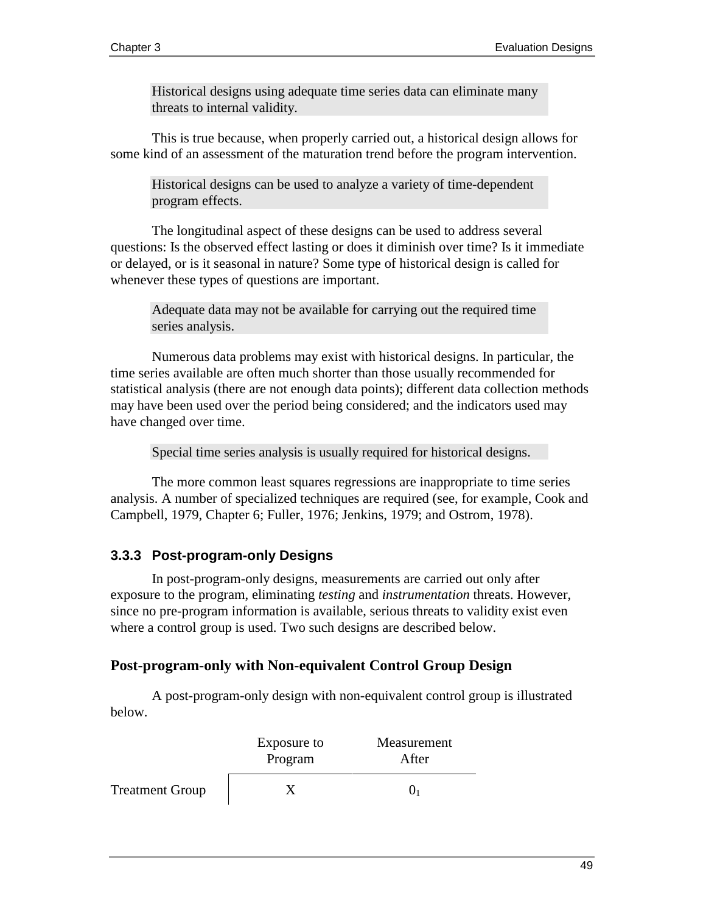> Historical designs using adequate time series data can eliminate many threats to internal validity.

This is true because, when properly carried out, a historical design allows for some kind of an assessment of the maturation trend before the program intervention.

> Historical designs can be used to analyze a variety of time-dependent program effects.

The longitudinal aspect of these designs can be used to address several questions: Is the observed effect lasting or does it diminish over time? Is it immediate or delayed, or is it seasonal in nature? Some type of historical design is called for whenever these types of questions are important.

> Adequate data may not be available for carrying out the required time series analysis.

Numerous data problems may exist with historical designs. In particular, the time series available are often much shorter than those usually recommended for statistical analysis (there are not enough data points); different data collection methods may have been used over the period being considered; and the indicators used may have changed over time.

> Special time series analysis is usually required for historical designs.

The more common least squares regressions are inappropriate to time series analysis. A number of specialized techniques are required (see, for example, Cook and Campbell, 1979, Chapter 6; Fuller, 1976; Jenkins, 1979; and Ostrom, 1978).

### 3.3.3 Post-program-only Designs

In post-program-only designs, measurements are carried out only after exposure to the program, eliminating *testing* and *instrumentation* threats. However, since no pre-program information is available, serious threats to validity exist even where a control group is used. Two such designs are described below.

#### Post-program-only with Non-equivalent Control Group Design

A post-program-only design with non-equivalent control group is illustrated below.

| | Exposure to Program | Measurement After |
|---|---|---|
| Treatment Group | X | $0_1$ |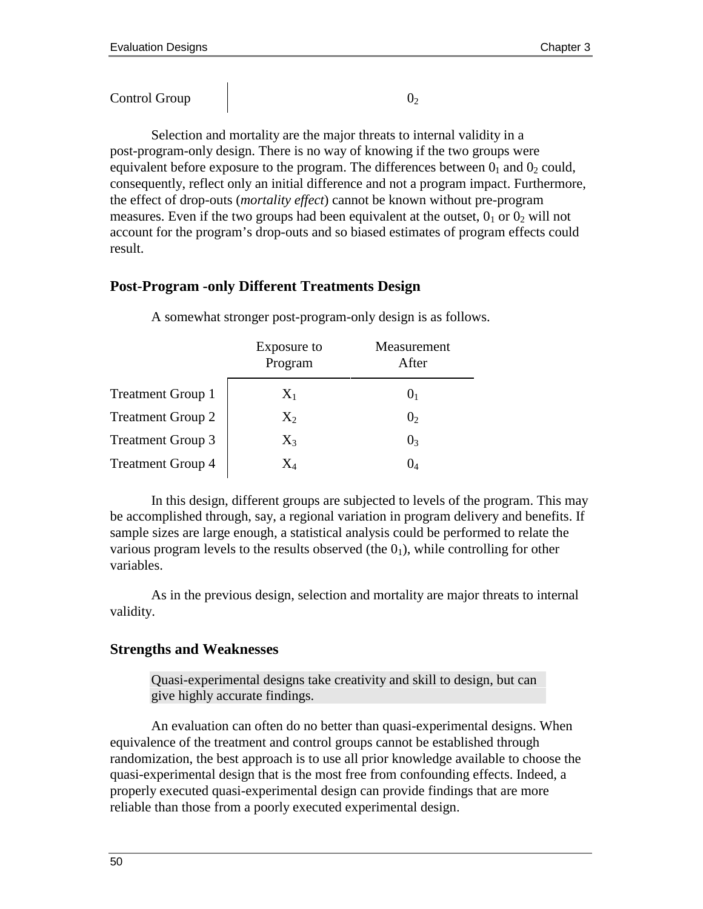| | | |
|---|---|---|
| Control Group | | $0_2$ |

Selection and mortality are the major threats to internal validity in a post-program-only design. There is no way of knowing if the two groups were equivalent before exposure to the program. The differences between $0_1$ and $0_2$ could, consequently, reflect only an initial difference and not a program impact. Furthermore, the effect of drop-outs (*mortality effect*) cannot be known without pre-program measures. Even if the two groups had been equivalent at the outset, $0_1$ or $0_2$ will not account for the program's drop-outs and so biased estimates of program effects could result.

### Post-Program -only Different Treatments Design

A somewhat stronger post-program-only design is as follows.

| | Exposure to Program | Measurement After |
|---|---|---|
| Treatment Group 1 | $X_1$ | $0_1$ |
| Treatment Group 2 | $X_2$ | $0_2$ |
| Treatment Group 3 | $X_3$ | $0_3$ |
| Treatment Group 4 | $X_4$ | $0_4$ |

In this design, different groups are subjected to levels of the program. This may be accomplished through, say, a regional variation in program delivery and benefits. If sample sizes are large enough, a statistical analysis could be performed to relate the various program levels to the results observed (the $0_1$), while controlling for other variables.

As in the previous design, selection and mortality are major threats to internal validity.

### Strengths and Weaknesses

> Quasi-experimental designs take creativity and skill to design, but can give highly accurate findings.

An evaluation can often do no better than quasi-experimental designs. When equivalence of the treatment and control groups cannot be established through randomization, the best approach is to use all prior knowledge available to choose the quasi-experimental design that is the most free from confounding effects. Indeed, a properly executed quasi-experimental design can provide findings that are more reliable than those from a poorly executed experimental design.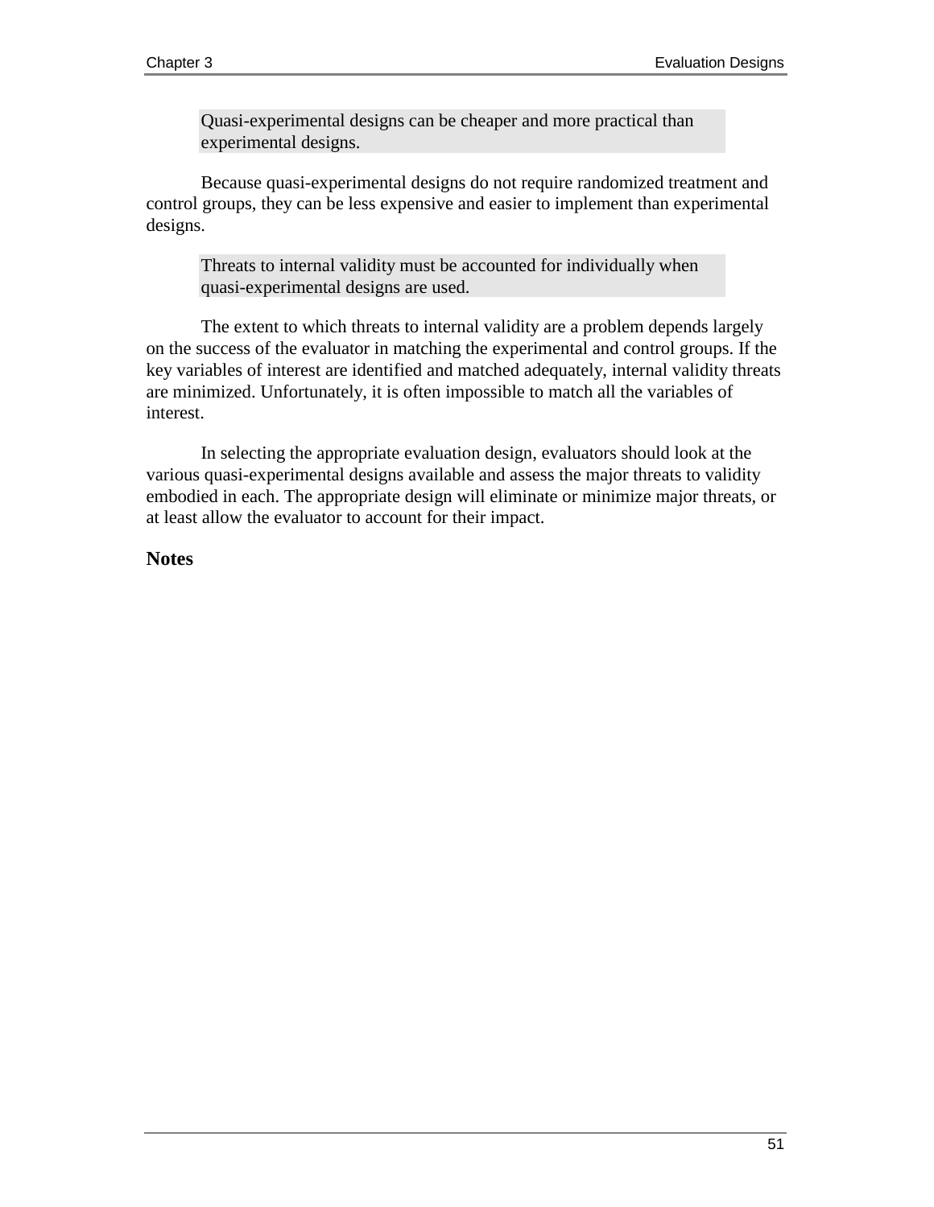Quasi-experimental designs can be cheaper and more practical than experimental designs.

Because quasi-experimental designs do not require randomized treatment and control groups, they can be less expensive and easier to implement than experimental designs.

Threats to internal validity must be accounted for individually when quasi-experimental designs are used.

The extent to which threats to internal validity are a problem depends largely on the success of the evaluator in matching the experimental and control groups. If the key variables of interest are identified and matched adequately, internal validity threats are minimized. Unfortunately, it is often impossible to match all the variables of interest.

In selecting the appropriate evaluation design, evaluators should look at the various quasi-experimental designs available and assess the major threats to validity embodied in each. The appropriate design will eliminate or minimize major threats, or at least allow the evaluator to account for their impact.

**Notes**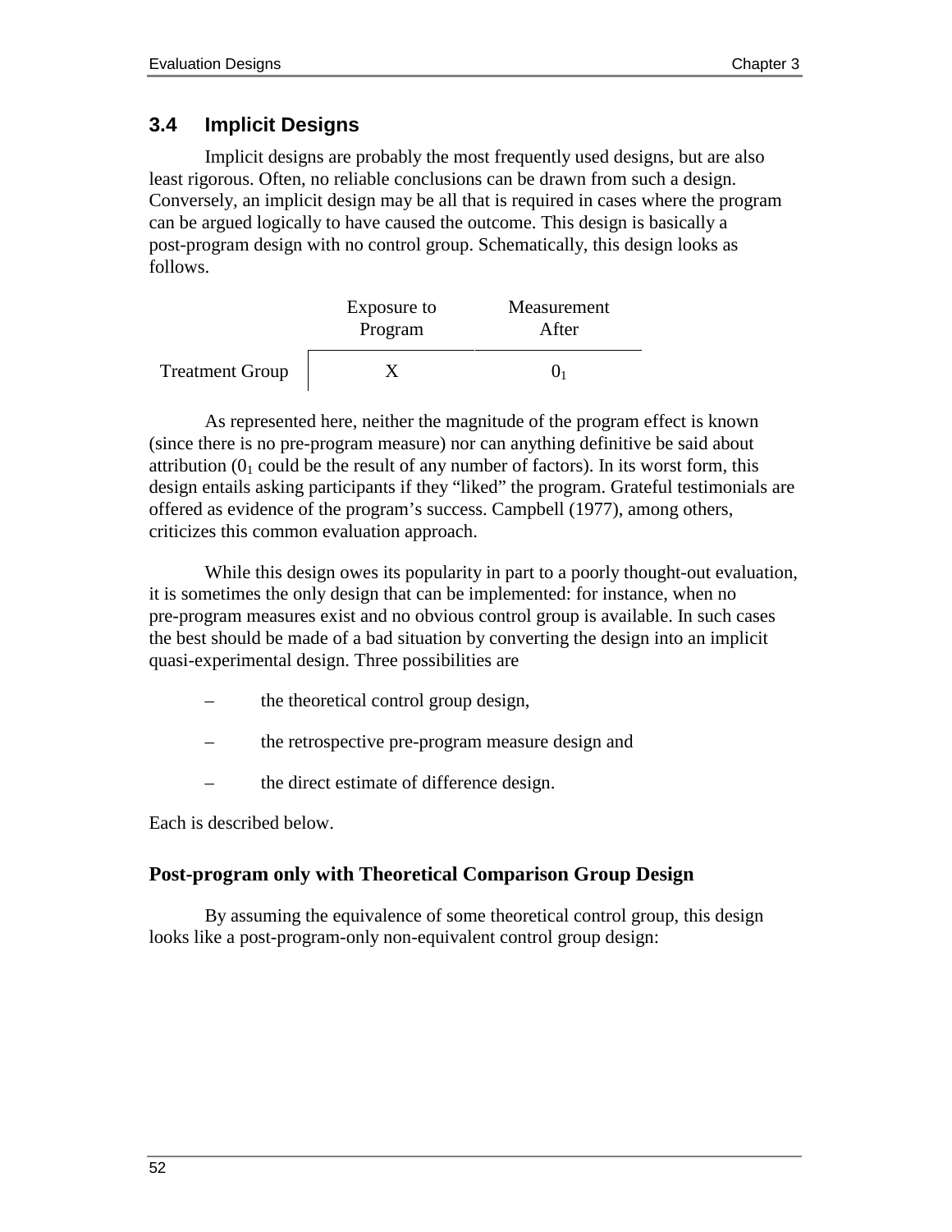## 3.4 Implicit Designs

Implicit designs are probably the most frequently used designs, but are also least rigorous. Often, no reliable conclusions can be drawn from such a design. Conversely, an implicit design may be all that is required in cases where the program can be argued logically to have caused the outcome. This design is basically a post-program design with no control group. Schematically, this design looks as follows.

| | Exposure to Program | Measurement After |
|---|---|---|
| Treatment Group | X | $0_1$ |

As represented here, neither the magnitude of the program effect is known (since there is no pre-program measure) nor can anything definitive be said about attribution ($0_1$ could be the result of any number of factors). In its worst form, this design entails asking participants if they "liked" the program. Grateful testimonials are offered as evidence of the program's success. Campbell (1977), among others, criticizes this common evaluation approach.

While this design owes its popularity in part to a poorly thought-out evaluation, it is sometimes the only design that can be implemented: for instance, when no pre-program measures exist and no obvious control group is available. In such cases the best should be made of a bad situation by converting the design into an implicit quasi-experimental design. Three possibilities are

- the theoretical control group design,
- the retrospective pre-program measure design and
- the direct estimate of difference design.

Each is described below.

### Post-program only with Theoretical Comparison Group Design

By assuming the equivalence of some theoretical control group, this design looks like a post-program-only non-equivalent control group design: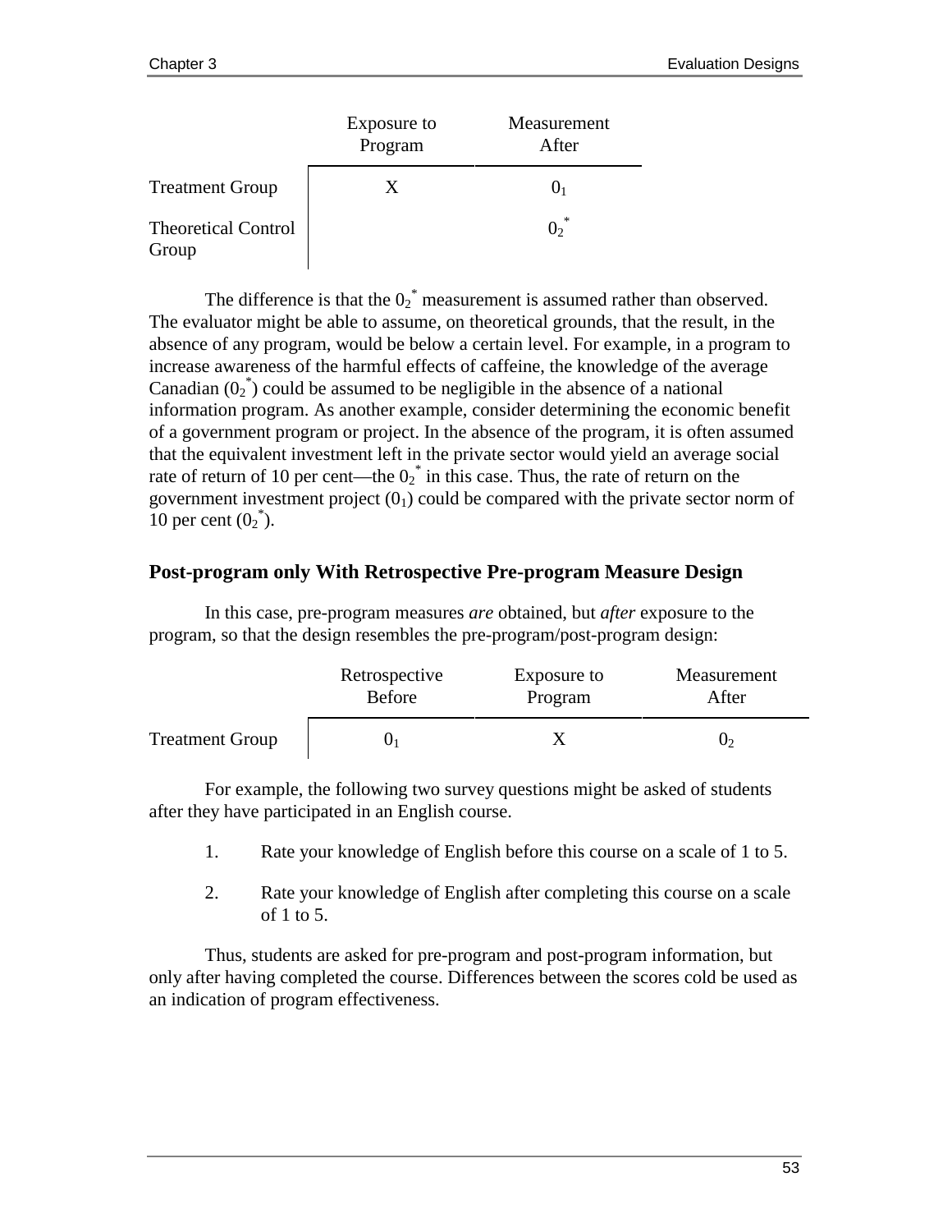| | Exposure to Program | Measurement After |
|---|---|---|
| Treatment Group | X | $0_1$ |
| Theoretical Control Group | | $0_2^*$ |

The difference is that the $0_2^*$ measurement is assumed rather than observed. The evaluator might be able to assume, on theoretical grounds, that the result, in the absence of any program, would be below a certain level. For example, in a program to increase awareness of the harmful effects of caffeine, the knowledge of the average Canadian ($0_2^*$) could be assumed to be negligible in the absence of a national information program. As another example, consider determining the economic benefit of a government program or project. In the absence of the program, it is often assumed that the equivalent investment left in the private sector would yield an average social rate of return of 10 per cent—the $0_2^*$ in this case. Thus, the rate of return on the government investment project ($0_1$) could be compared with the private sector norm of 10 per cent ($0_2^*$).

### Post-program only With Retrospective Pre-program Measure Design

In this case, pre-program measures *are* obtained, but *after* exposure to the program, so that the design resembles the pre-program/post-program design:

| | Retrospective Before | Exposure to Program | Measurement After |
|---|---|---|---|
| Treatment Group | $0_1$ | X | $0_2$ |

For example, the following two survey questions might be asked of students after they have participated in an English course.

1. Rate your knowledge of English before this course on a scale of 1 to 5.
2. Rate your knowledge of English after completing this course on a scale of 1 to 5.

Thus, students are asked for pre-program and post-program information, but only after having completed the course. Differences between the scores cold be used as an indication of program effectiveness.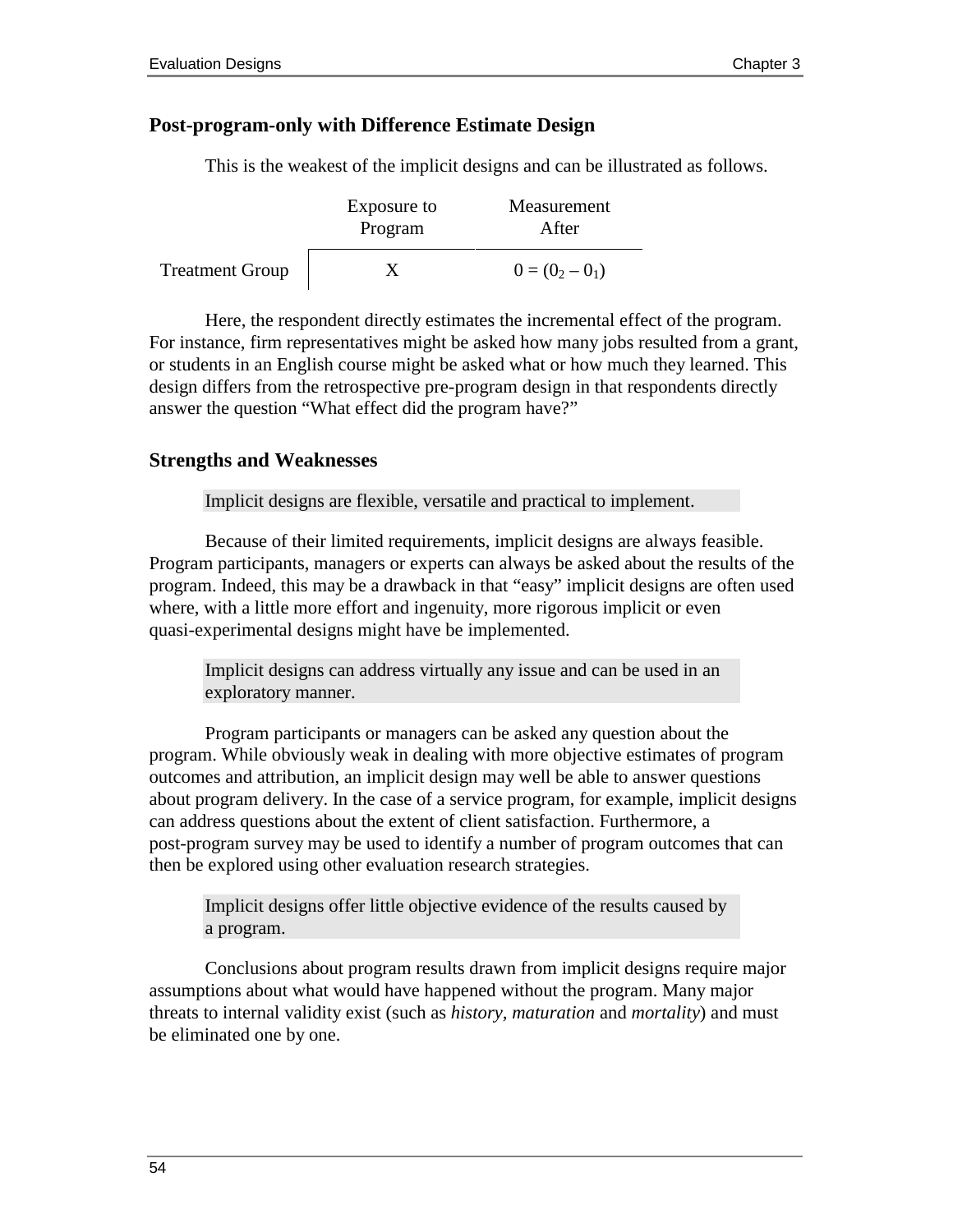## Post-program-only with Difference Estimate Design

This is the weakest of the implicit designs and can be illustrated as follows.

| | Exposure to Program | Measurement After |
|---|---|---|
| Treatment Group | X | $0 = (0_2 - 0_1)$ |

Here, the respondent directly estimates the incremental effect of the program. For instance, firm representatives might be asked how many jobs resulted from a grant, or students in an English course might be asked what or how much they learned. This design differs from the retrospective pre-program design in that respondents directly answer the question "What effect did the program have?"

## Strengths and Weaknesses

> Implicit designs are flexible, versatile and practical to implement.

Because of their limited requirements, implicit designs are always feasible. Program participants, managers or experts can always be asked about the results of the program. Indeed, this may be a drawback in that "easy" implicit designs are often used where, with a little more effort and ingenuity, more rigorous implicit or even quasi-experimental designs might have be implemented.

> Implicit designs can address virtually any issue and can be used in an exploratory manner.

Program participants or managers can be asked any question about the program. While obviously weak in dealing with more objective estimates of program outcomes and attribution, an implicit design may well be able to answer questions about program delivery. In the case of a service program, for example, implicit designs can address questions about the extent of client satisfaction. Furthermore, a post-program survey may be used to identify a number of program outcomes that can then be explored using other evaluation research strategies.

> Implicit designs offer little objective evidence of the results caused by a program.

Conclusions about program results drawn from implicit designs require major assumptions about what would have happened without the program. Many major threats to internal validity exist (such as *history*, *maturation* and *mortality*) and must be eliminated one by one.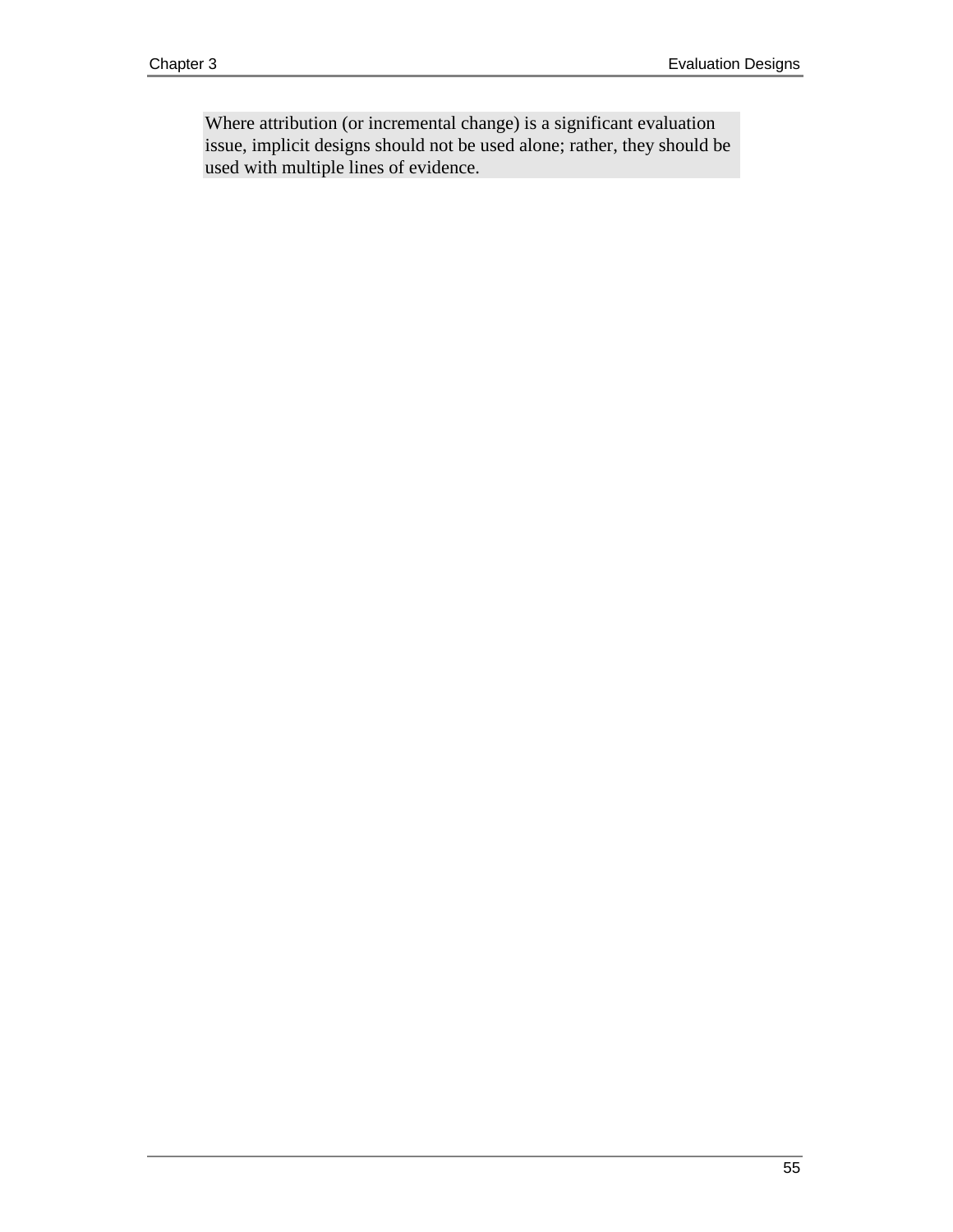Where attribution (or incremental change) is a significant evaluation issue, implicit designs should not be used alone; rather, they should be used with multiple lines of evidence.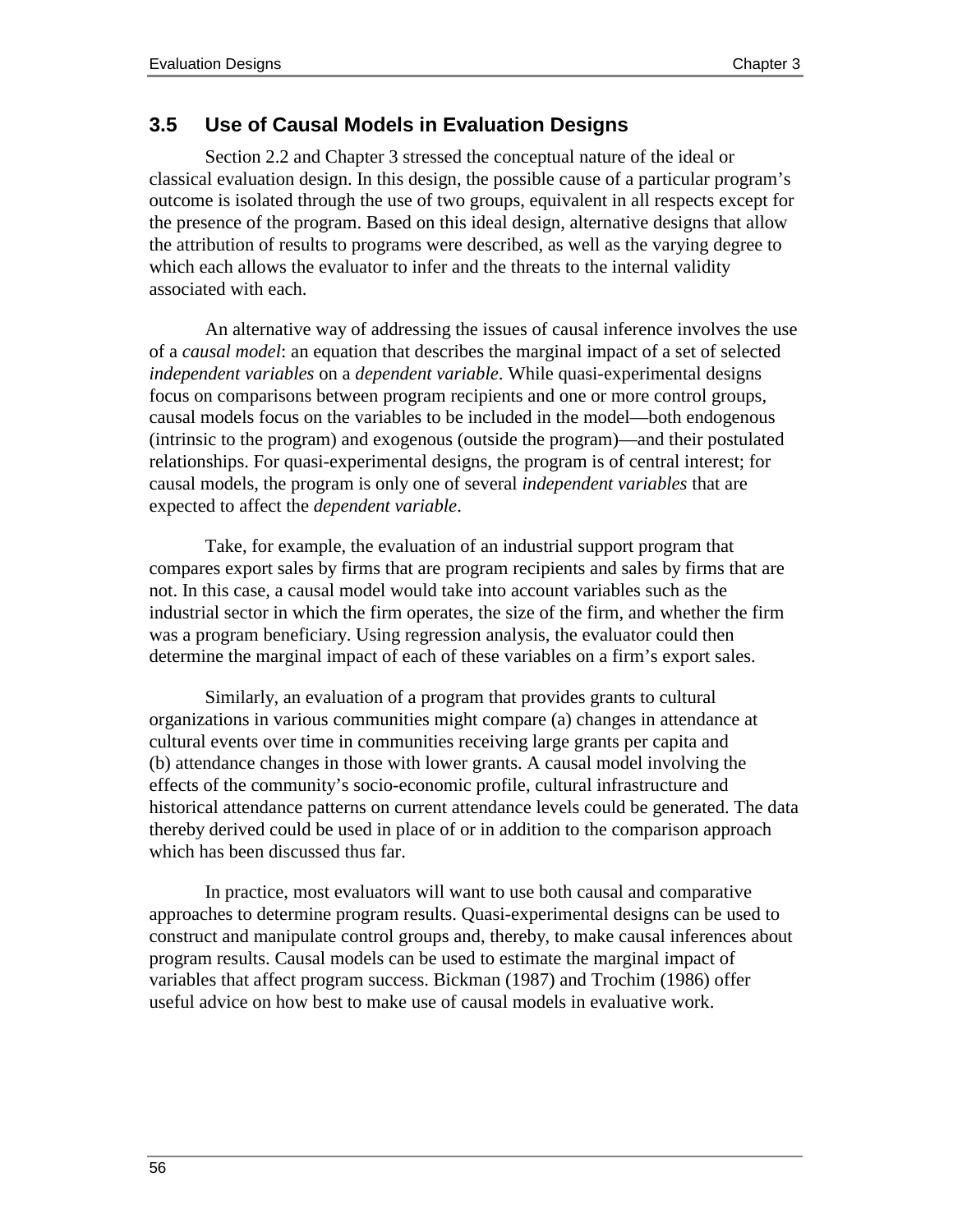## 3.5 Use of Causal Models in Evaluation Designs

Section 2.2 and Chapter 3 stressed the conceptual nature of the ideal or classical evaluation design. In this design, the possible cause of a particular program's outcome is isolated through the use of two groups, equivalent in all respects except for the presence of the program. Based on this ideal design, alternative designs that allow the attribution of results to programs were described, as well as the varying degree to which each allows the evaluator to infer and the threats to the internal validity associated with each.

An alternative way of addressing the issues of causal inference involves the use of a *causal model*: an equation that describes the marginal impact of a set of selected *independent variables* on a *dependent variable*. While quasi-experimental designs focus on comparisons between program recipients and one or more control groups, causal models focus on the variables to be included in the model—both endogenous (intrinsic to the program) and exogenous (outside the program)—and their postulated relationships. For quasi-experimental designs, the program is of central interest; for causal models, the program is only one of several *independent variables* that are expected to affect the *dependent variable*.

Take, for example, the evaluation of an industrial support program that compares export sales by firms that are program recipients and sales by firms that are not. In this case, a causal model would take into account variables such as the industrial sector in which the firm operates, the size of the firm, and whether the firm was a program beneficiary. Using regression analysis, the evaluator could then determine the marginal impact of each of these variables on a firm's export sales.

Similarly, an evaluation of a program that provides grants to cultural organizations in various communities might compare (a) changes in attendance at cultural events over time in communities receiving large grants per capita and (b) attendance changes in those with lower grants. A causal model involving the effects of the community's socio-economic profile, cultural infrastructure and historical attendance patterns on current attendance levels could be generated. The data thereby derived could be used in place of or in addition to the comparison approach which has been discussed thus far.

In practice, most evaluators will want to use both causal and comparative approaches to determine program results. Quasi-experimental designs can be used to construct and manipulate control groups and, thereby, to make causal inferences about program results. Causal models can be used to estimate the marginal impact of variables that affect program success. Bickman (1987) and Trochim (1986) offer useful advice on how best to make use of causal models in evaluative work.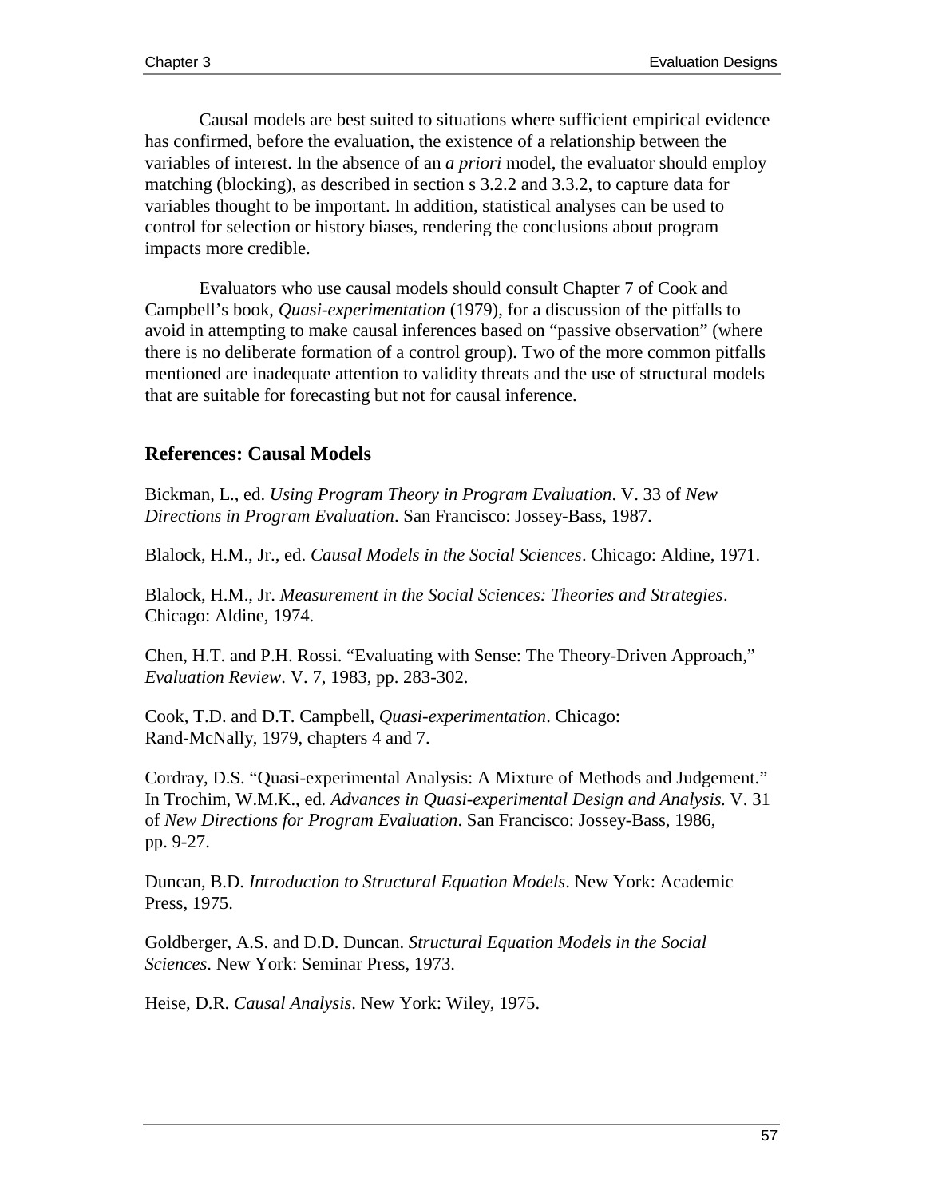Causal models are best suited to situations where sufficient empirical evidence has confirmed, before the evaluation, the existence of a relationship between the variables of interest. In the absence of an *a priori* model, the evaluator should employ matching (blocking), as described in section s 3.2.2 and 3.3.2, to capture data for variables thought to be important. In addition, statistical analyses can be used to control for selection or history biases, rendering the conclusions about program impacts more credible.

Evaluators who use causal models should consult Chapter 7 of Cook and Campbell's book, *Quasi-experimentation* (1979), for a discussion of the pitfalls to avoid in attempting to make causal inferences based on "passive observation" (where there is no deliberate formation of a control group). Two of the more common pitfalls mentioned are inadequate attention to validity threats and the use of structural models that are suitable for forecasting but not for causal inference.

### References: Causal Models

Bickman, L., ed. *Using Program Theory in Program Evaluation*. V. 33 of *New Directions in Program Evaluation*. San Francisco: Jossey-Bass, 1987.

Blalock, H.M., Jr., ed. *Causal Models in the Social Sciences*. Chicago: Aldine, 1971.

Blalock, H.M., Jr. *Measurement in the Social Sciences: Theories and Strategies*. Chicago: Aldine, 1974.

Chen, H.T. and P.H. Rossi. "Evaluating with Sense: The Theory-Driven Approach," *Evaluation Review*. V. 7, 1983, pp. 283-302.

Cook, T.D. and D.T. Campbell, *Quasi-experimentation*. Chicago: Rand-McNally, 1979, chapters 4 and 7.

Cordray, D.S. "Quasi-experimental Analysis: A Mixture of Methods and Judgement." In Trochim, W.M.K., ed. *Advances in Quasi-experimental Design and Analysis.* V. 31 of *New Directions for Program Evaluation*. San Francisco: Jossey-Bass, 1986, pp. 9-27.

Duncan, B.D. *Introduction to Structural Equation Models*. New York: Academic Press, 1975.

Goldberger, A.S. and D.D. Duncan. *Structural Equation Models in the Social Sciences*. New York: Seminar Press, 1973.

Heise, D.R. *Causal Analysis*. New York: Wiley, 1975.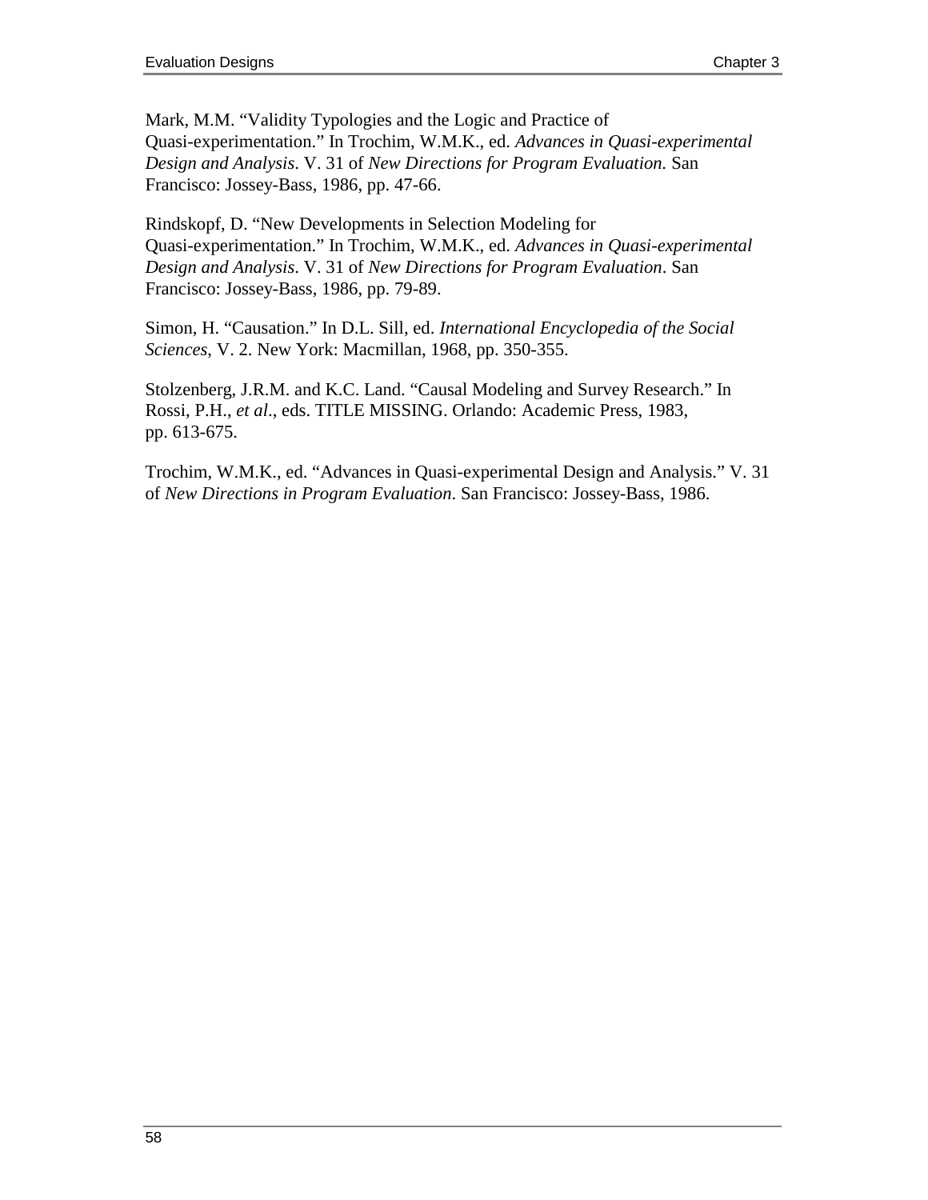Mark, M.M. “Validity Typologies and the Logic and Practice of Quasi-experimentation.” In Trochim, W.M.K., ed. *Advances in Quasi-experimental Design and Analysis*. V. 31 of *New Directions for Program Evaluation.* San Francisco: Jossey-Bass, 1986, pp. 47-66.

Rindskopf, D. “New Developments in Selection Modeling for Quasi-experimentation.” In Trochim, W.M.K., ed. *Advances in Quasi-experimental Design and Analysis*. V. 31 of *New Directions for Program Evaluation*. San Francisco: Jossey-Bass, 1986, pp. 79-89.

Simon, H. “Causation.” In D.L. Sill, ed. *International Encyclopedia of the Social Sciences*, V. 2. New York: Macmillan, 1968, pp. 350-355.

Stolzenberg, J.R.M. and K.C. Land. “Causal Modeling and Survey Research.” In Rossi, P.H., *et al*., eds. TITLE MISSING. Orlando: Academic Press, 1983, pp. 613-675.

Trochim, W.M.K., ed. “Advances in Quasi-experimental Design and Analysis.” V. 31 of *New Directions in Program Evaluation*. San Francisco: Jossey-Bass, 1986.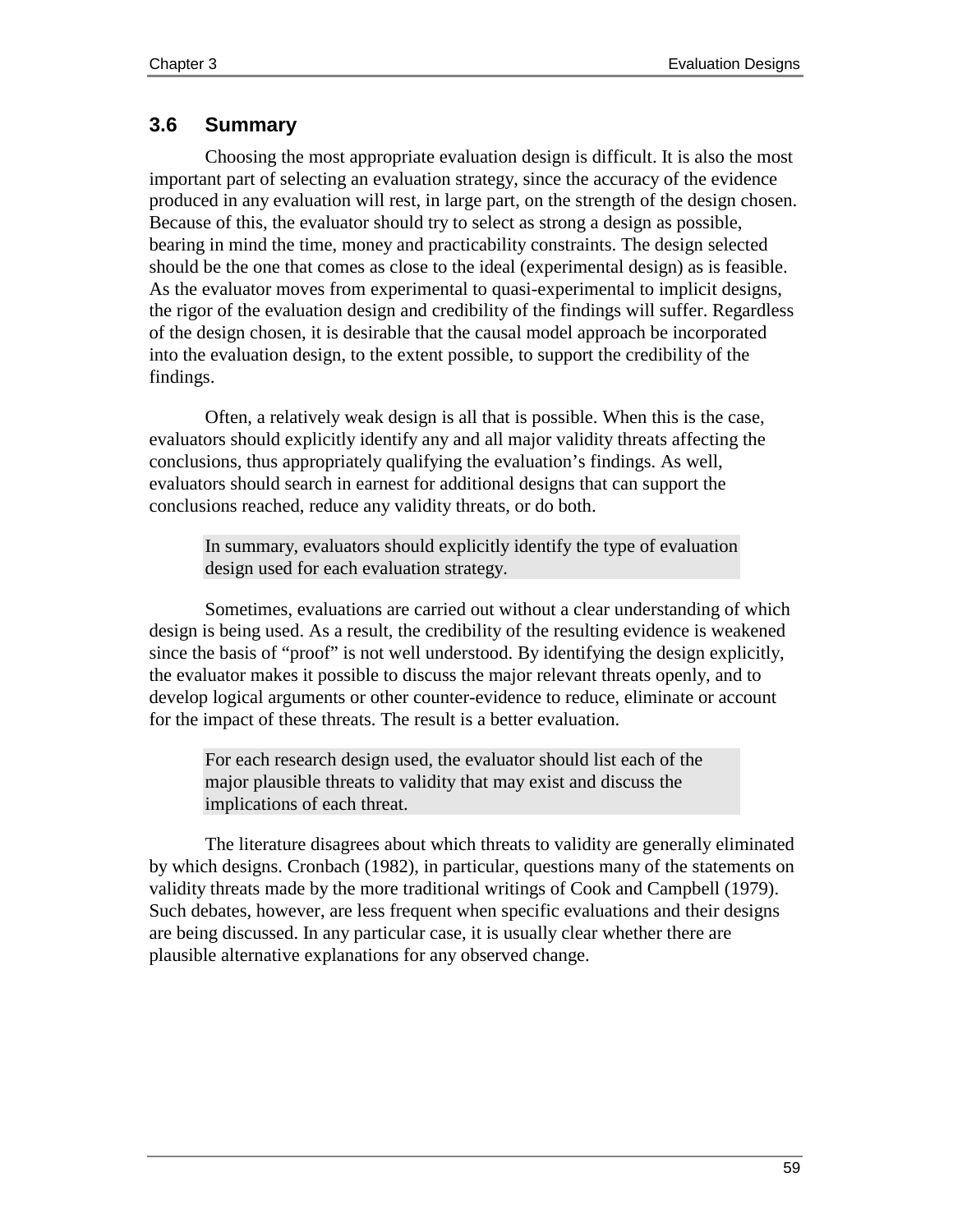## 3.6 Summary

Choosing the most appropriate evaluation design is difficult. It is also the most important part of selecting an evaluation strategy, since the accuracy of the evidence produced in any evaluation will rest, in large part, on the strength of the design chosen. Because of this, the evaluator should try to select as strong a design as possible, bearing in mind the time, money and practicability constraints. The design selected should be the one that comes as close to the ideal (experimental design) as is feasible. As the evaluator moves from experimental to quasi-experimental to implicit designs, the rigor of the evaluation design and credibility of the findings will suffer. Regardless of the design chosen, it is desirable that the causal model approach be incorporated into the evaluation design, to the extent possible, to support the credibility of the findings.

Often, a relatively weak design is all that is possible. When this is the case, evaluators should explicitly identify any and all major validity threats affecting the conclusions, thus appropriately qualifying the evaluation's findings. As well, evaluators should search in earnest for additional designs that can support the conclusions reached, reduce any validity threats, or do both.

> In summary, evaluators should explicitly identify the type of evaluation design used for each evaluation strategy.

Sometimes, evaluations are carried out without a clear understanding of which design is being used. As a result, the credibility of the resulting evidence is weakened since the basis of "proof" is not well understood. By identifying the design explicitly, the evaluator makes it possible to discuss the major relevant threats openly, and to develop logical arguments or other counter-evidence to reduce, eliminate or account for the impact of these threats. The result is a better evaluation.

> For each research design used, the evaluator should list each of the major plausible threats to validity that may exist and discuss the implications of each threat.

The literature disagrees about which threats to validity are generally eliminated by which designs. Cronbach (1982), in particular, questions many of the statements on validity threats made by the more traditional writings of Cook and Campbell (1979). Such debates, however, are less frequent when specific evaluations and their designs are being discussed. In any particular case, it is usually clear whether there are plausible alternative explanations for any observed change.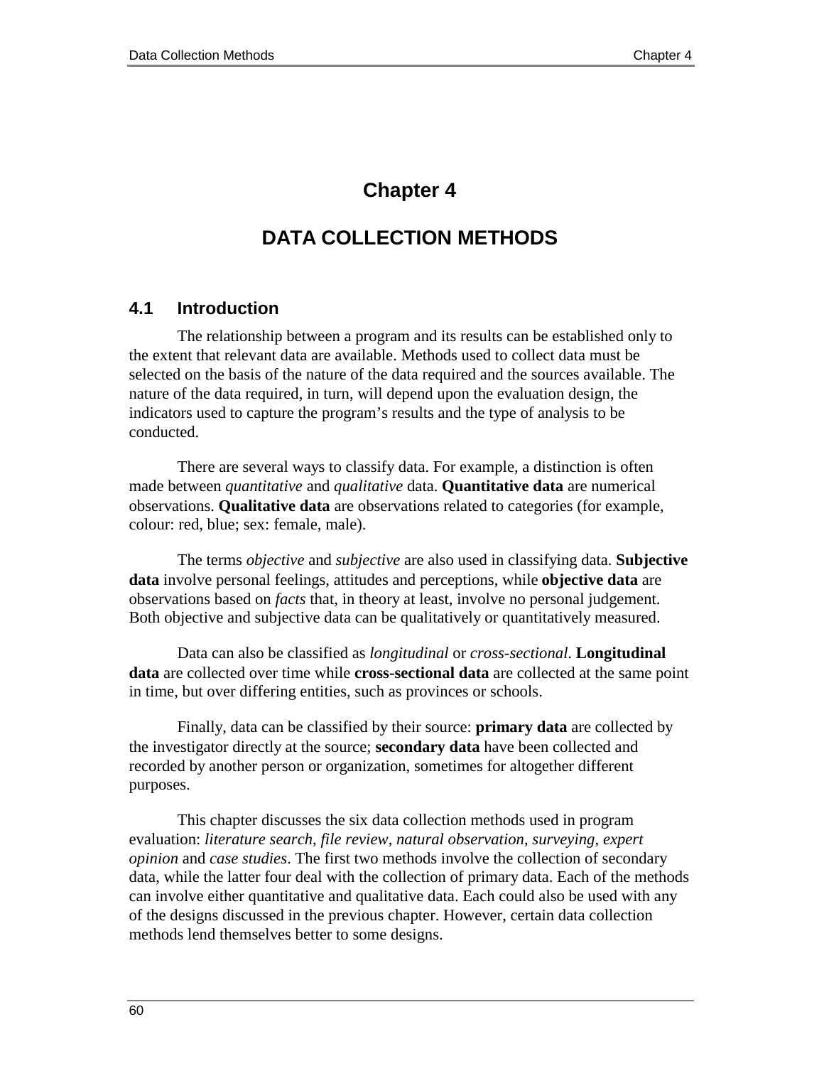# Chapter 4

# DATA COLLECTION METHODS

## 4.1 Introduction

The relationship between a program and its results can be established only to the extent that relevant data are available. Methods used to collect data must be selected on the basis of the nature of the data required and the sources available. The nature of the data required, in turn, will depend upon the evaluation design, the indicators used to capture the program's results and the type of analysis to be conducted.

There are several ways to classify data. For example, a distinction is often made between *quantitative* and *qualitative* data. **Quantitative data** are numerical observations. **Qualitative data** are observations related to categories (for example, colour: red, blue; sex: female, male).

The terms *objective* and *subjective* are also used in classifying data. **Subjective data** involve personal feelings, attitudes and perceptions, while **objective data** are observations based on *facts* that, in theory at least, involve no personal judgement. Both objective and subjective data can be qualitatively or quantitatively measured.

Data can also be classified as *longitudinal* or *cross-sectional*. **Longitudinal data** are collected over time while **cross-sectional data** are collected at the same point in time, but over differing entities, such as provinces or schools.

Finally, data can be classified by their source: **primary data** are collected by the investigator directly at the source; **secondary data** have been collected and recorded by another person or organization, sometimes for altogether different purposes.

This chapter discusses the six data collection methods used in program evaluation: *literature search*, *file review*, *natural observation*, *surveying*, *expert opinion* and *case studies*. The first two methods involve the collection of secondary data, while the latter four deal with the collection of primary data. Each of the methods can involve either quantitative and qualitative data. Each could also be used with any of the designs discussed in the previous chapter. However, certain data collection methods lend themselves better to some designs.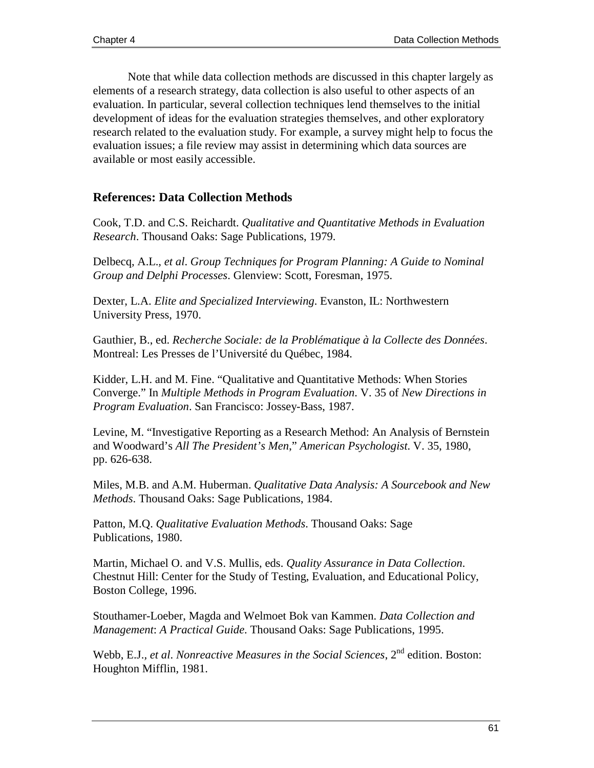Note that while data collection methods are discussed in this chapter largely as elements of a research strategy, data collection is also useful to other aspects of an evaluation. In particular, several collection techniques lend themselves to the initial development of ideas for the evaluation strategies themselves, and other exploratory research related to the evaluation study. For example, a survey might help to focus the evaluation issues; a file review may assist in determining which data sources are available or most easily accessible.

### References: Data Collection Methods

Cook, T.D. and C.S. Reichardt. *Qualitative and Quantitative Methods in Evaluation Research*. Thousand Oaks: Sage Publications, 1979.

Delbecq, A.L., *et al*. *Group Techniques for Program Planning: A Guide to Nominal Group and Delphi Processes*. Glenview: Scott, Foresman, 1975.

Dexter, L.A. *Elite and Specialized Interviewing*. Evanston, IL: Northwestern University Press, 1970.

Gauthier, B., ed. *Recherche Sociale: de la Problématique à la Collecte des Données*. Montreal: Les Presses de l'Université du Québec, 1984.

Kidder, L.H. and M. Fine. "Qualitative and Quantitative Methods: When Stories Converge." In *Multiple Methods in Program Evaluation*. V. 35 of *New Directions in Program Evaluation*. San Francisco: Jossey-Bass, 1987.

Levine, M. "Investigative Reporting as a Research Method: An Analysis of Bernstein and Woodward's *All The President's Men*," *American Psychologist*. V. 35, 1980, pp. 626-638.

Miles, M.B. and A.M. Huberman. *Qualitative Data Analysis: A Sourcebook and New Methods*. Thousand Oaks: Sage Publications, 1984.

Patton, M.Q. *Qualitative Evaluation Methods*. Thousand Oaks: Sage Publications, 1980.

Martin, Michael O. and V.S. Mullis, eds. *Quality Assurance in Data Collection*. Chestnut Hill: Center for the Study of Testing, Evaluation, and Educational Policy, Boston College, 1996.

Stouthamer-Loeber, Magda and Welmoet Bok van Kammen. *Data Collection and Management*: *A Practical Guide*. Thousand Oaks: Sage Publications, 1995.

Webb, E.J., *et al*. *Nonreactive Measures in the Social Sciences*, 2nd edition. Boston: Houghton Mifflin, 1981.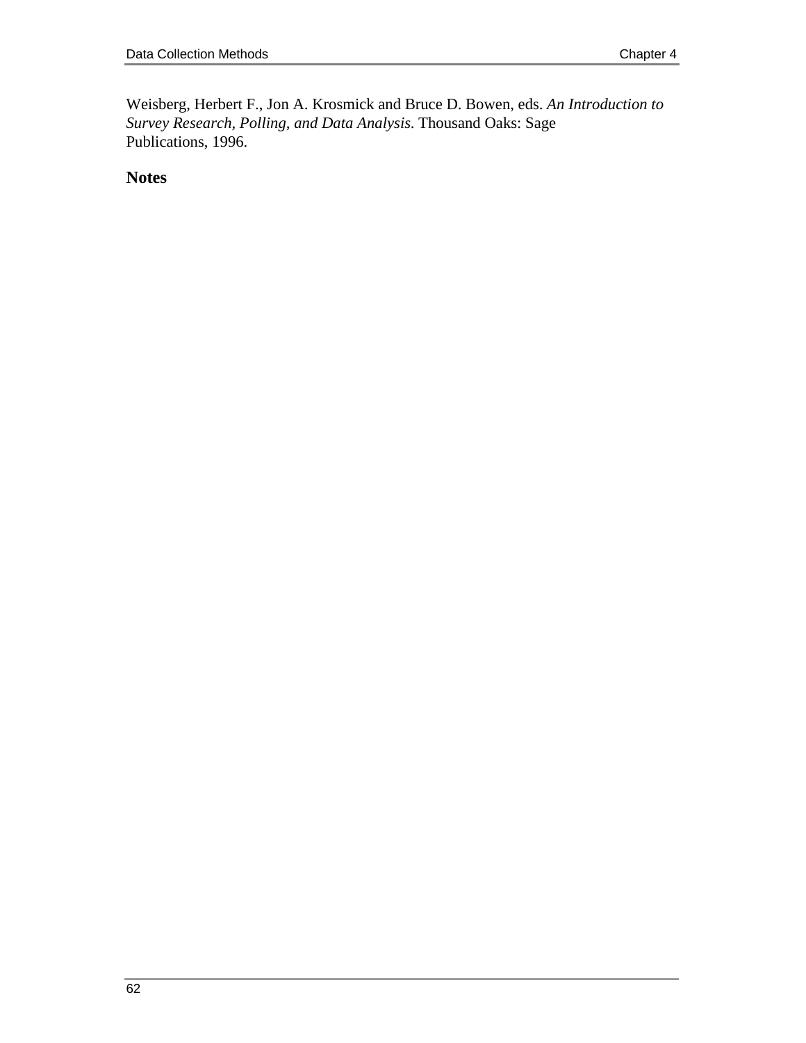Weisberg, Herbert F., Jon A. Krosmick and Bruce D. Bowen, eds. *An Introduction to Survey Research, Polling, and Data Analysis*. Thousand Oaks: Sage Publications, 1996.

## Notes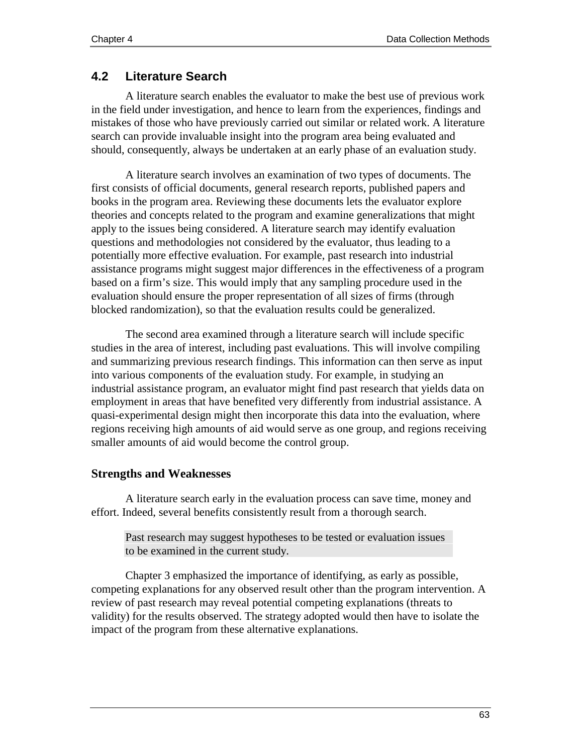## 4.2 Literature Search

A literature search enables the evaluator to make the best use of previous work in the field under investigation, and hence to learn from the experiences, findings and mistakes of those who have previously carried out similar or related work. A literature search can provide invaluable insight into the program area being evaluated and should, consequently, always be undertaken at an early phase of an evaluation study.

A literature search involves an examination of two types of documents. The first consists of official documents, general research reports, published papers and books in the program area. Reviewing these documents lets the evaluator explore theories and concepts related to the program and examine generalizations that might apply to the issues being considered. A literature search may identify evaluation questions and methodologies not considered by the evaluator, thus leading to a potentially more effective evaluation. For example, past research into industrial assistance programs might suggest major differences in the effectiveness of a program based on a firm's size. This would imply that any sampling procedure used in the evaluation should ensure the proper representation of all sizes of firms (through blocked randomization), so that the evaluation results could be generalized.

The second area examined through a literature search will include specific studies in the area of interest, including past evaluations. This will involve compiling and summarizing previous research findings. This information can then serve as input into various components of the evaluation study. For example, in studying an industrial assistance program, an evaluator might find past research that yields data on employment in areas that have benefited very differently from industrial assistance. A quasi-experimental design might then incorporate this data into the evaluation, where regions receiving high amounts of aid would serve as one group, and regions receiving smaller amounts of aid would become the control group.

### Strengths and Weaknesses

A literature search early in the evaluation process can save time, money and effort. Indeed, several benefits consistently result from a thorough search.

> Past research may suggest hypotheses to be tested or evaluation issues to be examined in the current study.

Chapter 3 emphasized the importance of identifying, as early as possible, competing explanations for any observed result other than the program intervention. A review of past research may reveal potential competing explanations (threats to validity) for the results observed. The strategy adopted would then have to isolate the impact of the program from these alternative explanations.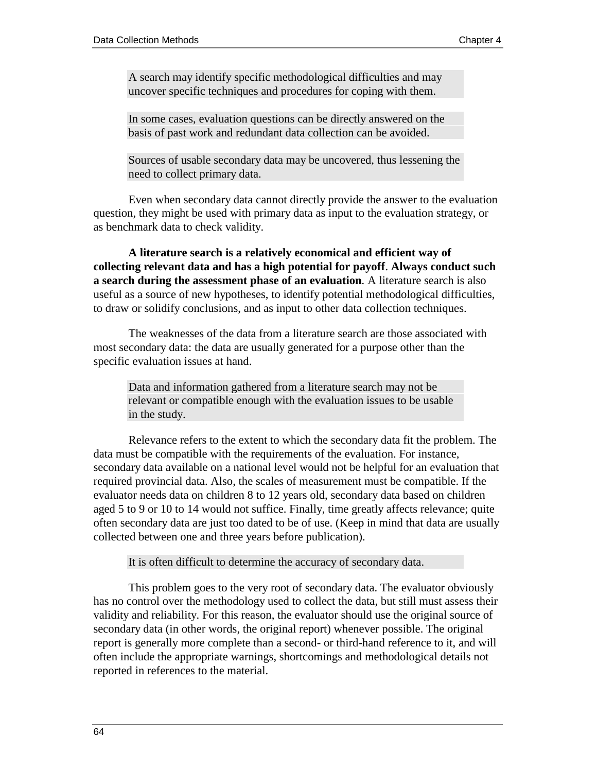A search may identify specific methodological difficulties and may uncover specific techniques and procedures for coping with them.

In some cases, evaluation questions can be directly answered on the basis of past work and redundant data collection can be avoided.

Sources of usable secondary data may be uncovered, thus lessening the need to collect primary data.

Even when secondary data cannot directly provide the answer to the evaluation question, they might be used with primary data as input to the evaluation strategy, or as benchmark data to check validity.

**A literature search is a relatively economical and efficient way of collecting relevant data and has a high potential for payoff**. **Always conduct such a search during the assessment phase of an evaluation**. A literature search is also useful as a source of new hypotheses, to identify potential methodological difficulties, to draw or solidify conclusions, and as input to other data collection techniques.

The weaknesses of the data from a literature search are those associated with most secondary data: the data are usually generated for a purpose other than the specific evaluation issues at hand.

Data and information gathered from a literature search may not be relevant or compatible enough with the evaluation issues to be usable in the study.

Relevance refers to the extent to which the secondary data fit the problem. The data must be compatible with the requirements of the evaluation. For instance, secondary data available on a national level would not be helpful for an evaluation that required provincial data. Also, the scales of measurement must be compatible. If the evaluator needs data on children 8 to 12 years old, secondary data based on children aged 5 to 9 or 10 to 14 would not suffice. Finally, time greatly affects relevance; quite often secondary data are just too dated to be of use. (Keep in mind that data are usually collected between one and three years before publication).

It is often difficult to determine the accuracy of secondary data.

This problem goes to the very root of secondary data. The evaluator obviously has no control over the methodology used to collect the data, but still must assess their validity and reliability. For this reason, the evaluator should use the original source of secondary data (in other words, the original report) whenever possible. The original report is generally more complete than a second- or third-hand reference to it, and will often include the appropriate warnings, shortcomings and methodological details not reported in references to the material.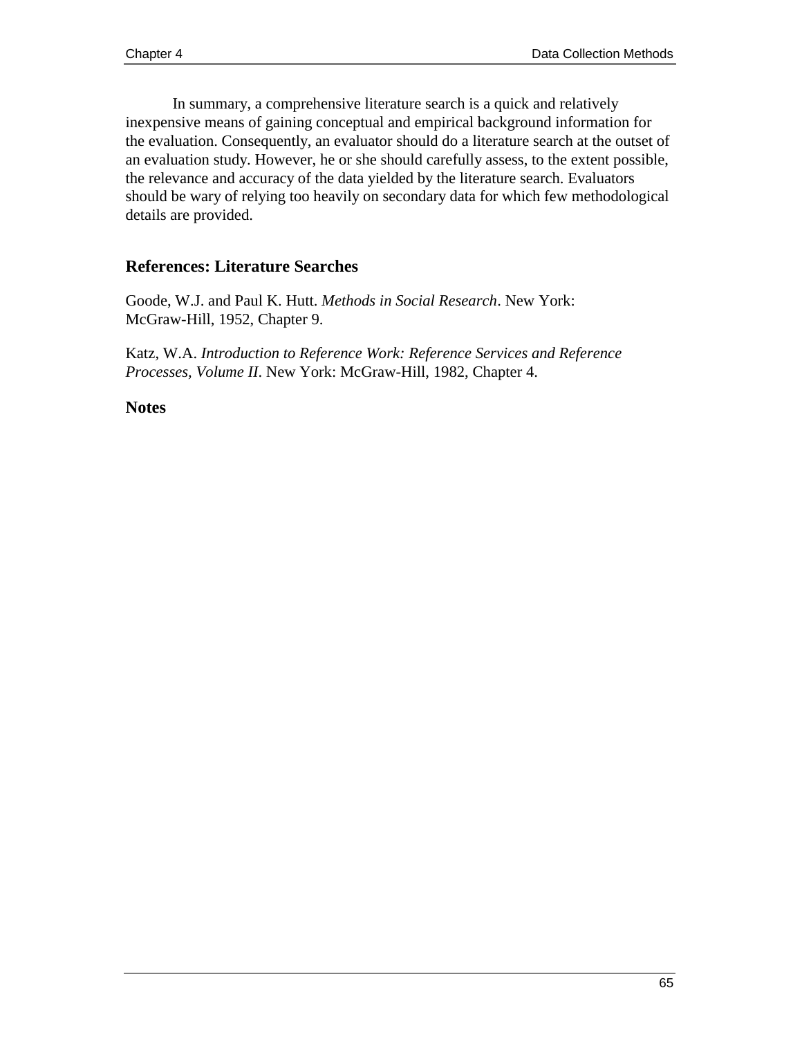In summary, a comprehensive literature search is a quick and relatively inexpensive means of gaining conceptual and empirical background information for the evaluation. Consequently, an evaluator should do a literature search at the outset of an evaluation study. However, he or she should carefully assess, to the extent possible, the relevance and accuracy of the data yielded by the literature search. Evaluators should be wary of relying too heavily on secondary data for which few methodological details are provided.

## References: Literature Searches

Goode, W.J. and Paul K. Hutt. *Methods in Social Research*. New York: McGraw-Hill, 1952, Chapter 9.

Katz, W.A. *Introduction to Reference Work: Reference Services and Reference Processes, Volume II*. New York: McGraw-Hill, 1982, Chapter 4.

## Notes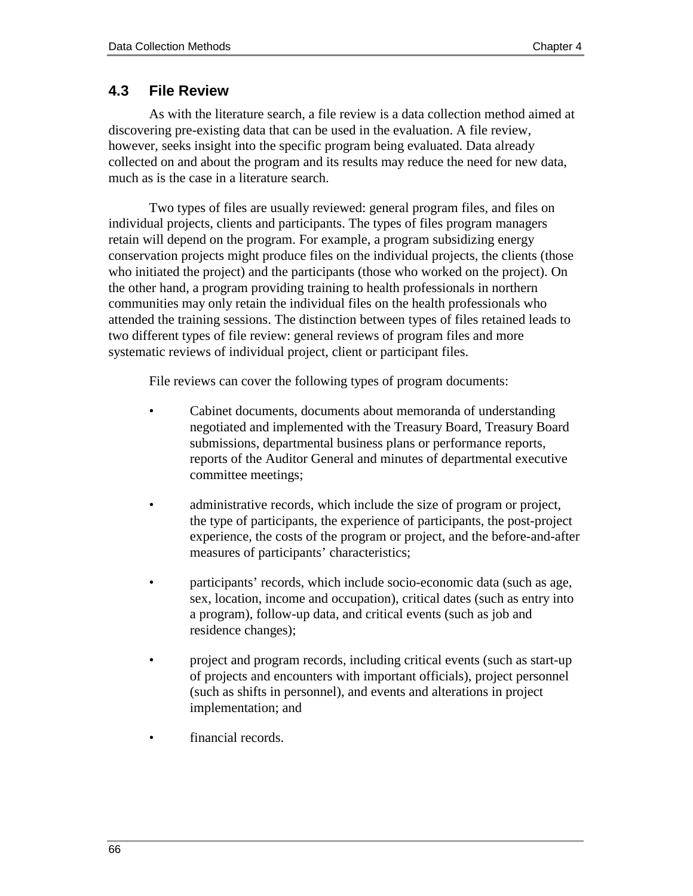## 4.3 File Review

As with the literature search, a file review is a data collection method aimed at discovering pre-existing data that can be used in the evaluation. A file review, however, seeks insight into the specific program being evaluated. Data already collected on and about the program and its results may reduce the need for new data, much as is the case in a literature search.

Two types of files are usually reviewed: general program files, and files on individual projects, clients and participants. The types of files program managers retain will depend on the program. For example, a program subsidizing energy conservation projects might produce files on the individual projects, the clients (those who initiated the project) and the participants (those who worked on the project). On the other hand, a program providing training to health professionals in northern communities may only retain the individual files on the health professionals who attended the training sessions. The distinction between types of files retained leads to two different types of file review: general reviews of program files and more systematic reviews of individual project, client or participant files.

File reviews can cover the following types of program documents:

- Cabinet documents, documents about memoranda of understanding negotiated and implemented with the Treasury Board, Treasury Board submissions, departmental business plans or performance reports, reports of the Auditor General and minutes of departmental executive committee meetings;
- administrative records, which include the size of program or project, the type of participants, the experience of participants, the post-project experience, the costs of the program or project, and the before-and-after measures of participants' characteristics;
- participants' records, which include socio-economic data (such as age, sex, location, income and occupation), critical dates (such as entry into a program), follow-up data, and critical events (such as job and residence changes);
- project and program records, including critical events (such as start-up of projects and encounters with important officials), project personnel (such as shifts in personnel), and events and alterations in project implementation; and
- financial records.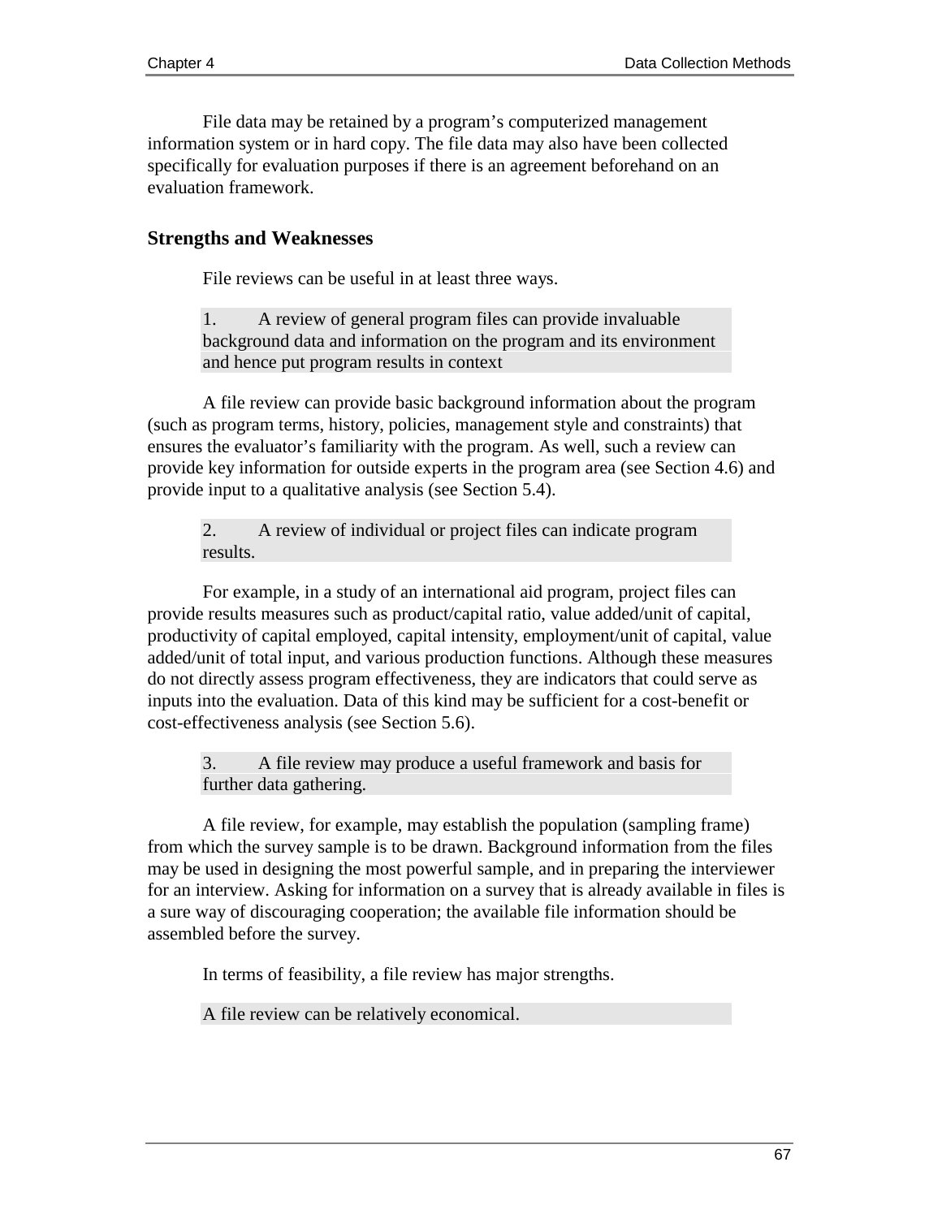File data may be retained by a program's computerized management information system or in hard copy. The file data may also have been collected specifically for evaluation purposes if there is an agreement beforehand on an evaluation framework.

## Strengths and Weaknesses

File reviews can be useful in at least three ways.

> 1. A review of general program files can provide invaluable background data and information on the program and its environment and hence put program results in context

A file review can provide basic background information about the program (such as program terms, history, policies, management style and constraints) that ensures the evaluator's familiarity with the program. As well, such a review can provide key information for outside experts in the program area (see Section 4.6) and provide input to a qualitative analysis (see Section 5.4).

> 2. A review of individual or project files can indicate program results.

For example, in a study of an international aid program, project files can provide results measures such as product/capital ratio, value added/unit of capital, productivity of capital employed, capital intensity, employment/unit of capital, value added/unit of total input, and various production functions. Although these measures do not directly assess program effectiveness, they are indicators that could serve as inputs into the evaluation. Data of this kind may be sufficient for a cost-benefit or cost-effectiveness analysis (see Section 5.6).

> 3. A file review may produce a useful framework and basis for further data gathering.

A file review, for example, may establish the population (sampling frame) from which the survey sample is to be drawn. Background information from the files may be used in designing the most powerful sample, and in preparing the interviewer for an interview. Asking for information on a survey that is already available in files is a sure way of discouraging cooperation; the available file information should be assembled before the survey.

In terms of feasibility, a file review has major strengths.

> A file review can be relatively economical.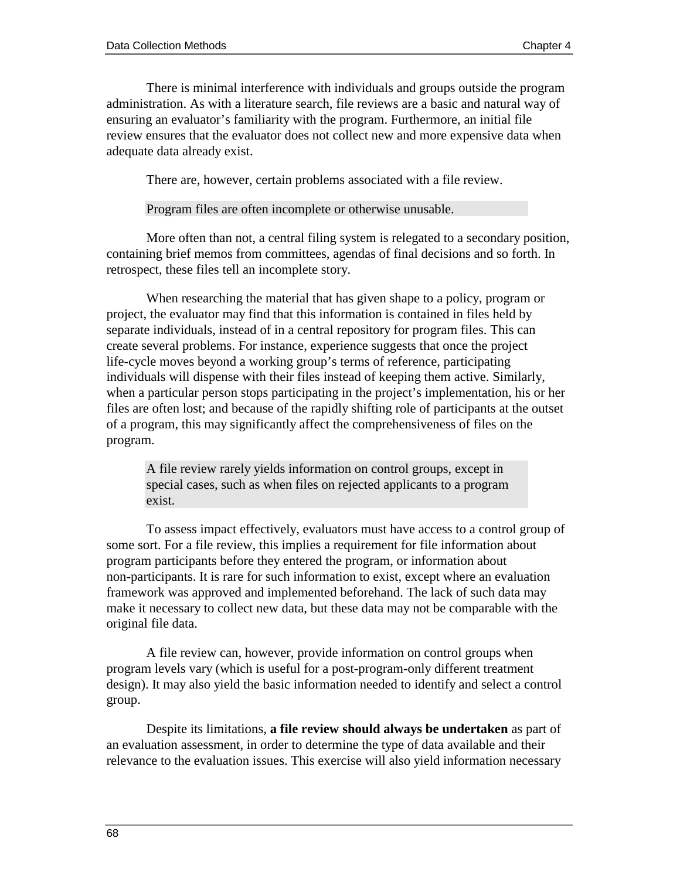There is minimal interference with individuals and groups outside the program administration. As with a literature search, file reviews are a basic and natural way of ensuring an evaluator's familiarity with the program. Furthermore, an initial file review ensures that the evaluator does not collect new and more expensive data when adequate data already exist.

There are, however, certain problems associated with a file review.

> Program files are often incomplete or otherwise unusable.

More often than not, a central filing system is relegated to a secondary position, containing brief memos from committees, agendas of final decisions and so forth. In retrospect, these files tell an incomplete story.

When researching the material that has given shape to a policy, program or project, the evaluator may find that this information is contained in files held by separate individuals, instead of in a central repository for program files. This can create several problems. For instance, experience suggests that once the project life-cycle moves beyond a working group's terms of reference, participating individuals will dispense with their files instead of keeping them active. Similarly, when a particular person stops participating in the project's implementation, his or her files are often lost; and because of the rapidly shifting role of participants at the outset of a program, this may significantly affect the comprehensiveness of files on the program.

> A file review rarely yields information on control groups, except in special cases, such as when files on rejected applicants to a program exist.

To assess impact effectively, evaluators must have access to a control group of some sort. For a file review, this implies a requirement for file information about program participants before they entered the program, or information about non-participants. It is rare for such information to exist, except where an evaluation framework was approved and implemented beforehand. The lack of such data may make it necessary to collect new data, but these data may not be comparable with the original file data.

A file review can, however, provide information on control groups when program levels vary (which is useful for a post-program-only different treatment design). It may also yield the basic information needed to identify and select a control group.

Despite its limitations, **a file review should always be undertaken** as part of an evaluation assessment, in order to determine the type of data available and their relevance to the evaluation issues. This exercise will also yield information necessary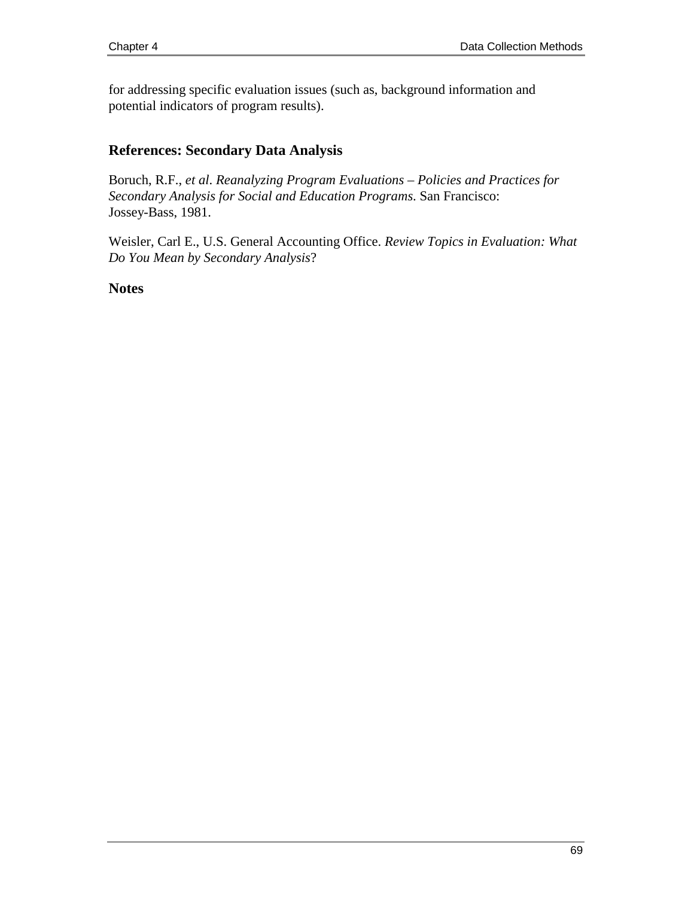for addressing specific evaluation issues (such as, background information and potential indicators of program results).

## References: Secondary Data Analysis

Boruch, R.F., *et al*. *Reanalyzing Program Evaluations – Policies and Practices for Secondary Analysis for Social and Education Programs*. San Francisco: Jossey-Bass, 1981.

Weisler, Carl E., U.S. General Accounting Office. *Review Topics in Evaluation: What Do You Mean by Secondary Analysis*?

## Notes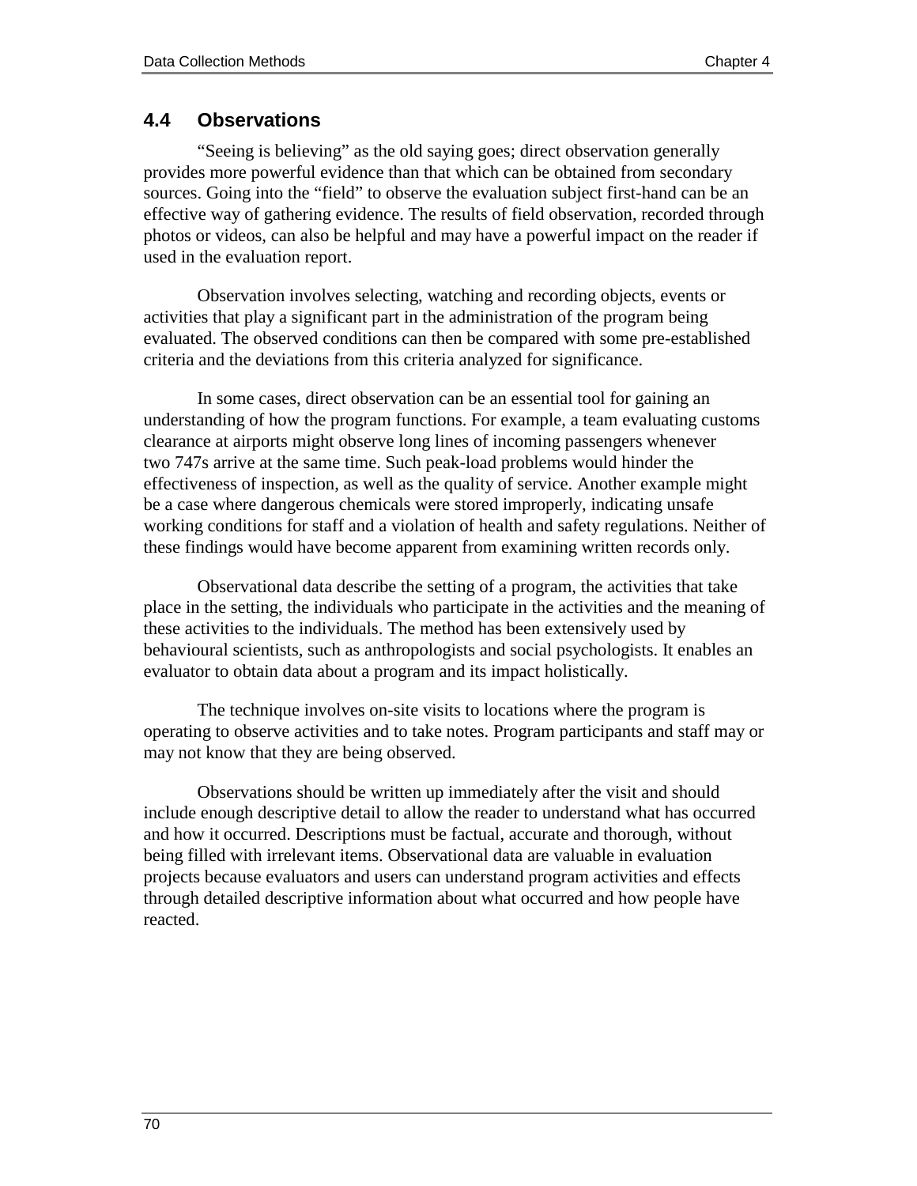## 4.4 Observations

"Seeing is believing" as the old saying goes; direct observation generally provides more powerful evidence than that which can be obtained from secondary sources. Going into the "field" to observe the evaluation subject first-hand can be an effective way of gathering evidence. The results of field observation, recorded through photos or videos, can also be helpful and may have a powerful impact on the reader if used in the evaluation report.

Observation involves selecting, watching and recording objects, events or activities that play a significant part in the administration of the program being evaluated. The observed conditions can then be compared with some pre-established criteria and the deviations from this criteria analyzed for significance.

In some cases, direct observation can be an essential tool for gaining an understanding of how the program functions. For example, a team evaluating customs clearance at airports might observe long lines of incoming passengers whenever two 747s arrive at the same time. Such peak-load problems would hinder the effectiveness of inspection, as well as the quality of service. Another example might be a case where dangerous chemicals were stored improperly, indicating unsafe working conditions for staff and a violation of health and safety regulations. Neither of these findings would have become apparent from examining written records only.

Observational data describe the setting of a program, the activities that take place in the setting, the individuals who participate in the activities and the meaning of these activities to the individuals. The method has been extensively used by behavioural scientists, such as anthropologists and social psychologists. It enables an evaluator to obtain data about a program and its impact holistically.

The technique involves on-site visits to locations where the program is operating to observe activities and to take notes. Program participants and staff may or may not know that they are being observed.

Observations should be written up immediately after the visit and should include enough descriptive detail to allow the reader to understand what has occurred and how it occurred. Descriptions must be factual, accurate and thorough, without being filled with irrelevant items. Observational data are valuable in evaluation projects because evaluators and users can understand program activities and effects through detailed descriptive information about what occurred and how people have reacted.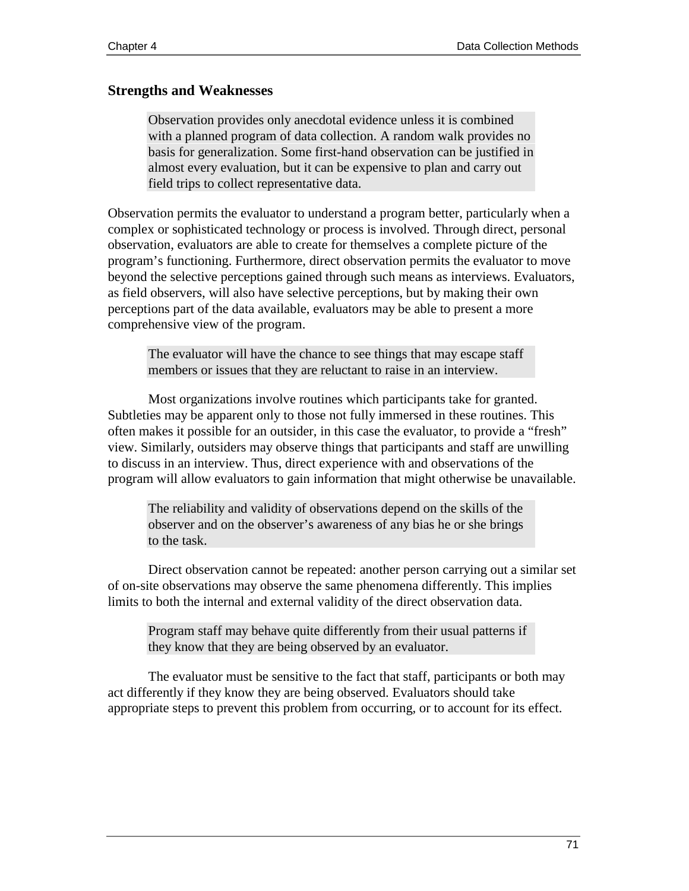### Strengths and Weaknesses

> Observation provides only anecdotal evidence unless it is combined with a planned program of data collection. A random walk provides no basis for generalization. Some first-hand observation can be justified in almost every evaluation, but it can be expensive to plan and carry out field trips to collect representative data.

Observation permits the evaluator to understand a program better, particularly when a complex or sophisticated technology or process is involved. Through direct, personal observation, evaluators are able to create for themselves a complete picture of the program's functioning. Furthermore, direct observation permits the evaluator to move beyond the selective perceptions gained through such means as interviews. Evaluators, as field observers, will also have selective perceptions, but by making their own perceptions part of the data available, evaluators may be able to present a more comprehensive view of the program.

> The evaluator will have the chance to see things that may escape staff members or issues that they are reluctant to raise in an interview.

Most organizations involve routines which participants take for granted. Subtleties may be apparent only to those not fully immersed in these routines. This often makes it possible for an outsider, in this case the evaluator, to provide a "fresh" view. Similarly, outsiders may observe things that participants and staff are unwilling to discuss in an interview. Thus, direct experience with and observations of the program will allow evaluators to gain information that might otherwise be unavailable.

> The reliability and validity of observations depend on the skills of the observer and on the observer's awareness of any bias he or she brings to the task.

Direct observation cannot be repeated: another person carrying out a similar set of on-site observations may observe the same phenomena differently. This implies limits to both the internal and external validity of the direct observation data.

> Program staff may behave quite differently from their usual patterns if they know that they are being observed by an evaluator.

The evaluator must be sensitive to the fact that staff, participants or both may act differently if they know they are being observed. Evaluators should take appropriate steps to prevent this problem from occurring, or to account for its effect.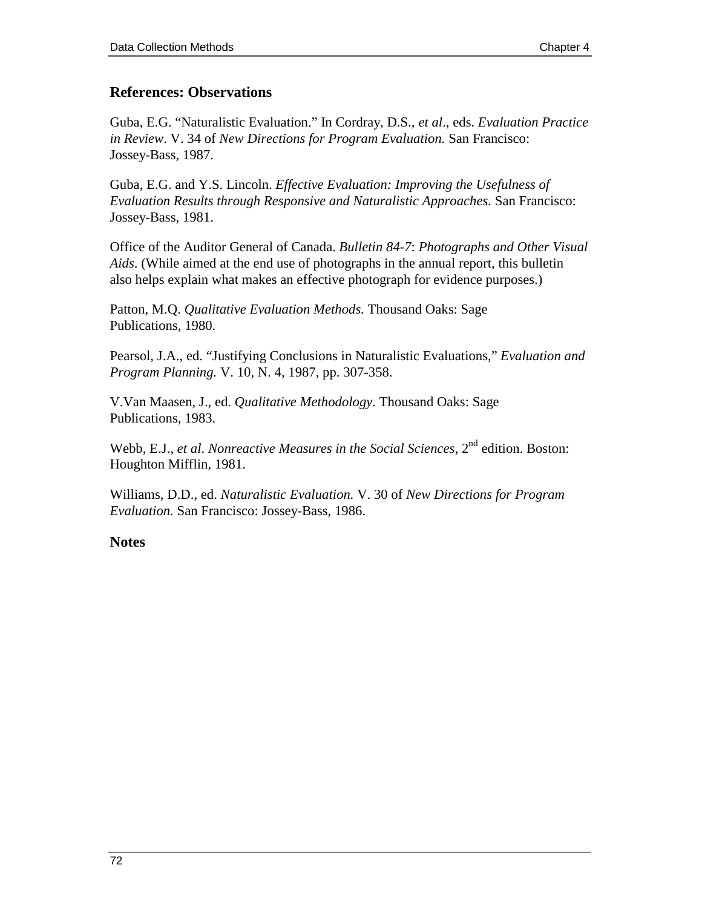## References: Observations

Guba, E.G. “Naturalistic Evaluation.” In Cordray, D.S., *et al*., eds. *Evaluation Practice in Review*. V. 34 of *New Directions for Program Evaluation.* San Francisco: Jossey-Bass, 1987.

Guba, E.G. and Y.S. Lincoln. *Effective Evaluation: Improving the Usefulness of Evaluation Results through Responsive and Naturalistic Approaches.* San Francisco: Jossey-Bass, 1981.

Office of the Auditor General of Canada. *Bulletin 84-7*: *Photographs and Other Visual Aids*. (While aimed at the end use of photographs in the annual report, this bulletin also helps explain what makes an effective photograph for evidence purposes.)

Patton, M.Q. *Qualitative Evaluation Methods.* Thousand Oaks: Sage Publications, 1980.

Pearsol, J.A., ed. “Justifying Conclusions in Naturalistic Evaluations,” *Evaluation and Program Planning.* V. 10, N. 4, 1987, pp. 307-358.

V.Van Maasen, J., ed. *Qualitative Methodology*. Thousand Oaks: Sage Publications, 1983.

Webb, E.J., *et al*. *Nonreactive Measures in the Social Sciences*, 2nd edition. Boston: Houghton Mifflin, 1981.

Williams, D.D., ed. *Naturalistic Evaluation.* V. 30 of *New Directions for Program Evaluation.* San Francisco: Jossey-Bass, 1986.

**Notes**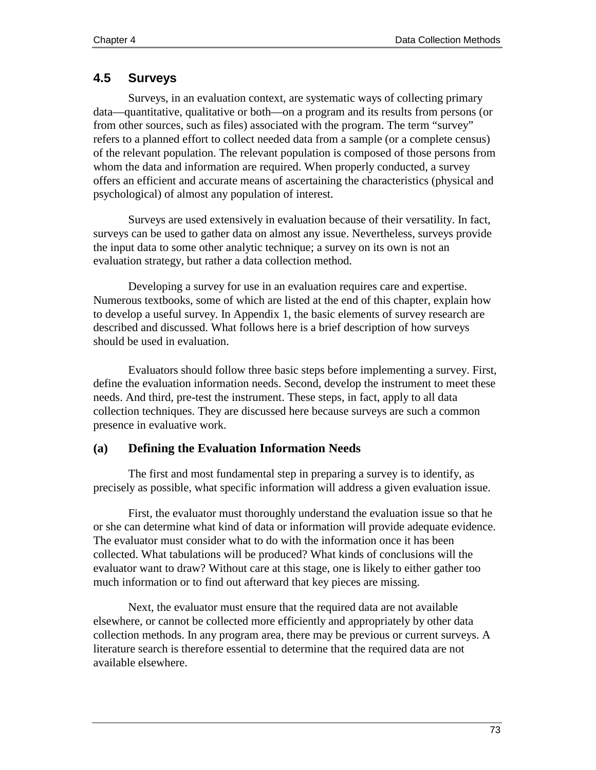## 4.5 Surveys

Surveys, in an evaluation context, are systematic ways of collecting primary data—quantitative, qualitative or both—on a program and its results from persons (or from other sources, such as files) associated with the program. The term "survey" refers to a planned effort to collect needed data from a sample (or a complete census) of the relevant population. The relevant population is composed of those persons from whom the data and information are required. When properly conducted, a survey offers an efficient and accurate means of ascertaining the characteristics (physical and psychological) of almost any population of interest.

Surveys are used extensively in evaluation because of their versatility. In fact, surveys can be used to gather data on almost any issue. Nevertheless, surveys provide the input data to some other analytic technique; a survey on its own is not an evaluation strategy, but rather a data collection method.

Developing a survey for use in an evaluation requires care and expertise. Numerous textbooks, some of which are listed at the end of this chapter, explain how to develop a useful survey. In Appendix 1, the basic elements of survey research are described and discussed. What follows here is a brief description of how surveys should be used in evaluation.

Evaluators should follow three basic steps before implementing a survey. First, define the evaluation information needs. Second, develop the instrument to meet these needs. And third, pre-test the instrument. These steps, in fact, apply to all data collection techniques. They are discussed here because surveys are such a common presence in evaluative work.

### (a) Defining the Evaluation Information Needs

The first and most fundamental step in preparing a survey is to identify, as precisely as possible, what specific information will address a given evaluation issue.

First, the evaluator must thoroughly understand the evaluation issue so that he or she can determine what kind of data or information will provide adequate evidence. The evaluator must consider what to do with the information once it has been collected. What tabulations will be produced? What kinds of conclusions will the evaluator want to draw? Without care at this stage, one is likely to either gather too much information or to find out afterward that key pieces are missing.

Next, the evaluator must ensure that the required data are not available elsewhere, or cannot be collected more efficiently and appropriately by other data collection methods. In any program area, there may be previous or current surveys. A literature search is therefore essential to determine that the required data are not available elsewhere.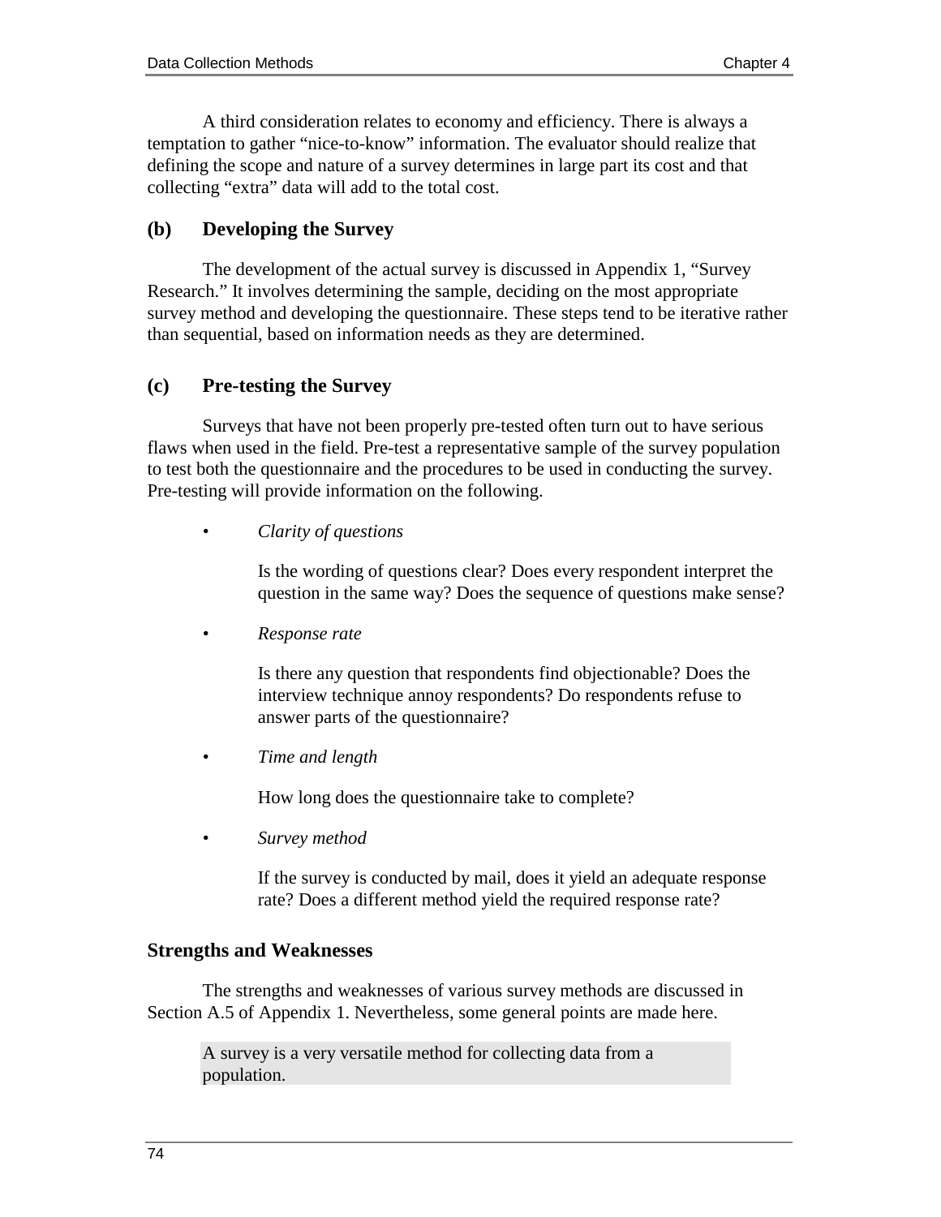A third consideration relates to economy and efficiency. There is always a temptation to gather “nice-to-know” information. The evaluator should realize that defining the scope and nature of a survey determines in large part its cost and that collecting “extra” data will add to the total cost.

### (b) Developing the Survey

The development of the actual survey is discussed in Appendix 1, “Survey Research.” It involves determining the sample, deciding on the most appropriate survey method and developing the questionnaire. These steps tend to be iterative rather than sequential, based on information needs as they are determined.

### (c) Pre-testing the Survey

Surveys that have not been properly pre-tested often turn out to have serious flaws when used in the field. Pre-test a representative sample of the survey population to test both the questionnaire and the procedures to be used in conducting the survey. Pre-testing will provide information on the following.

- *Clarity of questions*

  Is the wording of questions clear? Does every respondent interpret the question in the same way? Does the sequence of questions make sense?

- *Response rate*

  Is there any question that respondents find objectionable? Does the interview technique annoy respondents? Do respondents refuse to answer parts of the questionnaire?

- *Time and length*

  How long does the questionnaire take to complete?

- *Survey method*

  If the survey is conducted by mail, does it yield an adequate response rate? Does a different method yield the required response rate?

## Strengths and Weaknesses

The strengths and weaknesses of various survey methods are discussed in Section A.5 of Appendix 1. Nevertheless, some general points are made here.

> A survey is a very versatile method for collecting data from a population.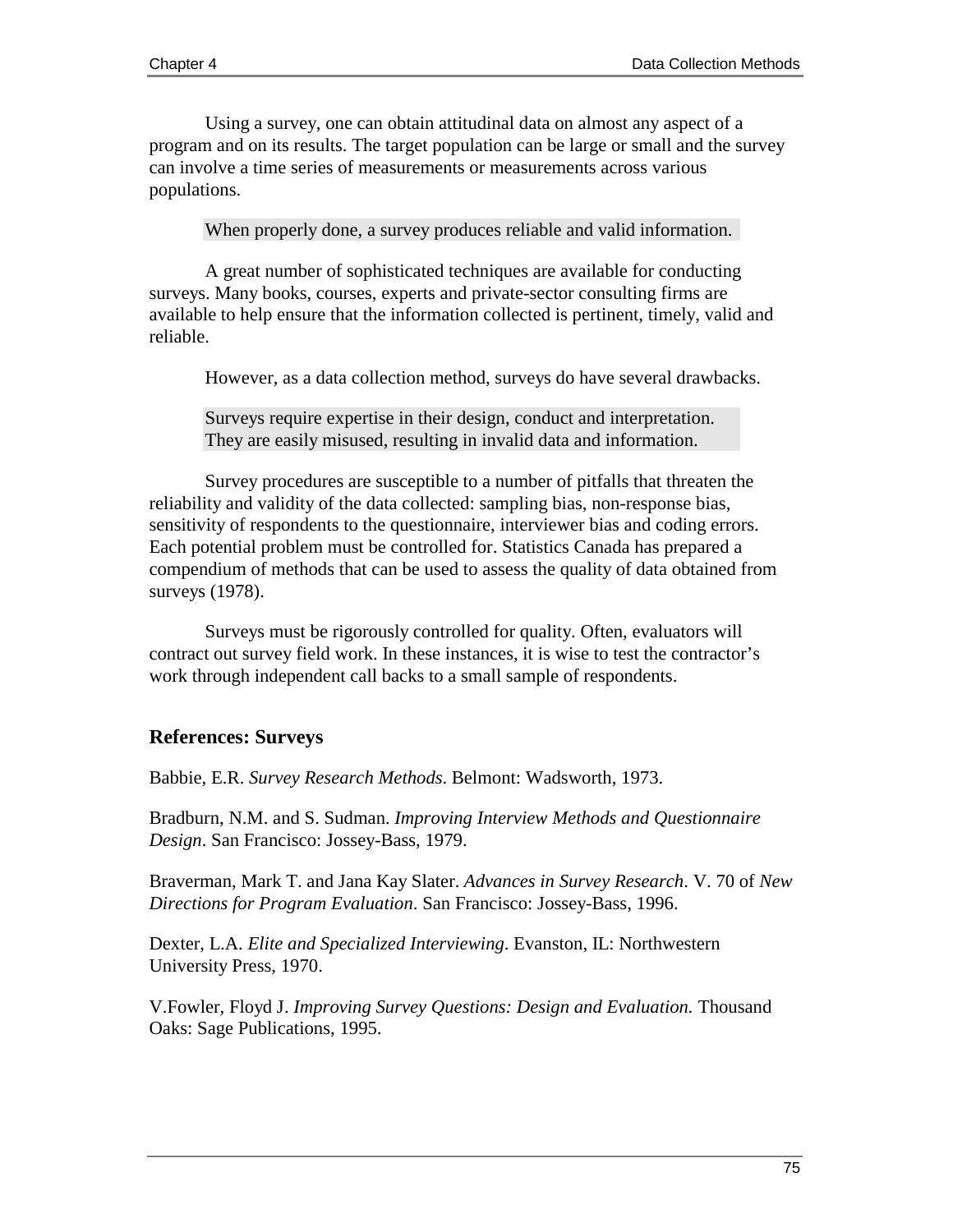Using a survey, one can obtain attitudinal data on almost any aspect of a program and on its results. The target population can be large or small and the survey can involve a time series of measurements or measurements across various populations.

When properly done, a survey produces reliable and valid information.

A great number of sophisticated techniques are available for conducting surveys. Many books, courses, experts and private-sector consulting firms are available to help ensure that the information collected is pertinent, timely, valid and reliable.

However, as a data collection method, surveys do have several drawbacks.

Surveys require expertise in their design, conduct and interpretation. They are easily misused, resulting in invalid data and information.

Survey procedures are susceptible to a number of pitfalls that threaten the reliability and validity of the data collected: sampling bias, non-response bias, sensitivity of respondents to the questionnaire, interviewer bias and coding errors. Each potential problem must be controlled for. Statistics Canada has prepared a compendium of methods that can be used to assess the quality of data obtained from surveys (1978).

Surveys must be rigorously controlled for quality. Often, evaluators will contract out survey field work. In these instances, it is wise to test the contractor's work through independent call backs to a small sample of respondents.

### References: Surveys

Babbie, E.R. *Survey Research Methods*. Belmont: Wadsworth, 1973.

Bradburn, N.M. and S. Sudman. *Improving Interview Methods and Questionnaire Design*. San Francisco: Jossey-Bass, 1979.

Braverman, Mark T. and Jana Kay Slater. *Advances in Survey Research*. V. 70 of *New Directions for Program Evaluation.* San Francisco: Jossey-Bass, 1996.

Dexter, L.A. *Elite and Specialized Interviewing*. Evanston, IL: Northwestern University Press, 1970.

V.Fowler, Floyd J. *Improving Survey Questions: Design and Evaluation.* Thousand Oaks: Sage Publications, 1995.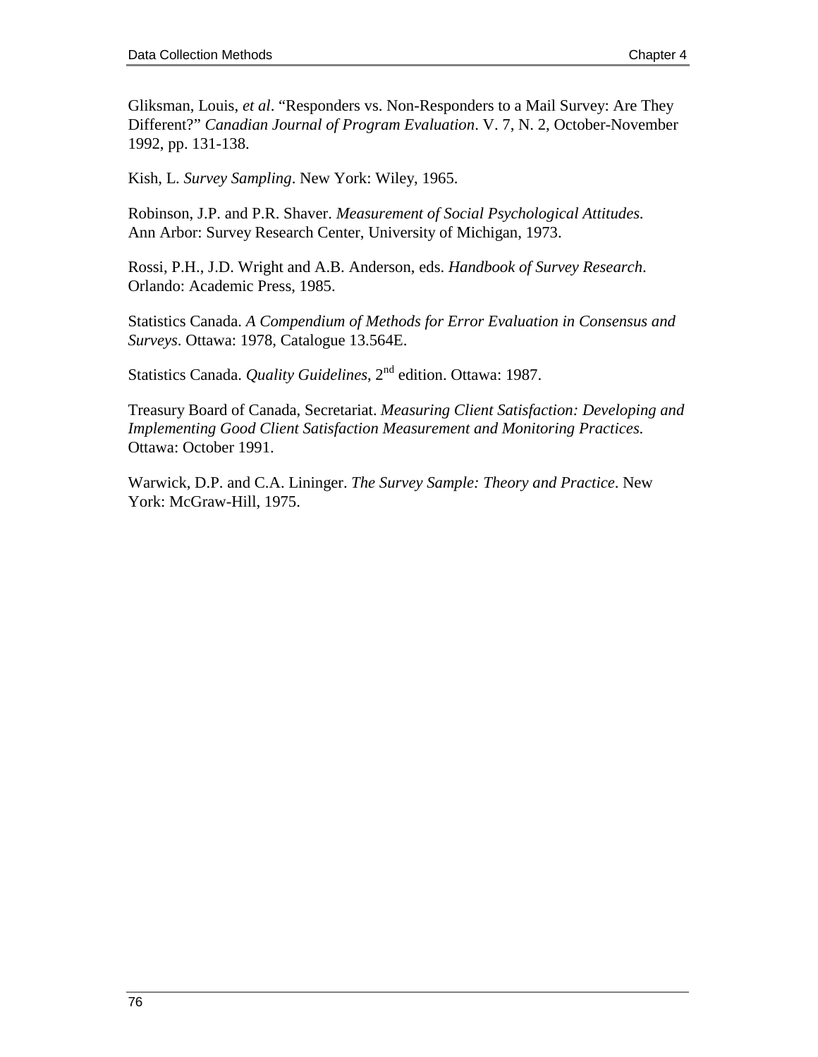Gliksman, Louis, *et al*. “Responders vs. Non-Responders to a Mail Survey: Are They Different?” *Canadian Journal of Program Evaluation*. V. 7, N. 2, October-November 1992, pp. 131-138.

Kish, L. *Survey Sampling*. New York: Wiley, 1965.

Robinson, J.P. and P.R. Shaver. *Measurement of Social Psychological Attitudes.* Ann Arbor: Survey Research Center, University of Michigan, 1973.

Rossi, P.H., J.D. Wright and A.B. Anderson, eds. *Handbook of Survey Research*. Orlando: Academic Press, 1985.

Statistics Canada. *A Compendium of Methods for Error Evaluation in Consensus and Surveys*. Ottawa: 1978, Catalogue 13.564E.

Statistics Canada. *Quality Guidelines*, 2nd edition. Ottawa: 1987.

Treasury Board of Canada, Secretariat. *Measuring Client Satisfaction: Developing and Implementing Good Client Satisfaction Measurement and Monitoring Practices.* Ottawa: October 1991.

Warwick, D.P. and C.A. Lininger. *The Survey Sample: Theory and Practice*. New York: McGraw-Hill, 1975.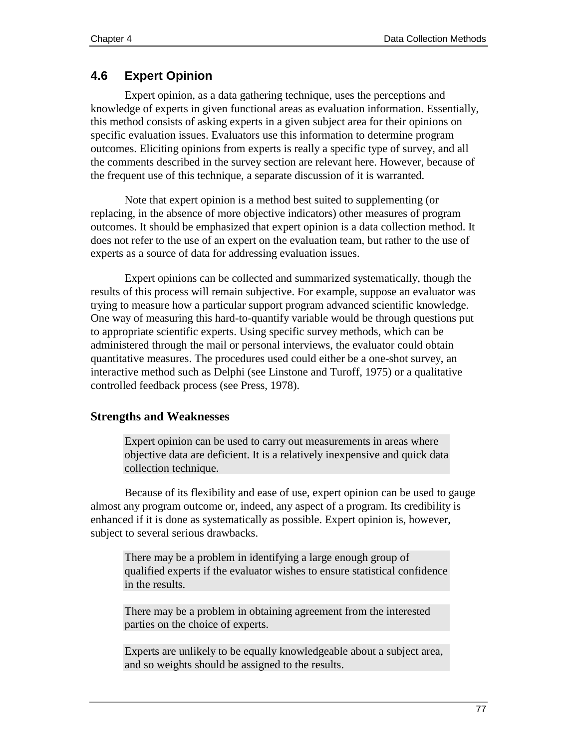## 4.6 Expert Opinion

Expert opinion, as a data gathering technique, uses the perceptions and knowledge of experts in given functional areas as evaluation information. Essentially, this method consists of asking experts in a given subject area for their opinions on specific evaluation issues. Evaluators use this information to determine program outcomes. Eliciting opinions from experts is really a specific type of survey, and all the comments described in the survey section are relevant here. However, because of the frequent use of this technique, a separate discussion of it is warranted.

Note that expert opinion is a method best suited to supplementing (or replacing, in the absence of more objective indicators) other measures of program outcomes. It should be emphasized that expert opinion is a data collection method. It does not refer to the use of an expert on the evaluation team, but rather to the use of experts as a source of data for addressing evaluation issues.

Expert opinions can be collected and summarized systematically, though the results of this process will remain subjective. For example, suppose an evaluator was trying to measure how a particular support program advanced scientific knowledge. One way of measuring this hard-to-quantify variable would be through questions put to appropriate scientific experts. Using specific survey methods, which can be administered through the mail or personal interviews, the evaluator could obtain quantitative measures. The procedures used could either be a one-shot survey, an interactive method such as Delphi (see Linstone and Turoff, 1975) or a qualitative controlled feedback process (see Press, 1978).

### Strengths and Weaknesses

> Expert opinion can be used to carry out measurements in areas where objective data are deficient. It is a relatively inexpensive and quick data collection technique.

Because of its flexibility and ease of use, expert opinion can be used to gauge almost any program outcome or, indeed, any aspect of a program. Its credibility is enhanced if it is done as systematically as possible. Expert opinion is, however, subject to several serious drawbacks.

> There may be a problem in identifying a large enough group of qualified experts if the evaluator wishes to ensure statistical confidence in the results.

> There may be a problem in obtaining agreement from the interested parties on the choice of experts.

> Experts are unlikely to be equally knowledgeable about a subject area, and so weights should be assigned to the results.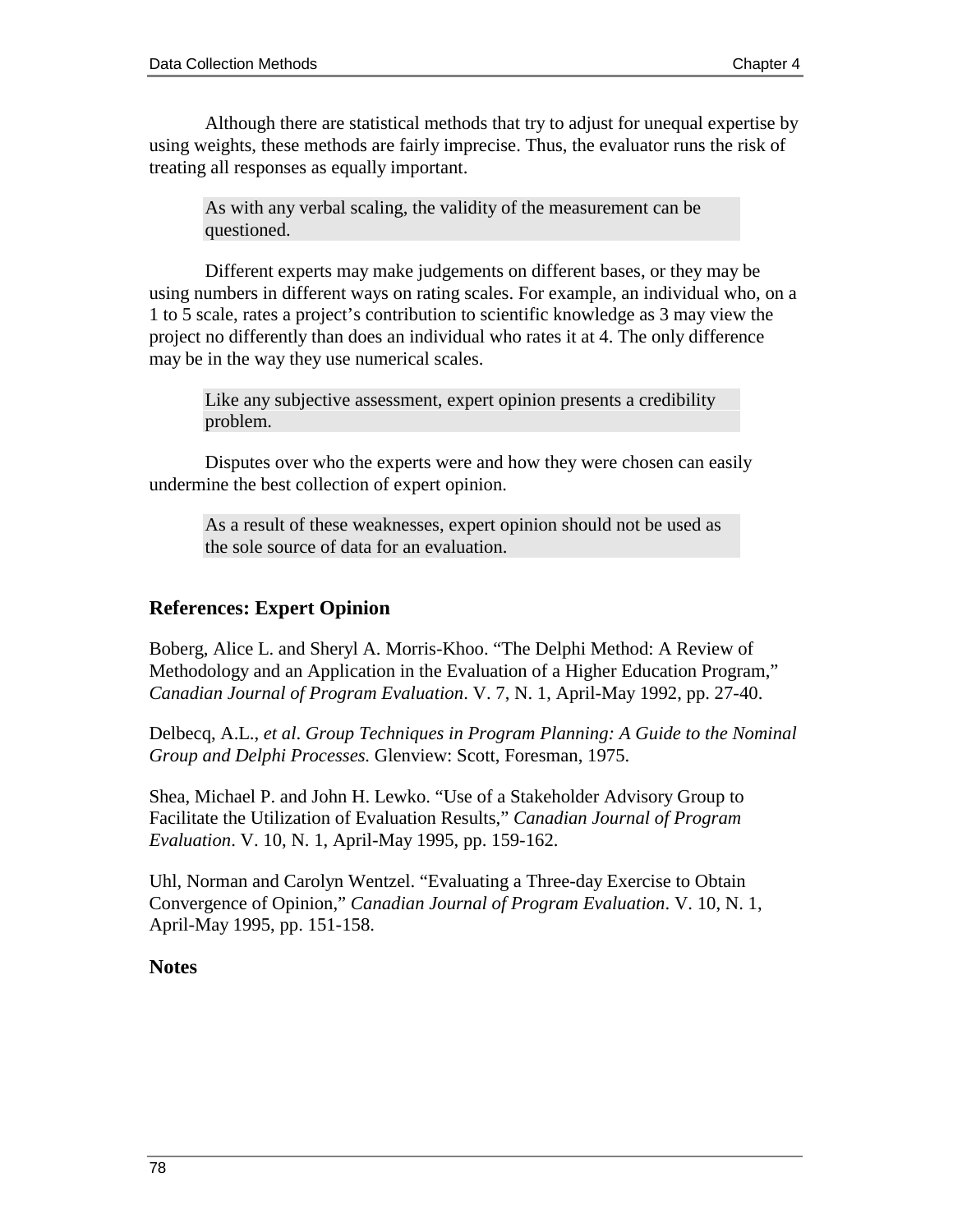Although there are statistical methods that try to adjust for unequal expertise by using weights, these methods are fairly imprecise. Thus, the evaluator runs the risk of treating all responses as equally important.

> As with any verbal scaling, the validity of the measurement can be questioned.

Different experts may make judgements on different bases, or they may be using numbers in different ways on rating scales. For example, an individual who, on a 1 to 5 scale, rates a project's contribution to scientific knowledge as 3 may view the project no differently than does an individual who rates it at 4. The only difference may be in the way they use numerical scales.

> Like any subjective assessment, expert opinion presents a credibility problem.

Disputes over who the experts were and how they were chosen can easily undermine the best collection of expert opinion.

> As a result of these weaknesses, expert opinion should not be used as the sole source of data for an evaluation.

### References: Expert Opinion

Boberg, Alice L. and Sheryl A. Morris-Khoo. "The Delphi Method: A Review of Methodology and an Application in the Evaluation of a Higher Education Program," *Canadian Journal of Program Evaluation*. V. 7, N. 1, April-May 1992, pp. 27-40.

Delbecq, A.L., *et al*. *Group Techniques in Program Planning: A Guide to the Nominal Group and Delphi Processes.* Glenview: Scott, Foresman, 1975.

Shea, Michael P. and John H. Lewko. "Use of a Stakeholder Advisory Group to Facilitate the Utilization of Evaluation Results," *Canadian Journal of Program Evaluation*. V. 10, N. 1, April-May 1995, pp. 159-162.

Uhl, Norman and Carolyn Wentzel. "Evaluating a Three-day Exercise to Obtain Convergence of Opinion," *Canadian Journal of Program Evaluation*. V. 10, N. 1, April-May 1995, pp. 151-158.

### Notes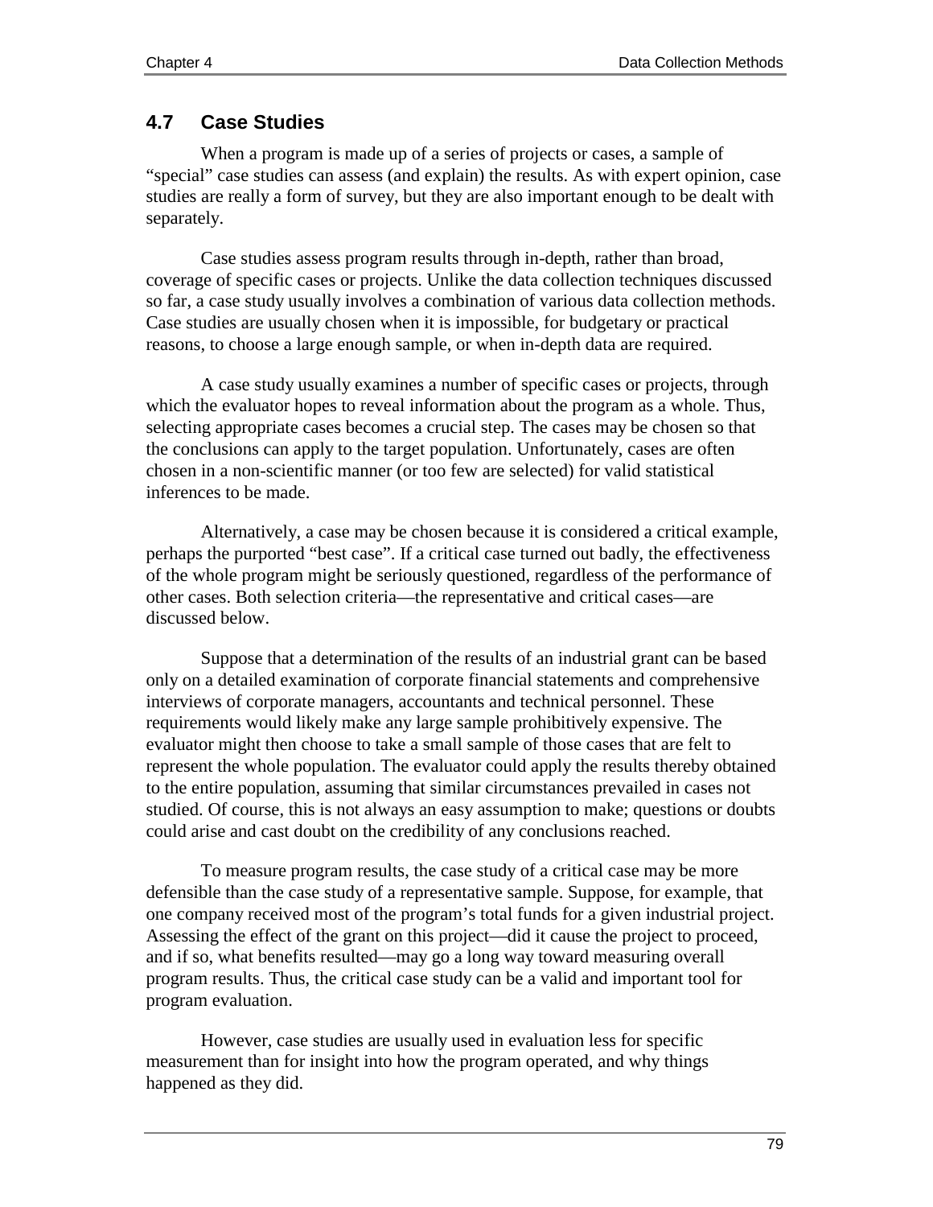## 4.7 Case Studies

When a program is made up of a series of projects or cases, a sample of "special" case studies can assess (and explain) the results. As with expert opinion, case studies are really a form of survey, but they are also important enough to be dealt with separately.

Case studies assess program results through in-depth, rather than broad, coverage of specific cases or projects. Unlike the data collection techniques discussed so far, a case study usually involves a combination of various data collection methods. Case studies are usually chosen when it is impossible, for budgetary or practical reasons, to choose a large enough sample, or when in-depth data are required.

A case study usually examines a number of specific cases or projects, through which the evaluator hopes to reveal information about the program as a whole. Thus, selecting appropriate cases becomes a crucial step. The cases may be chosen so that the conclusions can apply to the target population. Unfortunately, cases are often chosen in a non-scientific manner (or too few are selected) for valid statistical inferences to be made.

Alternatively, a case may be chosen because it is considered a critical example, perhaps the purported "best case". If a critical case turned out badly, the effectiveness of the whole program might be seriously questioned, regardless of the performance of other cases. Both selection criteria—the representative and critical cases—are discussed below.

Suppose that a determination of the results of an industrial grant can be based only on a detailed examination of corporate financial statements and comprehensive interviews of corporate managers, accountants and technical personnel. These requirements would likely make any large sample prohibitively expensive. The evaluator might then choose to take a small sample of those cases that are felt to represent the whole population. The evaluator could apply the results thereby obtained to the entire population, assuming that similar circumstances prevailed in cases not studied. Of course, this is not always an easy assumption to make; questions or doubts could arise and cast doubt on the credibility of any conclusions reached.

To measure program results, the case study of a critical case may be more defensible than the case study of a representative sample. Suppose, for example, that one company received most of the program's total funds for a given industrial project. Assessing the effect of the grant on this project—did it cause the project to proceed, and if so, what benefits resulted—may go a long way toward measuring overall program results. Thus, the critical case study can be a valid and important tool for program evaluation.

However, case studies are usually used in evaluation less for specific measurement than for insight into how the program operated, and why things happened as they did.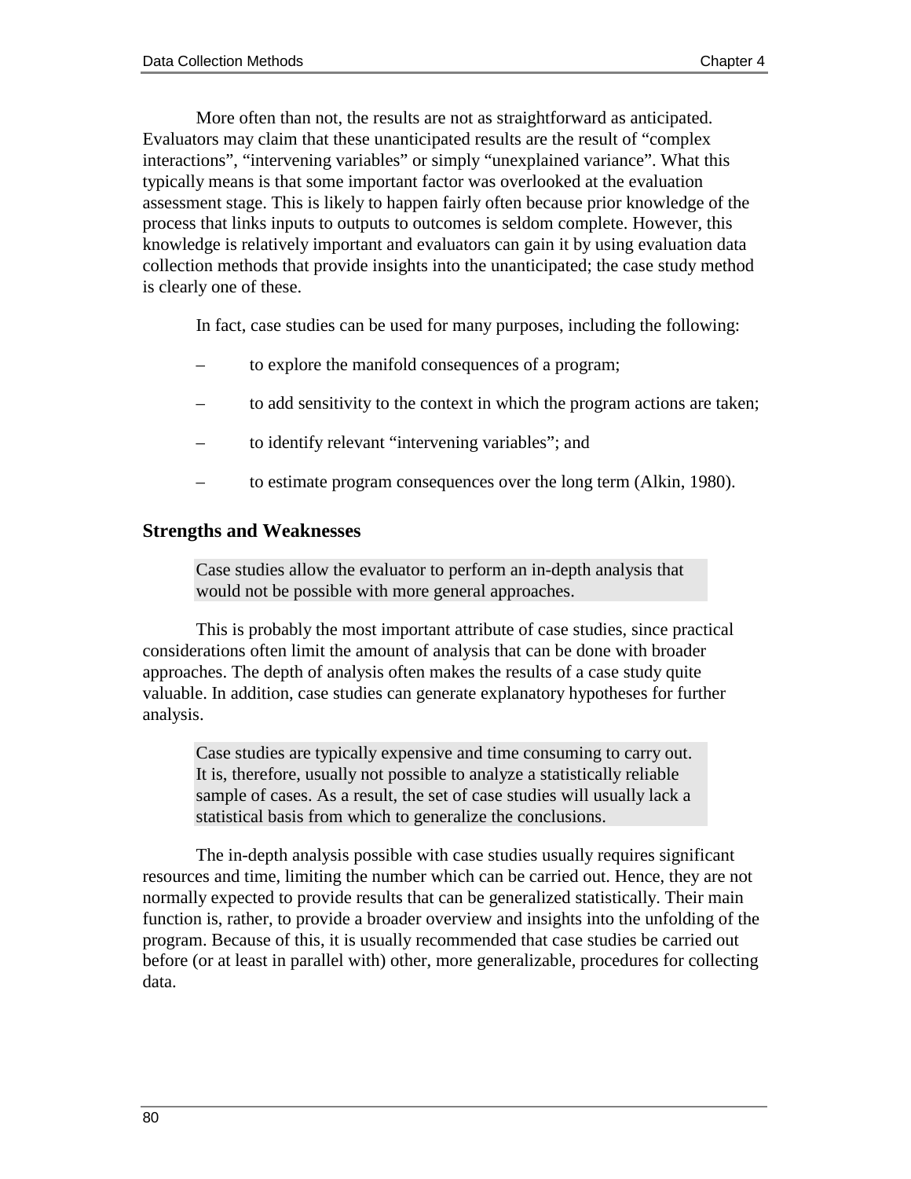More often than not, the results are not as straightforward as anticipated. Evaluators may claim that these unanticipated results are the result of "complex interactions", "intervening variables" or simply "unexplained variance". What this typically means is that some important factor was overlooked at the evaluation assessment stage. This is likely to happen fairly often because prior knowledge of the process that links inputs to outputs to outcomes is seldom complete. However, this knowledge is relatively important and evaluators can gain it by using evaluation data collection methods that provide insights into the unanticipated; the case study method is clearly one of these.

In fact, case studies can be used for many purposes, including the following:

- to explore the manifold consequences of a program;
- to add sensitivity to the context in which the program actions are taken;
- to identify relevant "intervening variables"; and
- to estimate program consequences over the long term (Alkin, 1980).

### Strengths and Weaknesses

> Case studies allow the evaluator to perform an in-depth analysis that would not be possible with more general approaches.

This is probably the most important attribute of case studies, since practical considerations often limit the amount of analysis that can be done with broader approaches. The depth of analysis often makes the results of a case study quite valuable. In addition, case studies can generate explanatory hypotheses for further analysis.

> Case studies are typically expensive and time consuming to carry out. It is, therefore, usually not possible to analyze a statistically reliable sample of cases. As a result, the set of case studies will usually lack a statistical basis from which to generalize the conclusions.

The in-depth analysis possible with case studies usually requires significant resources and time, limiting the number which can be carried out. Hence, they are not normally expected to provide results that can be generalized statistically. Their main function is, rather, to provide a broader overview and insights into the unfolding of the program. Because of this, it is usually recommended that case studies be carried out before (or at least in parallel with) other, more generalizable, procedures for collecting data.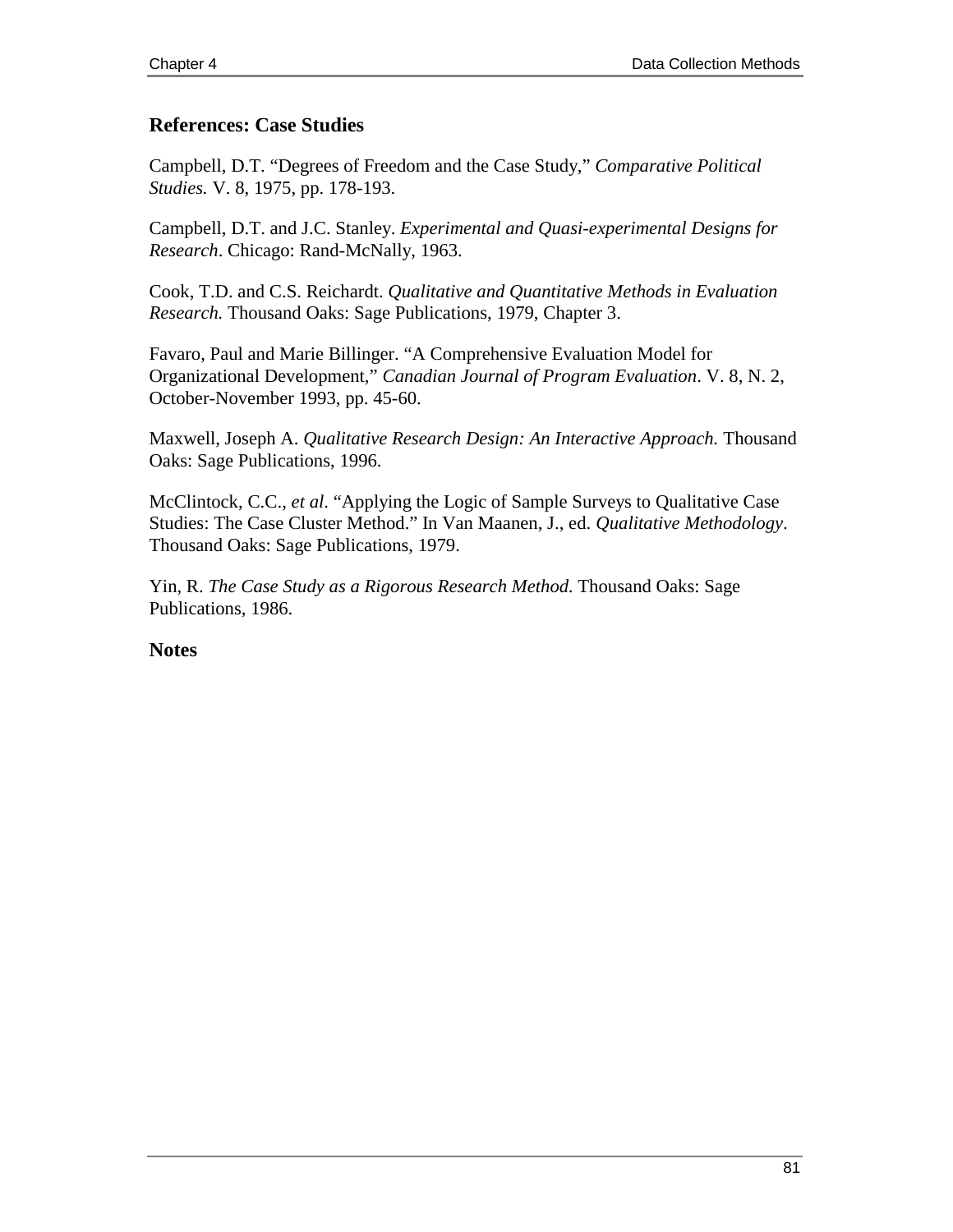## References: Case Studies

Campbell, D.T. "Degrees of Freedom and the Case Study," *Comparative Political Studies.* V. 8, 1975, pp. 178-193.

Campbell, D.T. and J.C. Stanley. *Experimental and Quasi-experimental Designs for Research*. Chicago: Rand-McNally, 1963.

Cook, T.D. and C.S. Reichardt. *Qualitative and Quantitative Methods in Evaluation Research.* Thousand Oaks: Sage Publications, 1979, Chapter 3.

Favaro, Paul and Marie Billinger. "A Comprehensive Evaluation Model for Organizational Development," *Canadian Journal of Program Evaluation*. V. 8, N. 2, October-November 1993, pp. 45-60.

Maxwell, Joseph A. *Qualitative Research Design: An Interactive Approach.* Thousand Oaks: Sage Publications, 1996.

McClintock, C.C., *et al*. "Applying the Logic of Sample Surveys to Qualitative Case Studies: The Case Cluster Method." In Van Maanen, J., ed. *Qualitative Methodology*. Thousand Oaks: Sage Publications, 1979.

Yin, R. *The Case Study as a Rigorous Research Method.* Thousand Oaks: Sage Publications, 1986.

## Notes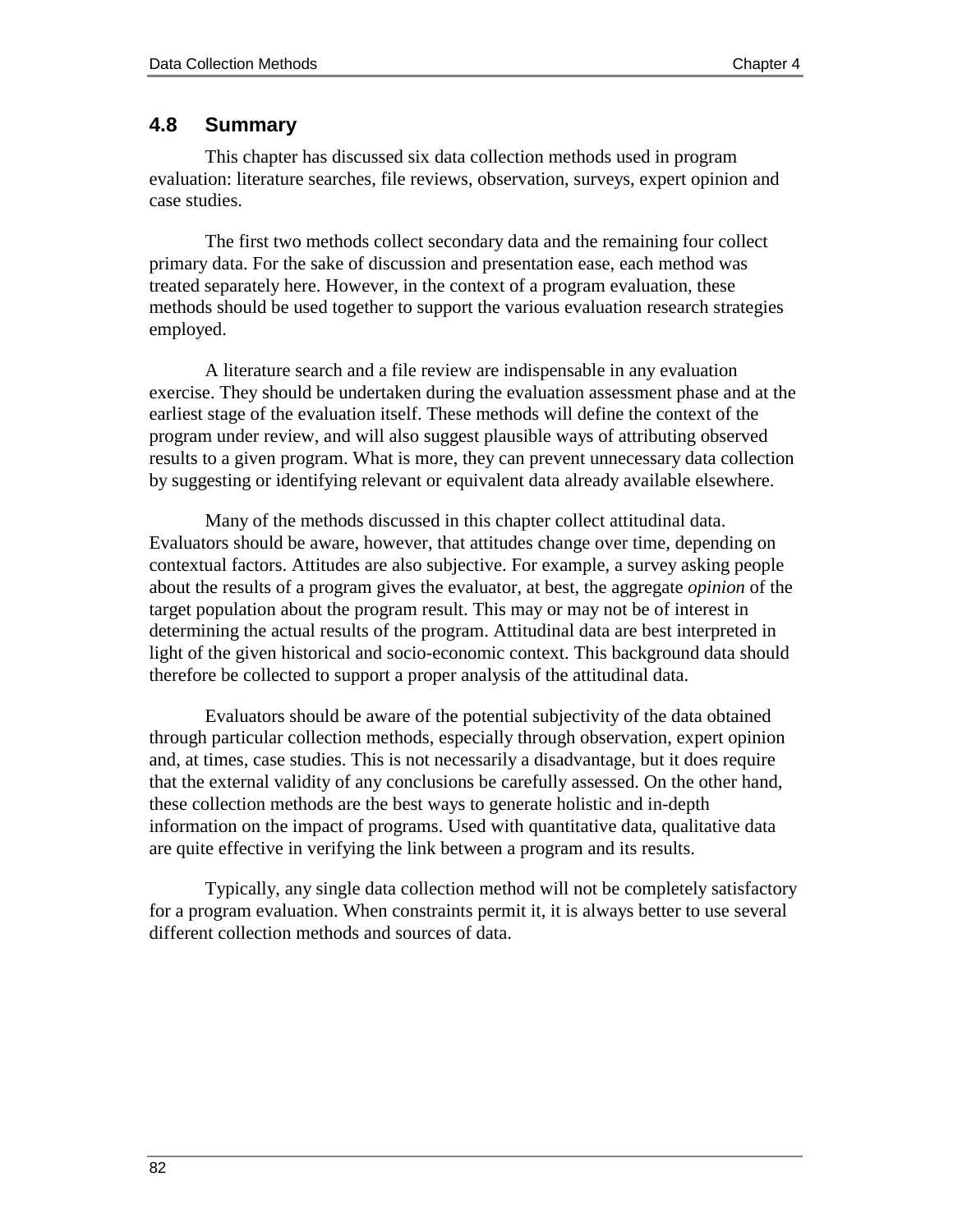## 4.8 Summary

This chapter has discussed six data collection methods used in program evaluation: literature searches, file reviews, observation, surveys, expert opinion and case studies.

The first two methods collect secondary data and the remaining four collect primary data. For the sake of discussion and presentation ease, each method was treated separately here. However, in the context of a program evaluation, these methods should be used together to support the various evaluation research strategies employed.

A literature search and a file review are indispensable in any evaluation exercise. They should be undertaken during the evaluation assessment phase and at the earliest stage of the evaluation itself. These methods will define the context of the program under review, and will also suggest plausible ways of attributing observed results to a given program. What is more, they can prevent unnecessary data collection by suggesting or identifying relevant or equivalent data already available elsewhere.

Many of the methods discussed in this chapter collect attitudinal data. Evaluators should be aware, however, that attitudes change over time, depending on contextual factors. Attitudes are also subjective. For example, a survey asking people about the results of a program gives the evaluator, at best, the aggregate *opinion* of the target population about the program result. This may or may not be of interest in determining the actual results of the program. Attitudinal data are best interpreted in light of the given historical and socio-economic context. This background data should therefore be collected to support a proper analysis of the attitudinal data.

Evaluators should be aware of the potential subjectivity of the data obtained through particular collection methods, especially through observation, expert opinion and, at times, case studies. This is not necessarily a disadvantage, but it does require that the external validity of any conclusions be carefully assessed. On the other hand, these collection methods are the best ways to generate holistic and in-depth information on the impact of programs. Used with quantitative data, qualitative data are quite effective in verifying the link between a program and its results.

Typically, any single data collection method will not be completely satisfactory for a program evaluation. When constraints permit it, it is always better to use several different collection methods and sources of data.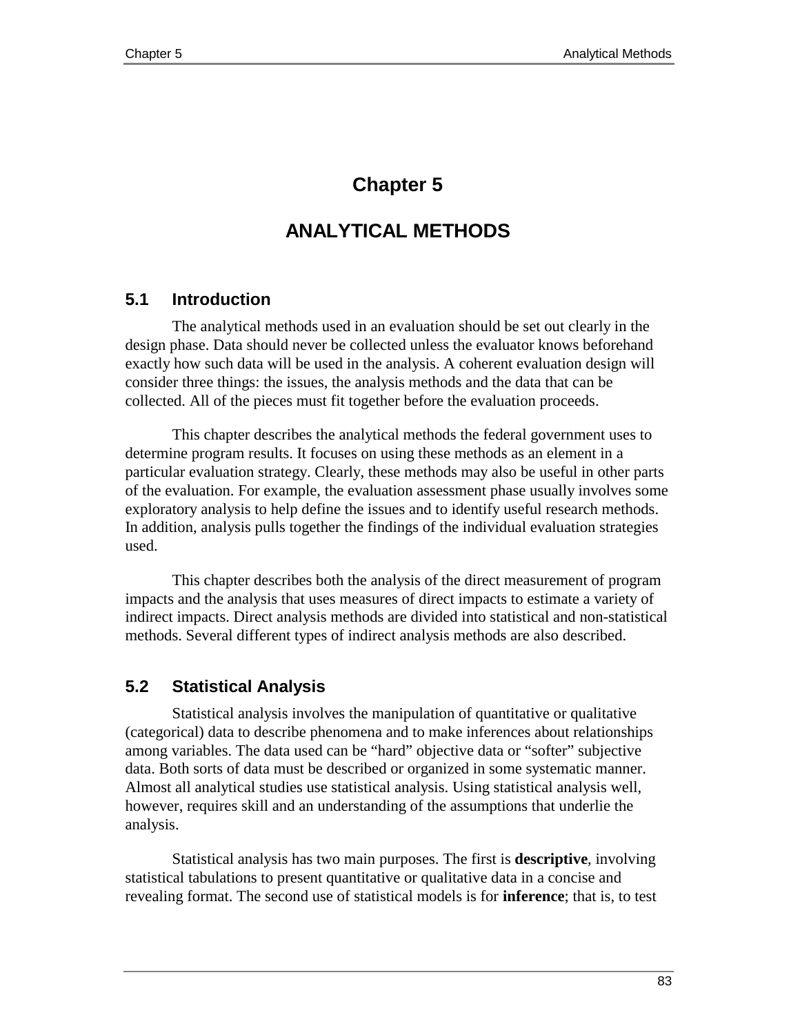# Chapter 5

# ANALYTICAL METHODS

## 5.1 Introduction

The analytical methods used in an evaluation should be set out clearly in the design phase. Data should never be collected unless the evaluator knows beforehand exactly how such data will be used in the analysis. A coherent evaluation design will consider three things: the issues, the analysis methods and the data that can be collected. All of the pieces must fit together before the evaluation proceeds.

This chapter describes the analytical methods the federal government uses to determine program results. It focuses on using these methods as an element in a particular evaluation strategy. Clearly, these methods may also be useful in other parts of the evaluation. For example, the evaluation assessment phase usually involves some exploratory analysis to help define the issues and to identify useful research methods. In addition, analysis pulls together the findings of the individual evaluation strategies used.

This chapter describes both the analysis of the direct measurement of program impacts and the analysis that uses measures of direct impacts to estimate a variety of indirect impacts. Direct analysis methods are divided into statistical and non-statistical methods. Several different types of indirect analysis methods are also described.

## 5.2 Statistical Analysis

Statistical analysis involves the manipulation of quantitative or qualitative (categorical) data to describe phenomena and to make inferences about relationships among variables. The data used can be “hard” objective data or “softer” subjective data. Both sorts of data must be described or organized in some systematic manner. Almost all analytical studies use statistical analysis. Using statistical analysis well, however, requires skill and an understanding of the assumptions that underlie the analysis.

Statistical analysis has two main purposes. The first is **descriptive**, involving statistical tabulations to present quantitative or qualitative data in a concise and revealing format. The second use of statistical models is for **inference**; that is, to test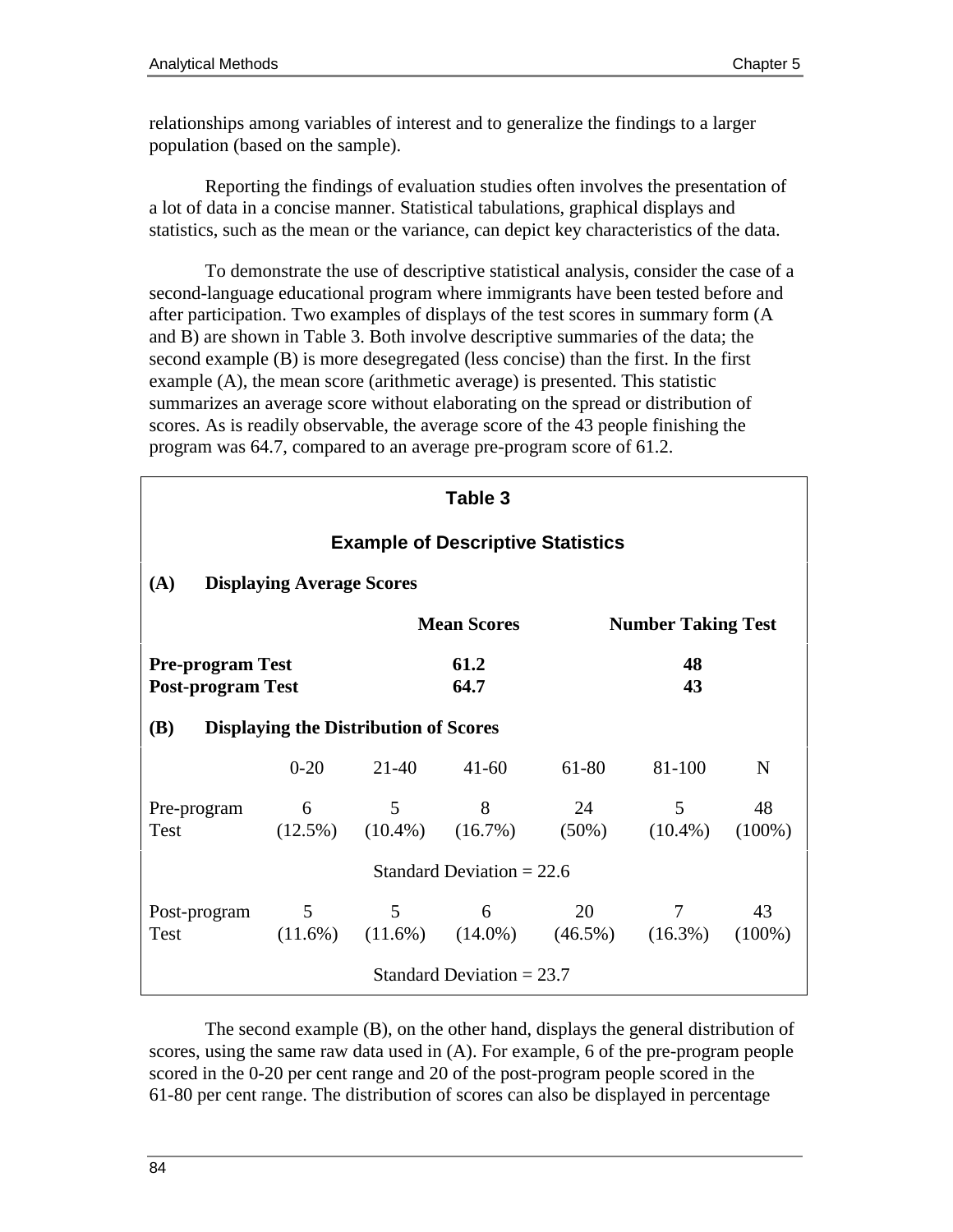relationships among variables of interest and to generalize the findings to a larger population (based on the sample).

Reporting the findings of evaluation studies often involves the presentation of a lot of data in a concise manner. Statistical tabulations, graphical displays and statistics, such as the mean or the variance, can depict key characteristics of the data.

To demonstrate the use of descriptive statistical analysis, consider the case of a second-language educational program where immigrants have been tested before and after participation. Two examples of displays of the test scores in summary form (A and B) are shown in Table 3. Both involve descriptive summaries of the data; the second example (B) is more desegregated (less concise) than the first. In the first example (A), the mean score (arithmetic average) is presented. This statistic summarizes an average score without elaborating on the spread or distribution of scores. As is readily observable, the average score of the 43 people finishing the program was 64.7, compared to an average pre-program score of 61.2.

**Table 3**

**Example of Descriptive Statistics**

**(A) Displaying Average Scores**

| | **Mean Scores** | **Number Taking Test** |
|---|---|---|
| **Pre-program Test** | **61.2** | **48** |
| **Post-program Test** | **64.7** | **43** |

**(B) Displaying the Distribution of Scores**

| | 0-20 | 21-40 | 41-60 | 61-80 | 81-100 | N |
|---|---|---|---|---|---|---|
| Pre-program Test | 6 (12.5%) | 5 (10.4%) | 8 (16.7%) | 24 (50%) | 5 (10.4%) | 48 (100%) |
| | Standard Deviation = 22.6 | | | | | |
| Post-program Test | 5 (11.6%) | 5 (11.6%) | 6 (14.0%) | 20 (46.5%) | 7 (16.3%) | 43 (100%) |
| | Standard Deviation = 23.7 | | | | | |

The second example (B), on the other hand, displays the general distribution of scores, using the same raw data used in (A). For example, 6 of the pre-program people scored in the 0-20 per cent range and 20 of the post-program people scored in the 61-80 per cent range. The distribution of scores can also be displayed in percentage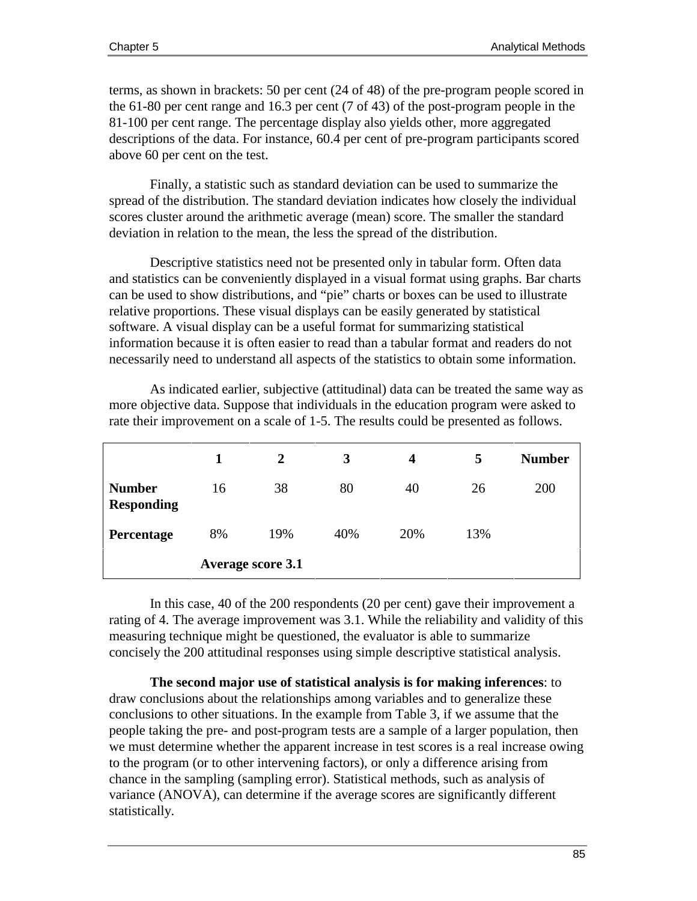terms, as shown in brackets: 50 per cent (24 of 48) of the pre-program people scored in the 61-80 per cent range and 16.3 per cent (7 of 43) of the post-program people in the 81-100 per cent range. The percentage display also yields other, more aggregated descriptions of the data. For instance, 60.4 per cent of pre-program participants scored above 60 per cent on the test.

Finally, a statistic such as standard deviation can be used to summarize the spread of the distribution. The standard deviation indicates how closely the individual scores cluster around the arithmetic average (mean) score. The smaller the standard deviation in relation to the mean, the less the spread of the distribution.

Descriptive statistics need not be presented only in tabular form. Often data and statistics can be conveniently displayed in a visual format using graphs. Bar charts can be used to show distributions, and "pie" charts or boxes can be used to illustrate relative proportions. These visual displays can be easily generated by statistical software. A visual display can be a useful format for summarizing statistical information because it is often easier to read than a tabular format and readers do not necessarily need to understand all aspects of the statistics to obtain some information.

As indicated earlier, subjective (attitudinal) data can be treated the same way as more objective data. Suppose that individuals in the education program were asked to rate their improvement on a scale of 1-5. The results could be presented as follows.

| | **1** | **2** | **3** | **4** | **5** | **Number** |
|---|---|---|---|---|---|---|
| **Number Responding** | 16 | 38 | 80 | 40 | 26 | 200 |
| **Percentage** | 8% | 19% | 40% | 20% | 13% | |
| | **Average score 3.1** | | | | | |

In this case, 40 of the 200 respondents (20 per cent) gave their improvement a rating of 4. The average improvement was 3.1. While the reliability and validity of this measuring technique might be questioned, the evaluator is able to summarize concisely the 200 attitudinal responses using simple descriptive statistical analysis.

**The second major use of statistical analysis is for making inferences**: to draw conclusions about the relationships among variables and to generalize these conclusions to other situations. In the example from Table 3, if we assume that the people taking the pre- and post-program tests are a sample of a larger population, then we must determine whether the apparent increase in test scores is a real increase owing to the program (or to other intervening factors), or only a difference arising from chance in the sampling (sampling error). Statistical methods, such as analysis of variance (ANOVA), can determine if the average scores are significantly different statistically.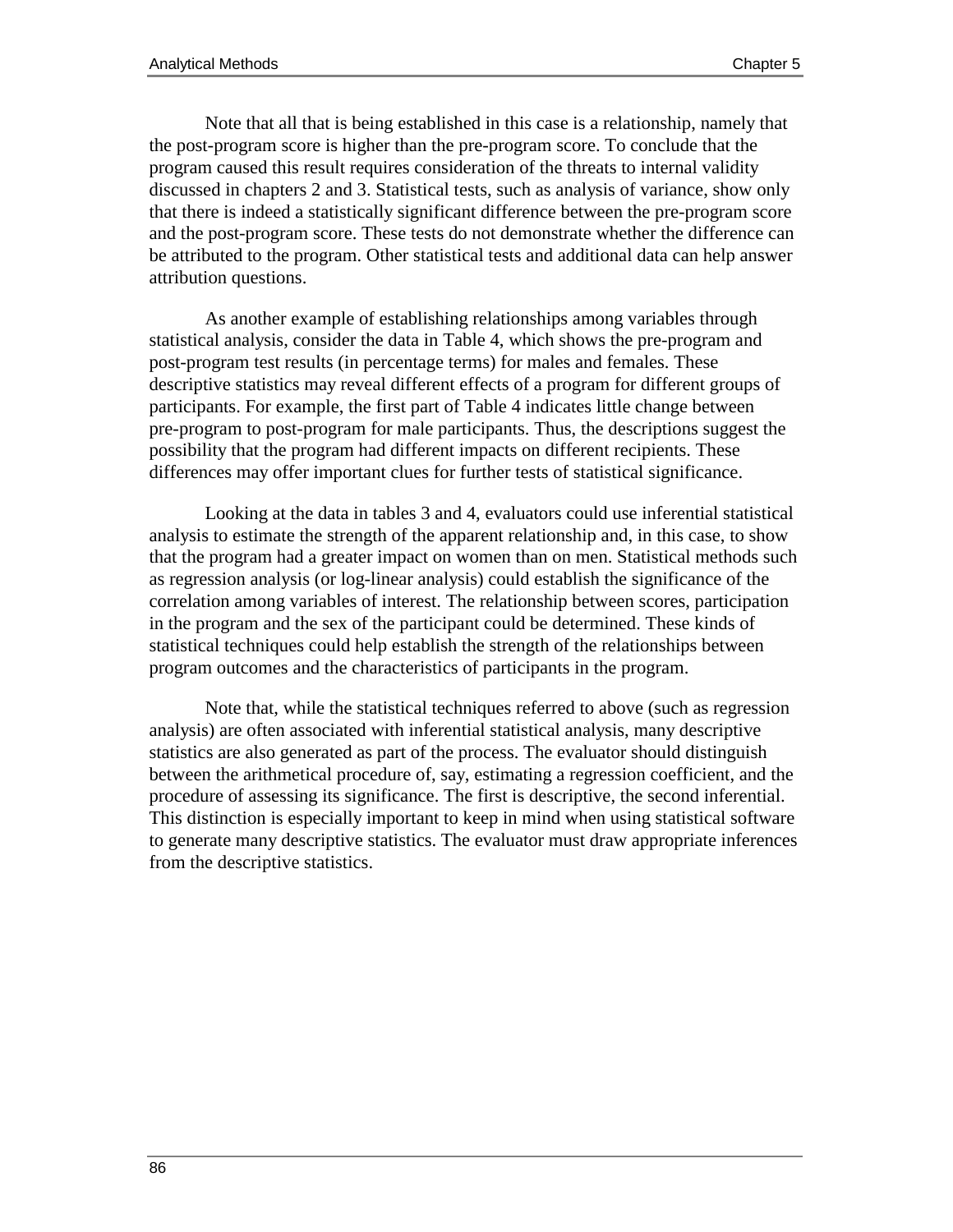Note that all that is being established in this case is a relationship, namely that the post-program score is higher than the pre-program score. To conclude that the program caused this result requires consideration of the threats to internal validity discussed in chapters 2 and 3. Statistical tests, such as analysis of variance, show only that there is indeed a statistically significant difference between the pre-program score and the post-program score. These tests do not demonstrate whether the difference can be attributed to the program. Other statistical tests and additional data can help answer attribution questions.

As another example of establishing relationships among variables through statistical analysis, consider the data in Table 4, which shows the pre-program and post-program test results (in percentage terms) for males and females. These descriptive statistics may reveal different effects of a program for different groups of participants. For example, the first part of Table 4 indicates little change between pre-program to post-program for male participants. Thus, the descriptions suggest the possibility that the program had different impacts on different recipients. These differences may offer important clues for further tests of statistical significance.

Looking at the data in tables 3 and 4, evaluators could use inferential statistical analysis to estimate the strength of the apparent relationship and, in this case, to show that the program had a greater impact on women than on men. Statistical methods such as regression analysis (or log-linear analysis) could establish the significance of the correlation among variables of interest. The relationship between scores, participation in the program and the sex of the participant could be determined. These kinds of statistical techniques could help establish the strength of the relationships between program outcomes and the characteristics of participants in the program.

Note that, while the statistical techniques referred to above (such as regression analysis) are often associated with inferential statistical analysis, many descriptive statistics are also generated as part of the process. The evaluator should distinguish between the arithmetical procedure of, say, estimating a regression coefficient, and the procedure of assessing its significance. The first is descriptive, the second inferential. This distinction is especially important to keep in mind when using statistical software to generate many descriptive statistics. The evaluator must draw appropriate inferences from the descriptive statistics.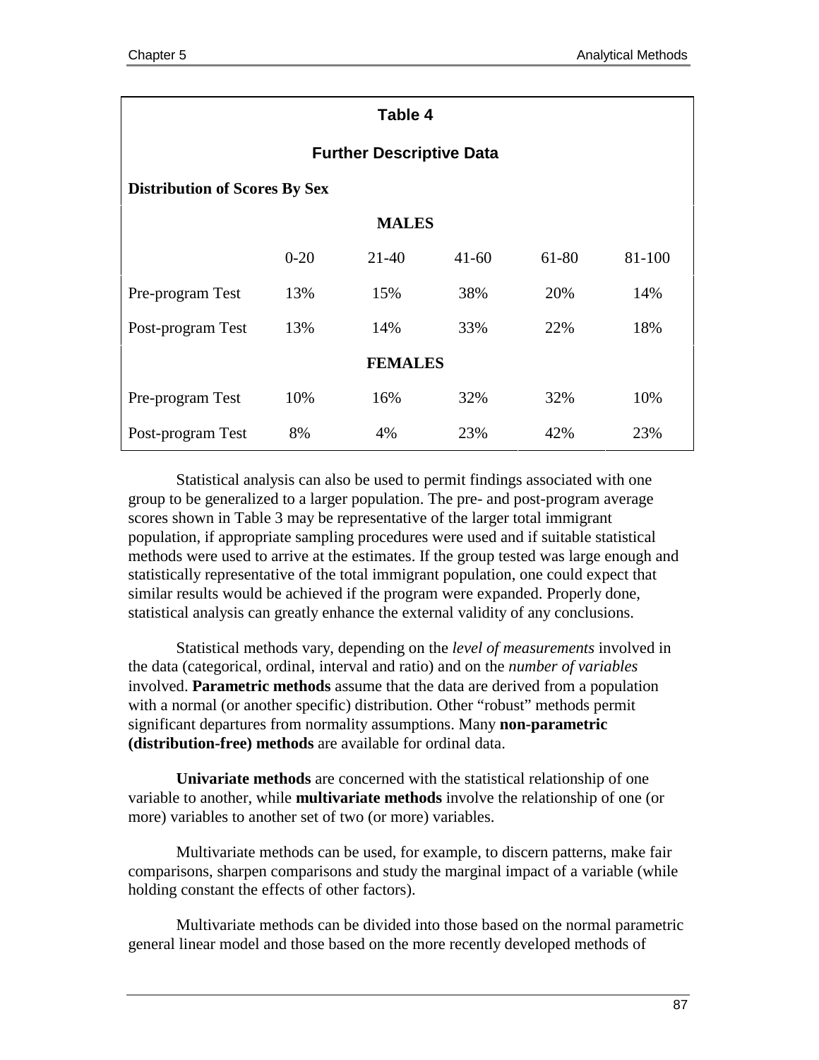**Table 4**

**Further Descriptive Data**

**Distribution of Scores By Sex**

| | 0-20 | 21-40 | 41-60 | 61-80 | 81-100 |
|---|---|---|---|---|---|
| **MALES** | | | | | |
| Pre-program Test | 13% | 15% | 38% | 20% | 14% |
| Post-program Test | 13% | 14% | 33% | 22% | 18% |
| **FEMALES** | | | | | |
| Pre-program Test | 10% | 16% | 32% | 32% | 10% |
| Post-program Test | 8% | 4% | 23% | 42% | 23% |

Statistical analysis can also be used to permit findings associated with one group to be generalized to a larger population. The pre- and post-program average scores shown in Table 3 may be representative of the larger total immigrant population, if appropriate sampling procedures were used and if suitable statistical methods were used to arrive at the estimates. If the group tested was large enough and statistically representative of the total immigrant population, one could expect that similar results would be achieved if the program were expanded. Properly done, statistical analysis can greatly enhance the external validity of any conclusions.

Statistical methods vary, depending on the *level of measurements* involved in the data (categorical, ordinal, interval and ratio) and on the *number of variables* involved. **Parametric methods** assume that the data are derived from a population with a normal (or another specific) distribution. Other "robust" methods permit significant departures from normality assumptions. Many **non-parametric (distribution-free) methods** are available for ordinal data.

**Univariate methods** are concerned with the statistical relationship of one variable to another, while **multivariate methods** involve the relationship of one (or more) variables to another set of two (or more) variables.

Multivariate methods can be used, for example, to discern patterns, make fair comparisons, sharpen comparisons and study the marginal impact of a variable (while holding constant the effects of other factors).

Multivariate methods can be divided into those based on the normal parametric general linear model and those based on the more recently developed methods of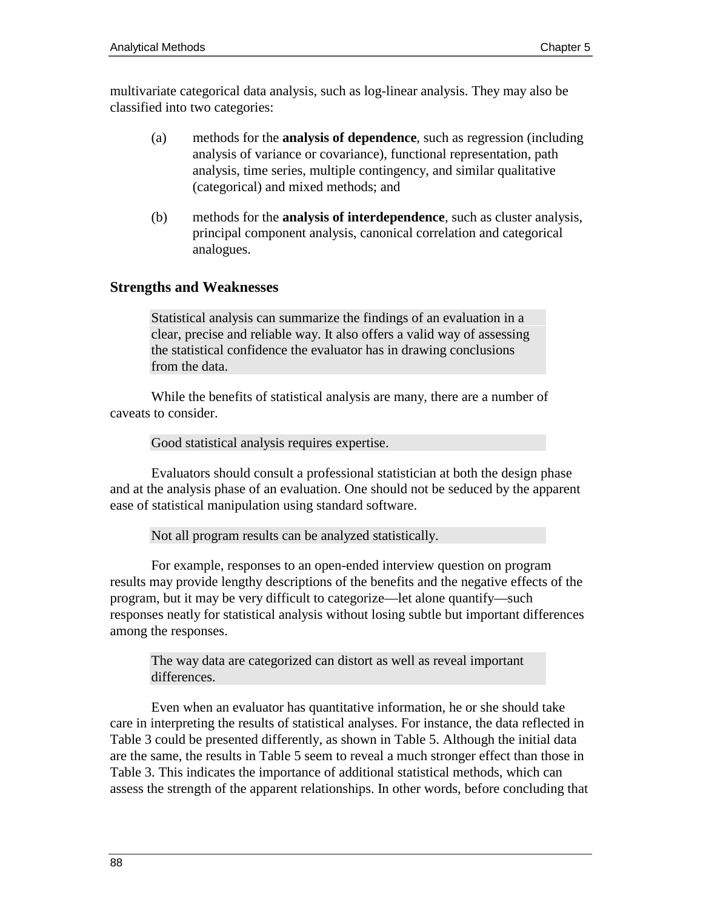multivariate categorical data analysis, such as log-linear analysis. They may also be classified into two categories:

(a) methods for the **analysis of dependence**, such as regression (including analysis of variance or covariance), functional representation, path analysis, time series, multiple contingency, and similar qualitative (categorical) and mixed methods; and

(b) methods for the **analysis of interdependence**, such as cluster analysis, principal component analysis, canonical correlation and categorical analogues.

### Strengths and Weaknesses

> Statistical analysis can summarize the findings of an evaluation in a clear, precise and reliable way. It also offers a valid way of assessing the statistical confidence the evaluator has in drawing conclusions from the data.

While the benefits of statistical analysis are many, there are a number of caveats to consider.

> Good statistical analysis requires expertise.

Evaluators should consult a professional statistician at both the design phase and at the analysis phase of an evaluation. One should not be seduced by the apparent ease of statistical manipulation using standard software.

> Not all program results can be analyzed statistically.

For example, responses to an open-ended interview question on program results may provide lengthy descriptions of the benefits and the negative effects of the program, but it may be very difficult to categorize—let alone quantify—such responses neatly for statistical analysis without losing subtle but important differences among the responses.

> The way data are categorized can distort as well as reveal important differences.

Even when an evaluator has quantitative information, he or she should take care in interpreting the results of statistical analyses. For instance, the data reflected in Table 3 could be presented differently, as shown in Table 5. Although the initial data are the same, the results in Table 5 seem to reveal a much stronger effect than those in Table 3. This indicates the importance of additional statistical methods, which can assess the strength of the apparent relationships. In other words, before concluding that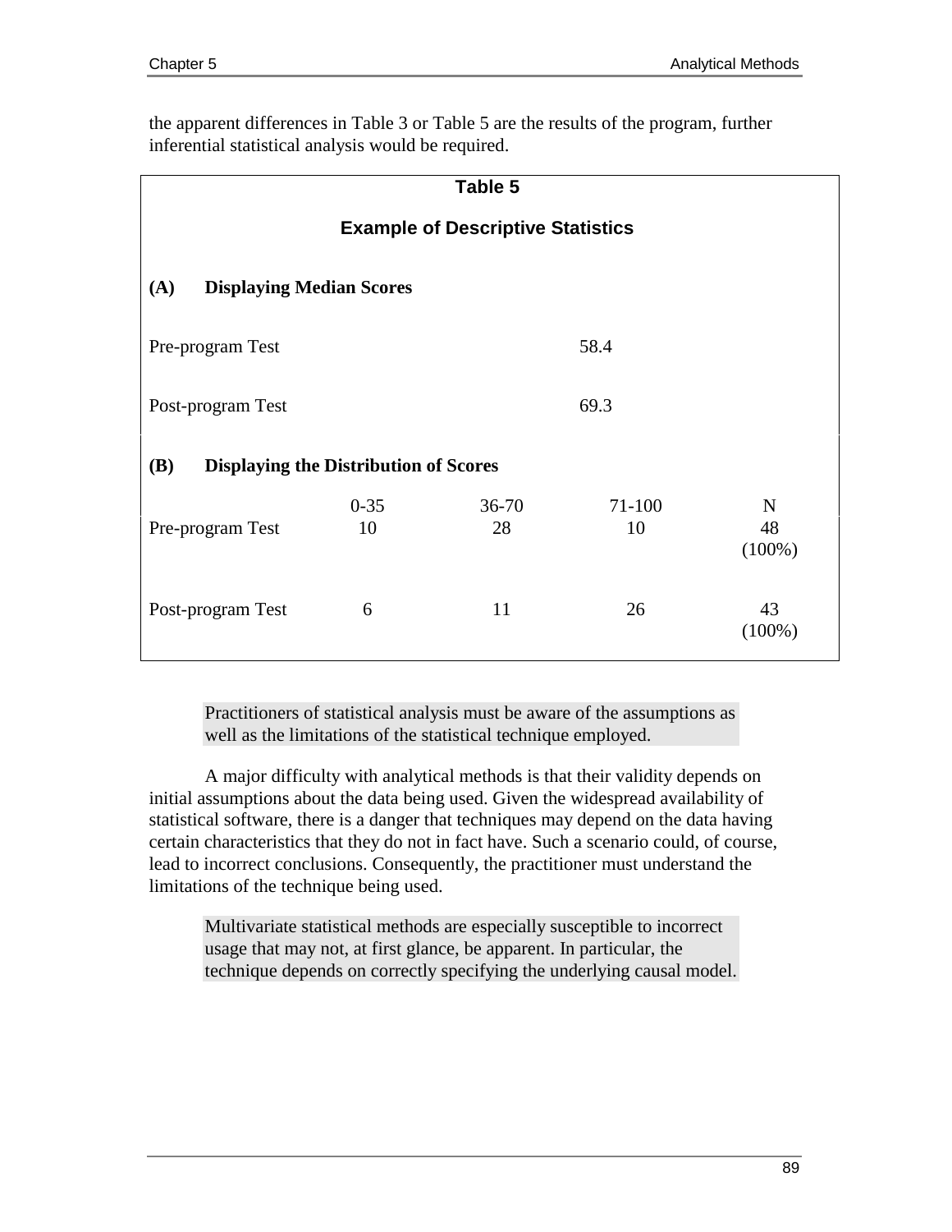the apparent differences in Table 3 or Table 5 are the results of the program, further inferential statistical analysis would be required.

**Table 5**

**Example of Descriptive Statistics**

**(A) Displaying Median Scores**

| | |
|---|---|
| Pre-program Test | 58.4 |
| Post-program Test | 69.3 |

**(B) Displaying the Distribution of Scores**

| | 0-35 | 36-70 | 71-100 | N |
|---|---|---|---|---|
| Pre-program Test | 10 | 28 | 10 | 48 (100%) |
| Post-program Test | 6 | 11 | 26 | 43 (100%) |

> Practitioners of statistical analysis must be aware of the assumptions as well as the limitations of the statistical technique employed.

A major difficulty with analytical methods is that their validity depends on initial assumptions about the data being used. Given the widespread availability of statistical software, there is a danger that techniques may depend on the data having certain characteristics that they do not in fact have. Such a scenario could, of course, lead to incorrect conclusions. Consequently, the practitioner must understand the limitations of the technique being used.

> Multivariate statistical methods are especially susceptible to incorrect usage that may not, at first glance, be apparent. In particular, the technique depends on correctly specifying the underlying causal model.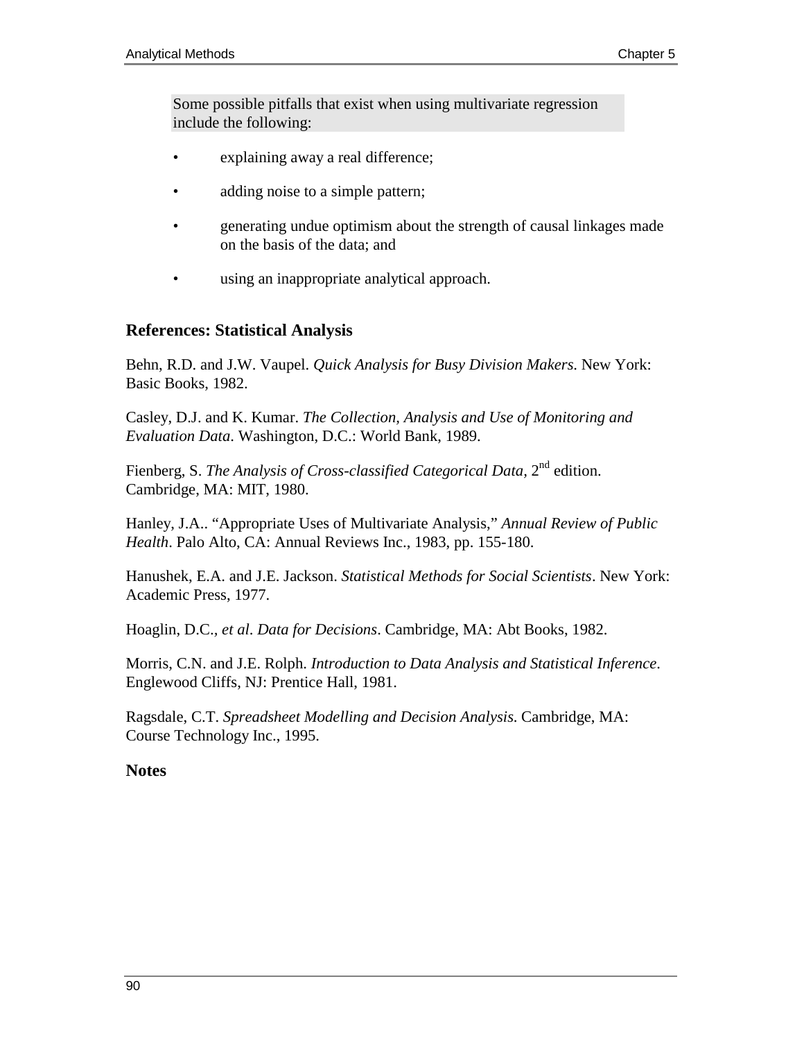Some possible pitfalls that exist when using multivariate regression include the following:

- explaining away a real difference;
- adding noise to a simple pattern;
- generating undue optimism about the strength of causal linkages made on the basis of the data; and
- using an inappropriate analytical approach.

### References: Statistical Analysis

Behn, R.D. and J.W. Vaupel. *Quick Analysis for Busy Division Makers*. New York: Basic Books, 1982.

Casley, D.J. and K. Kumar. *The Collection, Analysis and Use of Monitoring and Evaluation Data*. Washington, D.C.: World Bank, 1989.

Fienberg, S. *The Analysis of Cross-classified Categorical Data*, 2nd edition. Cambridge, MA: MIT, 1980.

Hanley, J.A.. "Appropriate Uses of Multivariate Analysis," *Annual Review of Public Health*. Palo Alto, CA: Annual Reviews Inc., 1983, pp. 155-180.

Hanushek, E.A. and J.E. Jackson. *Statistical Methods for Social Scientists*. New York: Academic Press, 1977.

Hoaglin, D.C., *et al*. *Data for Decisions*. Cambridge, MA: Abt Books, 1982.

Morris, C.N. and J.E. Rolph. *Introduction to Data Analysis and Statistical Inference*. Englewood Cliffs, NJ: Prentice Hall, 1981.

Ragsdale, C.T. *Spreadsheet Modelling and Decision Analysis*. Cambridge, MA: Course Technology Inc., 1995.

### Notes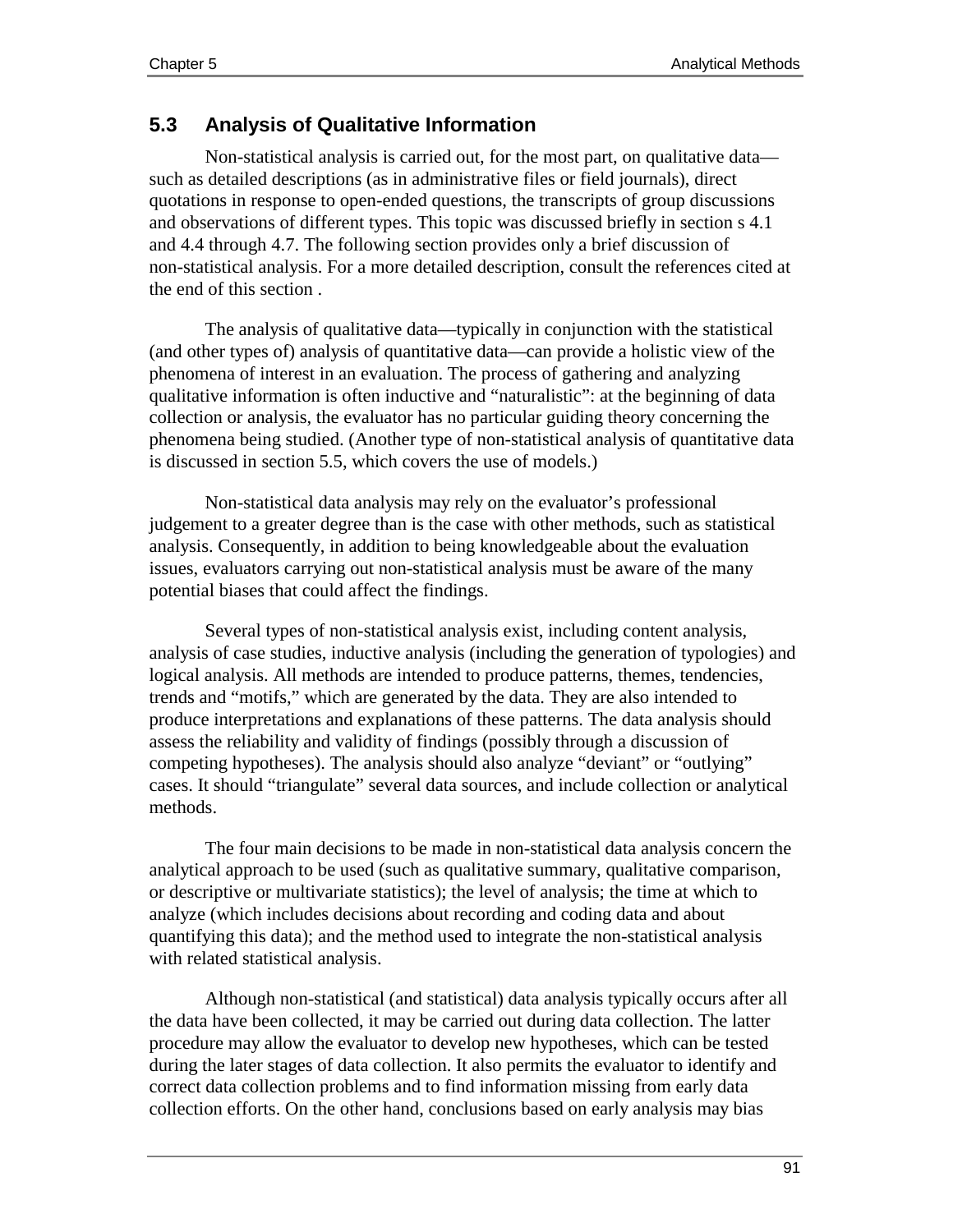## 5.3 Analysis of Qualitative Information

Non-statistical analysis is carried out, for the most part, on qualitative data—such as detailed descriptions (as in administrative files or field journals), direct quotations in response to open-ended questions, the transcripts of group discussions and observations of different types. This topic was discussed briefly in section s 4.1 and 4.4 through 4.7. The following section provides only a brief discussion of non-statistical analysis. For a more detailed description, consult the references cited at the end of this section .

The analysis of qualitative data—typically in conjunction with the statistical (and other types of) analysis of quantitative data—can provide a holistic view of the phenomena of interest in an evaluation. The process of gathering and analyzing qualitative information is often inductive and "naturalistic": at the beginning of data collection or analysis, the evaluator has no particular guiding theory concerning the phenomena being studied. (Another type of non-statistical analysis of quantitative data is discussed in section 5.5, which covers the use of models.)

Non-statistical data analysis may rely on the evaluator's professional judgement to a greater degree than is the case with other methods, such as statistical analysis. Consequently, in addition to being knowledgeable about the evaluation issues, evaluators carrying out non-statistical analysis must be aware of the many potential biases that could affect the findings.

Several types of non-statistical analysis exist, including content analysis, analysis of case studies, inductive analysis (including the generation of typologies) and logical analysis. All methods are intended to produce patterns, themes, tendencies, trends and "motifs," which are generated by the data. They are also intended to produce interpretations and explanations of these patterns. The data analysis should assess the reliability and validity of findings (possibly through a discussion of competing hypotheses). The analysis should also analyze "deviant" or "outlying" cases. It should "triangulate" several data sources, and include collection or analytical methods.

The four main decisions to be made in non-statistical data analysis concern the analytical approach to be used (such as qualitative summary, qualitative comparison, or descriptive or multivariate statistics); the level of analysis; the time at which to analyze (which includes decisions about recording and coding data and about quantifying this data); and the method used to integrate the non-statistical analysis with related statistical analysis.

Although non-statistical (and statistical) data analysis typically occurs after all the data have been collected, it may be carried out during data collection. The latter procedure may allow the evaluator to develop new hypotheses, which can be tested during the later stages of data collection. It also permits the evaluator to identify and correct data collection problems and to find information missing from early data collection efforts. On the other hand, conclusions based on early analysis may bias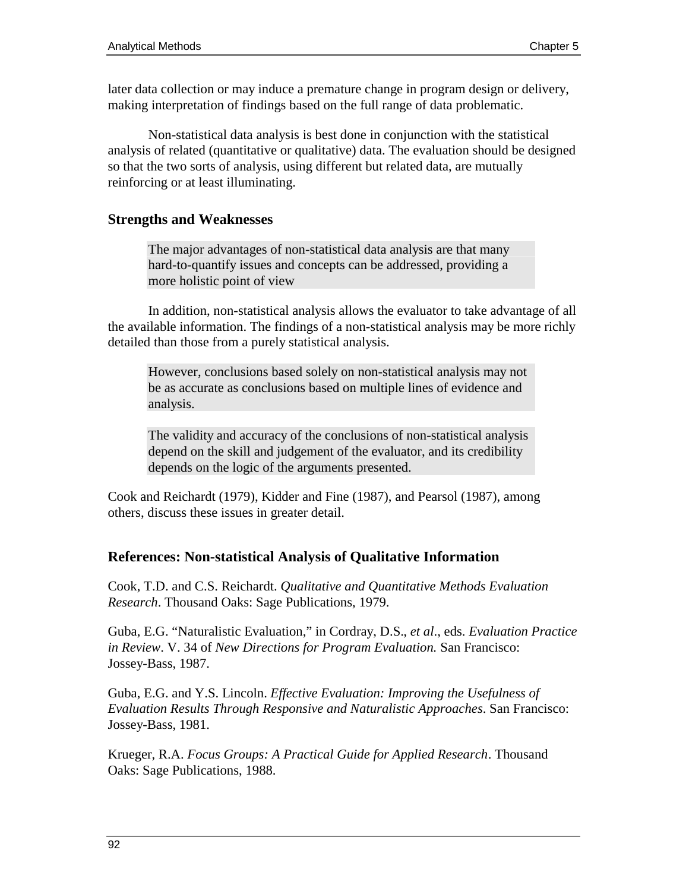later data collection or may induce a premature change in program design or delivery, making interpretation of findings based on the full range of data problematic.

Non-statistical data analysis is best done in conjunction with the statistical analysis of related (quantitative or qualitative) data. The evaluation should be designed so that the two sorts of analysis, using different but related data, are mutually reinforcing or at least illuminating.

### Strengths and Weaknesses

> The major advantages of non-statistical data analysis are that many hard-to-quantify issues and concepts can be addressed, providing a more holistic point of view

In addition, non-statistical analysis allows the evaluator to take advantage of all the available information. The findings of a non-statistical analysis may be more richly detailed than those from a purely statistical analysis.

> However, conclusions based solely on non-statistical analysis may not be as accurate as conclusions based on multiple lines of evidence and analysis.

> The validity and accuracy of the conclusions of non-statistical analysis depend on the skill and judgement of the evaluator, and its credibility depends on the logic of the arguments presented.

Cook and Reichardt (1979), Kidder and Fine (1987), and Pearsol (1987), among others, discuss these issues in greater detail.

### References: Non-statistical Analysis of Qualitative Information

Cook, T.D. and C.S. Reichardt. *Qualitative and Quantitative Methods Evaluation Research*. Thousand Oaks: Sage Publications, 1979.

Guba, E.G. "Naturalistic Evaluation," in Cordray, D.S., *et al*., eds. *Evaluation Practice in Review*. V. 34 of *New Directions for Program Evaluation.* San Francisco: Jossey-Bass, 1987.

Guba, E.G. and Y.S. Lincoln. *Effective Evaluation: Improving the Usefulness of Evaluation Results Through Responsive and Naturalistic Approaches*. San Francisco: Jossey-Bass, 1981.

Krueger, R.A. *Focus Groups: A Practical Guide for Applied Research*. Thousand Oaks: Sage Publications, 1988.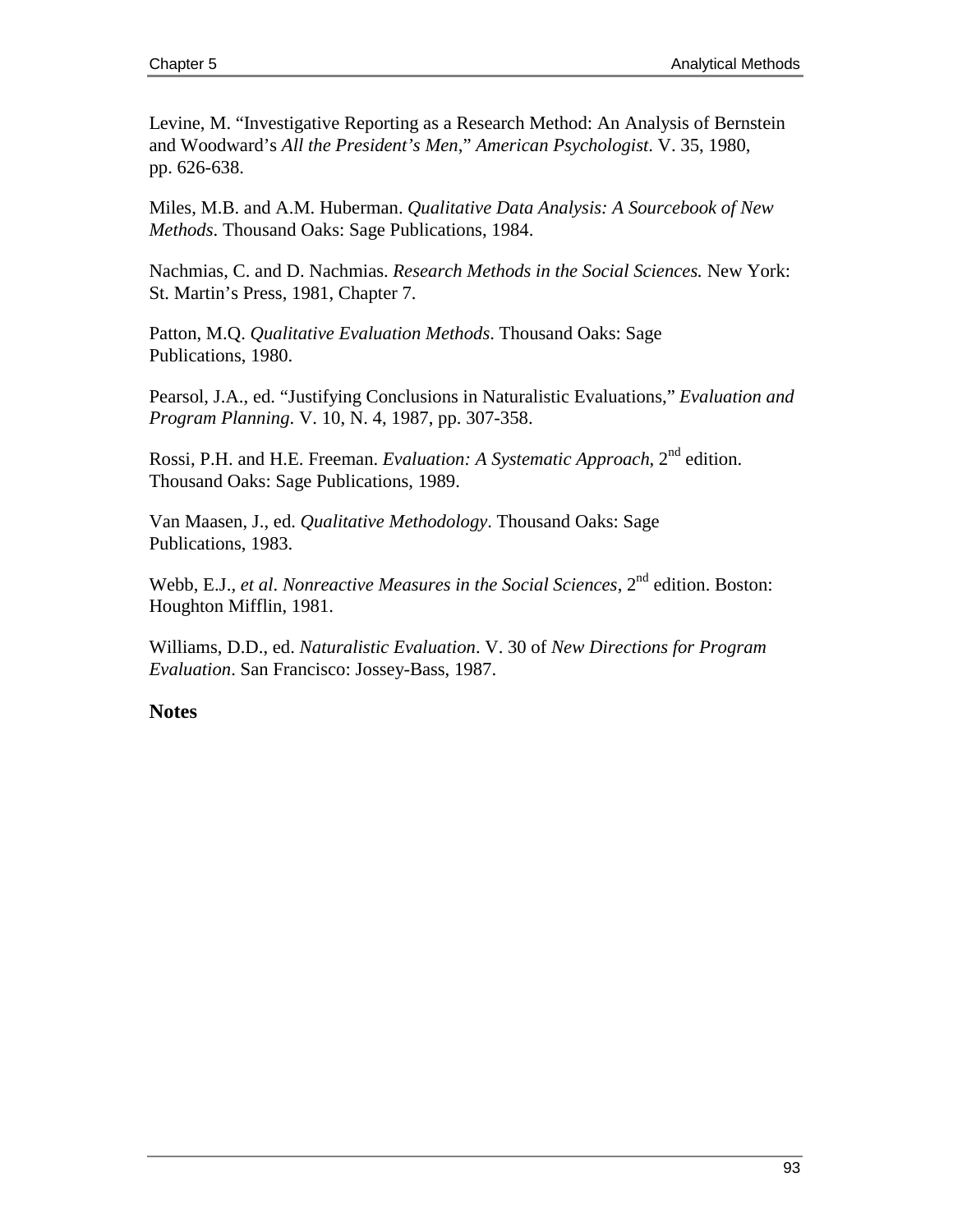Levine, M. "Investigative Reporting as a Research Method: An Analysis of Bernstein and Woodward's *All the President's Men*," *American Psychologist*. V. 35, 1980, pp. 626-638.

Miles, M.B. and A.M. Huberman. *Qualitative Data Analysis: A Sourcebook of New Methods*. Thousand Oaks: Sage Publications, 1984.

Nachmias, C. and D. Nachmias. *Research Methods in the Social Sciences.* New York: St. Martin's Press, 1981, Chapter 7.

Patton, M.Q. *Qualitative Evaluation Methods*. Thousand Oaks: Sage Publications, 1980.

Pearsol, J.A., ed. "Justifying Conclusions in Naturalistic Evaluations," *Evaluation and Program Planning*. V. 10, N. 4, 1987, pp. 307-358.

Rossi, P.H. and H.E. Freeman. *Evaluation: A Systematic Approach*, 2nd edition. Thousand Oaks: Sage Publications, 1989.

Van Maasen, J., ed. *Qualitative Methodology*. Thousand Oaks: Sage Publications, 1983.

Webb, E.J., *et al*. *Nonreactive Measures in the Social Sciences*, 2nd edition. Boston: Houghton Mifflin, 1981.

Williams, D.D., ed. *Naturalistic Evaluation*. V. 30 of *New Directions for Program Evaluation*. San Francisco: Jossey-Bass, 1987.

**Notes**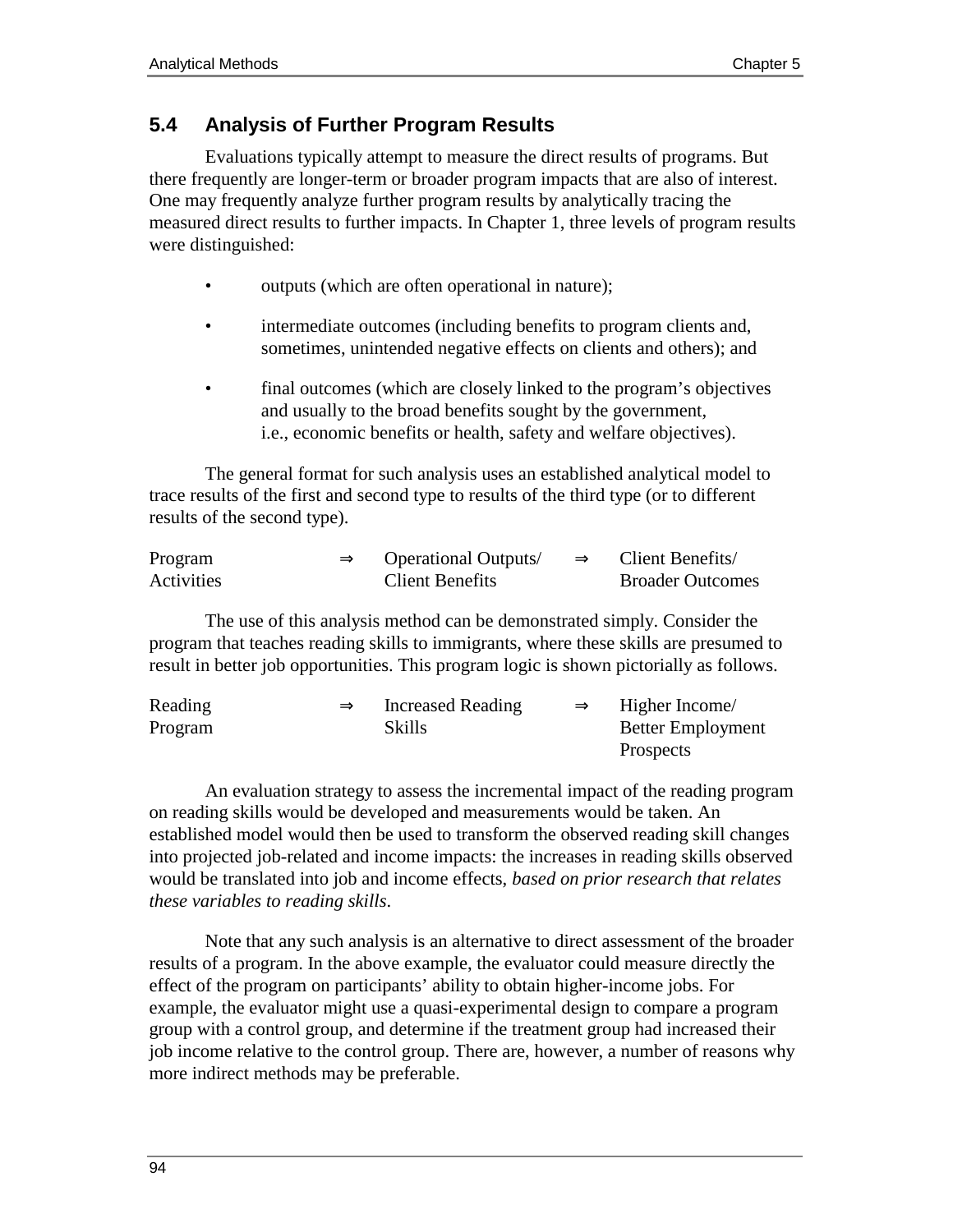## 5.4 Analysis of Further Program Results

Evaluations typically attempt to measure the direct results of programs. But there frequently are longer-term or broader program impacts that are also of interest. One may frequently analyze further program results by analytically tracing the measured direct results to further impacts. In Chapter 1, three levels of program results were distinguished:

- outputs (which are often operational in nature);
- intermediate outcomes (including benefits to program clients and, sometimes, unintended negative effects on clients and others); and
- final outcomes (which are closely linked to the program's objectives and usually to the broad benefits sought by the government, i.e., economic benefits or health, safety and welfare objectives).

The general format for such analysis uses an established analytical model to trace results of the first and second type to results of the third type (or to different results of the second type).

| Program Activities | ⇒ | Operational Outputs/ Client Benefits | ⇒ | Client Benefits/ Broader Outcomes |
|---|---|---|---|---|

The use of this analysis method can be demonstrated simply. Consider the program that teaches reading skills to immigrants, where these skills are presumed to result in better job opportunities. This program logic is shown pictorially as follows.

| Reading Program | ⇒ | Increased Reading Skills | ⇒ | Higher Income/ Better Employment Prospects |
|---|---|---|---|---|

An evaluation strategy to assess the incremental impact of the reading program on reading skills would be developed and measurements would be taken. An established model would then be used to transform the observed reading skill changes into projected job-related and income impacts: the increases in reading skills observed would be translated into job and income effects, *based on prior research that relates these variables to reading skills*.

Note that any such analysis is an alternative to direct assessment of the broader results of a program. In the above example, the evaluator could measure directly the effect of the program on participants' ability to obtain higher-income jobs. For example, the evaluator might use a quasi-experimental design to compare a program group with a control group, and determine if the treatment group had increased their job income relative to the control group. There are, however, a number of reasons why more indirect methods may be preferable.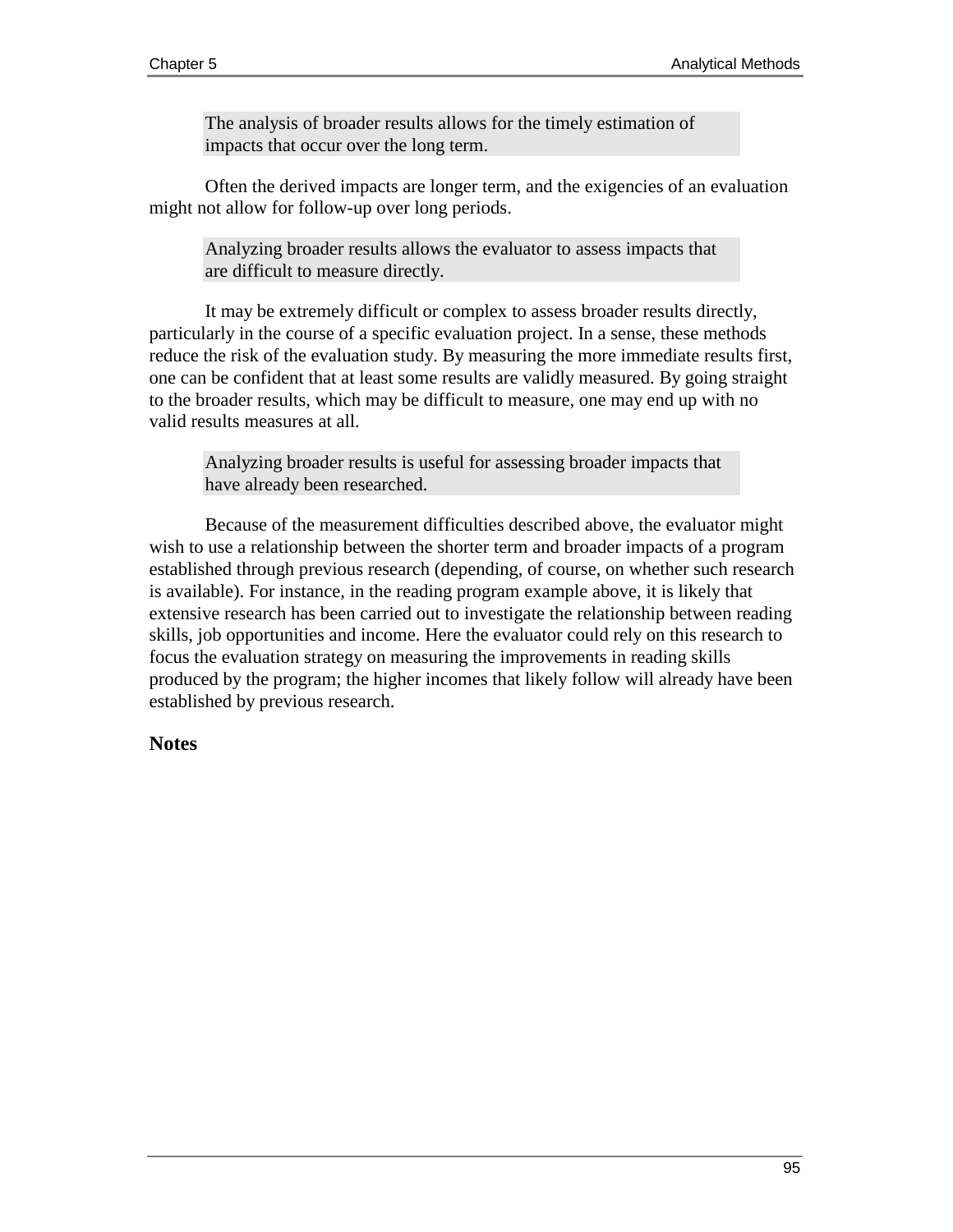> The analysis of broader results allows for the timely estimation of impacts that occur over the long term.

Often the derived impacts are longer term, and the exigencies of an evaluation might not allow for follow-up over long periods.

> Analyzing broader results allows the evaluator to assess impacts that are difficult to measure directly.

It may be extremely difficult or complex to assess broader results directly, particularly in the course of a specific evaluation project. In a sense, these methods reduce the risk of the evaluation study. By measuring the more immediate results first, one can be confident that at least some results are validly measured. By going straight to the broader results, which may be difficult to measure, one may end up with no valid results measures at all.

> Analyzing broader results is useful for assessing broader impacts that have already been researched.

Because of the measurement difficulties described above, the evaluator might wish to use a relationship between the shorter term and broader impacts of a program established through previous research (depending, of course, on whether such research is available). For instance, in the reading program example above, it is likely that extensive research has been carried out to investigate the relationship between reading skills, job opportunities and income. Here the evaluator could rely on this research to focus the evaluation strategy on measuring the improvements in reading skills produced by the program; the higher incomes that likely follow will already have been established by previous research.

**Notes**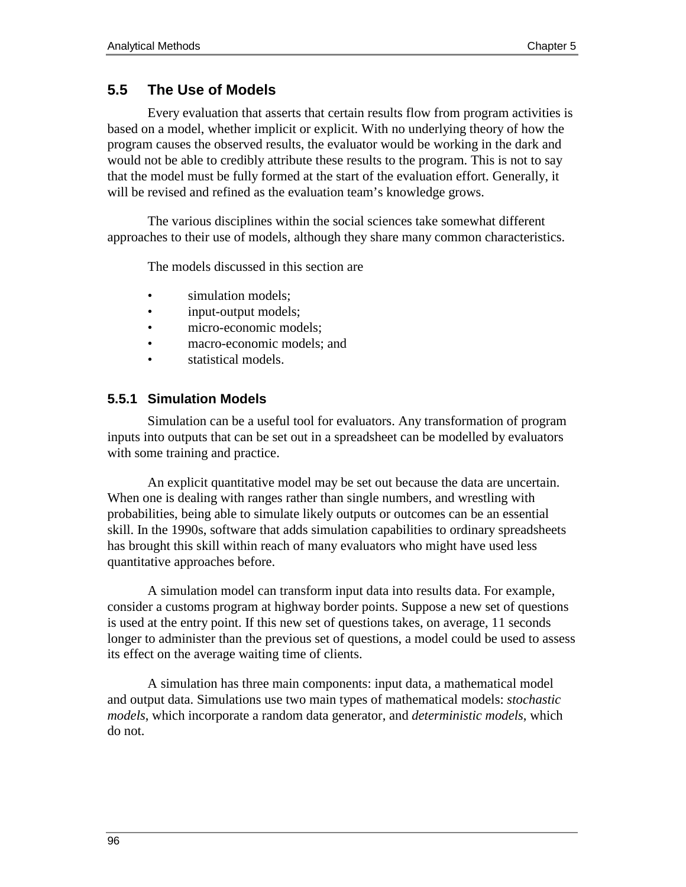## 5.5 The Use of Models

Every evaluation that asserts that certain results flow from program activities is based on a model, whether implicit or explicit. With no underlying theory of how the program causes the observed results, the evaluator would be working in the dark and would not be able to credibly attribute these results to the program. This is not to say that the model must be fully formed at the start of the evaluation effort. Generally, it will be revised and refined as the evaluation team's knowledge grows.

The various disciplines within the social sciences take somewhat different approaches to their use of models, although they share many common characteristics.

The models discussed in this section are

- simulation models;
- input-output models;
- micro-economic models;
- macro-economic models; and
- statistical models.

### 5.5.1 Simulation Models

Simulation can be a useful tool for evaluators. Any transformation of program inputs into outputs that can be set out in a spreadsheet can be modelled by evaluators with some training and practice.

An explicit quantitative model may be set out because the data are uncertain. When one is dealing with ranges rather than single numbers, and wrestling with probabilities, being able to simulate likely outputs or outcomes can be an essential skill. In the 1990s, software that adds simulation capabilities to ordinary spreadsheets has brought this skill within reach of many evaluators who might have used less quantitative approaches before.

A simulation model can transform input data into results data. For example, consider a customs program at highway border points. Suppose a new set of questions is used at the entry point. If this new set of questions takes, on average, 11 seconds longer to administer than the previous set of questions, a model could be used to assess its effect on the average waiting time of clients.

A simulation has three main components: input data, a mathematical model and output data. Simulations use two main types of mathematical models: *stochastic models*, which incorporate a random data generator, and *deterministic models*, which do not.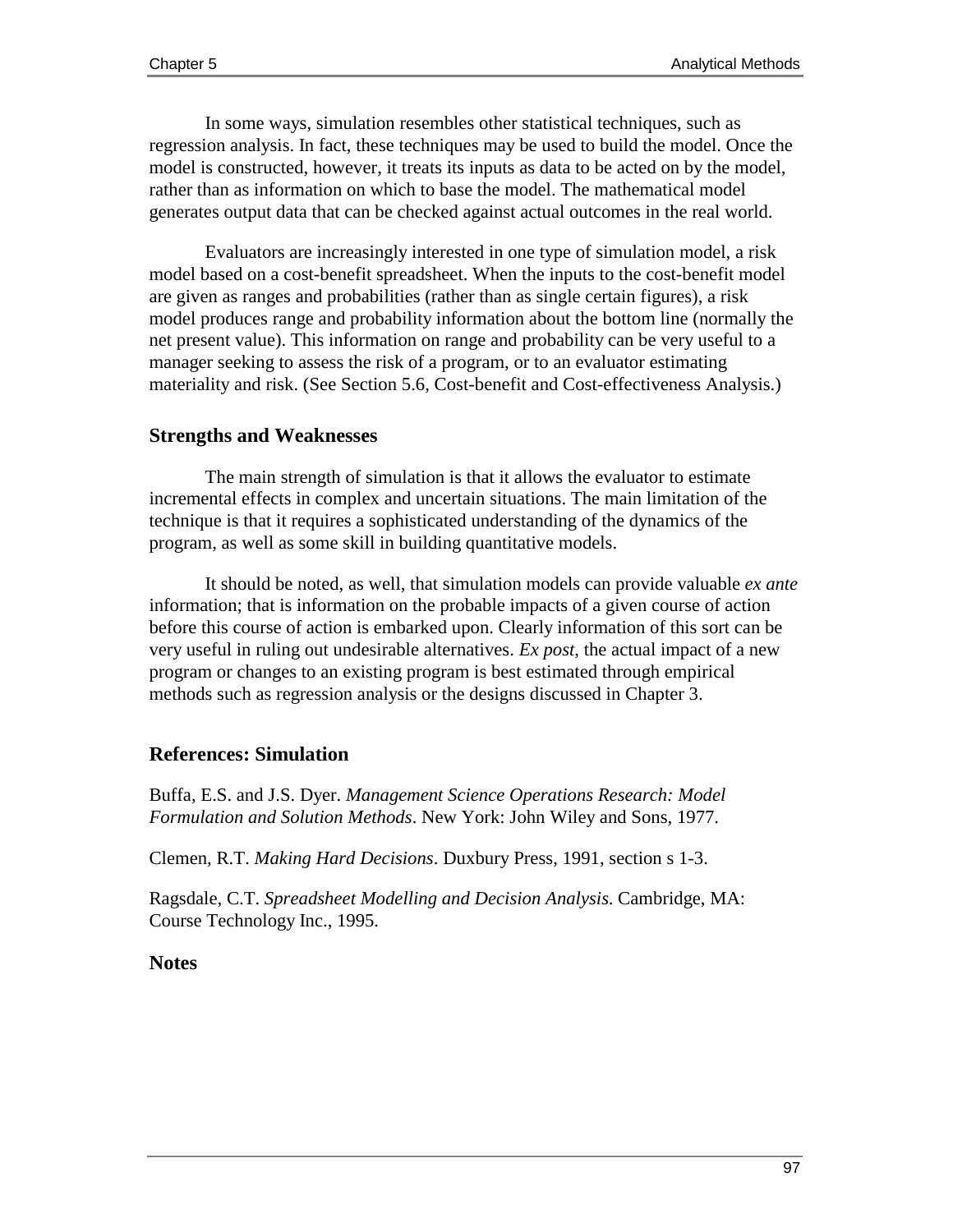In some ways, simulation resembles other statistical techniques, such as regression analysis. In fact, these techniques may be used to build the model. Once the model is constructed, however, it treats its inputs as data to be acted on by the model, rather than as information on which to base the model. The mathematical model generates output data that can be checked against actual outcomes in the real world.

Evaluators are increasingly interested in one type of simulation model, a risk model based on a cost-benefit spreadsheet. When the inputs to the cost-benefit model are given as ranges and probabilities (rather than as single certain figures), a risk model produces range and probability information about the bottom line (normally the net present value). This information on range and probability can be very useful to a manager seeking to assess the risk of a program, or to an evaluator estimating materiality and risk. (See Section 5.6, Cost-benefit and Cost-effectiveness Analysis.)

### Strengths and Weaknesses

The main strength of simulation is that it allows the evaluator to estimate incremental effects in complex and uncertain situations. The main limitation of the technique is that it requires a sophisticated understanding of the dynamics of the program, as well as some skill in building quantitative models.

It should be noted, as well, that simulation models can provide valuable *ex ante* information; that is information on the probable impacts of a given course of action before this course of action is embarked upon. Clearly information of this sort can be very useful in ruling out undesirable alternatives. *Ex post*, the actual impact of a new program or changes to an existing program is best estimated through empirical methods such as regression analysis or the designs discussed in Chapter 3.

### References: Simulation

Buffa, E.S. and J.S. Dyer. *Management Science Operations Research: Model Formulation and Solution Methods*. New York: John Wiley and Sons, 1977.

Clemen, R.T. *Making Hard Decisions*. Duxbury Press, 1991, section s 1-3.

Ragsdale, C.T. *Spreadsheet Modelling and Decision Analysis.* Cambridge, MA: Course Technology Inc., 1995.

### Notes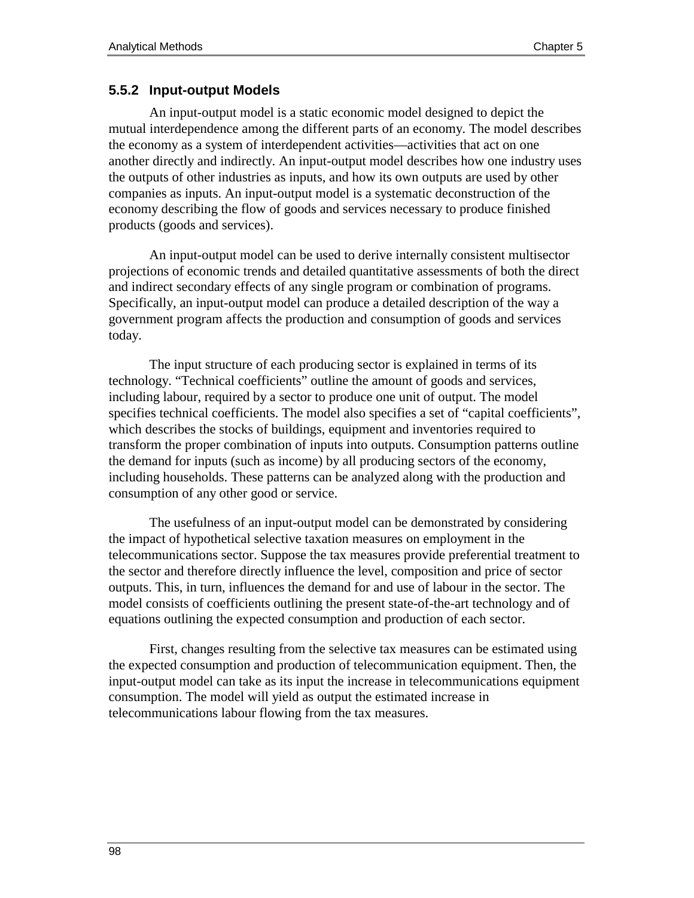### 5.5.2 Input-output Models

An input-output model is a static economic model designed to depict the mutual interdependence among the different parts of an economy. The model describes the economy as a system of interdependent activities—activities that act on one another directly and indirectly. An input-output model describes how one industry uses the outputs of other industries as inputs, and how its own outputs are used by other companies as inputs. An input-output model is a systematic deconstruction of the economy describing the flow of goods and services necessary to produce finished products (goods and services).

An input-output model can be used to derive internally consistent multisector projections of economic trends and detailed quantitative assessments of both the direct and indirect secondary effects of any single program or combination of programs. Specifically, an input-output model can produce a detailed description of the way a government program affects the production and consumption of goods and services today.

The input structure of each producing sector is explained in terms of its technology. "Technical coefficients" outline the amount of goods and services, including labour, required by a sector to produce one unit of output. The model specifies technical coefficients. The model also specifies a set of "capital coefficients", which describes the stocks of buildings, equipment and inventories required to transform the proper combination of inputs into outputs. Consumption patterns outline the demand for inputs (such as income) by all producing sectors of the economy, including households. These patterns can be analyzed along with the production and consumption of any other good or service.

The usefulness of an input-output model can be demonstrated by considering the impact of hypothetical selective taxation measures on employment in the telecommunications sector. Suppose the tax measures provide preferential treatment to the sector and therefore directly influence the level, composition and price of sector outputs. This, in turn, influences the demand for and use of labour in the sector. The model consists of coefficients outlining the present state-of-the-art technology and of equations outlining the expected consumption and production of each sector.

First, changes resulting from the selective tax measures can be estimated using the expected consumption and production of telecommunication equipment. Then, the input-output model can take as its input the increase in telecommunications equipment consumption. The model will yield as output the estimated increase in telecommunications labour flowing from the tax measures.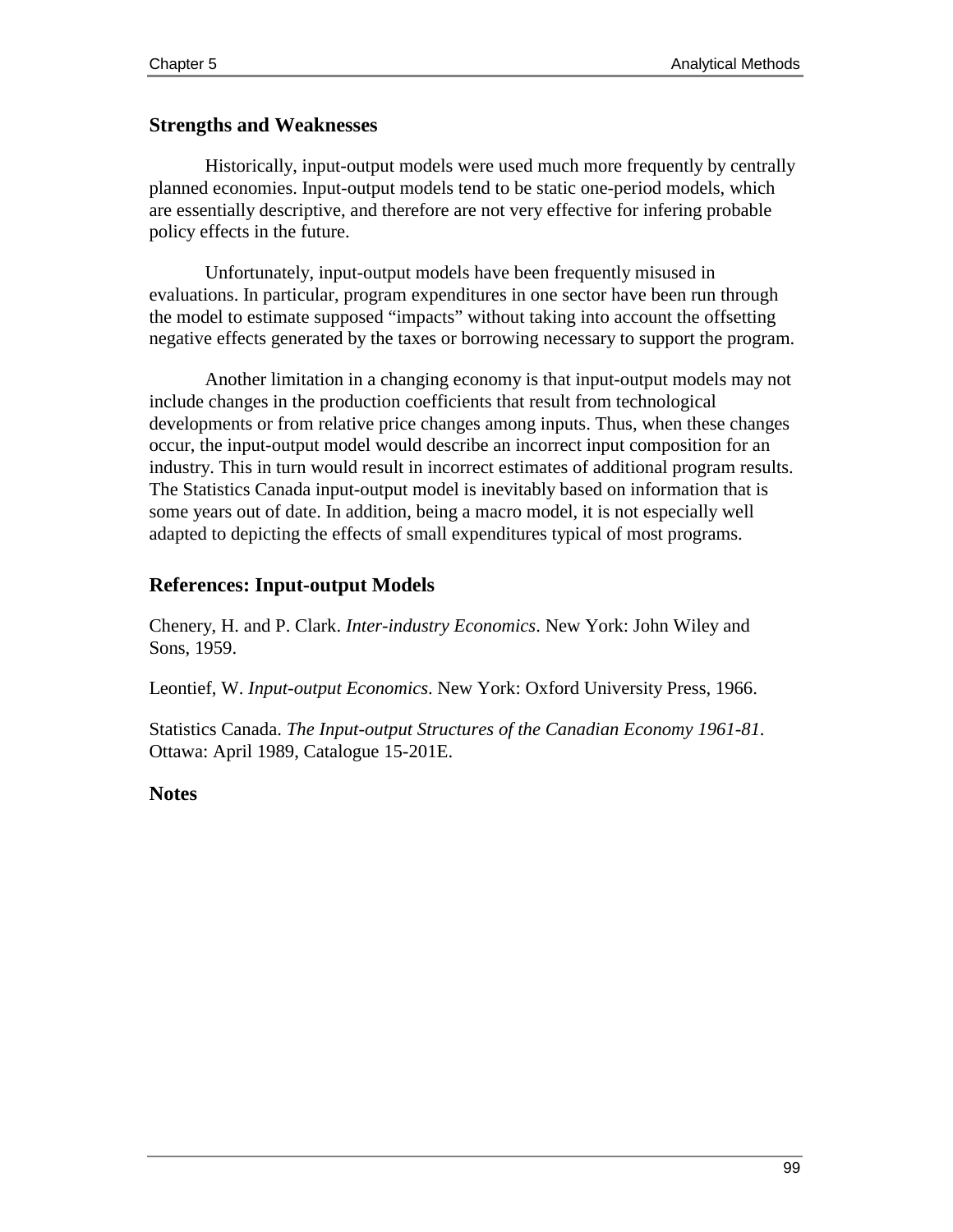### Strengths and Weaknesses

Historically, input-output models were used much more frequently by centrally planned economies. Input-output models tend to be static one-period models, which are essentially descriptive, and therefore are not very effective for infering probable policy effects in the future.

Unfortunately, input-output models have been frequently misused in evaluations. In particular, program expenditures in one sector have been run through the model to estimate supposed “impacts” without taking into account the offsetting negative effects generated by the taxes or borrowing necessary to support the program.

Another limitation in a changing economy is that input-output models may not include changes in the production coefficients that result from technological developments or from relative price changes among inputs. Thus, when these changes occur, the input-output model would describe an incorrect input composition for an industry. This in turn would result in incorrect estimates of additional program results. The Statistics Canada input-output model is inevitably based on information that is some years out of date. In addition, being a macro model, it is not especially well adapted to depicting the effects of small expenditures typical of most programs.

### References: Input-output Models

Chenery, H. and P. Clark. *Inter-industry Economics*. New York: John Wiley and Sons, 1959.

Leontief, W. *Input-output Economics*. New York: Oxford University Press, 1966.

Statistics Canada. *The Input-output Structures of the Canadian Economy 1961-81*. Ottawa: April 1989, Catalogue 15-201E.

### Notes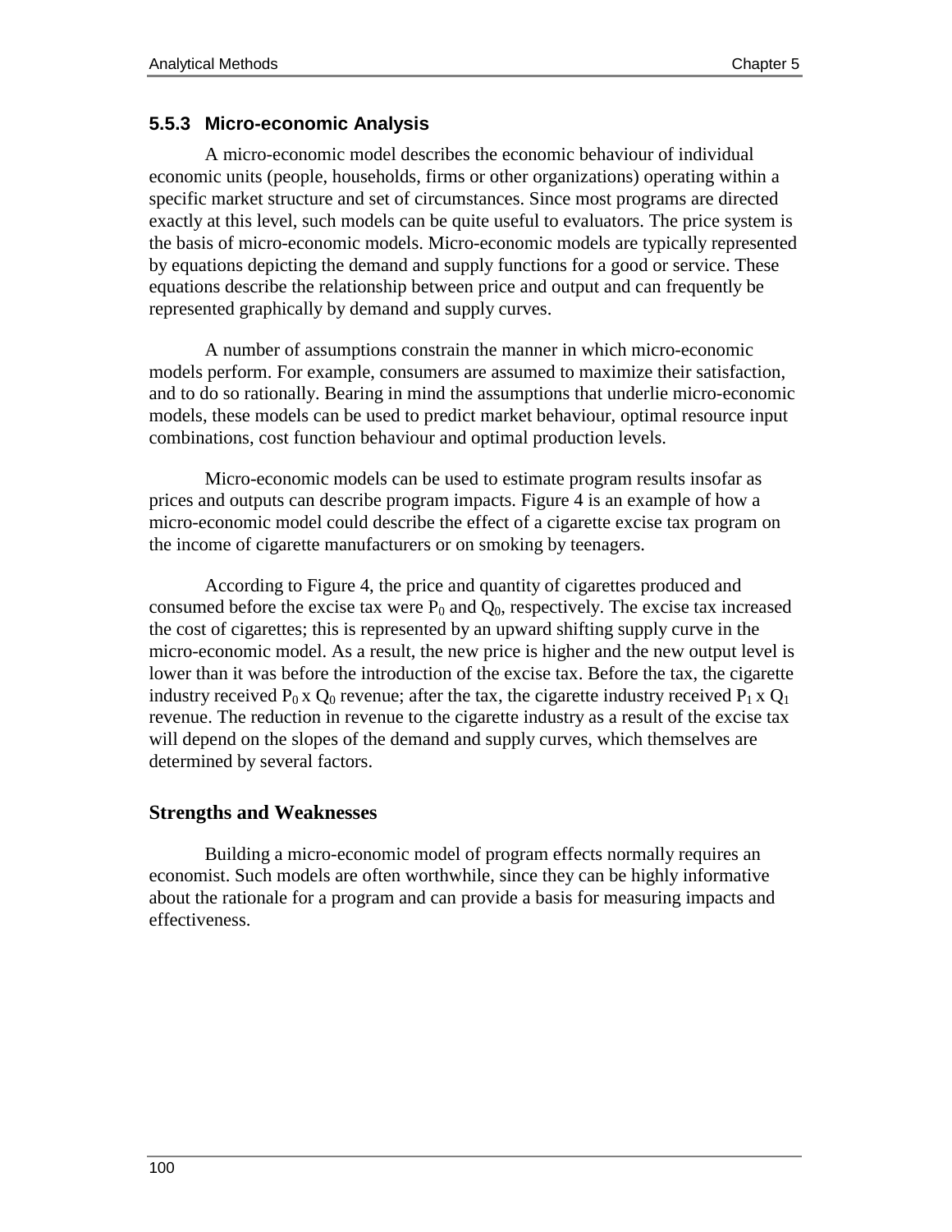### 5.5.3 Micro-economic Analysis

A micro-economic model describes the economic behaviour of individual economic units (people, households, firms or other organizations) operating within a specific market structure and set of circumstances. Since most programs are directed exactly at this level, such models can be quite useful to evaluators. The price system is the basis of micro-economic models. Micro-economic models are typically represented by equations depicting the demand and supply functions for a good or service. These equations describe the relationship between price and output and can frequently be represented graphically by demand and supply curves.

A number of assumptions constrain the manner in which micro-economic models perform. For example, consumers are assumed to maximize their satisfaction, and to do so rationally. Bearing in mind the assumptions that underlie micro-economic models, these models can be used to predict market behaviour, optimal resource input combinations, cost function behaviour and optimal production levels.

Micro-economic models can be used to estimate program results insofar as prices and outputs can describe program impacts. Figure 4 is an example of how a micro-economic model could describe the effect of a cigarette excise tax program on the income of cigarette manufacturers or on smoking by teenagers.

According to Figure 4, the price and quantity of cigarettes produced and consumed before the excise tax were $P_0$ and $Q_0$, respectively. The excise tax increased the cost of cigarettes; this is represented by an upward shifting supply curve in the micro-economic model. As a result, the new price is higher and the new output level is lower than it was before the introduction of the excise tax. Before the tax, the cigarette industry received $P_0 \times Q_0$ revenue; after the tax, the cigarette industry received $P_1 \times Q_1$ revenue. The reduction in revenue to the cigarette industry as a result of the excise tax will depend on the slopes of the demand and supply curves, which themselves are determined by several factors.

### Strengths and Weaknesses

Building a micro-economic model of program effects normally requires an economist. Such models are often worthwhile, since they can be highly informative about the rationale for a program and can provide a basis for measuring impacts and effectiveness.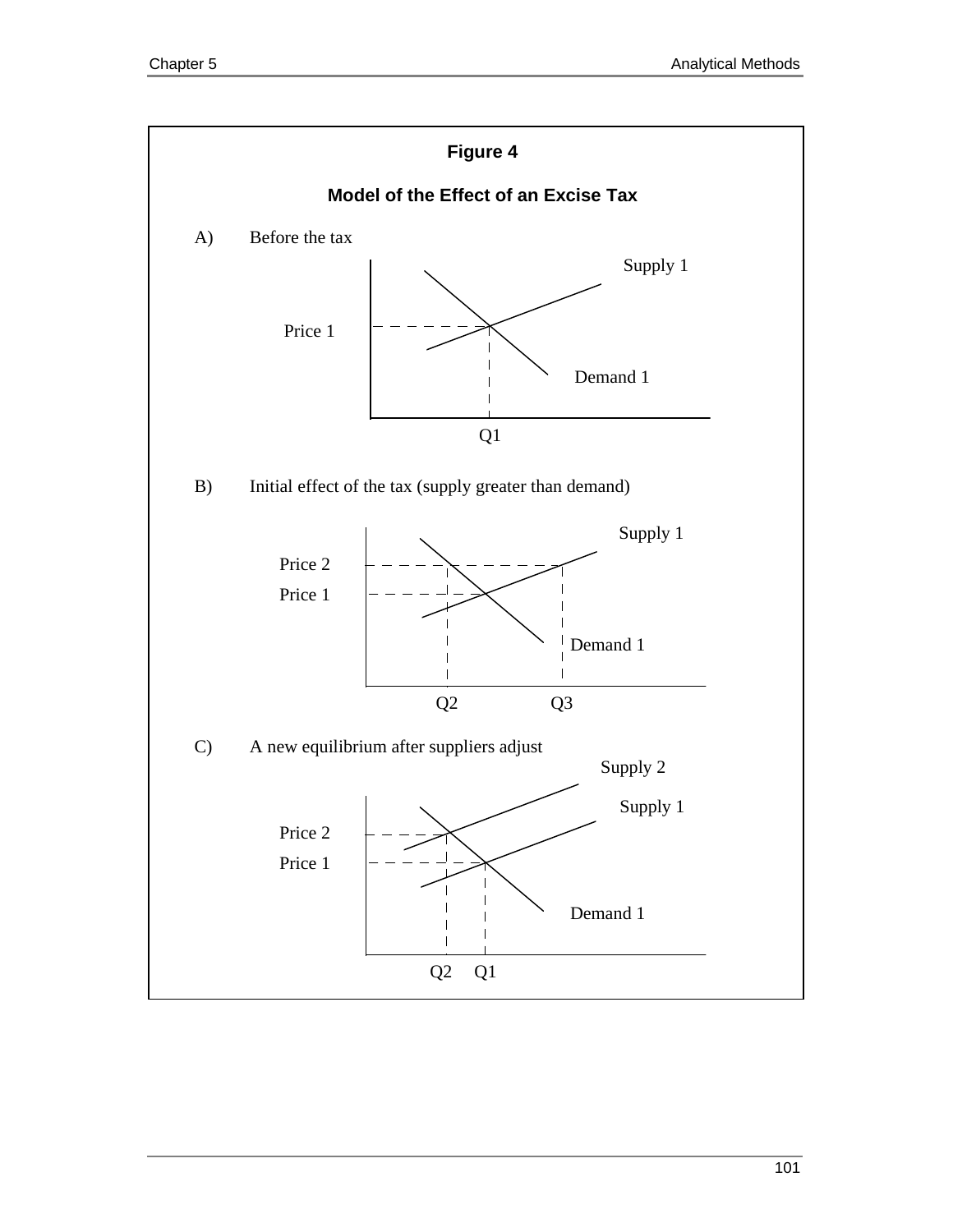**Figure 4**

**Model of the Effect of an Excise Tax**

A) Before the tax

Supply 1

Price 1

Demand 1

Q1

B) Initial effect of the tax (supply greater than demand)

Supply 1

Price 2

Price 1

Demand 1

Q2 Q3

C) A new equilibrium after suppliers adjust

Supply 2

Supply 1

Price 2

Price 1

Demand 1

Q2 Q1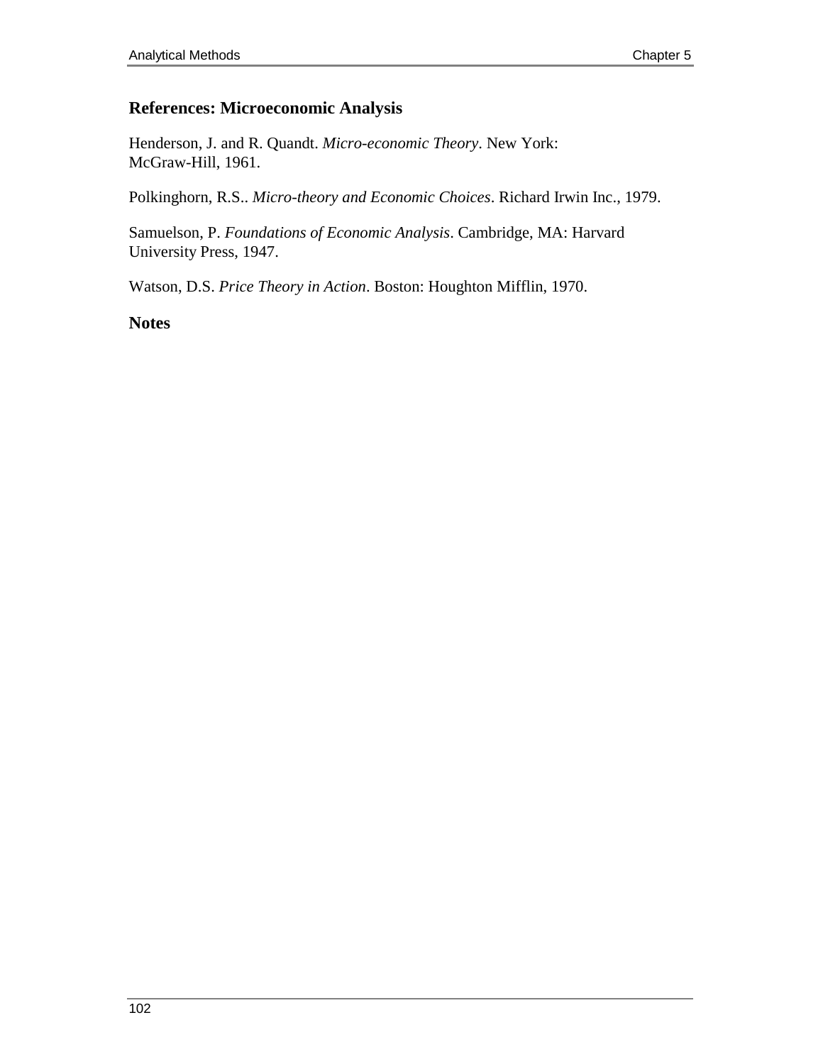## References: Microeconomic Analysis

Henderson, J. and R. Quandt. *Micro-economic Theory*. New York: McGraw-Hill, 1961.

Polkinghorn, R.S.. *Micro-theory and Economic Choices*. Richard Irwin Inc., 1979.

Samuelson, P. *Foundations of Economic Analysis*. Cambridge, MA: Harvard University Press, 1947.

Watson, D.S. *Price Theory in Action*. Boston: Houghton Mifflin, 1970.

## Notes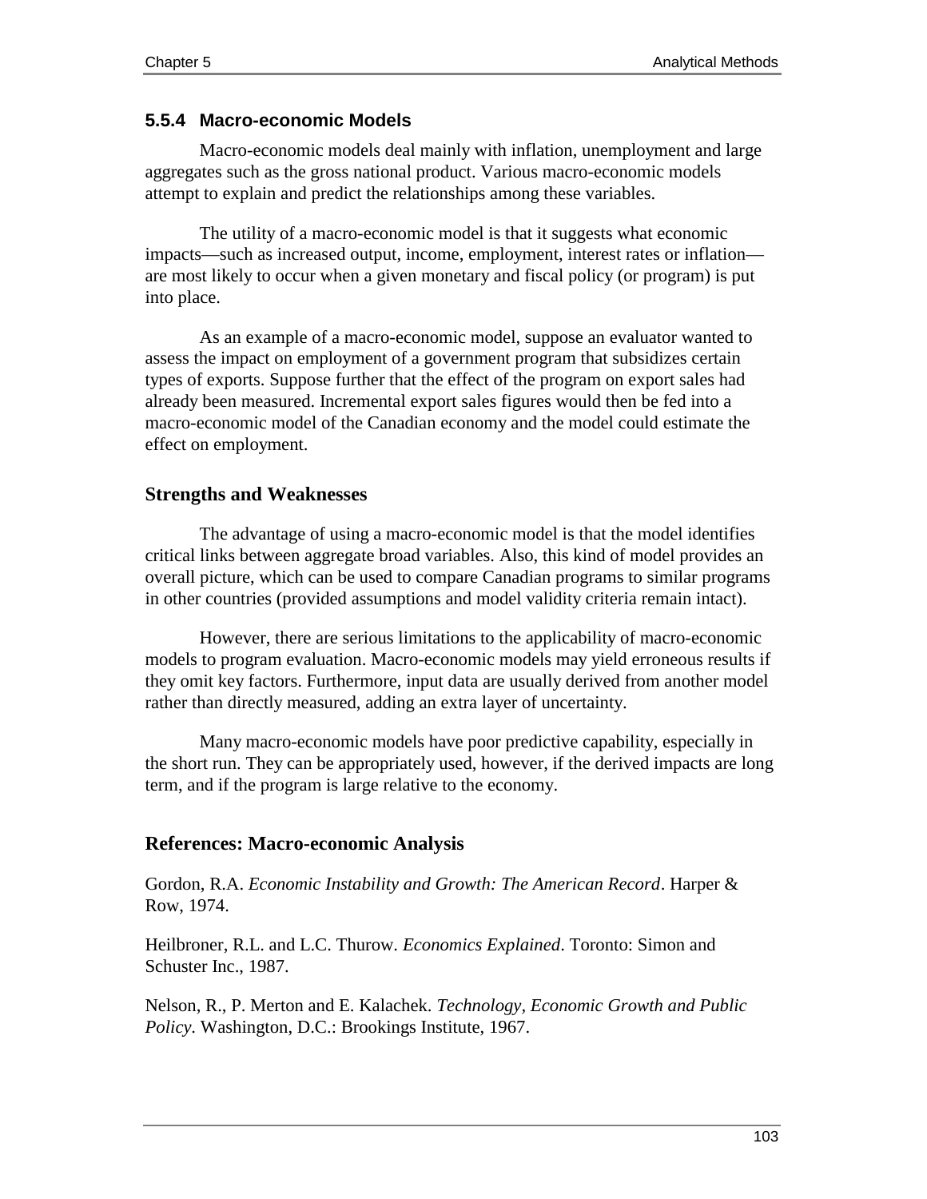### 5.5.4 Macro-economic Models

Macro-economic models deal mainly with inflation, unemployment and large aggregates such as the gross national product. Various macro-economic models attempt to explain and predict the relationships among these variables.

The utility of a macro-economic model is that it suggests what economic impacts—such as increased output, income, employment, interest rates or inflation—are most likely to occur when a given monetary and fiscal policy (or program) is put into place.

As an example of a macro-economic model, suppose an evaluator wanted to assess the impact on employment of a government program that subsidizes certain types of exports. Suppose further that the effect of the program on export sales had already been measured. Incremental export sales figures would then be fed into a macro-economic model of the Canadian economy and the model could estimate the effect on employment.

#### Strengths and Weaknesses

The advantage of using a macro-economic model is that the model identifies critical links between aggregate broad variables. Also, this kind of model provides an overall picture, which can be used to compare Canadian programs to similar programs in other countries (provided assumptions and model validity criteria remain intact).

However, there are serious limitations to the applicability of macro-economic models to program evaluation. Macro-economic models may yield erroneous results if they omit key factors. Furthermore, input data are usually derived from another model rather than directly measured, adding an extra layer of uncertainty.

Many macro-economic models have poor predictive capability, especially in the short run. They can be appropriately used, however, if the derived impacts are long term, and if the program is large relative to the economy.

#### References: Macro-economic Analysis

Gordon, R.A. *Economic Instability and Growth: The American Record*. Harper & Row, 1974.

Heilbroner, R.L. and L.C. Thurow. *Economics Explained*. Toronto: Simon and Schuster Inc., 1987.

Nelson, R., P. Merton and E. Kalachek. *Technology, Economic Growth and Public Policy*. Washington, D.C.: Brookings Institute, 1967.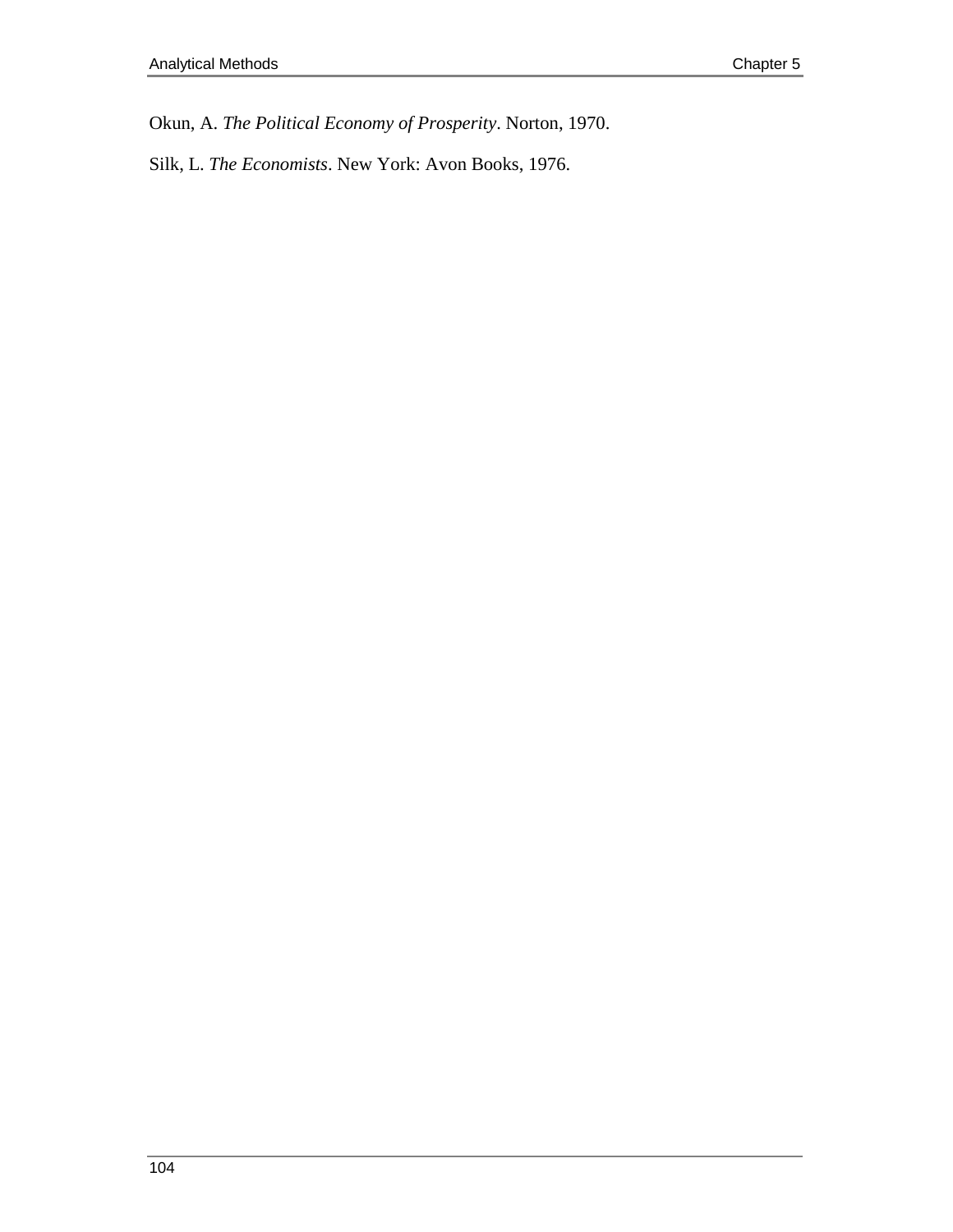Okun, A. *The Political Economy of Prosperity*. Norton, 1970.

Silk, L. *The Economists*. New York: Avon Books, 1976.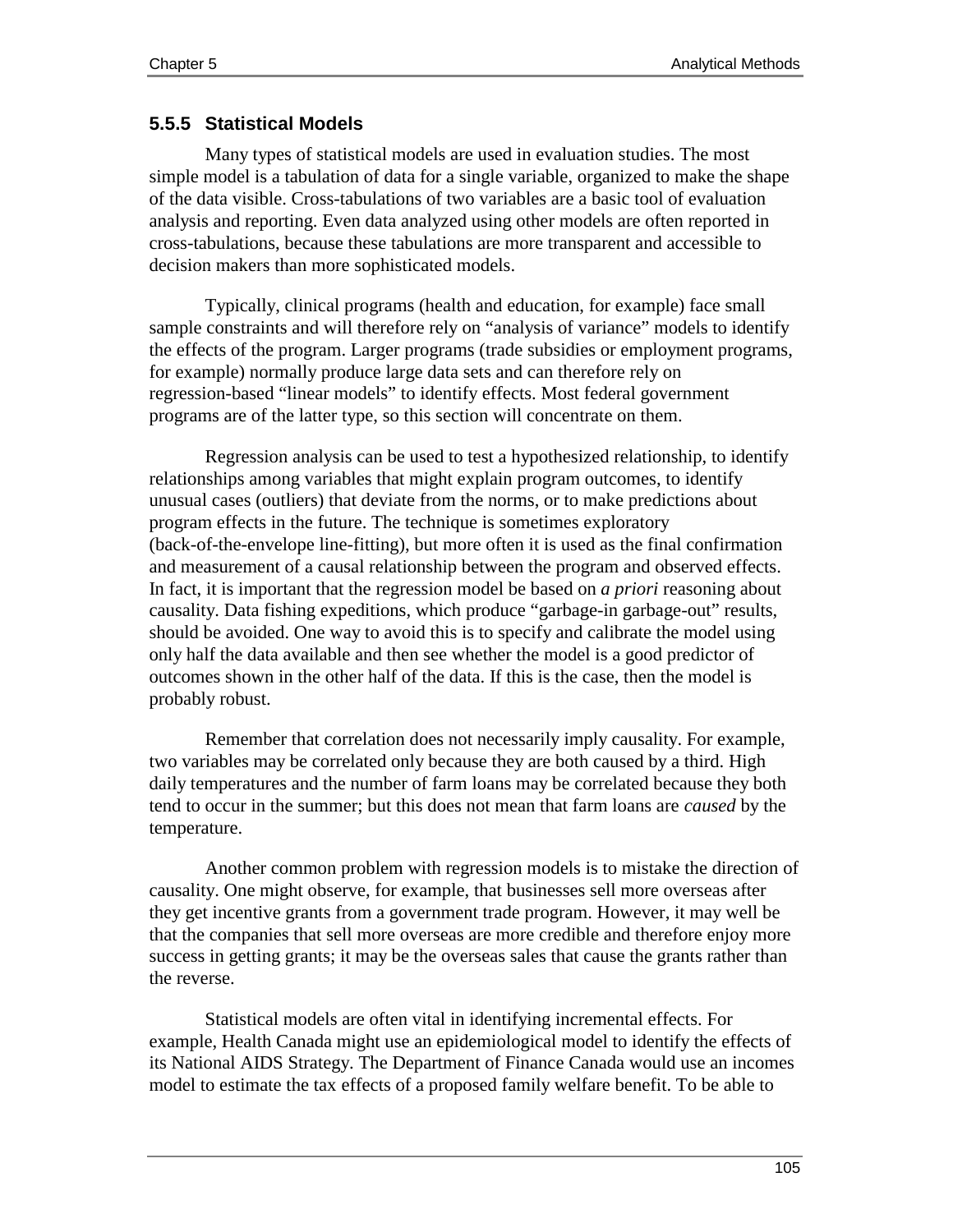### 5.5.5 Statistical Models

Many types of statistical models are used in evaluation studies. The most simple model is a tabulation of data for a single variable, organized to make the shape of the data visible. Cross-tabulations of two variables are a basic tool of evaluation analysis and reporting. Even data analyzed using other models are often reported in cross-tabulations, because these tabulations are more transparent and accessible to decision makers than more sophisticated models.

Typically, clinical programs (health and education, for example) face small sample constraints and will therefore rely on "analysis of variance" models to identify the effects of the program. Larger programs (trade subsidies or employment programs, for example) normally produce large data sets and can therefore rely on regression-based "linear models" to identify effects. Most federal government programs are of the latter type, so this section will concentrate on them.

Regression analysis can be used to test a hypothesized relationship, to identify relationships among variables that might explain program outcomes, to identify unusual cases (outliers) that deviate from the norms, or to make predictions about program effects in the future. The technique is sometimes exploratory (back-of-the-envelope line-fitting), but more often it is used as the final confirmation and measurement of a causal relationship between the program and observed effects. In fact, it is important that the regression model be based on *a priori* reasoning about causality. Data fishing expeditions, which produce "garbage-in garbage-out" results, should be avoided. One way to avoid this is to specify and calibrate the model using only half the data available and then see whether the model is a good predictor of outcomes shown in the other half of the data. If this is the case, then the model is probably robust.

Remember that correlation does not necessarily imply causality. For example, two variables may be correlated only because they are both caused by a third. High daily temperatures and the number of farm loans may be correlated because they both tend to occur in the summer; but this does not mean that farm loans are *caused* by the temperature.

Another common problem with regression models is to mistake the direction of causality. One might observe, for example, that businesses sell more overseas after they get incentive grants from a government trade program. However, it may well be that the companies that sell more overseas are more credible and therefore enjoy more success in getting grants; it may be the overseas sales that cause the grants rather than the reverse.

Statistical models are often vital in identifying incremental effects. For example, Health Canada might use an epidemiological model to identify the effects of its National AIDS Strategy. The Department of Finance Canada would use an incomes model to estimate the tax effects of a proposed family welfare benefit. To be able to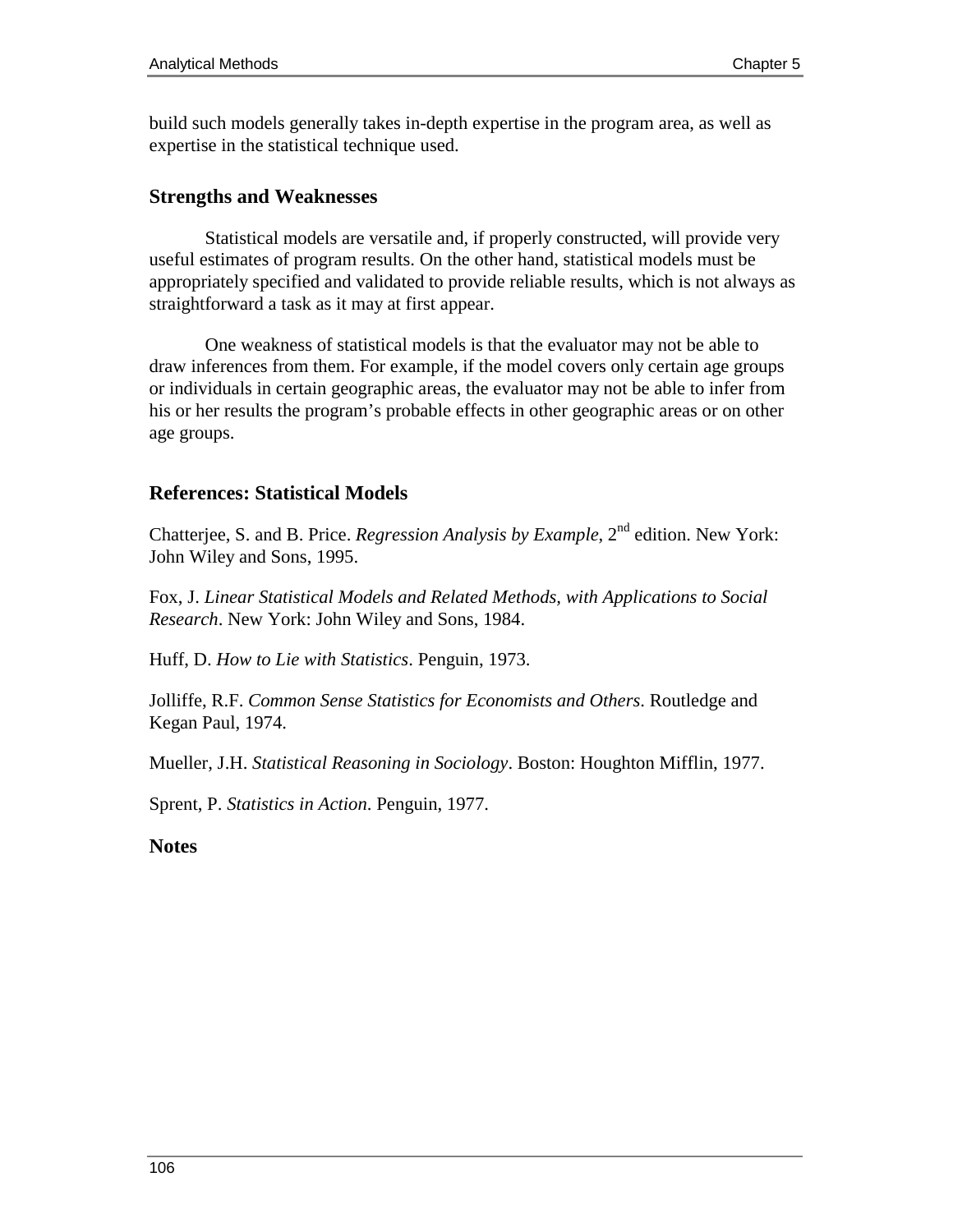build such models generally takes in-depth expertise in the program area, as well as expertise in the statistical technique used.

### Strengths and Weaknesses

Statistical models are versatile and, if properly constructed, will provide very useful estimates of program results. On the other hand, statistical models must be appropriately specified and validated to provide reliable results, which is not always as straightforward a task as it may at first appear.

One weakness of statistical models is that the evaluator may not be able to draw inferences from them. For example, if the model covers only certain age groups or individuals in certain geographic areas, the evaluator may not be able to infer from his or her results the program's probable effects in other geographic areas or on other age groups.

### References: Statistical Models

Chatterjee, S. and B. Price. *Regression Analysis by Example*, 2nd edition. New York: John Wiley and Sons, 1995.

Fox, J. *Linear Statistical Models and Related Methods, with Applications to Social Research*. New York: John Wiley and Sons, 1984.

Huff, D. *How to Lie with Statistics*. Penguin, 1973.

Jolliffe, R.F. *Common Sense Statistics for Economists and Others*. Routledge and Kegan Paul, 1974.

Mueller, J.H. *Statistical Reasoning in Sociology*. Boston: Houghton Mifflin, 1977.

Sprent, P. *Statistics in Action*. Penguin, 1977.

**Notes**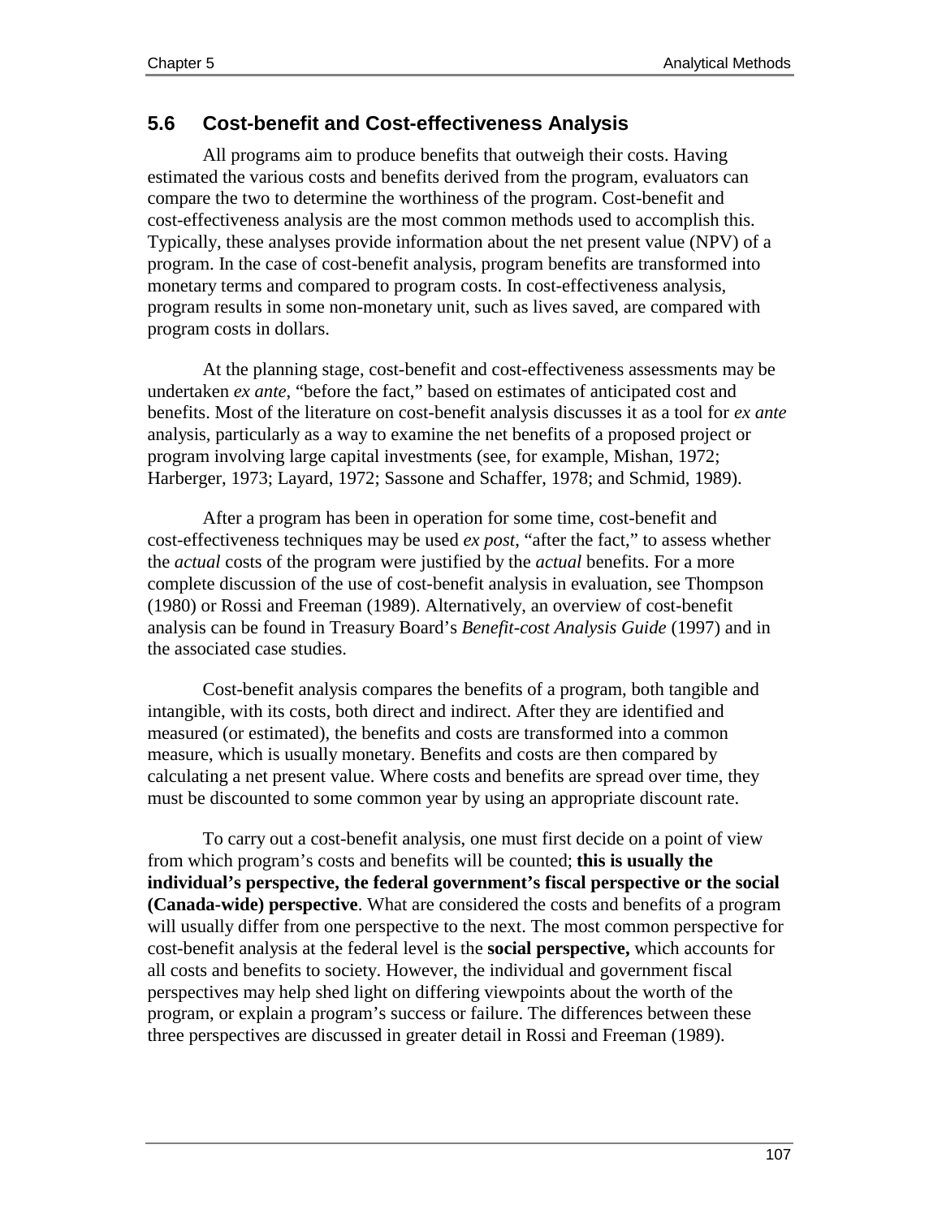## 5.6 Cost-benefit and Cost-effectiveness Analysis

All programs aim to produce benefits that outweigh their costs. Having estimated the various costs and benefits derived from the program, evaluators can compare the two to determine the worthiness of the program. Cost-benefit and cost-effectiveness analysis are the most common methods used to accomplish this. Typically, these analyses provide information about the net present value (NPV) of a program. In the case of cost-benefit analysis, program benefits are transformed into monetary terms and compared to program costs. In cost-effectiveness analysis, program results in some non-monetary unit, such as lives saved, are compared with program costs in dollars.

At the planning stage, cost-benefit and cost-effectiveness assessments may be undertaken *ex ante*, "before the fact," based on estimates of anticipated cost and benefits. Most of the literature on cost-benefit analysis discusses it as a tool for *ex ante* analysis, particularly as a way to examine the net benefits of a proposed project or program involving large capital investments (see, for example, Mishan, 1972; Harberger, 1973; Layard, 1972; Sassone and Schaffer, 1978; and Schmid, 1989).

After a program has been in operation for some time, cost-benefit and cost-effectiveness techniques may be used *ex post*, "after the fact," to assess whether the *actual* costs of the program were justified by the *actual* benefits. For a more complete discussion of the use of cost-benefit analysis in evaluation, see Thompson (1980) or Rossi and Freeman (1989). Alternatively, an overview of cost-benefit analysis can be found in Treasury Board's *Benefit-cost Analysis Guide* (1997) and in the associated case studies.

Cost-benefit analysis compares the benefits of a program, both tangible and intangible, with its costs, both direct and indirect. After they are identified and measured (or estimated), the benefits and costs are transformed into a common measure, which is usually monetary. Benefits and costs are then compared by calculating a net present value. Where costs and benefits are spread over time, they must be discounted to some common year by using an appropriate discount rate.

To carry out a cost-benefit analysis, one must first decide on a point of view from which program's costs and benefits will be counted; **this is usually the individual's perspective, the federal government's fiscal perspective or the social (Canada-wide) perspective**. What are considered the costs and benefits of a program will usually differ from one perspective to the next. The most common perspective for cost-benefit analysis at the federal level is the **social perspective,** which accounts for all costs and benefits to society. However, the individual and government fiscal perspectives may help shed light on differing viewpoints about the worth of the program, or explain a program's success or failure. The differences between these three perspectives are discussed in greater detail in Rossi and Freeman (1989).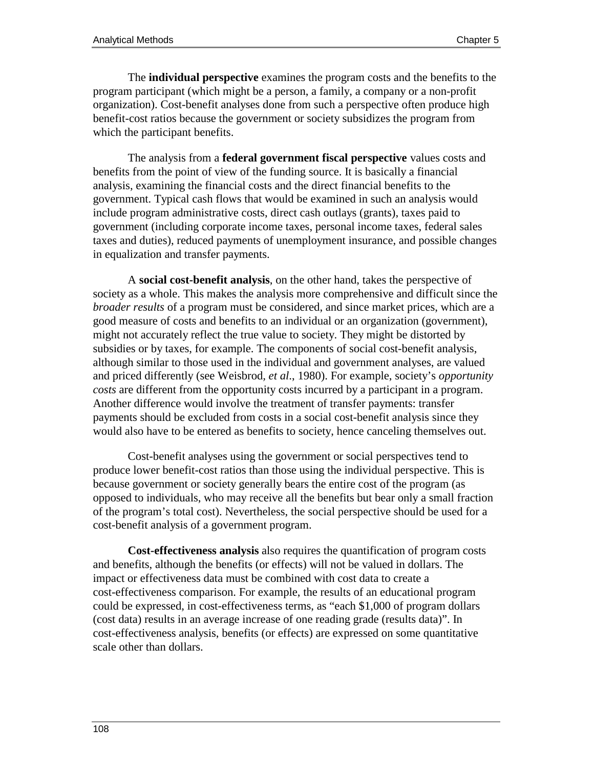The **individual perspective** examines the program costs and the benefits to the program participant (which might be a person, a family, a company or a non-profit organization). Cost-benefit analyses done from such a perspective often produce high benefit-cost ratios because the government or society subsidizes the program from which the participant benefits.

The analysis from a **federal government fiscal perspective** values costs and benefits from the point of view of the funding source. It is basically a financial analysis, examining the financial costs and the direct financial benefits to the government. Typical cash flows that would be examined in such an analysis would include program administrative costs, direct cash outlays (grants), taxes paid to government (including corporate income taxes, personal income taxes, federal sales taxes and duties), reduced payments of unemployment insurance, and possible changes in equalization and transfer payments.

A **social cost-benefit analysis**, on the other hand, takes the perspective of society as a whole. This makes the analysis more comprehensive and difficult since the *broader results* of a program must be considered, and since market prices, which are a good measure of costs and benefits to an individual or an organization (government), might not accurately reflect the true value to society. They might be distorted by subsidies or by taxes, for example. The components of social cost-benefit analysis, although similar to those used in the individual and government analyses, are valued and priced differently (see Weisbrod, *et al*., 1980). For example, society's *opportunity costs* are different from the opportunity costs incurred by a participant in a program. Another difference would involve the treatment of transfer payments: transfer payments should be excluded from costs in a social cost-benefit analysis since they would also have to be entered as benefits to society, hence canceling themselves out.

Cost-benefit analyses using the government or social perspectives tend to produce lower benefit-cost ratios than those using the individual perspective. This is because government or society generally bears the entire cost of the program (as opposed to individuals, who may receive all the benefits but bear only a small fraction of the program's total cost). Nevertheless, the social perspective should be used for a cost-benefit analysis of a government program.

**Cost-effectiveness analysis** also requires the quantification of program costs and benefits, although the benefits (or effects) will not be valued in dollars. The impact or effectiveness data must be combined with cost data to create a cost-effectiveness comparison. For example, the results of an educational program could be expressed, in cost-effectiveness terms, as "each $1,000 of program dollars (cost data) results in an average increase of one reading grade (results data)". In cost-effectiveness analysis, benefits (or effects) are expressed on some quantitative scale other than dollars.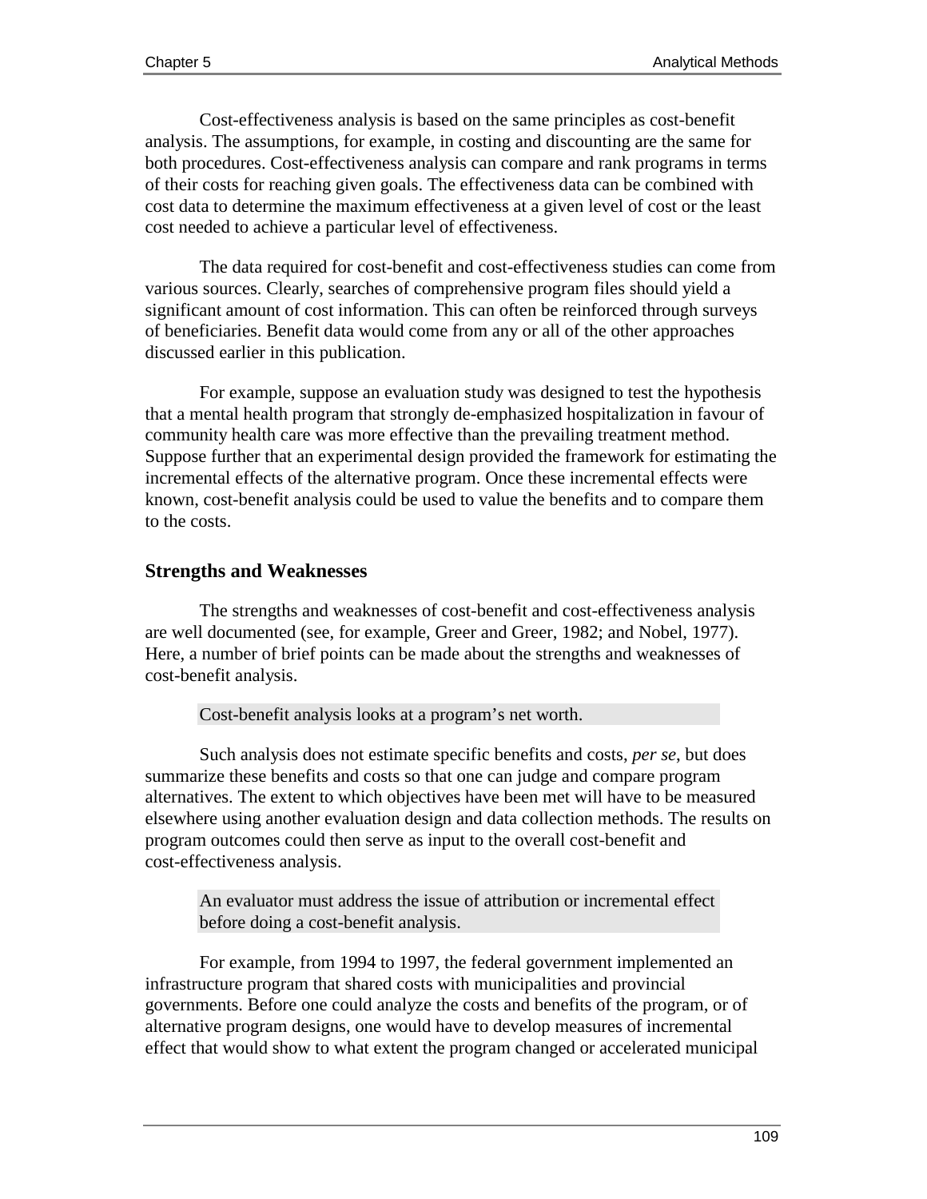Cost-effectiveness analysis is based on the same principles as cost-benefit analysis. The assumptions, for example, in costing and discounting are the same for both procedures. Cost-effectiveness analysis can compare and rank programs in terms of their costs for reaching given goals. The effectiveness data can be combined with cost data to determine the maximum effectiveness at a given level of cost or the least cost needed to achieve a particular level of effectiveness.

The data required for cost-benefit and cost-effectiveness studies can come from various sources. Clearly, searches of comprehensive program files should yield a significant amount of cost information. This can often be reinforced through surveys of beneficiaries. Benefit data would come from any or all of the other approaches discussed earlier in this publication.

For example, suppose an evaluation study was designed to test the hypothesis that a mental health program that strongly de-emphasized hospitalization in favour of community health care was more effective than the prevailing treatment method. Suppose further that an experimental design provided the framework for estimating the incremental effects of the alternative program. Once these incremental effects were known, cost-benefit analysis could be used to value the benefits and to compare them to the costs.

## Strengths and Weaknesses

The strengths and weaknesses of cost-benefit and cost-effectiveness analysis are well documented (see, for example, Greer and Greer, 1982; and Nobel, 1977). Here, a number of brief points can be made about the strengths and weaknesses of cost-benefit analysis.

> Cost-benefit analysis looks at a program's net worth.

Such analysis does not estimate specific benefits and costs, *per se*, but does summarize these benefits and costs so that one can judge and compare program alternatives. The extent to which objectives have been met will have to be measured elsewhere using another evaluation design and data collection methods. The results on program outcomes could then serve as input to the overall cost-benefit and cost-effectiveness analysis.

> An evaluator must address the issue of attribution or incremental effect before doing a cost-benefit analysis.

For example, from 1994 to 1997, the federal government implemented an infrastructure program that shared costs with municipalities and provincial governments. Before one could analyze the costs and benefits of the program, or of alternative program designs, one would have to develop measures of incremental effect that would show to what extent the program changed or accelerated municipal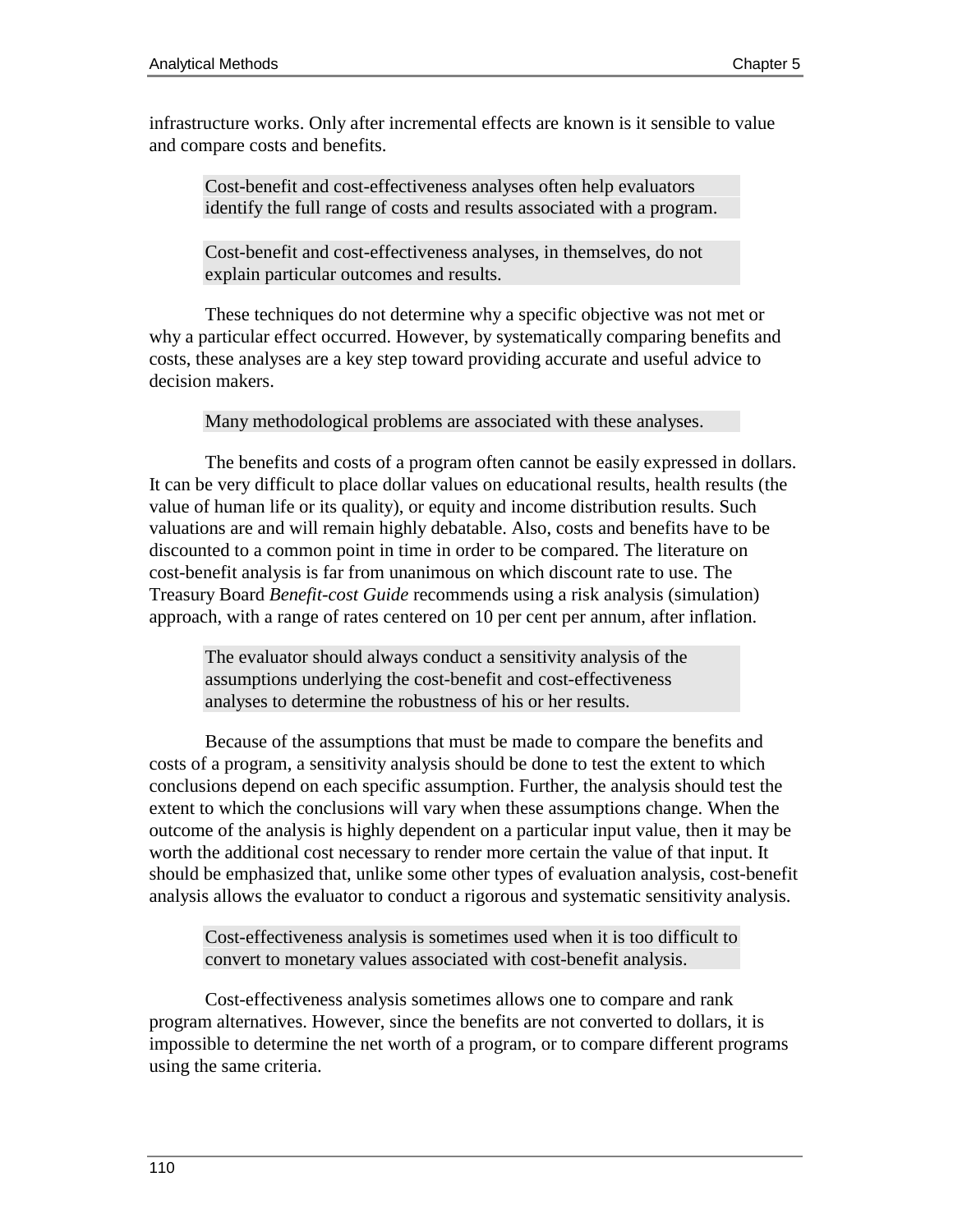infrastructure works. Only after incremental effects are known is it sensible to value and compare costs and benefits.

> Cost-benefit and cost-effectiveness analyses often help evaluators identify the full range of costs and results associated with a program.

> Cost-benefit and cost-effectiveness analyses, in themselves, do not explain particular outcomes and results.

These techniques do not determine why a specific objective was not met or why a particular effect occurred. However, by systematically comparing benefits and costs, these analyses are a key step toward providing accurate and useful advice to decision makers.

> Many methodological problems are associated with these analyses.

The benefits and costs of a program often cannot be easily expressed in dollars. It can be very difficult to place dollar values on educational results, health results (the value of human life or its quality), or equity and income distribution results. Such valuations are and will remain highly debatable. Also, costs and benefits have to be discounted to a common point in time in order to be compared. The literature on cost-benefit analysis is far from unanimous on which discount rate to use. The Treasury Board *Benefit-cost Guide* recommends using a risk analysis (simulation) approach, with a range of rates centered on 10 per cent per annum, after inflation.

> The evaluator should always conduct a sensitivity analysis of the assumptions underlying the cost-benefit and cost-effectiveness analyses to determine the robustness of his or her results.

Because of the assumptions that must be made to compare the benefits and costs of a program, a sensitivity analysis should be done to test the extent to which conclusions depend on each specific assumption. Further, the analysis should test the extent to which the conclusions will vary when these assumptions change. When the outcome of the analysis is highly dependent on a particular input value, then it may be worth the additional cost necessary to render more certain the value of that input. It should be emphasized that, unlike some other types of evaluation analysis, cost-benefit analysis allows the evaluator to conduct a rigorous and systematic sensitivity analysis.

> Cost-effectiveness analysis is sometimes used when it is too difficult to convert to monetary values associated with cost-benefit analysis.

Cost-effectiveness analysis sometimes allows one to compare and rank program alternatives. However, since the benefits are not converted to dollars, it is impossible to determine the net worth of a program, or to compare different programs using the same criteria.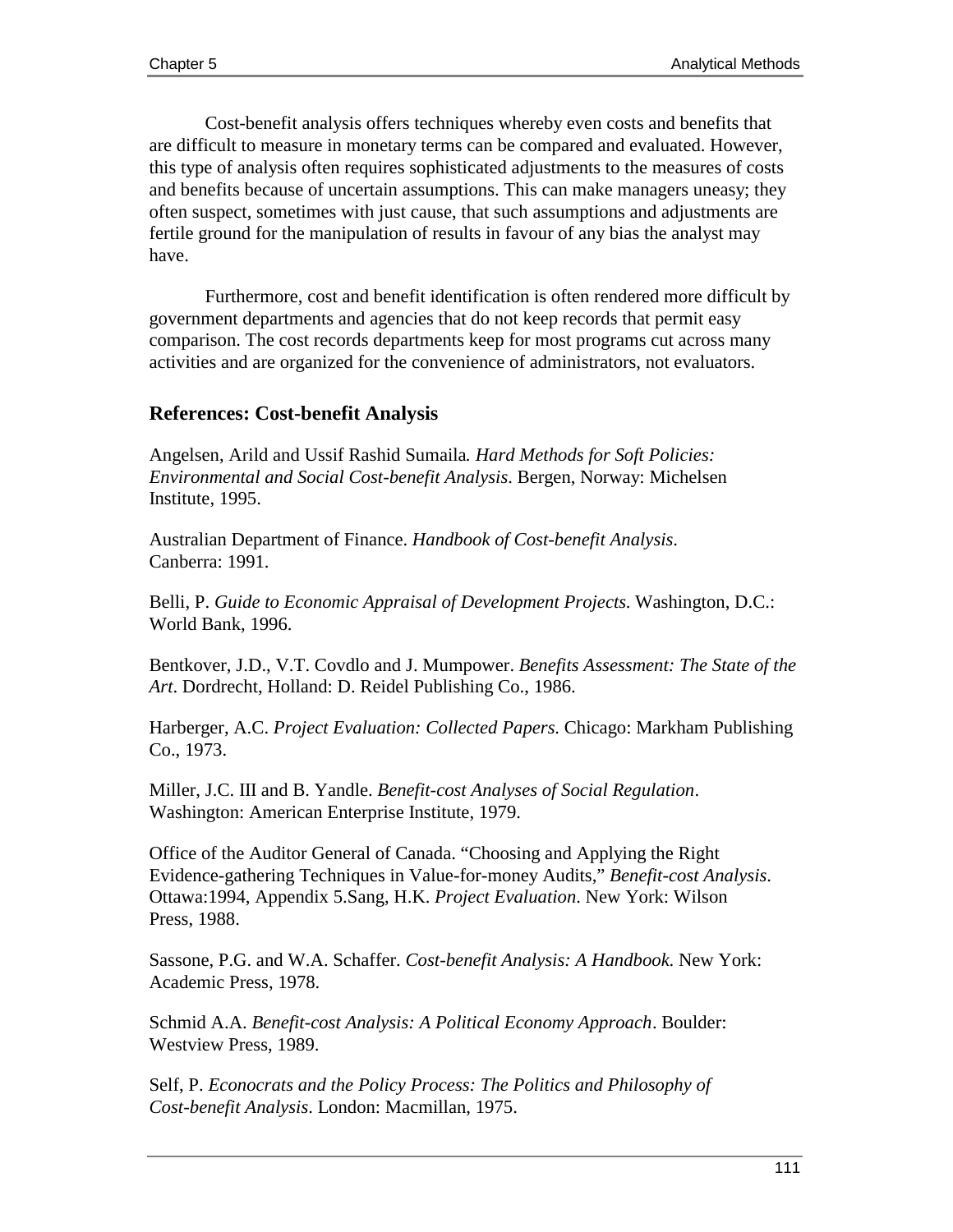Cost-benefit analysis offers techniques whereby even costs and benefits that are difficult to measure in monetary terms can be compared and evaluated. However, this type of analysis often requires sophisticated adjustments to the measures of costs and benefits because of uncertain assumptions. This can make managers uneasy; they often suspect, sometimes with just cause, that such assumptions and adjustments are fertile ground for the manipulation of results in favour of any bias the analyst may have.

Furthermore, cost and benefit identification is often rendered more difficult by government departments and agencies that do not keep records that permit easy comparison. The cost records departments keep for most programs cut across many activities and are organized for the convenience of administrators, not evaluators.

### References: Cost-benefit Analysis

Angelsen, Arild and Ussif Rashid Sumaila. *Hard Methods for Soft Policies: Environmental and Social Cost-benefit Analysis*. Bergen, Norway: Michelsen Institute, 1995.

Australian Department of Finance. *Handbook of Cost-benefit Analysis*. Canberra: 1991.

Belli, P. *Guide to Economic Appraisal of Development Projects*. Washington, D.C.: World Bank, 1996.

Bentkover, J.D., V.T. Covdlo and J. Mumpower. *Benefits Assessment: The State of the Art*. Dordrecht, Holland: D. Reidel Publishing Co., 1986.

Harberger, A.C. *Project Evaluation: Collected Papers*. Chicago: Markham Publishing Co., 1973.

Miller, J.C. III and B. Yandle. *Benefit-cost Analyses of Social Regulation*. Washington: American Enterprise Institute, 1979.

Office of the Auditor General of Canada. "Choosing and Applying the Right Evidence-gathering Techniques in Value-for-money Audits," *Benefit-cost Analysis*. Ottawa:1994, Appendix 5.Sang, H.K. *Project Evaluation*. New York: Wilson Press, 1988.

Sassone, P.G. and W.A. Schaffer. *Cost-benefit Analysis: A Handbook*. New York: Academic Press, 1978.

Schmid A.A. *Benefit-cost Analysis: A Political Economy Approach*. Boulder: Westview Press, 1989.

Self, P. *Econocrats and the Policy Process: The Politics and Philosophy of Cost-benefit Analysis*. London: Macmillan, 1975.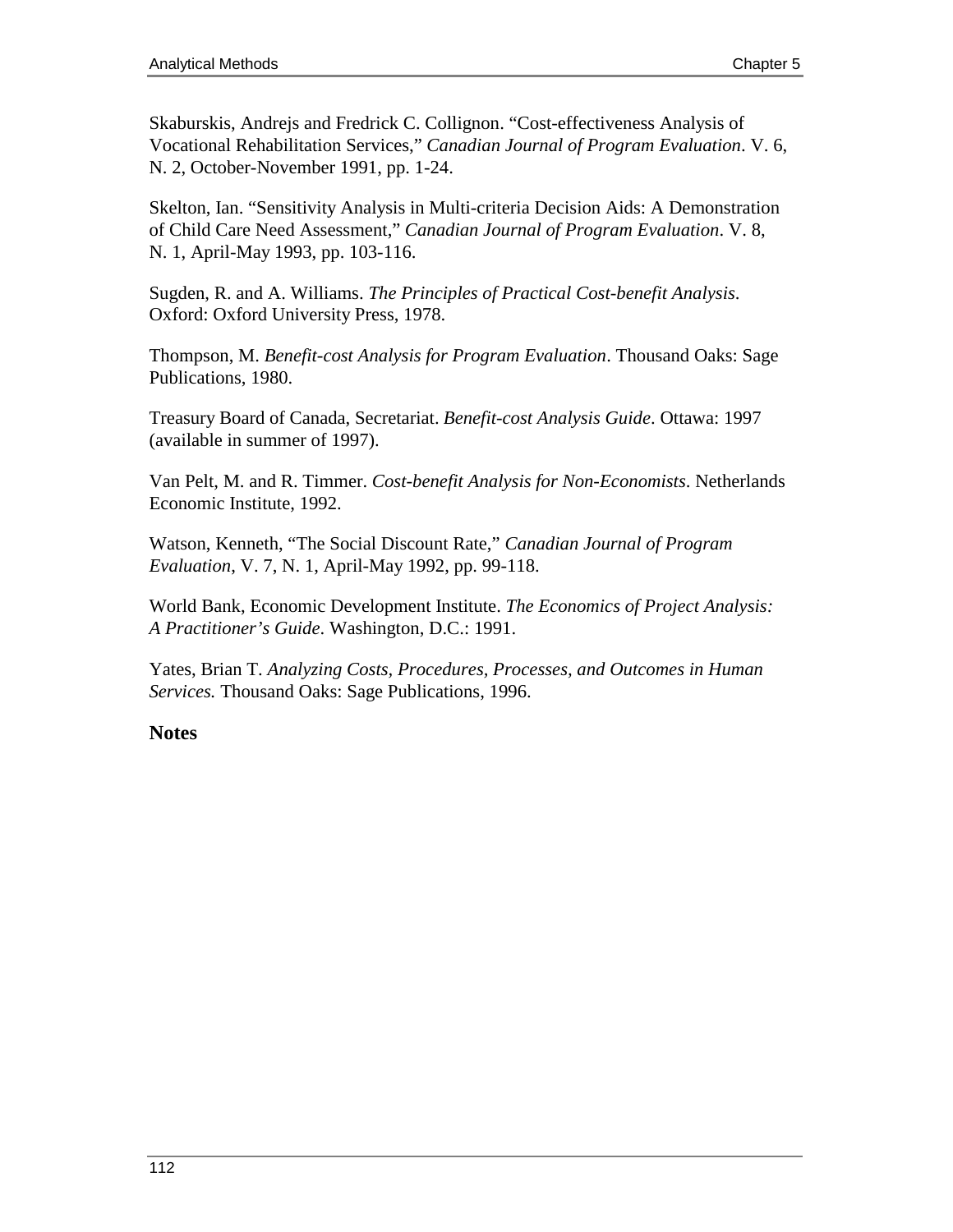Skaburskis, Andrejs and Fredrick C. Collignon. “Cost-effectiveness Analysis of Vocational Rehabilitation Services,” *Canadian Journal of Program Evaluation*. V. 6, N. 2, October-November 1991, pp. 1-24.

Skelton, Ian. “Sensitivity Analysis in Multi-criteria Decision Aids: A Demonstration of Child Care Need Assessment,” *Canadian Journal of Program Evaluation*. V. 8, N. 1, April-May 1993, pp. 103-116.

Sugden, R. and A. Williams. *The Principles of Practical Cost-benefit Analysis*. Oxford: Oxford University Press, 1978.

Thompson, M. *Benefit-cost Analysis for Program Evaluation*. Thousand Oaks: Sage Publications, 1980.

Treasury Board of Canada, Secretariat. *Benefit-cost Analysis Guide*. Ottawa: 1997 (available in summer of 1997).

Van Pelt, M. and R. Timmer. *Cost-benefit Analysis for Non-Economists*. Netherlands Economic Institute, 1992.

Watson, Kenneth, “The Social Discount Rate,” *Canadian Journal of Program Evaluation*, V. 7, N. 1, April-May 1992, pp. 99-118.

World Bank, Economic Development Institute. *The Economics of Project Analysis: A Practitioner’s Guide*. Washington, D.C.: 1991.

Yates, Brian T. *Analyzing Costs, Procedures, Processes, and Outcomes in Human Services.* Thousand Oaks: Sage Publications, 1996.

**Notes**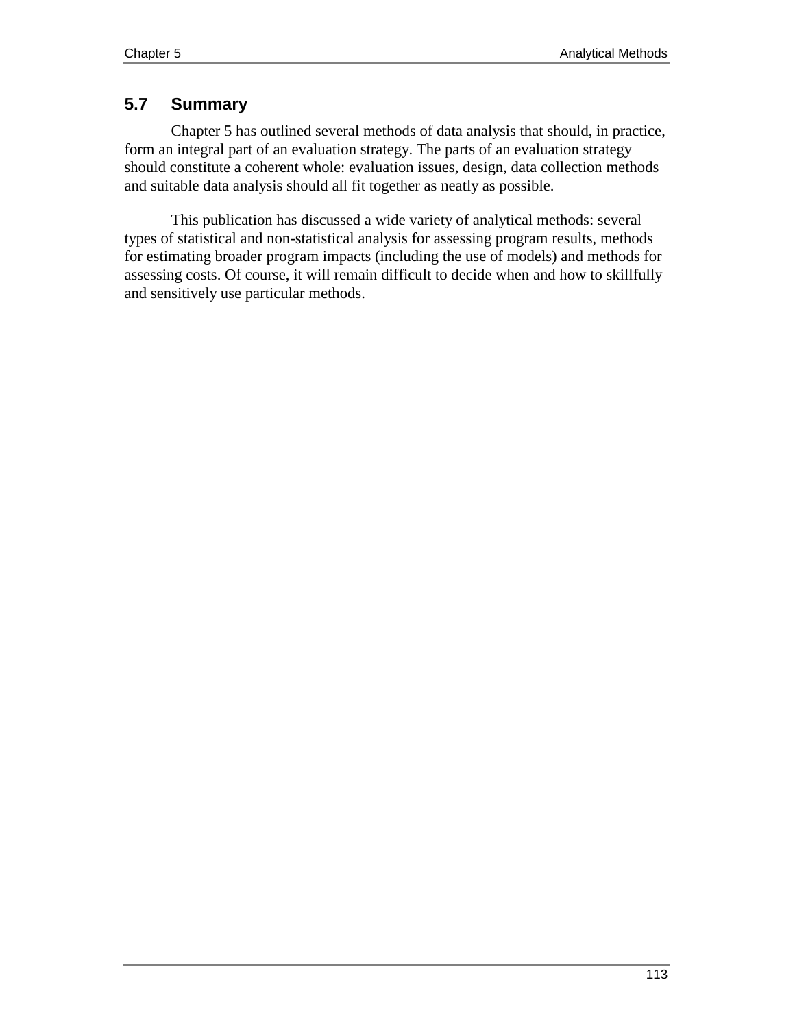## 5.7 Summary

Chapter 5 has outlined several methods of data analysis that should, in practice, form an integral part of an evaluation strategy. The parts of an evaluation strategy should constitute a coherent whole: evaluation issues, design, data collection methods and suitable data analysis should all fit together as neatly as possible.

This publication has discussed a wide variety of analytical methods: several types of statistical and non-statistical analysis for assessing program results, methods for estimating broader program impacts (including the use of models) and methods for assessing costs. Of course, it will remain difficult to decide when and how to skillfully and sensitively use particular methods.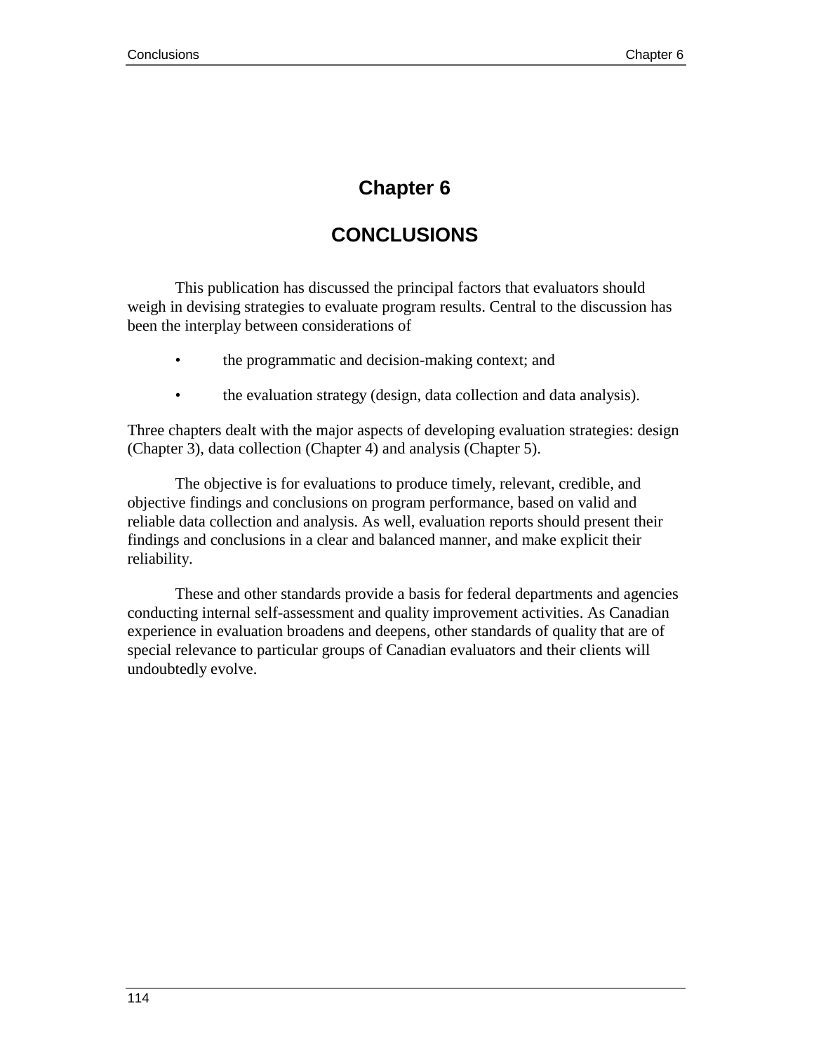# Chapter 6

# CONCLUSIONS

This publication has discussed the principal factors that evaluators should weigh in devising strategies to evaluate program results. Central to the discussion has been the interplay between considerations of

- the programmatic and decision-making context; and
- the evaluation strategy (design, data collection and data analysis).

Three chapters dealt with the major aspects of developing evaluation strategies: design (Chapter 3), data collection (Chapter 4) and analysis (Chapter 5).

The objective is for evaluations to produce timely, relevant, credible, and objective findings and conclusions on program performance, based on valid and reliable data collection and analysis. As well, evaluation reports should present their findings and conclusions in a clear and balanced manner, and make explicit their reliability.

These and other standards provide a basis for federal departments and agencies conducting internal self-assessment and quality improvement activities. As Canadian experience in evaluation broadens and deepens, other standards of quality that are of special relevance to particular groups of Canadian evaluators and their clients will undoubtedly evolve.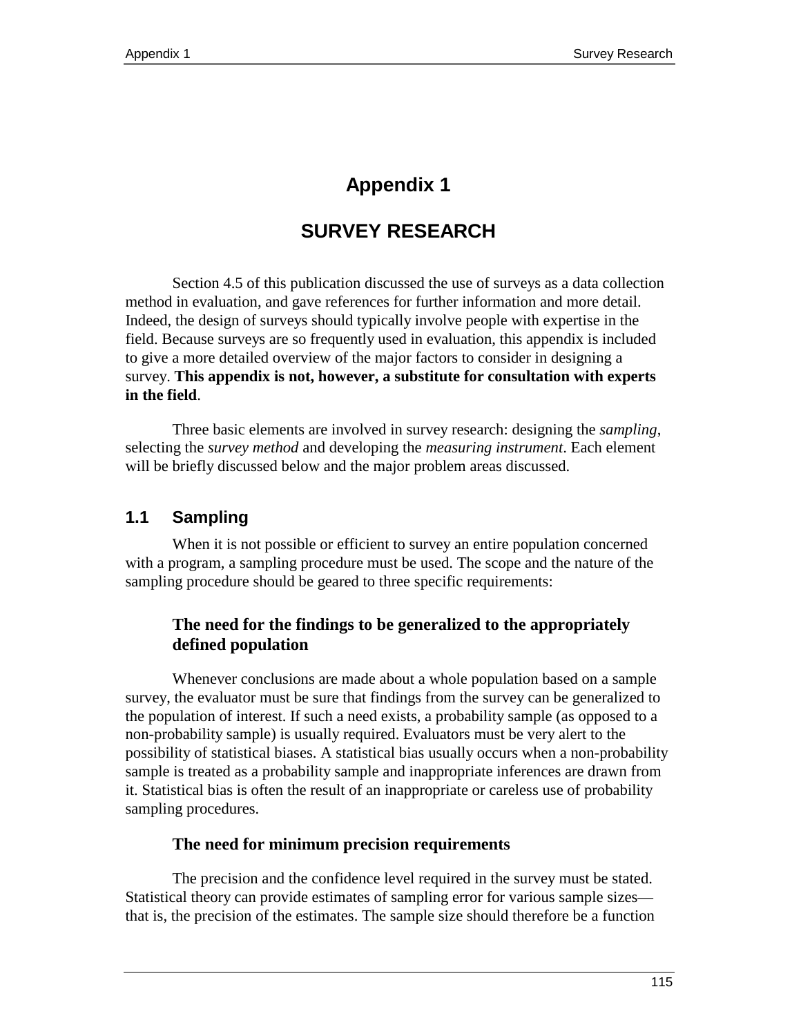# Appendix 1

# SURVEY RESEARCH

Section 4.5 of this publication discussed the use of surveys as a data collection method in evaluation, and gave references for further information and more detail. Indeed, the design of surveys should typically involve people with expertise in the field. Because surveys are so frequently used in evaluation, this appendix is included to give a more detailed overview of the major factors to consider in designing a survey. **This appendix is not, however, a substitute for consultation with experts in the field**.

Three basic elements are involved in survey research: designing the *sampling*, selecting the *survey method* and developing the *measuring instrument*. Each element will be briefly discussed below and the major problem areas discussed.

## 1.1 Sampling

When it is not possible or efficient to survey an entire population concerned with a program, a sampling procedure must be used. The scope and the nature of the sampling procedure should be geared to three specific requirements:

### The need for the findings to be generalized to the appropriately defined population

Whenever conclusions are made about a whole population based on a sample survey, the evaluator must be sure that findings from the survey can be generalized to the population of interest. If such a need exists, a probability sample (as opposed to a non-probability sample) is usually required. Evaluators must be very alert to the possibility of statistical biases. A statistical bias usually occurs when a non-probability sample is treated as a probability sample and inappropriate inferences are drawn from it. Statistical bias is often the result of an inappropriate or careless use of probability sampling procedures.

### The need for minimum precision requirements

The precision and the confidence level required in the survey must be stated. Statistical theory can provide estimates of sampling error for various sample sizes—that is, the precision of the estimates. The sample size should therefore be a function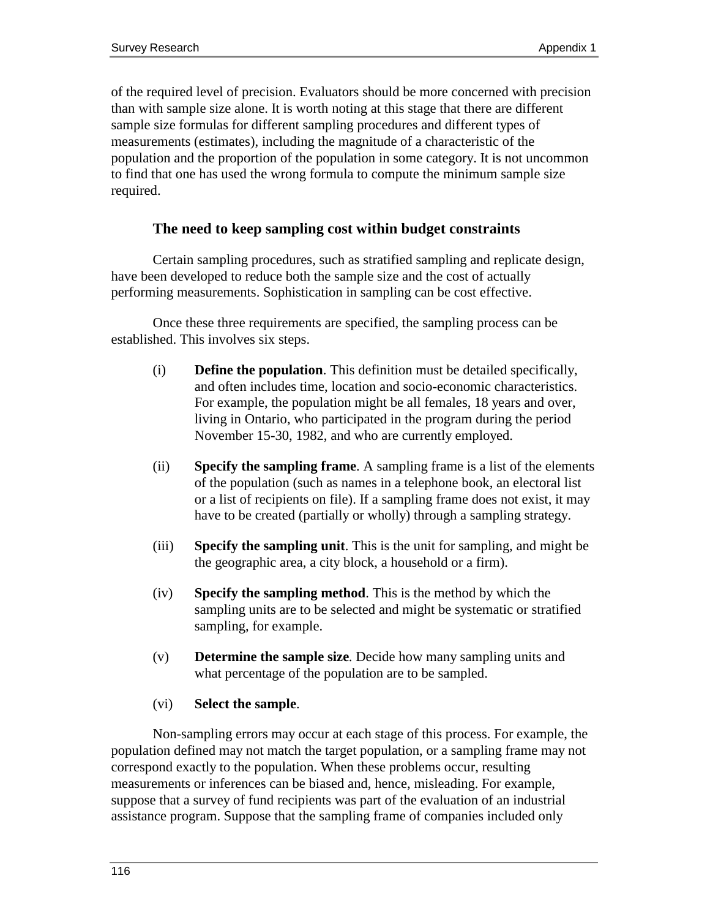of the required level of precision. Evaluators should be more concerned with precision than with sample size alone. It is worth noting at this stage that there are different sample size formulas for different sampling procedures and different types of measurements (estimates), including the magnitude of a characteristic of the population and the proportion of the population in some category. It is not uncommon to find that one has used the wrong formula to compute the minimum sample size required.

### The need to keep sampling cost within budget constraints

Certain sampling procedures, such as stratified sampling and replicate design, have been developed to reduce both the sample size and the cost of actually performing measurements. Sophistication in sampling can be cost effective.

Once these three requirements are specified, the sampling process can be established. This involves six steps.

(i) **Define the population**. This definition must be detailed specifically, and often includes time, location and socio-economic characteristics. For example, the population might be all females, 18 years and over, living in Ontario, who participated in the program during the period November 15-30, 1982, and who are currently employed.

(ii) **Specify the sampling frame**. A sampling frame is a list of the elements of the population (such as names in a telephone book, an electoral list or a list of recipients on file). If a sampling frame does not exist, it may have to be created (partially or wholly) through a sampling strategy.

(iii) **Specify the sampling unit**. This is the unit for sampling, and might be the geographic area, a city block, a household or a firm).

(iv) **Specify the sampling method**. This is the method by which the sampling units are to be selected and might be systematic or stratified sampling, for example.

(v) **Determine the sample size**. Decide how many sampling units and what percentage of the population are to be sampled.

(vi) **Select the sample**.

Non-sampling errors may occur at each stage of this process. For example, the population defined may not match the target population, or a sampling frame may not correspond exactly to the population. When these problems occur, resulting measurements or inferences can be biased and, hence, misleading. For example, suppose that a survey of fund recipients was part of the evaluation of an industrial assistance program. Suppose that the sampling frame of companies included only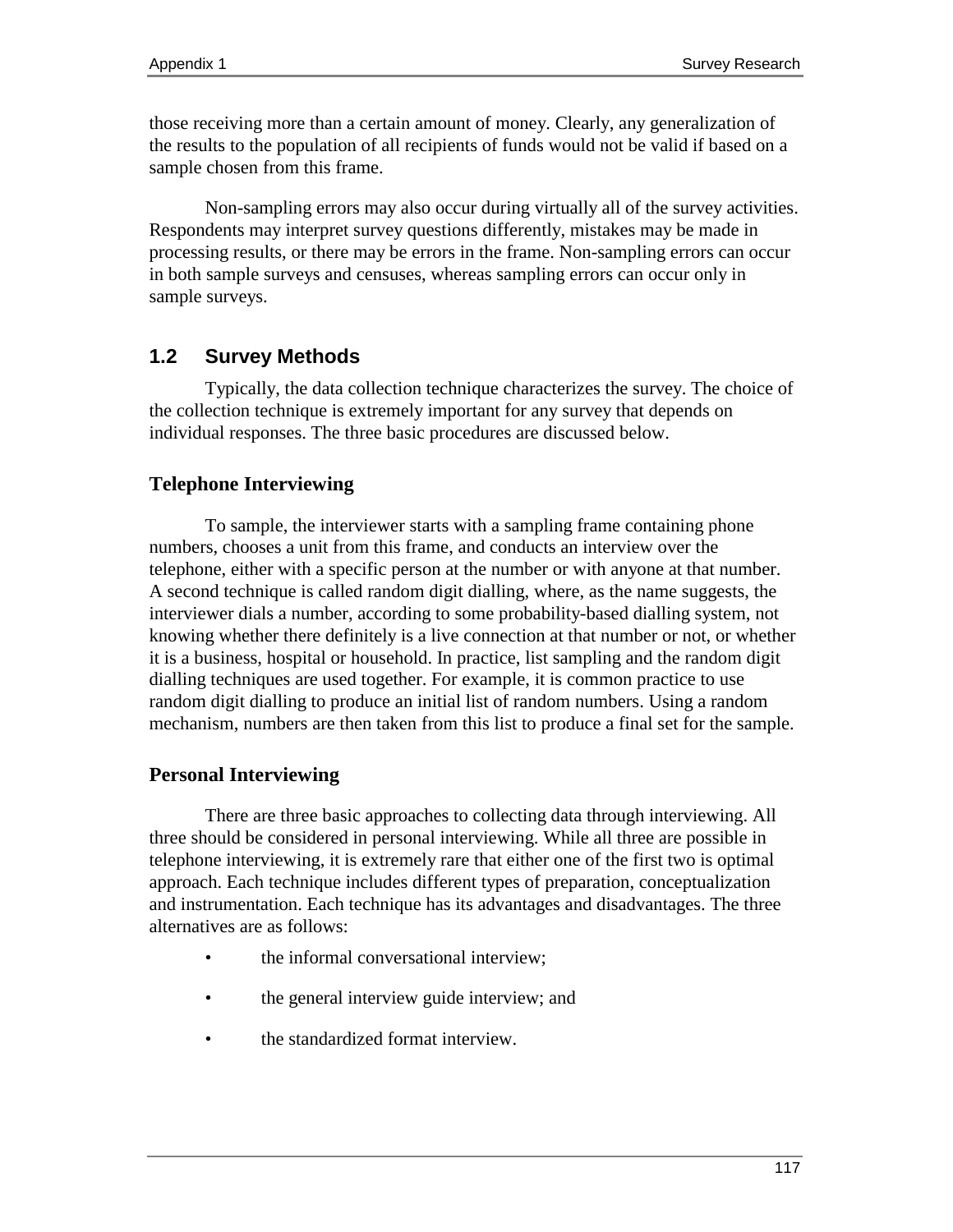those receiving more than a certain amount of money. Clearly, any generalization of the results to the population of all recipients of funds would not be valid if based on a sample chosen from this frame.

Non-sampling errors may also occur during virtually all of the survey activities. Respondents may interpret survey questions differently, mistakes may be made in processing results, or there may be errors in the frame. Non-sampling errors can occur in both sample surveys and censuses, whereas sampling errors can occur only in sample surveys.

## 1.2 Survey Methods

Typically, the data collection technique characterizes the survey. The choice of the collection technique is extremely important for any survey that depends on individual responses. The three basic procedures are discussed below.

### Telephone Interviewing

To sample, the interviewer starts with a sampling frame containing phone numbers, chooses a unit from this frame, and conducts an interview over the telephone, either with a specific person at the number or with anyone at that number. A second technique is called random digit dialling, where, as the name suggests, the interviewer dials a number, according to some probability-based dialling system, not knowing whether there definitely is a live connection at that number or not, or whether it is a business, hospital or household. In practice, list sampling and the random digit dialling techniques are used together. For example, it is common practice to use random digit dialling to produce an initial list of random numbers. Using a random mechanism, numbers are then taken from this list to produce a final set for the sample.

### Personal Interviewing

There are three basic approaches to collecting data through interviewing. All three should be considered in personal interviewing. While all three are possible in telephone interviewing, it is extremely rare that either one of the first two is optimal approach. Each technique includes different types of preparation, conceptualization and instrumentation. Each technique has its advantages and disadvantages. The three alternatives are as follows:

- the informal conversational interview;
- the general interview guide interview; and
- the standardized format interview.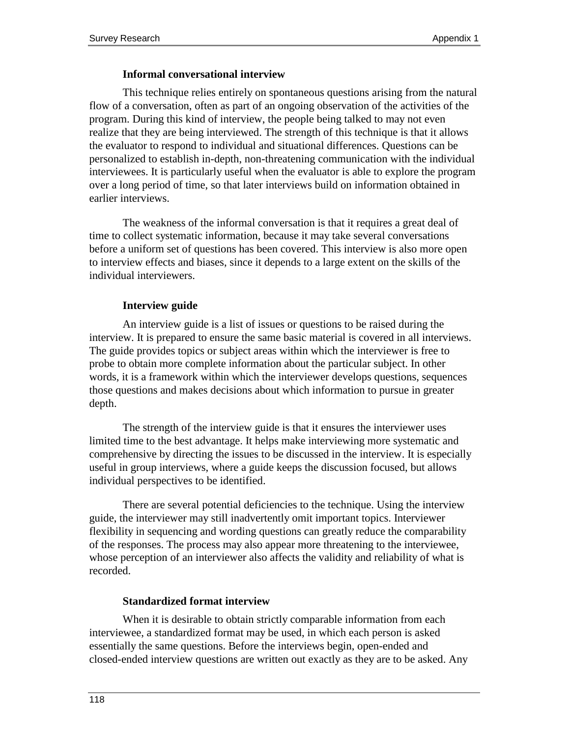**Informal conversational interview**

This technique relies entirely on spontaneous questions arising from the natural flow of a conversation, often as part of an ongoing observation of the activities of the program. During this kind of interview, the people being talked to may not even realize that they are being interviewed. The strength of this technique is that it allows the evaluator to respond to individual and situational differences. Questions can be personalized to establish in-depth, non-threatening communication with the individual interviewees. It is particularly useful when the evaluator is able to explore the program over a long period of time, so that later interviews build on information obtained in earlier interviews.

The weakness of the informal conversation is that it requires a great deal of time to collect systematic information, because it may take several conversations before a uniform set of questions has been covered. This interview is also more open to interview effects and biases, since it depends to a large extent on the skills of the individual interviewers.

**Interview guide**

An interview guide is a list of issues or questions to be raised during the interview. It is prepared to ensure the same basic material is covered in all interviews. The guide provides topics or subject areas within which the interviewer is free to probe to obtain more complete information about the particular subject. In other words, it is a framework within which the interviewer develops questions, sequences those questions and makes decisions about which information to pursue in greater depth.

The strength of the interview guide is that it ensures the interviewer uses limited time to the best advantage. It helps make interviewing more systematic and comprehensive by directing the issues to be discussed in the interview. It is especially useful in group interviews, where a guide keeps the discussion focused, but allows individual perspectives to be identified.

There are several potential deficiencies to the technique. Using the interview guide, the interviewer may still inadvertently omit important topics. Interviewer flexibility in sequencing and wording questions can greatly reduce the comparability of the responses. The process may also appear more threatening to the interviewee, whose perception of an interviewer also affects the validity and reliability of what is recorded.

**Standardized format interview**

When it is desirable to obtain strictly comparable information from each interviewee, a standardized format may be used, in which each person is asked essentially the same questions. Before the interviews begin, open-ended and closed-ended interview questions are written out exactly as they are to be asked. Any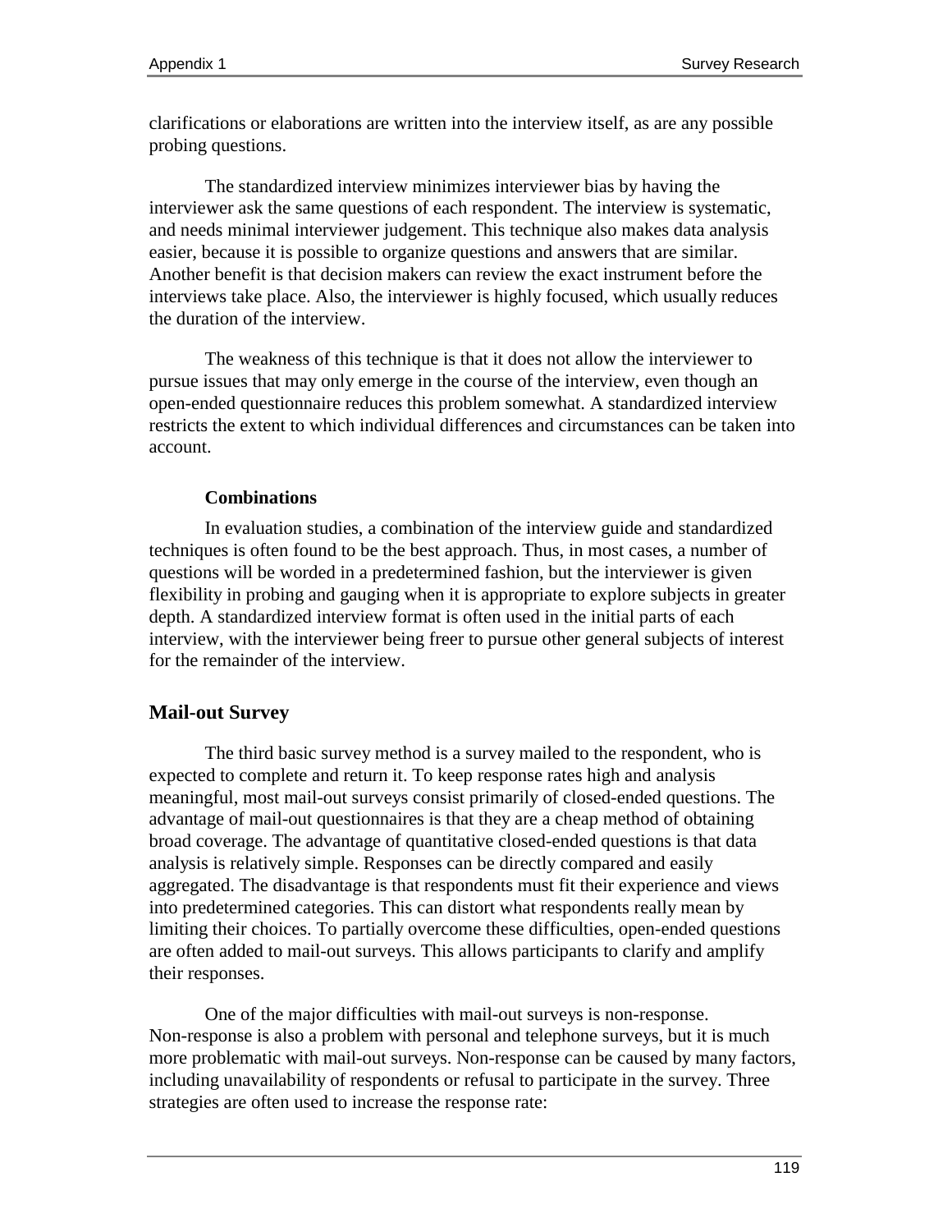clarifications or elaborations are written into the interview itself, as are any possible probing questions.

The standardized interview minimizes interviewer bias by having the interviewer ask the same questions of each respondent. The interview is systematic, and needs minimal interviewer judgement. This technique also makes data analysis easier, because it is possible to organize questions and answers that are similar. Another benefit is that decision makers can review the exact instrument before the interviews take place. Also, the interviewer is highly focused, which usually reduces the duration of the interview.

The weakness of this technique is that it does not allow the interviewer to pursue issues that may only emerge in the course of the interview, even though an open-ended questionnaire reduces this problem somewhat. A standardized interview restricts the extent to which individual differences and circumstances can be taken into account.

**Combinations**

In evaluation studies, a combination of the interview guide and standardized techniques is often found to be the best approach. Thus, in most cases, a number of questions will be worded in a predetermined fashion, but the interviewer is given flexibility in probing and gauging when it is appropriate to explore subjects in greater depth. A standardized interview format is often used in the initial parts of each interview, with the interviewer being freer to pursue other general subjects of interest for the remainder of the interview.

## Mail-out Survey

The third basic survey method is a survey mailed to the respondent, who is expected to complete and return it. To keep response rates high and analysis meaningful, most mail-out surveys consist primarily of closed-ended questions. The advantage of mail-out questionnaires is that they are a cheap method of obtaining broad coverage. The advantage of quantitative closed-ended questions is that data analysis is relatively simple. Responses can be directly compared and easily aggregated. The disadvantage is that respondents must fit their experience and views into predetermined categories. This can distort what respondents really mean by limiting their choices. To partially overcome these difficulties, open-ended questions are often added to mail-out surveys. This allows participants to clarify and amplify their responses.

One of the major difficulties with mail-out surveys is non-response. Non-response is also a problem with personal and telephone surveys, but it is much more problematic with mail-out surveys. Non-response can be caused by many factors, including unavailability of respondents or refusal to participate in the survey. Three strategies are often used to increase the response rate: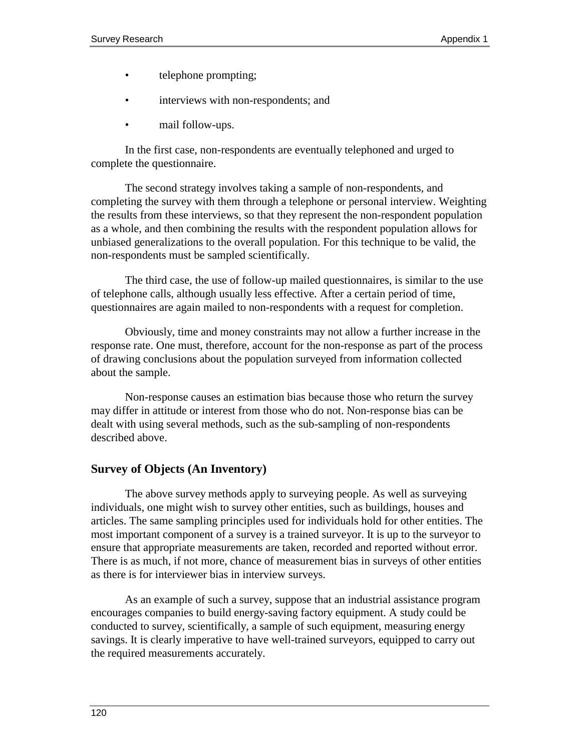- telephone prompting;
- interviews with non-respondents; and
- mail follow-ups.

In the first case, non-respondents are eventually telephoned and urged to complete the questionnaire.

The second strategy involves taking a sample of non-respondents, and completing the survey with them through a telephone or personal interview. Weighting the results from these interviews, so that they represent the non-respondent population as a whole, and then combining the results with the respondent population allows for unbiased generalizations to the overall population. For this technique to be valid, the non-respondents must be sampled scientifically.

The third case, the use of follow-up mailed questionnaires, is similar to the use of telephone calls, although usually less effective. After a certain period of time, questionnaires are again mailed to non-respondents with a request for completion.

Obviously, time and money constraints may not allow a further increase in the response rate. One must, therefore, account for the non-response as part of the process of drawing conclusions about the population surveyed from information collected about the sample.

Non-response causes an estimation bias because those who return the survey may differ in attitude or interest from those who do not. Non-response bias can be dealt with using several methods, such as the sub-sampling of non-respondents described above.

### Survey of Objects (An Inventory)

The above survey methods apply to surveying people. As well as surveying individuals, one might wish to survey other entities, such as buildings, houses and articles. The same sampling principles used for individuals hold for other entities. The most important component of a survey is a trained surveyor. It is up to the surveyor to ensure that appropriate measurements are taken, recorded and reported without error. There is as much, if not more, chance of measurement bias in surveys of other entities as there is for interviewer bias in interview surveys.

As an example of such a survey, suppose that an industrial assistance program encourages companies to build energy-saving factory equipment. A study could be conducted to survey, scientifically, a sample of such equipment, measuring energy savings. It is clearly imperative to have well-trained surveyors, equipped to carry out the required measurements accurately.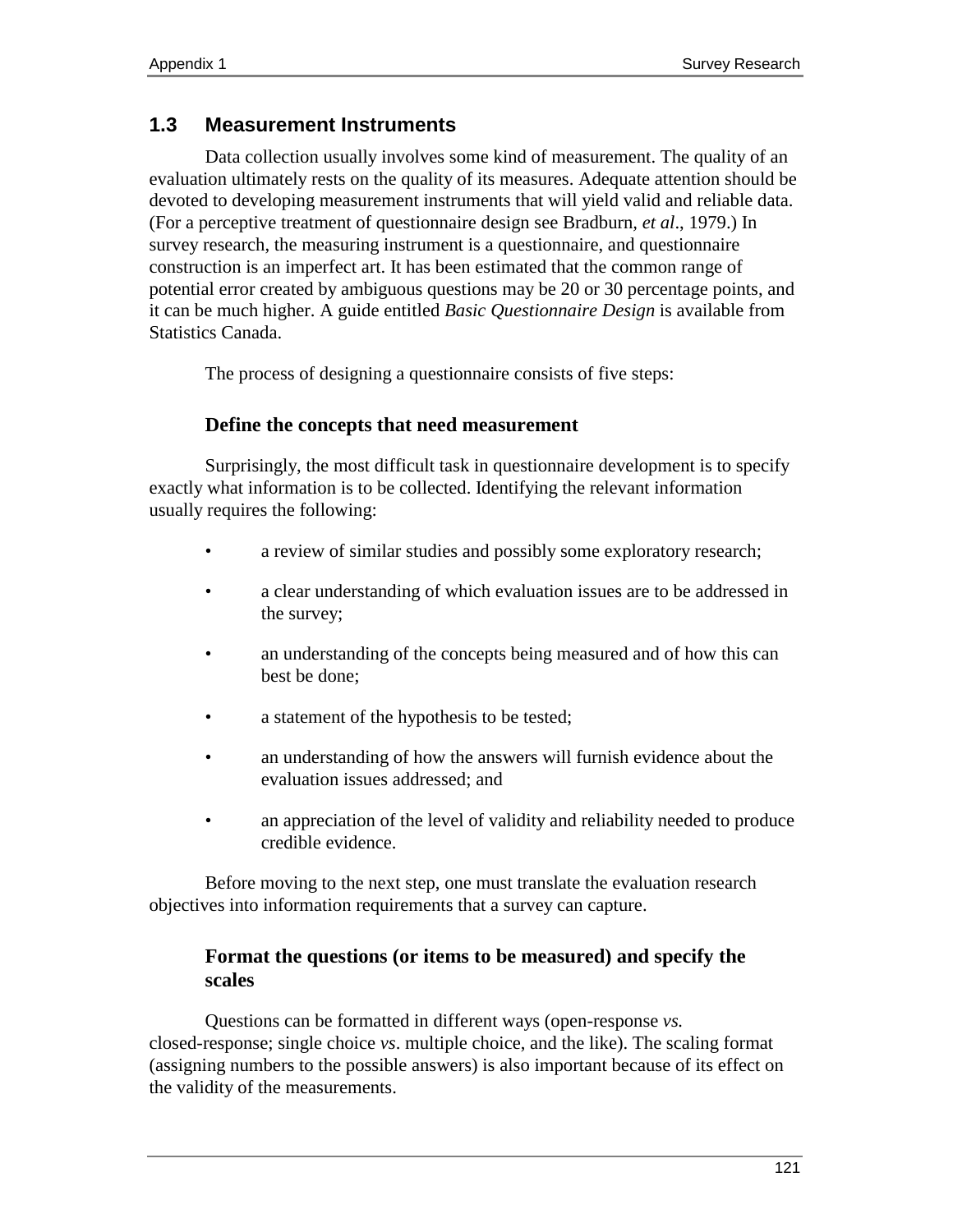## 1.3 Measurement Instruments

Data collection usually involves some kind of measurement. The quality of an evaluation ultimately rests on the quality of its measures. Adequate attention should be devoted to developing measurement instruments that will yield valid and reliable data. (For a perceptive treatment of questionnaire design see Bradburn, *et al*., 1979.) In survey research, the measuring instrument is a questionnaire, and questionnaire construction is an imperfect art. It has been estimated that the common range of potential error created by ambiguous questions may be 20 or 30 percentage points, and it can be much higher. A guide entitled *Basic Questionnaire Design* is available from Statistics Canada.

The process of designing a questionnaire consists of five steps:

### Define the concepts that need measurement

Surprisingly, the most difficult task in questionnaire development is to specify exactly what information is to be collected. Identifying the relevant information usually requires the following:

- a review of similar studies and possibly some exploratory research;
- a clear understanding of which evaluation issues are to be addressed in the survey;
- an understanding of the concepts being measured and of how this can best be done;
- a statement of the hypothesis to be tested;
- an understanding of how the answers will furnish evidence about the evaluation issues addressed; and
- an appreciation of the level of validity and reliability needed to produce credible evidence.

Before moving to the next step, one must translate the evaluation research objectives into information requirements that a survey can capture.

### Format the questions (or items to be measured) and specify the scales

Questions can be formatted in different ways (open-response *vs.* closed-response; single choice *vs*. multiple choice, and the like). The scaling format (assigning numbers to the possible answers) is also important because of its effect on the validity of the measurements.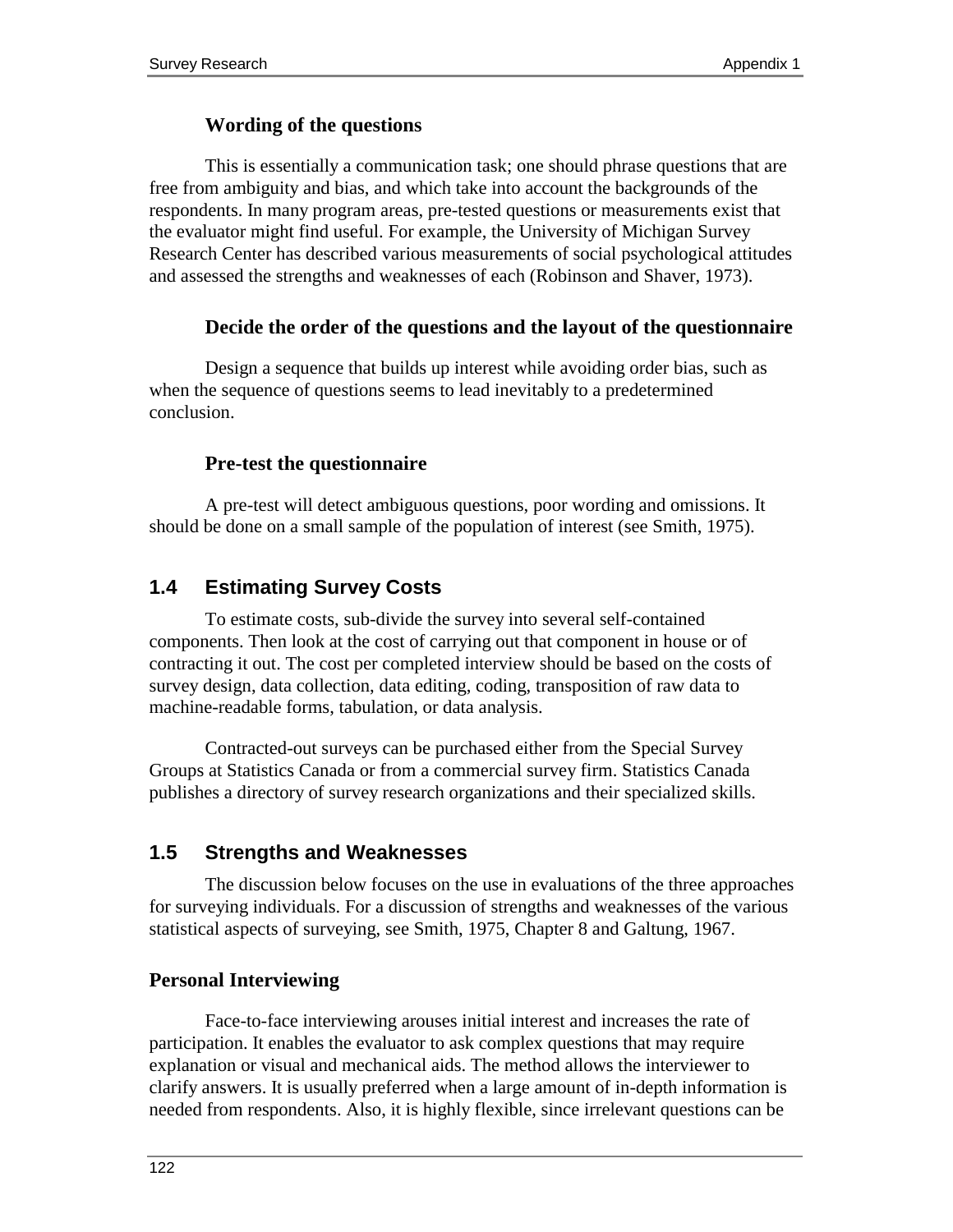#### Wording of the questions

This is essentially a communication task; one should phrase questions that are free from ambiguity and bias, and which take into account the backgrounds of the respondents. In many program areas, pre-tested questions or measurements exist that the evaluator might find useful. For example, the University of Michigan Survey Research Center has described various measurements of social psychological attitudes and assessed the strengths and weaknesses of each (Robinson and Shaver, 1973).

#### Decide the order of the questions and the layout of the questionnaire

Design a sequence that builds up interest while avoiding order bias, such as when the sequence of questions seems to lead inevitably to a predetermined conclusion.

#### Pre-test the questionnaire

A pre-test will detect ambiguous questions, poor wording and omissions. It should be done on a small sample of the population of interest (see Smith, 1975).

## 1.4 Estimating Survey Costs

To estimate costs, sub-divide the survey into several self-contained components. Then look at the cost of carrying out that component in house or of contracting it out. The cost per completed interview should be based on the costs of survey design, data collection, data editing, coding, transposition of raw data to machine-readable forms, tabulation, or data analysis.

Contracted-out surveys can be purchased either from the Special Survey Groups at Statistics Canada or from a commercial survey firm. Statistics Canada publishes a directory of survey research organizations and their specialized skills.

## 1.5 Strengths and Weaknesses

The discussion below focuses on the use in evaluations of the three approaches for surveying individuals. For a discussion of strengths and weaknesses of the various statistical aspects of surveying, see Smith, 1975, Chapter 8 and Galtung, 1967.

### Personal Interviewing

Face-to-face interviewing arouses initial interest and increases the rate of participation. It enables the evaluator to ask complex questions that may require explanation or visual and mechanical aids. The method allows the interviewer to clarify answers. It is usually preferred when a large amount of in-depth information is needed from respondents. Also, it is highly flexible, since irrelevant questions can be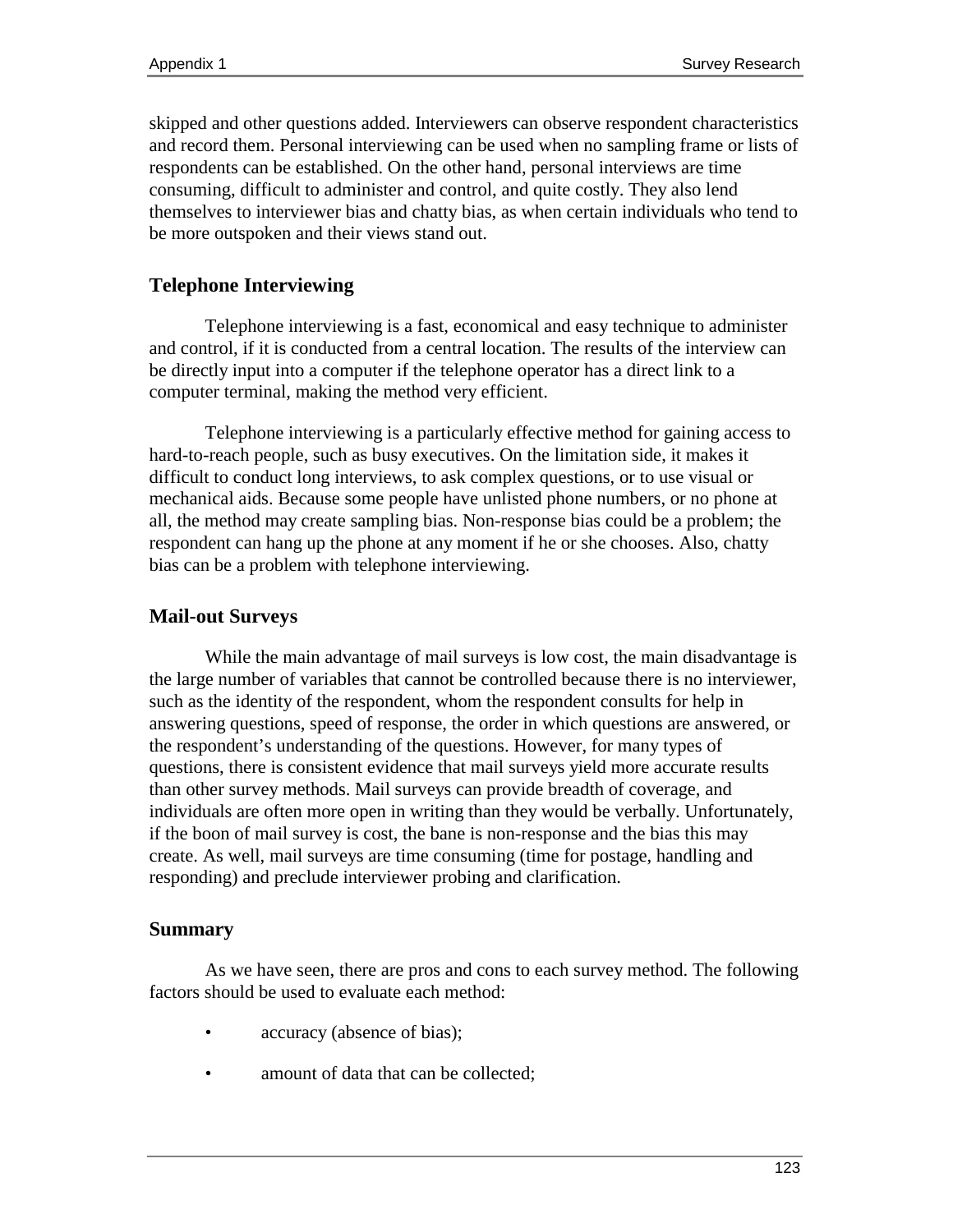skipped and other questions added. Interviewers can observe respondent characteristics and record them. Personal interviewing can be used when no sampling frame or lists of respondents can be established. On the other hand, personal interviews are time consuming, difficult to administer and control, and quite costly. They also lend themselves to interviewer bias and chatty bias, as when certain individuals who tend to be more outspoken and their views stand out.

### Telephone Interviewing

Telephone interviewing is a fast, economical and easy technique to administer and control, if it is conducted from a central location. The results of the interview can be directly input into a computer if the telephone operator has a direct link to a computer terminal, making the method very efficient.

Telephone interviewing is a particularly effective method for gaining access to hard-to-reach people, such as busy executives. On the limitation side, it makes it difficult to conduct long interviews, to ask complex questions, or to use visual or mechanical aids. Because some people have unlisted phone numbers, or no phone at all, the method may create sampling bias. Non-response bias could be a problem; the respondent can hang up the phone at any moment if he or she chooses. Also, chatty bias can be a problem with telephone interviewing.

### Mail-out Surveys

While the main advantage of mail surveys is low cost, the main disadvantage is the large number of variables that cannot be controlled because there is no interviewer, such as the identity of the respondent, whom the respondent consults for help in answering questions, speed of response, the order in which questions are answered, or the respondent's understanding of the questions. However, for many types of questions, there is consistent evidence that mail surveys yield more accurate results than other survey methods. Mail surveys can provide breadth of coverage, and individuals are often more open in writing than they would be verbally. Unfortunately, if the boon of mail survey is cost, the bane is non-response and the bias this may create. As well, mail surveys are time consuming (time for postage, handling and responding) and preclude interviewer probing and clarification.

### Summary

As we have seen, there are pros and cons to each survey method. The following factors should be used to evaluate each method:

- accuracy (absence of bias);
- amount of data that can be collected;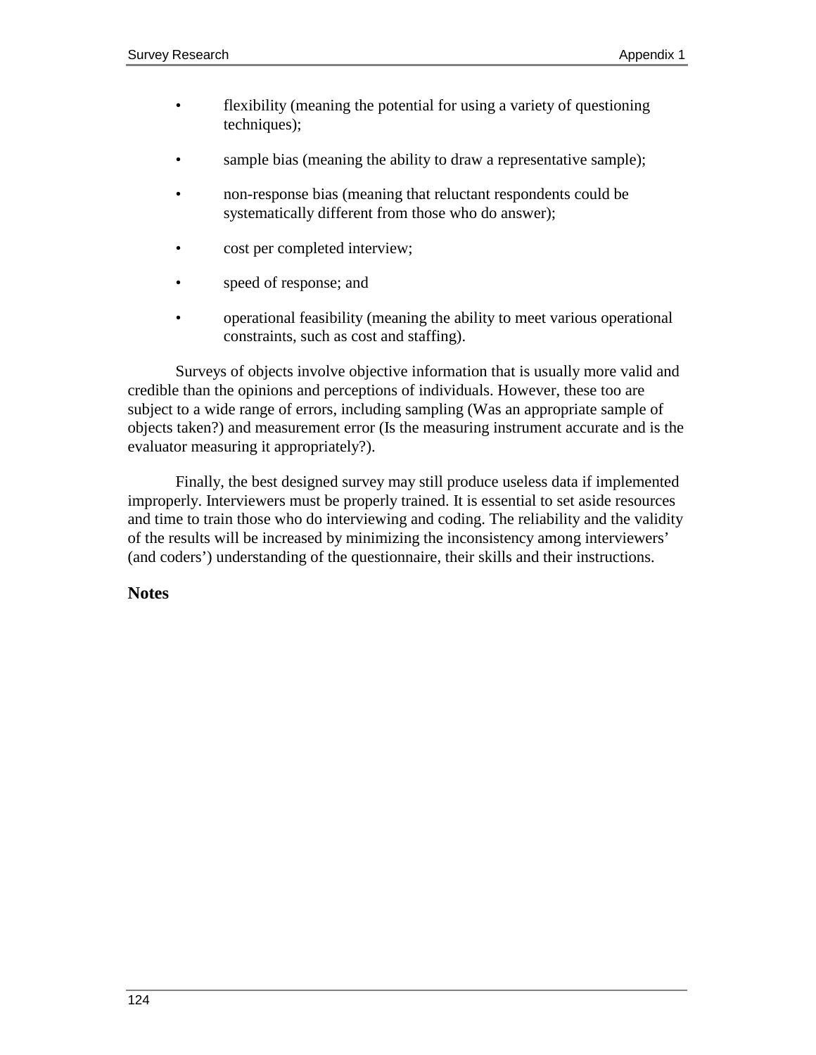- flexibility (meaning the potential for using a variety of questioning techniques);
- sample bias (meaning the ability to draw a representative sample);
- non-response bias (meaning that reluctant respondents could be systematically different from those who do answer);
- cost per completed interview;
- speed of response; and
- operational feasibility (meaning the ability to meet various operational constraints, such as cost and staffing).

Surveys of objects involve objective information that is usually more valid and credible than the opinions and perceptions of individuals. However, these too are subject to a wide range of errors, including sampling (Was an appropriate sample of objects taken?) and measurement error (Is the measuring instrument accurate and is the evaluator measuring it appropriately?).

Finally, the best designed survey may still produce useless data if implemented improperly. Interviewers must be properly trained. It is essential to set aside resources and time to train those who do interviewing and coding. The reliability and the validity of the results will be increased by minimizing the inconsistency among interviewers' (and coders') understanding of the questionnaire, their skills and their instructions.

**Notes**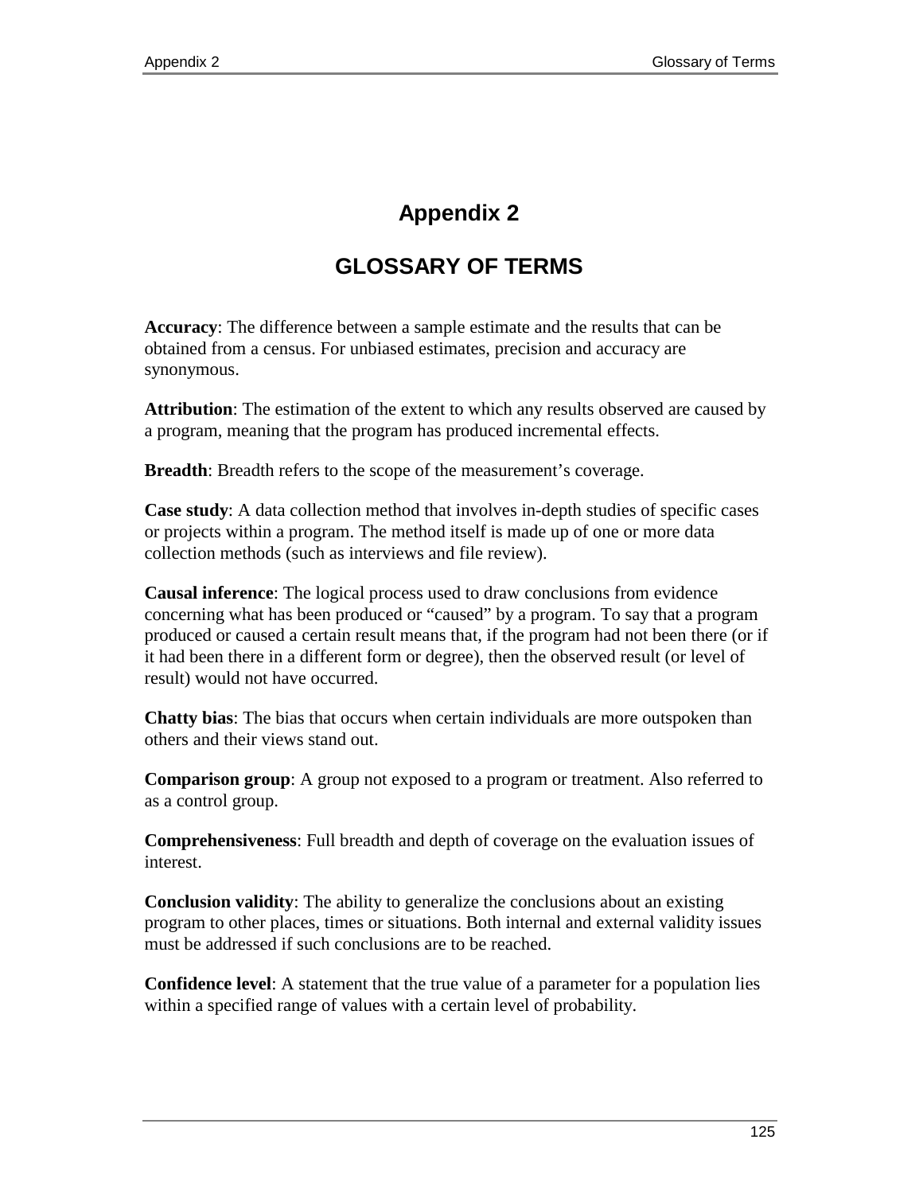# Appendix 2

## GLOSSARY OF TERMS

**Accuracy**: The difference between a sample estimate and the results that can be obtained from a census. For unbiased estimates, precision and accuracy are synonymous.

**Attribution**: The estimation of the extent to which any results observed are caused by a program, meaning that the program has produced incremental effects.

**Breadth**: Breadth refers to the scope of the measurement's coverage.

**Case study**: A data collection method that involves in-depth studies of specific cases or projects within a program. The method itself is made up of one or more data collection methods (such as interviews and file review).

**Causal inference**: The logical process used to draw conclusions from evidence concerning what has been produced or "caused" by a program. To say that a program produced or caused a certain result means that, if the program had not been there (or if it had been there in a different form or degree), then the observed result (or level of result) would not have occurred.

**Chatty bias**: The bias that occurs when certain individuals are more outspoken than others and their views stand out.

**Comparison group**: A group not exposed to a program or treatment. Also referred to as a control group.

**Comprehensiveness**: Full breadth and depth of coverage on the evaluation issues of interest.

**Conclusion validity**: The ability to generalize the conclusions about an existing program to other places, times or situations. Both internal and external validity issues must be addressed if such conclusions are to be reached.

**Confidence level**: A statement that the true value of a parameter for a population lies within a specified range of values with a certain level of probability.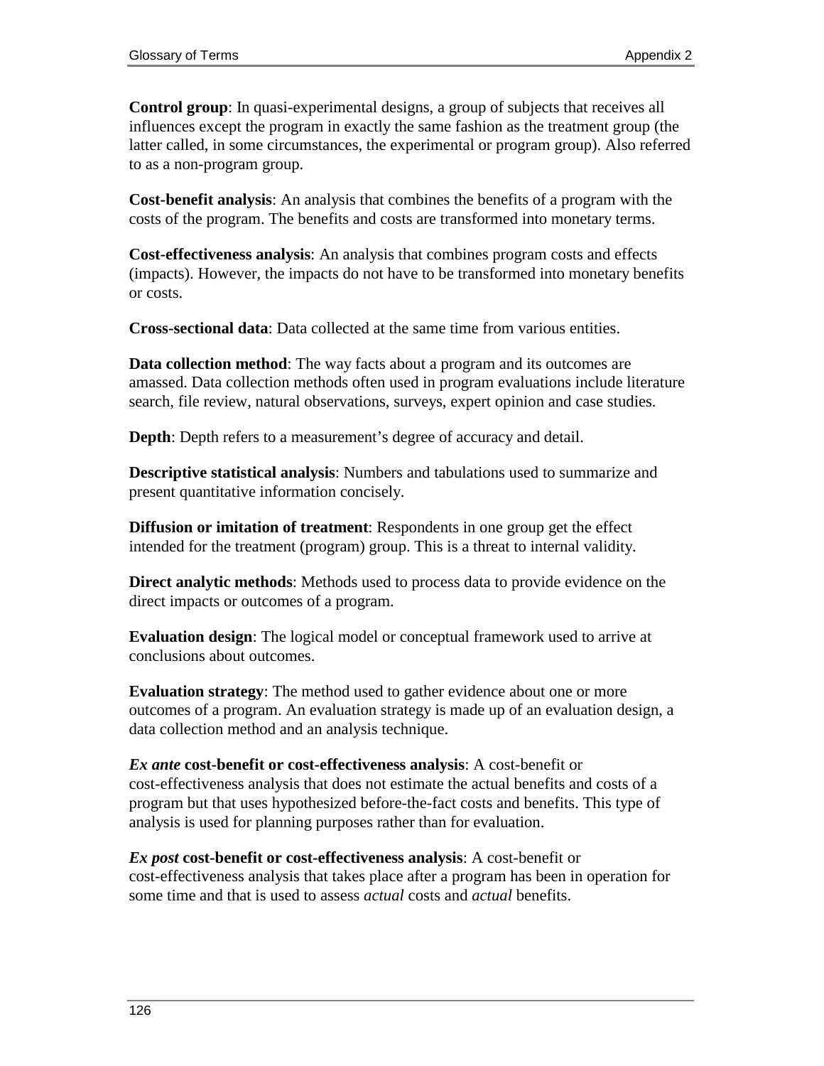**Control group**: In quasi-experimental designs, a group of subjects that receives all influences except the program in exactly the same fashion as the treatment group (the latter called, in some circumstances, the experimental or program group). Also referred to as a non-program group.

**Cost-benefit analysis**: An analysis that combines the benefits of a program with the costs of the program. The benefits and costs are transformed into monetary terms.

**Cost-effectiveness analysis**: An analysis that combines program costs and effects (impacts). However, the impacts do not have to be transformed into monetary benefits or costs.

**Cross-sectional data**: Data collected at the same time from various entities.

**Data collection method**: The way facts about a program and its outcomes are amassed. Data collection methods often used in program evaluations include literature search, file review, natural observations, surveys, expert opinion and case studies.

**Depth**: Depth refers to a measurement's degree of accuracy and detail.

**Descriptive statistical analysis**: Numbers and tabulations used to summarize and present quantitative information concisely.

**Diffusion or imitation of treatment**: Respondents in one group get the effect intended for the treatment (program) group. This is a threat to internal validity.

**Direct analytic methods**: Methods used to process data to provide evidence on the direct impacts or outcomes of a program.

**Evaluation design**: The logical model or conceptual framework used to arrive at conclusions about outcomes.

**Evaluation strategy**: The method used to gather evidence about one or more outcomes of a program. An evaluation strategy is made up of an evaluation design, a data collection method and an analysis technique.

***Ex ante* cost-benefit or cost-effectiveness analysis**: A cost-benefit or cost-effectiveness analysis that does not estimate the actual benefits and costs of a program but that uses hypothesized before-the-fact costs and benefits. This type of analysis is used for planning purposes rather than for evaluation.

***Ex post* cost-benefit or cost-effectiveness analysis**: A cost-benefit or cost-effectiveness analysis that takes place after a program has been in operation for some time and that is used to assess *actual* costs and *actual* benefits.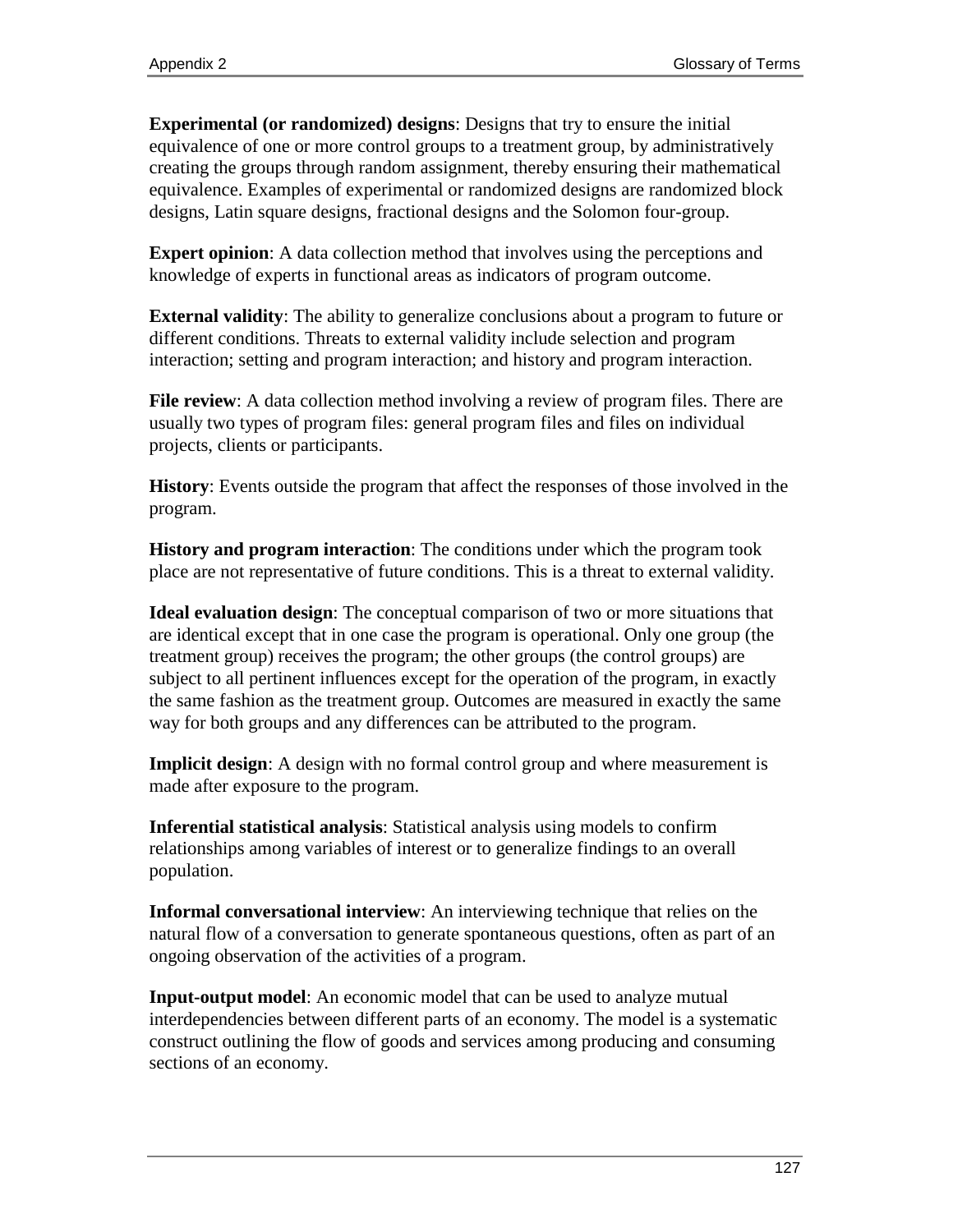**Experimental (or randomized) designs**: Designs that try to ensure the initial equivalence of one or more control groups to a treatment group, by administratively creating the groups through random assignment, thereby ensuring their mathematical equivalence. Examples of experimental or randomized designs are randomized block designs, Latin square designs, fractional designs and the Solomon four-group.

**Expert opinion**: A data collection method that involves using the perceptions and knowledge of experts in functional areas as indicators of program outcome.

**External validity**: The ability to generalize conclusions about a program to future or different conditions. Threats to external validity include selection and program interaction; setting and program interaction; and history and program interaction.

**File review**: A data collection method involving a review of program files. There are usually two types of program files: general program files and files on individual projects, clients or participants.

**History**: Events outside the program that affect the responses of those involved in the program.

**History and program interaction**: The conditions under which the program took place are not representative of future conditions. This is a threat to external validity.

**Ideal evaluation design**: The conceptual comparison of two or more situations that are identical except that in one case the program is operational. Only one group (the treatment group) receives the program; the other groups (the control groups) are subject to all pertinent influences except for the operation of the program, in exactly the same fashion as the treatment group. Outcomes are measured in exactly the same way for both groups and any differences can be attributed to the program.

**Implicit design**: A design with no formal control group and where measurement is made after exposure to the program.

**Inferential statistical analysis**: Statistical analysis using models to confirm relationships among variables of interest or to generalize findings to an overall population.

**Informal conversational interview**: An interviewing technique that relies on the natural flow of a conversation to generate spontaneous questions, often as part of an ongoing observation of the activities of a program.

**Input-output model**: An economic model that can be used to analyze mutual interdependencies between different parts of an economy. The model is a systematic construct outlining the flow of goods and services among producing and consuming sections of an economy.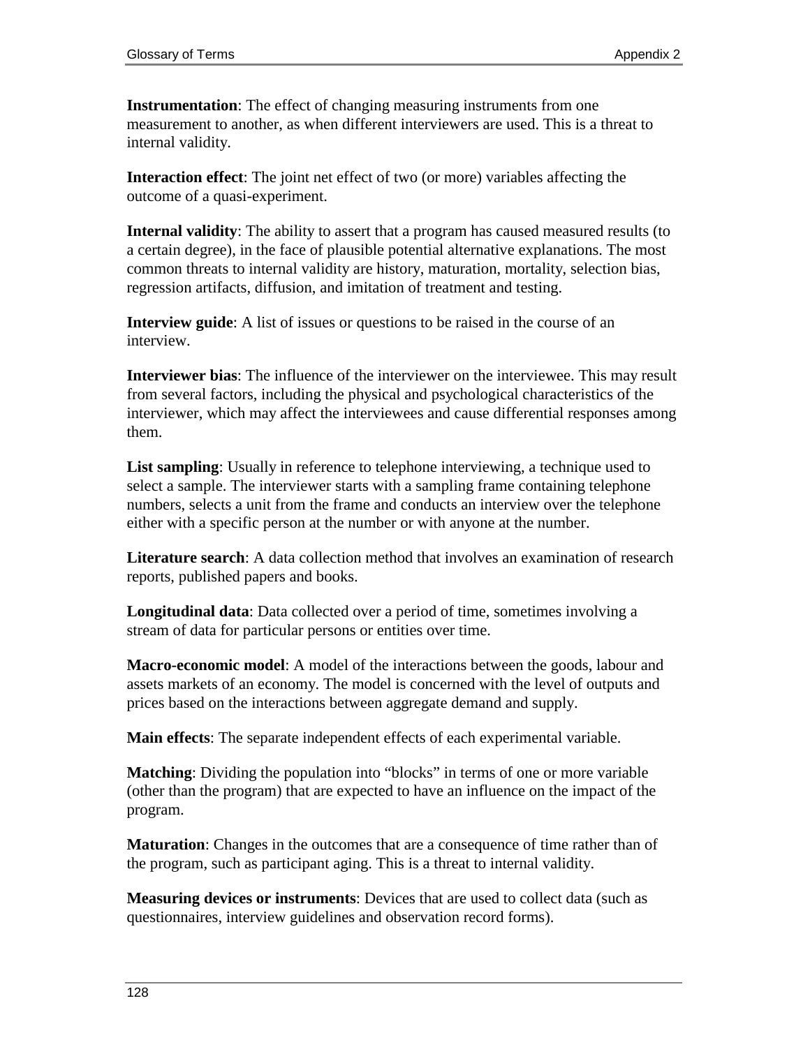**Instrumentation**: The effect of changing measuring instruments from one measurement to another, as when different interviewers are used. This is a threat to internal validity.

**Interaction effect**: The joint net effect of two (or more) variables affecting the outcome of a quasi-experiment.

**Internal validity**: The ability to assert that a program has caused measured results (to a certain degree), in the face of plausible potential alternative explanations. The most common threats to internal validity are history, maturation, mortality, selection bias, regression artifacts, diffusion, and imitation of treatment and testing.

**Interview guide**: A list of issues or questions to be raised in the course of an interview.

**Interviewer bias**: The influence of the interviewer on the interviewee. This may result from several factors, including the physical and psychological characteristics of the interviewer, which may affect the interviewees and cause differential responses among them.

**List sampling**: Usually in reference to telephone interviewing, a technique used to select a sample. The interviewer starts with a sampling frame containing telephone numbers, selects a unit from the frame and conducts an interview over the telephone either with a specific person at the number or with anyone at the number.

**Literature search**: A data collection method that involves an examination of research reports, published papers and books.

**Longitudinal data**: Data collected over a period of time, sometimes involving a stream of data for particular persons or entities over time.

**Macro-economic model**: A model of the interactions between the goods, labour and assets markets of an economy. The model is concerned with the level of outputs and prices based on the interactions between aggregate demand and supply.

**Main effects**: The separate independent effects of each experimental variable.

**Matching**: Dividing the population into "blocks" in terms of one or more variable (other than the program) that are expected to have an influence on the impact of the program.

**Maturation**: Changes in the outcomes that are a consequence of time rather than of the program, such as participant aging. This is a threat to internal validity.

**Measuring devices or instruments**: Devices that are used to collect data (such as questionnaires, interview guidelines and observation record forms).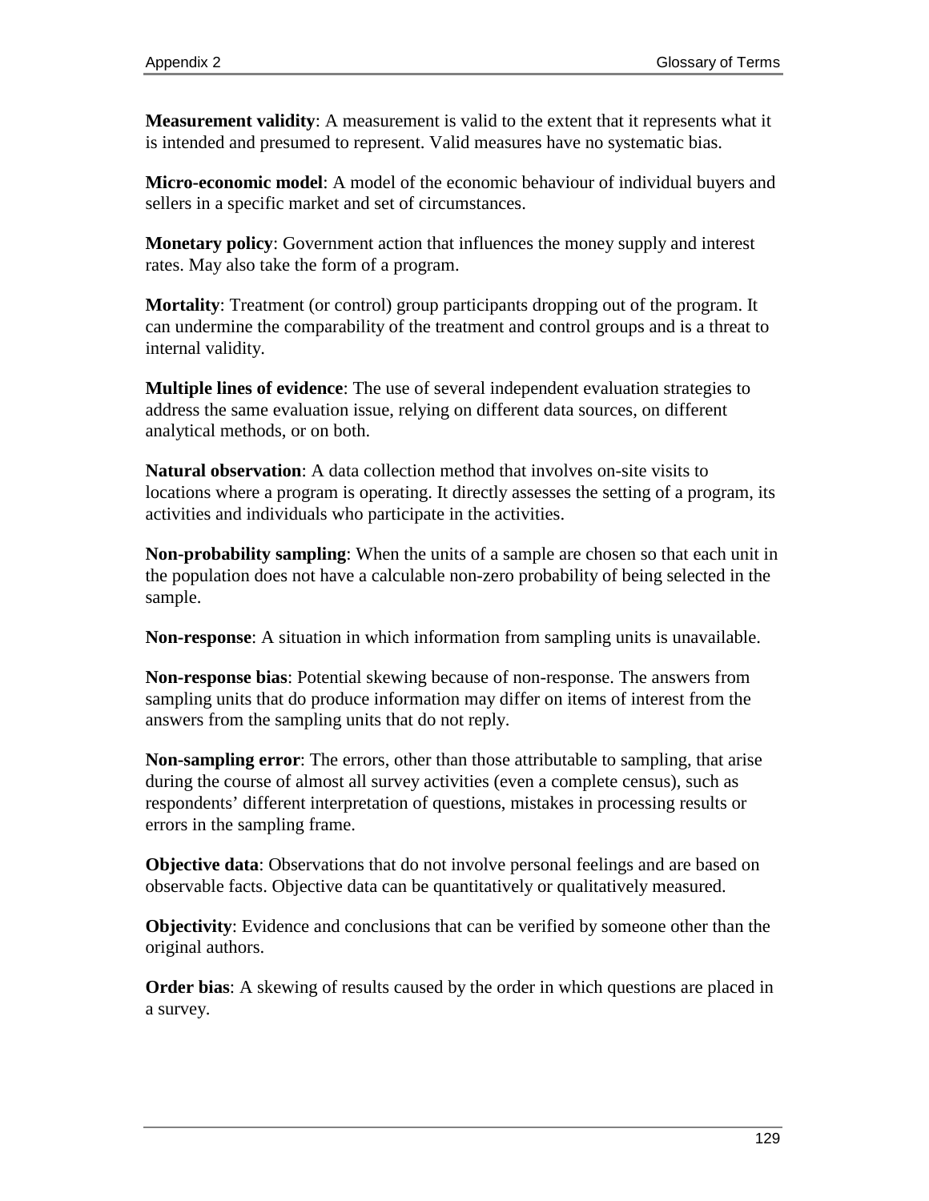**Measurement validity**: A measurement is valid to the extent that it represents what it is intended and presumed to represent. Valid measures have no systematic bias.

**Micro-economic model**: A model of the economic behaviour of individual buyers and sellers in a specific market and set of circumstances.

**Monetary policy**: Government action that influences the money supply and interest rates. May also take the form of a program.

**Mortality**: Treatment (or control) group participants dropping out of the program. It can undermine the comparability of the treatment and control groups and is a threat to internal validity.

**Multiple lines of evidence**: The use of several independent evaluation strategies to address the same evaluation issue, relying on different data sources, on different analytical methods, or on both.

**Natural observation**: A data collection method that involves on-site visits to locations where a program is operating. It directly assesses the setting of a program, its activities and individuals who participate in the activities.

**Non-probability sampling**: When the units of a sample are chosen so that each unit in the population does not have a calculable non-zero probability of being selected in the sample.

**Non-response**: A situation in which information from sampling units is unavailable.

**Non-response bias**: Potential skewing because of non-response. The answers from sampling units that do produce information may differ on items of interest from the answers from the sampling units that do not reply.

**Non-sampling error**: The errors, other than those attributable to sampling, that arise during the course of almost all survey activities (even a complete census), such as respondents' different interpretation of questions, mistakes in processing results or errors in the sampling frame.

**Objective data**: Observations that do not involve personal feelings and are based on observable facts. Objective data can be quantitatively or qualitatively measured.

**Objectivity**: Evidence and conclusions that can be verified by someone other than the original authors.

**Order bias**: A skewing of results caused by the order in which questions are placed in a survey.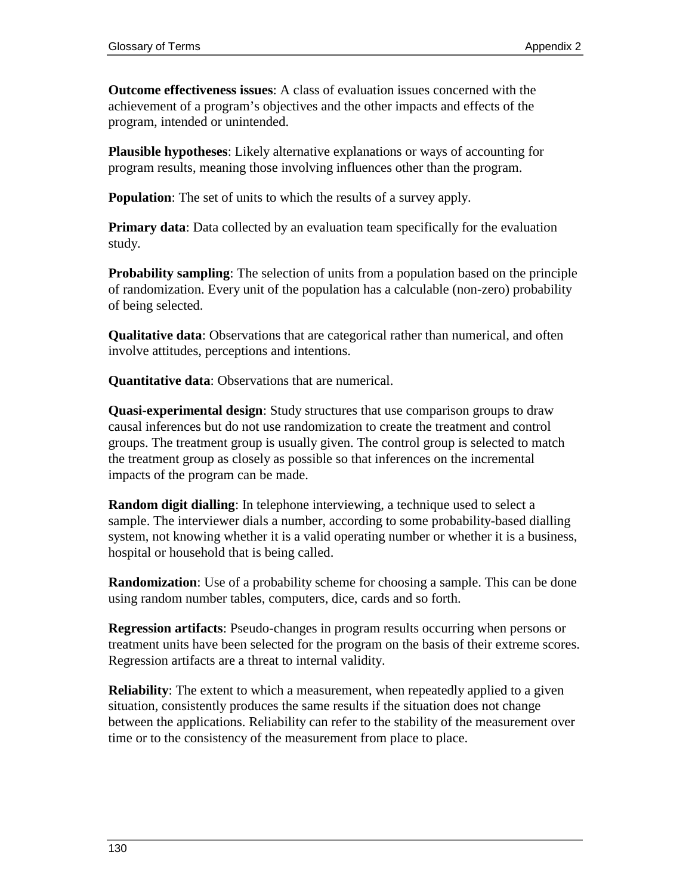**Outcome effectiveness issues**: A class of evaluation issues concerned with the achievement of a program's objectives and the other impacts and effects of the program, intended or unintended.

**Plausible hypotheses**: Likely alternative explanations or ways of accounting for program results, meaning those involving influences other than the program.

**Population**: The set of units to which the results of a survey apply.

**Primary data**: Data collected by an evaluation team specifically for the evaluation study.

**Probability sampling**: The selection of units from a population based on the principle of randomization. Every unit of the population has a calculable (non-zero) probability of being selected.

**Qualitative data**: Observations that are categorical rather than numerical, and often involve attitudes, perceptions and intentions.

**Quantitative data**: Observations that are numerical.

**Quasi-experimental design**: Study structures that use comparison groups to draw causal inferences but do not use randomization to create the treatment and control groups. The treatment group is usually given. The control group is selected to match the treatment group as closely as possible so that inferences on the incremental impacts of the program can be made.

**Random digit dialling**: In telephone interviewing, a technique used to select a sample. The interviewer dials a number, according to some probability-based dialling system, not knowing whether it is a valid operating number or whether it is a business, hospital or household that is being called.

**Randomization**: Use of a probability scheme for choosing a sample. This can be done using random number tables, computers, dice, cards and so forth.

**Regression artifacts**: Pseudo-changes in program results occurring when persons or treatment units have been selected for the program on the basis of their extreme scores. Regression artifacts are a threat to internal validity.

**Reliability**: The extent to which a measurement, when repeatedly applied to a given situation, consistently produces the same results if the situation does not change between the applications. Reliability can refer to the stability of the measurement over time or to the consistency of the measurement from place to place.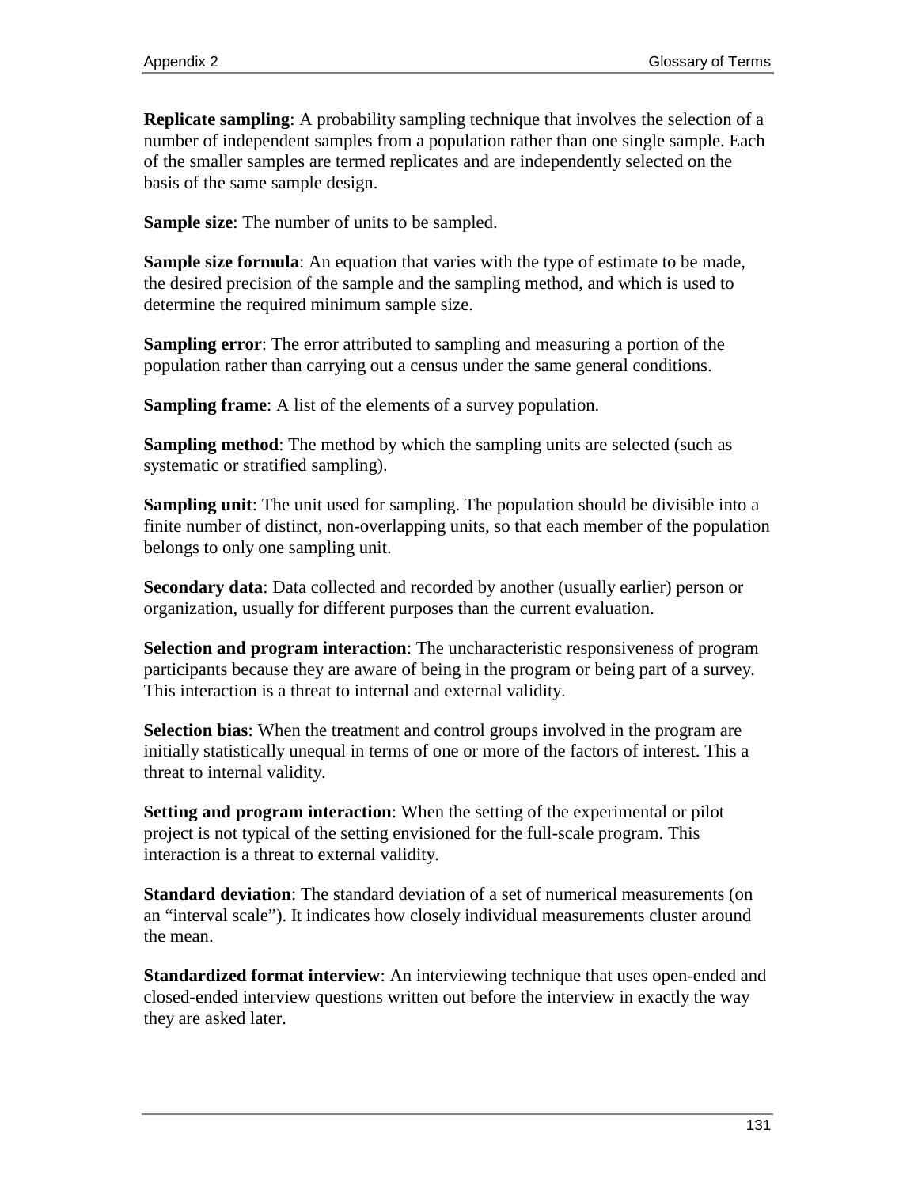**Replicate sampling**: A probability sampling technique that involves the selection of a number of independent samples from a population rather than one single sample. Each of the smaller samples are termed replicates and are independently selected on the basis of the same sample design.

**Sample size**: The number of units to be sampled.

**Sample size formula**: An equation that varies with the type of estimate to be made, the desired precision of the sample and the sampling method, and which is used to determine the required minimum sample size.

**Sampling error**: The error attributed to sampling and measuring a portion of the population rather than carrying out a census under the same general conditions.

**Sampling frame**: A list of the elements of a survey population.

**Sampling method**: The method by which the sampling units are selected (such as systematic or stratified sampling).

**Sampling unit**: The unit used for sampling. The population should be divisible into a finite number of distinct, non-overlapping units, so that each member of the population belongs to only one sampling unit.

**Secondary data**: Data collected and recorded by another (usually earlier) person or organization, usually for different purposes than the current evaluation.

**Selection and program interaction**: The uncharacteristic responsiveness of program participants because they are aware of being in the program or being part of a survey. This interaction is a threat to internal and external validity.

**Selection bias**: When the treatment and control groups involved in the program are initially statistically unequal in terms of one or more of the factors of interest. This a threat to internal validity.

**Setting and program interaction**: When the setting of the experimental or pilot project is not typical of the setting envisioned for the full-scale program. This interaction is a threat to external validity.

**Standard deviation**: The standard deviation of a set of numerical measurements (on an "interval scale"). It indicates how closely individual measurements cluster around the mean.

**Standardized format interview**: An interviewing technique that uses open-ended and closed-ended interview questions written out before the interview in exactly the way they are asked later.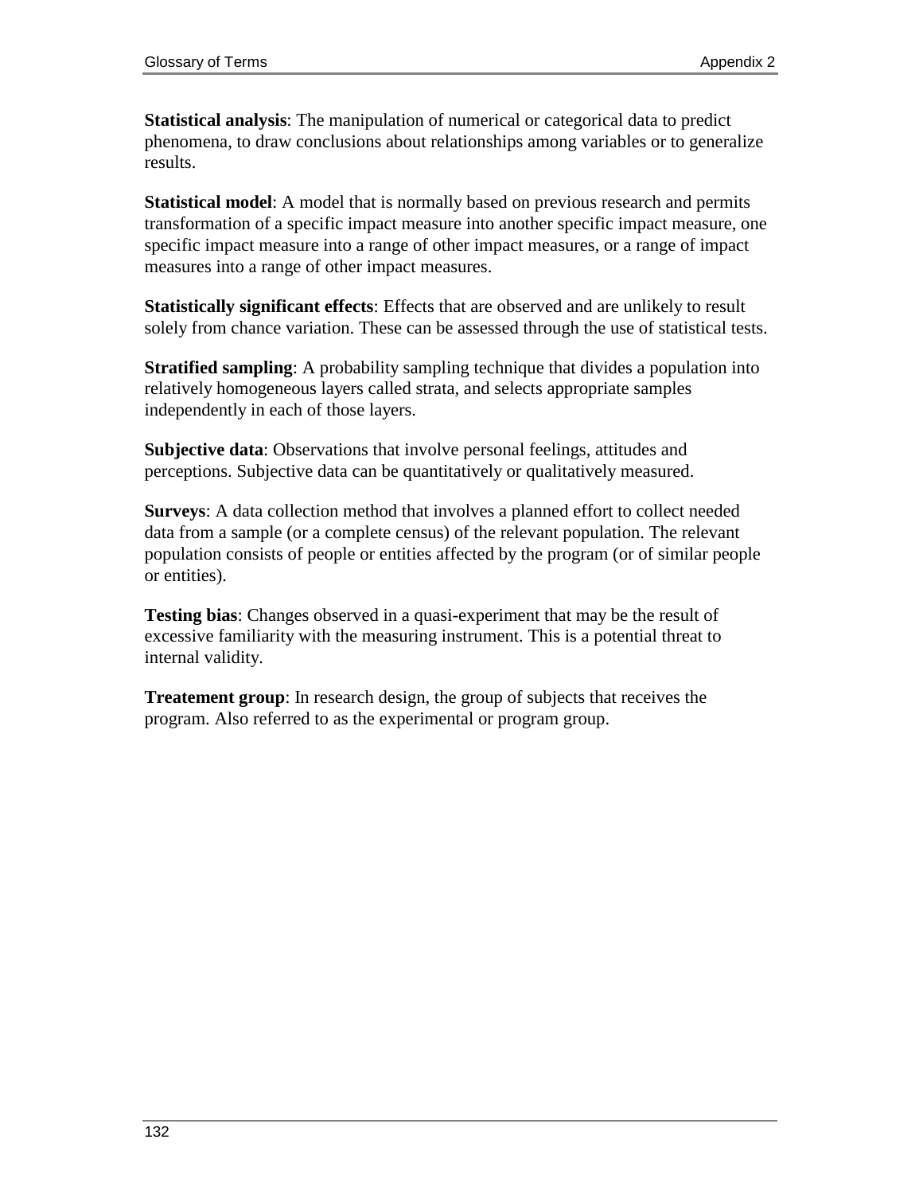**Statistical analysis**: The manipulation of numerical or categorical data to predict phenomena, to draw conclusions about relationships among variables or to generalize results.

**Statistical model**: A model that is normally based on previous research and permits transformation of a specific impact measure into another specific impact measure, one specific impact measure into a range of other impact measures, or a range of impact measures into a range of other impact measures.

**Statistically significant effects**: Effects that are observed and are unlikely to result solely from chance variation. These can be assessed through the use of statistical tests.

**Stratified sampling**: A probability sampling technique that divides a population into relatively homogeneous layers called strata, and selects appropriate samples independently in each of those layers.

**Subjective data**: Observations that involve personal feelings, attitudes and perceptions. Subjective data can be quantitatively or qualitatively measured.

**Surveys**: A data collection method that involves a planned effort to collect needed data from a sample (or a complete census) of the relevant population. The relevant population consists of people or entities affected by the program (or of similar people or entities).

**Testing bias**: Changes observed in a quasi-experiment that may be the result of excessive familiarity with the measuring instrument. This is a potential threat to internal validity.

**Treatement group**: In research design, the group of subjects that receives the program. Also referred to as the experimental or program group.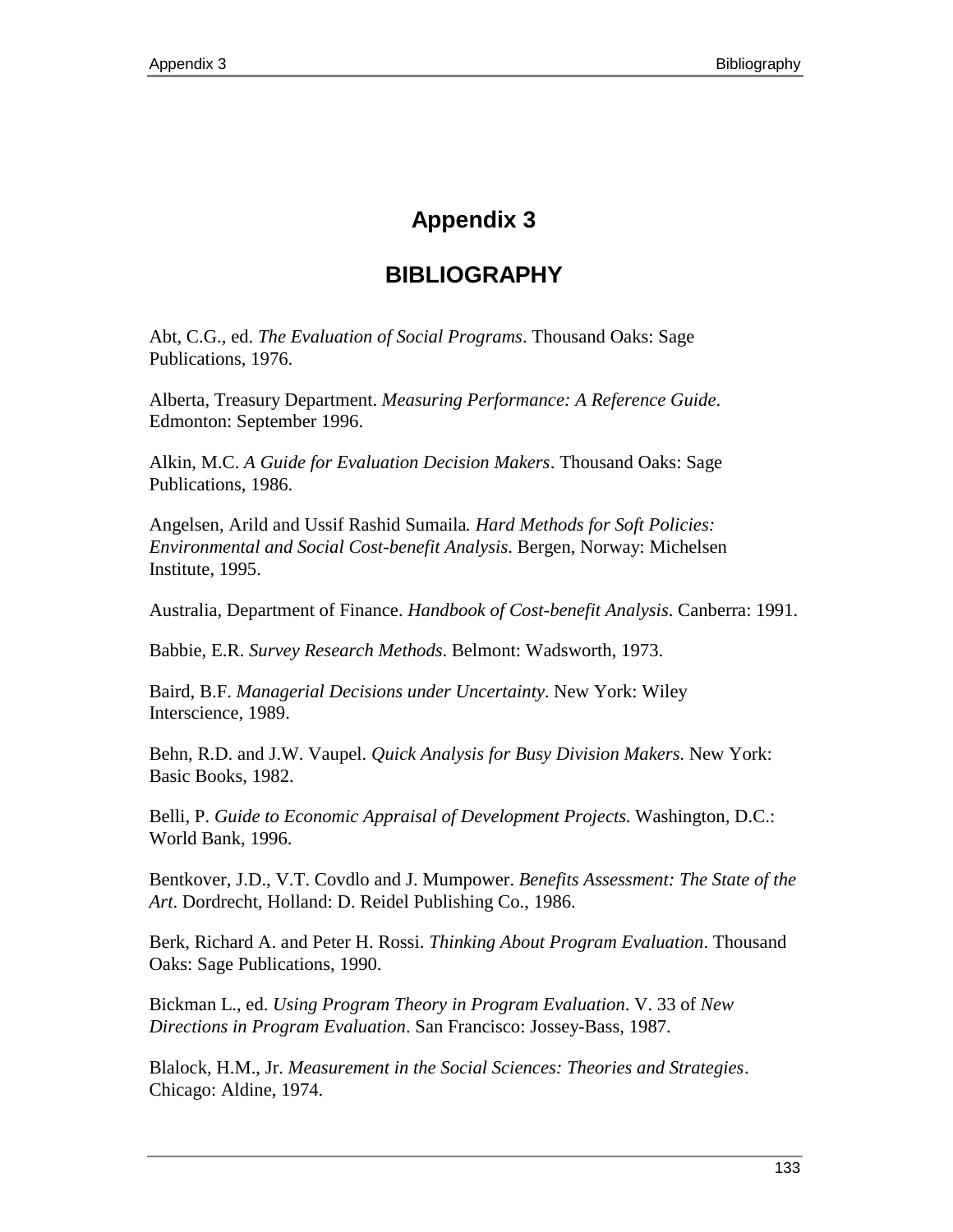# Appendix 3

## BIBLIOGRAPHY

Abt, C.G., ed. *The Evaluation of Social Programs*. Thousand Oaks: Sage Publications, 1976.

Alberta, Treasury Department. *Measuring Performance: A Reference Guide*. Edmonton: September 1996.

Alkin, M.C. *A Guide for Evaluation Decision Makers*. Thousand Oaks: Sage Publications, 1986.

Angelsen, Arild and Ussif Rashid Sumaila*. Hard Methods for Soft Policies: Environmental and Social Cost-benefit Analysis*. Bergen, Norway: Michelsen Institute, 1995.

Australia, Department of Finance. *Handbook of Cost-benefit Analysis*. Canberra: 1991.

Babbie, E.R. *Survey Research Methods*. Belmont: Wadsworth, 1973.

Baird, B.F. *Managerial Decisions under Uncertainty*. New York: Wiley Interscience, 1989.

Behn, R.D. and J.W. Vaupel. *Quick Analysis for Busy Division Makers.* New York: Basic Books, 1982.

Belli, P. *Guide to Economic Appraisal of Development Projects.* Washington, D.C.: World Bank, 1996.

Bentkover, J.D., V.T. Covdlo and J. Mumpower. *Benefits Assessment: The State of the Art*. Dordrecht, Holland: D. Reidel Publishing Co., 1986.

Berk, Richard A. and Peter H. Rossi. *Thinking About Program Evaluation*. Thousand Oaks: Sage Publications, 1990.

Bickman L., ed. *Using Program Theory in Program Evaluation*. V. 33 of *New Directions in Program Evaluation*. San Francisco: Jossey-Bass, 1987.

Blalock, H.M., Jr. *Measurement in the Social Sciences: Theories and Strategies*. Chicago: Aldine, 1974.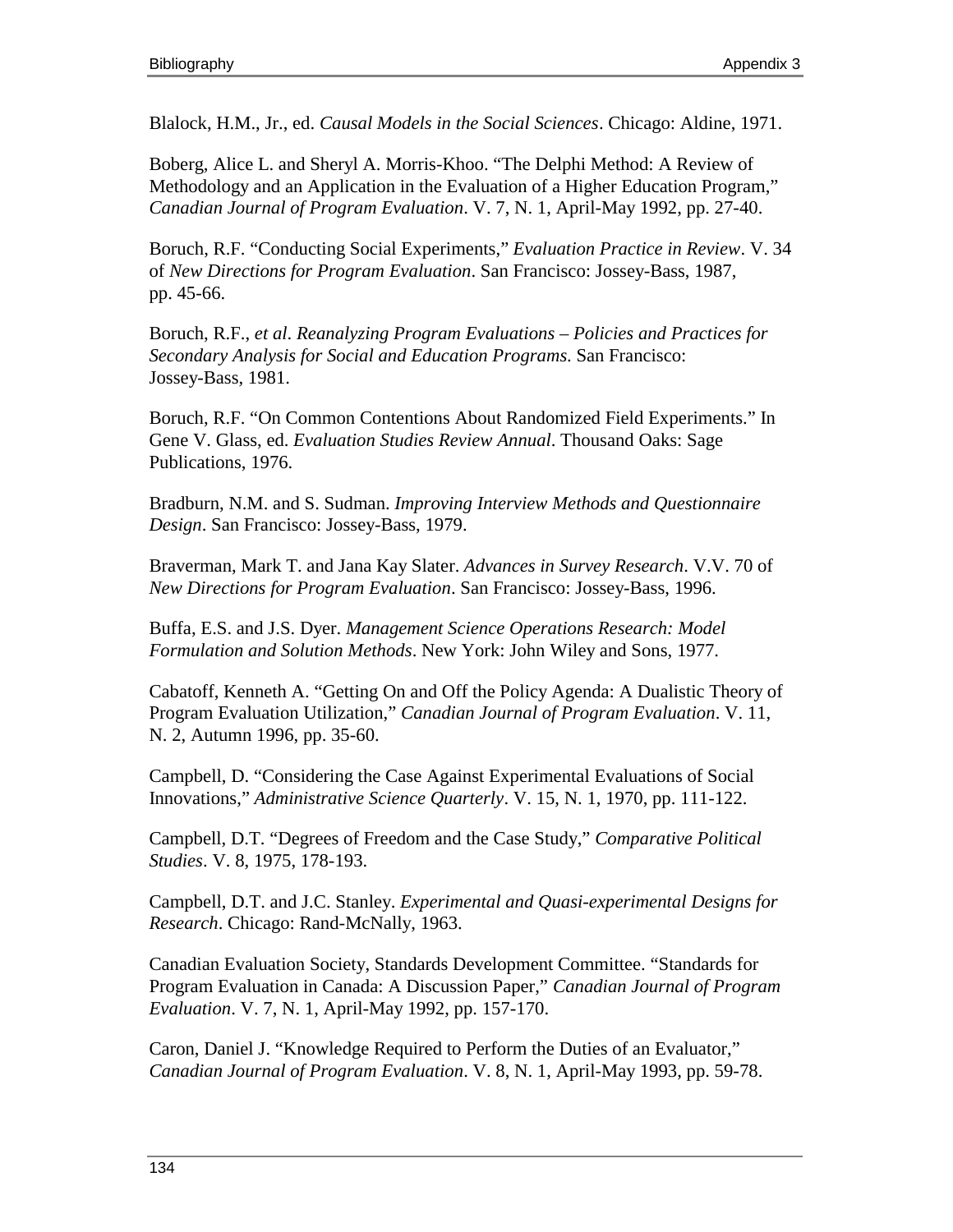Blalock, H.M., Jr., ed. *Causal Models in the Social Sciences*. Chicago: Aldine, 1971.

Boberg, Alice L. and Sheryl A. Morris-Khoo. "The Delphi Method: A Review of Methodology and an Application in the Evaluation of a Higher Education Program," *Canadian Journal of Program Evaluation*. V. 7, N. 1, April-May 1992, pp. 27-40.

Boruch, R.F. "Conducting Social Experiments," *Evaluation Practice in Review*. V. 34 of *New Directions for Program Evaluation*. San Francisco: Jossey-Bass, 1987, pp. 45-66.

Boruch, R.F., *et al*. *Reanalyzing Program Evaluations – Policies and Practices for Secondary Analysis for Social and Education Programs*. San Francisco: Jossey-Bass, 1981.

Boruch, R.F. "On Common Contentions About Randomized Field Experiments." In Gene V. Glass, ed. *Evaluation Studies Review Annual*. Thousand Oaks: Sage Publications, 1976.

Bradburn, N.M. and S. Sudman. *Improving Interview Methods and Questionnaire Design*. San Francisco: Jossey-Bass, 1979.

Braverman, Mark T. and Jana Kay Slater. *Advances in Survey Research*. V.V. 70 of *New Directions for Program Evaluation*. San Francisco: Jossey-Bass, 1996.

Buffa, E.S. and J.S. Dyer. *Management Science Operations Research: Model Formulation and Solution Methods*. New York: John Wiley and Sons, 1977.

Cabatoff, Kenneth A. "Getting On and Off the Policy Agenda: A Dualistic Theory of Program Evaluation Utilization," *Canadian Journal of Program Evaluation*. V. 11, N. 2, Autumn 1996, pp. 35-60.

Campbell, D. "Considering the Case Against Experimental Evaluations of Social Innovations," *Administrative Science Quarterly*. V. 15, N. 1, 1970, pp. 111-122.

Campbell, D.T. "Degrees of Freedom and the Case Study," *Comparative Political Studies*. V. 8, 1975, 178-193.

Campbell, D.T. and J.C. Stanley. *Experimental and Quasi-experimental Designs for Research*. Chicago: Rand-McNally, 1963.

Canadian Evaluation Society, Standards Development Committee. "Standards for Program Evaluation in Canada: A Discussion Paper," *Canadian Journal of Program Evaluation*. V. 7, N. 1, April-May 1992, pp. 157-170.

Caron, Daniel J. "Knowledge Required to Perform the Duties of an Evaluator," *Canadian Journal of Program Evaluation*. V. 8, N. 1, April-May 1993, pp. 59-78.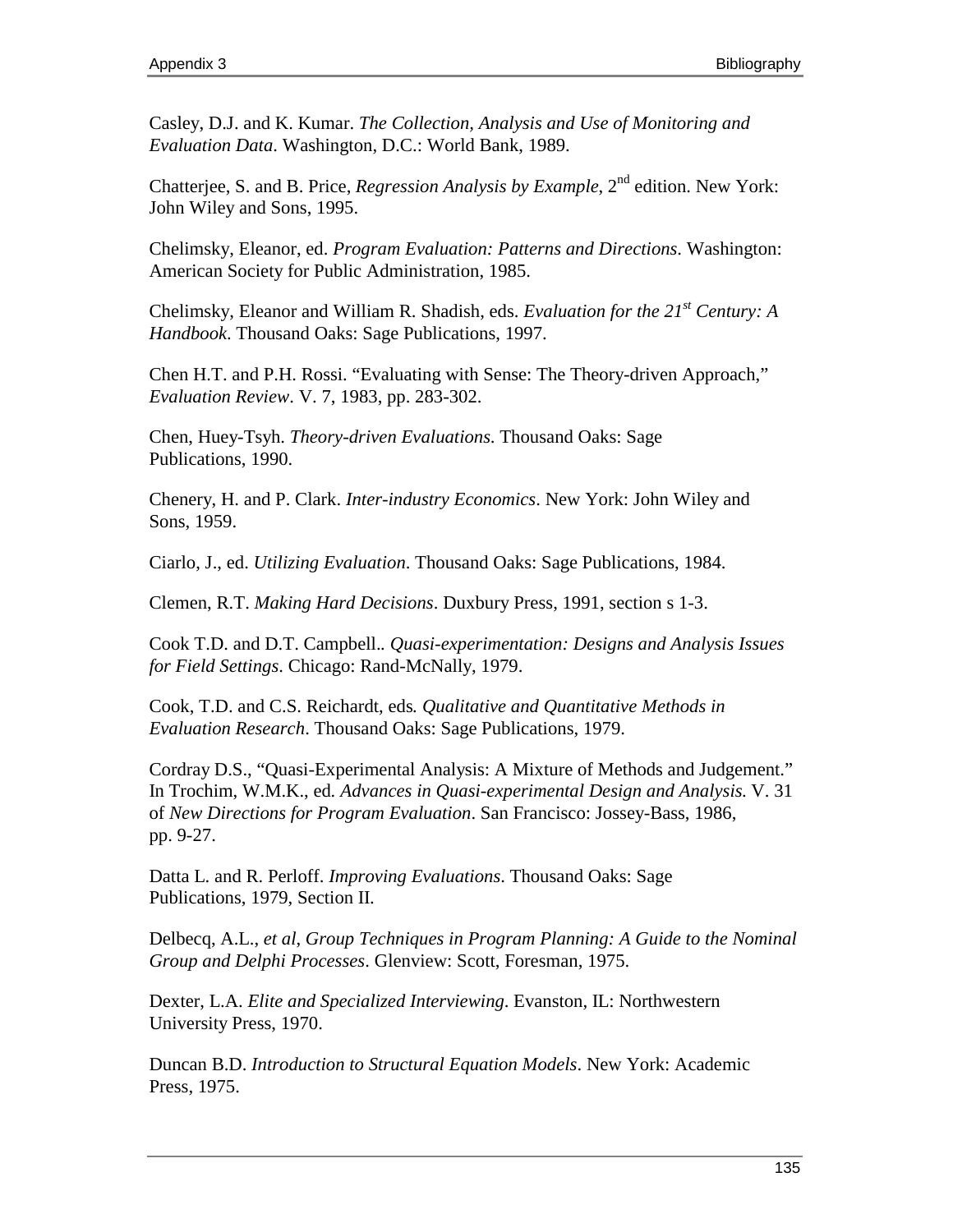Casley, D.J. and K. Kumar. *The Collection, Analysis and Use of Monitoring and Evaluation Data*. Washington, D.C.: World Bank, 1989.

Chatterjee, S. and B. Price, *Regression Analysis by Example*, 2nd edition. New York: John Wiley and Sons, 1995.

Chelimsky, Eleanor, ed. *Program Evaluation: Patterns and Directions*. Washington: American Society for Public Administration, 1985.

Chelimsky, Eleanor and William R. Shadish, eds. *Evaluation for the 21st Century: A Handbook*. Thousand Oaks: Sage Publications, 1997.

Chen H.T. and P.H. Rossi. "Evaluating with Sense: The Theory-driven Approach," *Evaluation Review*. V. 7, 1983, pp. 283-302.

Chen, Huey-Tsyh. *Theory-driven Evaluations*. Thousand Oaks: Sage Publications, 1990.

Chenery, H. and P. Clark. *Inter-industry Economics*. New York: John Wiley and Sons, 1959.

Ciarlo, J., ed. *Utilizing Evaluation*. Thousand Oaks: Sage Publications, 1984.

Clemen, R.T. *Making Hard Decisions*. Duxbury Press, 1991, section s 1-3.

Cook T.D. and D.T. Campbell.. *Quasi-experimentation: Designs and Analysis Issues for Field Settings*. Chicago: Rand-McNally, 1979.

Cook, T.D. and C.S. Reichardt, eds*. Qualitative and Quantitative Methods in Evaluation Research*. Thousand Oaks: Sage Publications, 1979.

Cordray D.S., "Quasi-Experimental Analysis: A Mixture of Methods and Judgement." In Trochim, W.M.K., ed. *Advances in Quasi-experimental Design and Analysis.* V. 31 of *New Directions for Program Evaluation*. San Francisco: Jossey-Bass, 1986, pp. 9-27.

Datta L. and R. Perloff. *Improving Evaluations*. Thousand Oaks: Sage Publications, 1979, Section II.

Delbecq, A.L., *et al*, *Group Techniques in Program Planning: A Guide to the Nominal Group and Delphi Processes*. Glenview: Scott, Foresman, 1975.

Dexter, L.A. *Elite and Specialized Interviewing*. Evanston, IL: Northwestern University Press, 1970.

Duncan B.D. *Introduction to Structural Equation Models*. New York: Academic Press, 1975.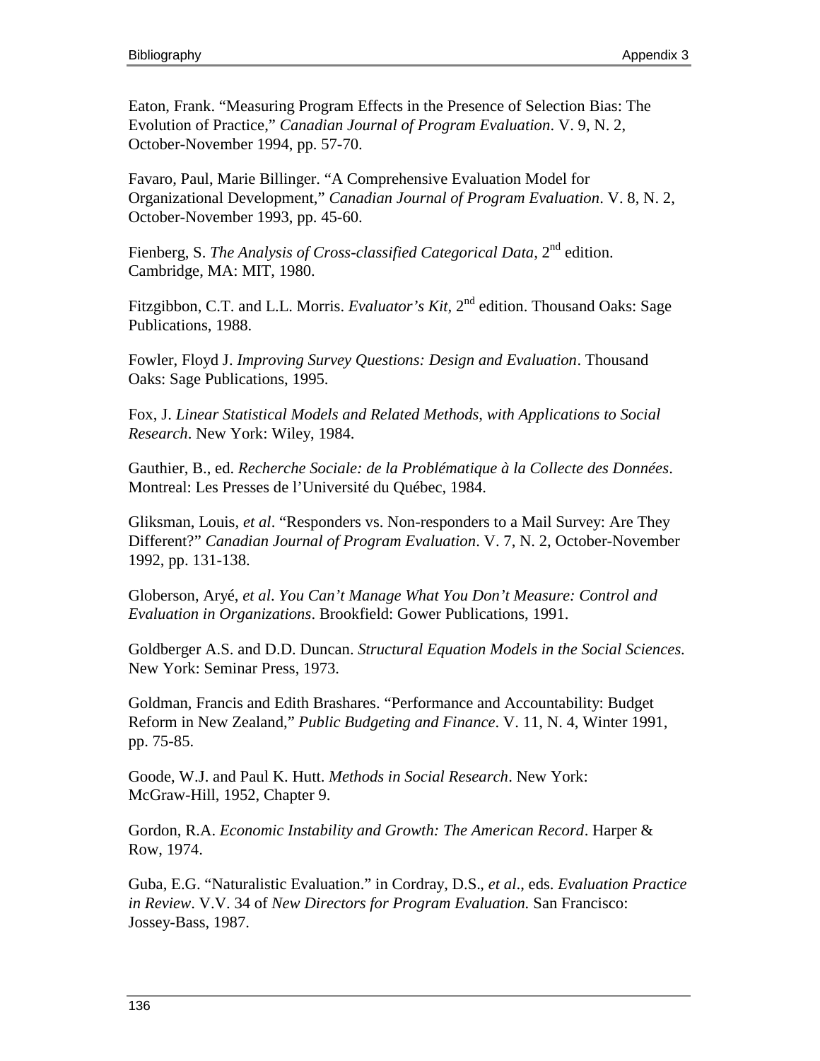Eaton, Frank. “Measuring Program Effects in the Presence of Selection Bias: The Evolution of Practice,” *Canadian Journal of Program Evaluation*. V. 9, N. 2, October-November 1994, pp. 57-70.

Favaro, Paul, Marie Billinger. “A Comprehensive Evaluation Model for Organizational Development,” *Canadian Journal of Program Evaluation*. V. 8, N. 2, October-November 1993, pp. 45-60.

Fienberg, S. *The Analysis of Cross-classified Categorical Data,* 2nd edition. Cambridge, MA: MIT, 1980.

Fitzgibbon, C.T. and L.L. Morris. *Evaluator’s Kit,* 2nd edition. Thousand Oaks: Sage Publications, 1988.

Fowler, Floyd J. *Improving Survey Questions: Design and Evaluation*. Thousand Oaks: Sage Publications, 1995.

Fox, J. *Linear Statistical Models and Related Methods, with Applications to Social Research*. New York: Wiley, 1984.

Gauthier, B., ed. *Recherche Sociale: de la Problématique à la Collecte des Données*. Montreal: Les Presses de l’Université du Québec, 1984.

Gliksman, Louis, *et al*. “Responders vs. Non-responders to a Mail Survey: Are They Different?” *Canadian Journal of Program Evaluation*. V. 7, N. 2, October-November 1992, pp. 131-138.

Globerson, Aryé, *et al*. *You Can’t Manage What You Don’t Measure: Control and Evaluation in Organizations*. Brookfield: Gower Publications, 1991.

Goldberger A.S. and D.D. Duncan. *Structural Equation Models in the Social Sciences*. New York: Seminar Press, 1973.

Goldman, Francis and Edith Brashares. “Performance and Accountability: Budget Reform in New Zealand,” *Public Budgeting and Finance*. V. 11, N. 4, Winter 1991, pp. 75-85.

Goode, W.J. and Paul K. Hutt. *Methods in Social Research*. New York: McGraw-Hill, 1952, Chapter 9.

Gordon, R.A. *Economic Instability and Growth: The American Record*. Harper & Row, 1974.

Guba, E.G. “Naturalistic Evaluation.” in Cordray, D.S., *et al*., eds. *Evaluation Practice in Review*. V.V. 34 of *New Directors for Program Evaluation.* San Francisco: Jossey-Bass, 1987.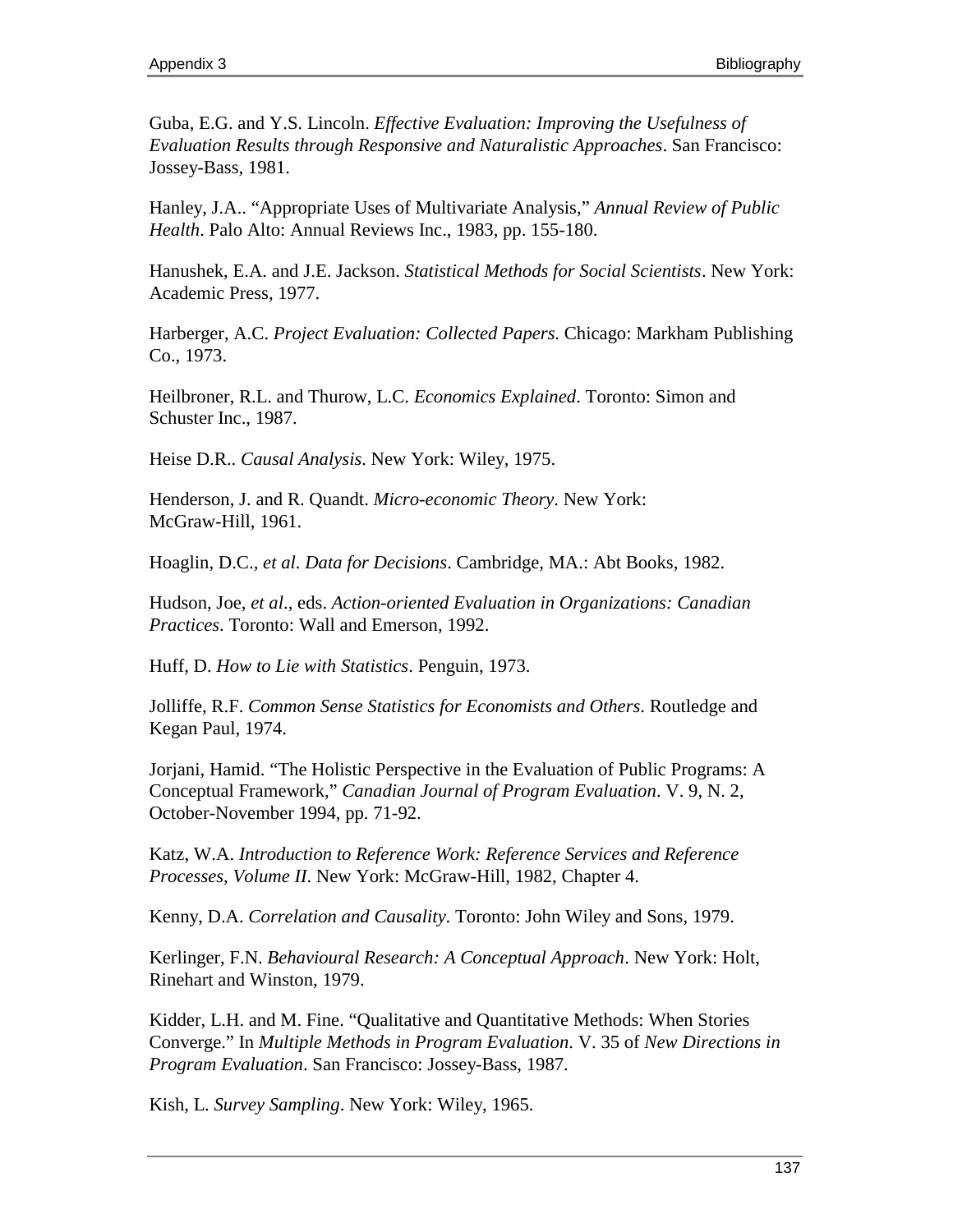Guba, E.G. and Y.S. Lincoln. *Effective Evaluation: Improving the Usefulness of Evaluation Results through Responsive and Naturalistic Approaches*. San Francisco: Jossey-Bass, 1981.

Hanley, J.A.. "Appropriate Uses of Multivariate Analysis," *Annual Review of Public Health*. Palo Alto: Annual Reviews Inc., 1983, pp. 155-180.

Hanushek, E.A. and J.E. Jackson. *Statistical Methods for Social Scientists*. New York: Academic Press, 1977.

Harberger, A.C. *Project Evaluation: Collected Papers.* Chicago: Markham Publishing Co., 1973.

Heilbroner, R.L. and Thurow, L.C. *Economics Explained*. Toronto: Simon and Schuster Inc., 1987.

Heise D.R.. *Causal Analysis*. New York: Wiley, 1975.

Henderson, J. and R. Quandt. *Micro-economic Theory*. New York: McGraw-Hill, 1961.

Hoaglin, D.C., *et al*. *Data for Decisions*. Cambridge, MA.: Abt Books, 1982.

Hudson, Joe, *et al*., eds. *Action-oriented Evaluation in Organizations: Canadian Practices*. Toronto: Wall and Emerson, 1992.

Huff, D. *How to Lie with Statistics*. Penguin, 1973.

Jolliffe, R.F. *Common Sense Statistics for Economists and Others*. Routledge and Kegan Paul, 1974.

Jorjani, Hamid. "The Holistic Perspective in the Evaluation of Public Programs: A Conceptual Framework," *Canadian Journal of Program Evaluation*. V. 9, N. 2, October-November 1994, pp. 71-92.

Katz, W.A. *Introduction to Reference Work: Reference Services and Reference Processes, Volume II*. New York: McGraw-Hill, 1982, Chapter 4.

Kenny, D.A. *Correlation and Causality.* Toronto: John Wiley and Sons, 1979.

Kerlinger, F.N. *Behavioural Research: A Conceptual Approach*. New York: Holt, Rinehart and Winston, 1979.

Kidder, L.H. and M. Fine. "Qualitative and Quantitative Methods: When Stories Converge." In *Multiple Methods in Program Evaluation*. V. 35 of *New Directions in Program Evaluation*. San Francisco: Jossey-Bass, 1987.

Kish, L. *Survey Sampling*. New York: Wiley, 1965.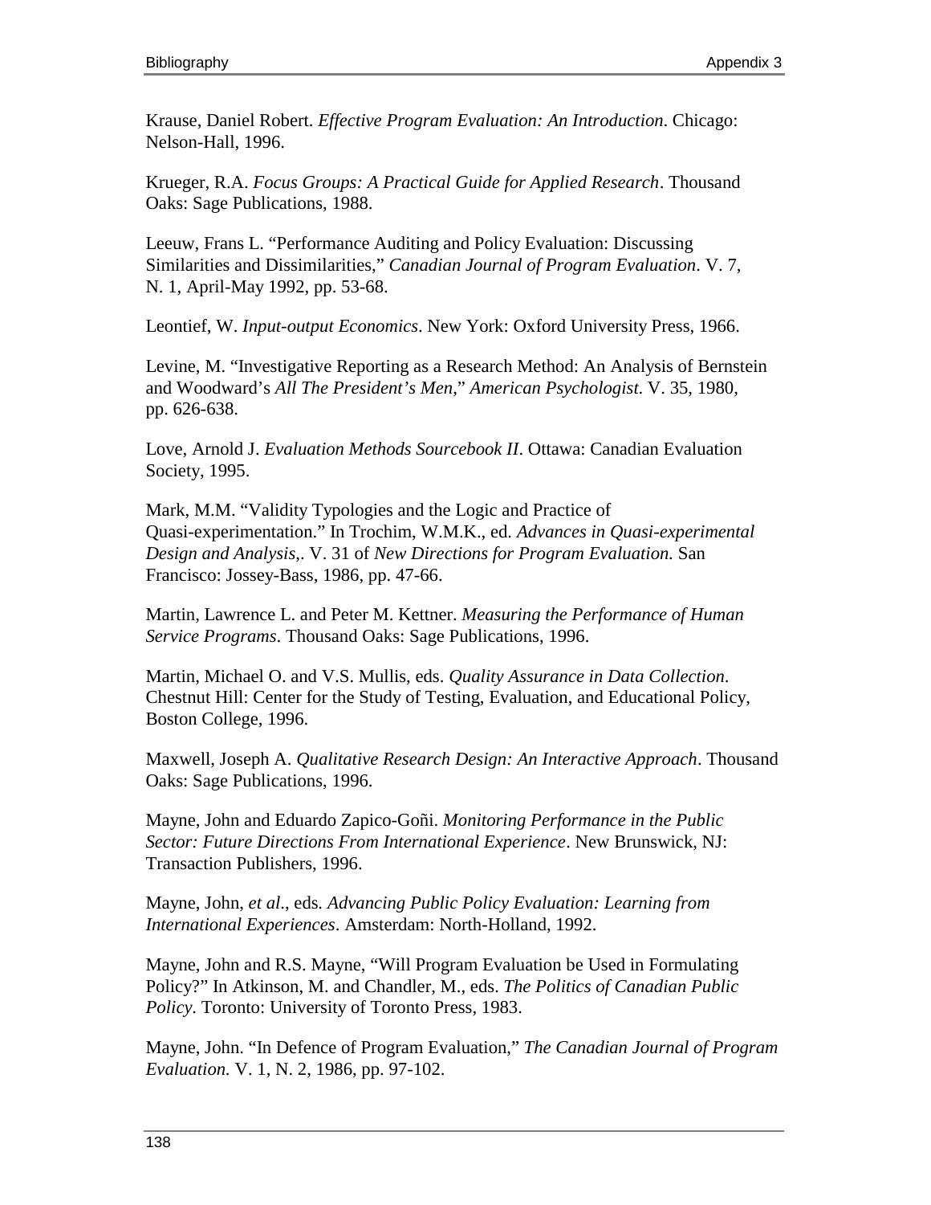Krause, Daniel Robert. *Effective Program Evaluation: An Introduction*. Chicago: Nelson-Hall, 1996.

Krueger, R.A. *Focus Groups: A Practical Guide for Applied Research*. Thousand Oaks: Sage Publications, 1988.

Leeuw, Frans L. "Performance Auditing and Policy Evaluation: Discussing Similarities and Dissimilarities," *Canadian Journal of Program Evaluation*. V. 7, N. 1, April-May 1992, pp. 53-68.

Leontief, W. *Input-output Economics*. New York: Oxford University Press, 1966.

Levine, M. "Investigative Reporting as a Research Method: An Analysis of Bernstein and Woodward's *All The President's Men*," *American Psychologist*. V. 35, 1980, pp. 626-638.

Love, Arnold J. *Evaluation Methods Sourcebook II*. Ottawa: Canadian Evaluation Society, 1995.

Mark, M.M. "Validity Typologies and the Logic and Practice of Quasi-experimentation." In Trochim, W.M.K., ed. *Advances in Quasi-experimental Design and Analysis*,. V. 31 of *New Directions for Program Evaluation*. San Francisco: Jossey-Bass, 1986, pp. 47-66.

Martin, Lawrence L. and Peter M. Kettner. *Measuring the Performance of Human Service Programs*. Thousand Oaks: Sage Publications, 1996.

Martin, Michael O. and V.S. Mullis, eds. *Quality Assurance in Data Collection*. Chestnut Hill: Center for the Study of Testing, Evaluation, and Educational Policy, Boston College, 1996.

Maxwell, Joseph A. *Qualitative Research Design: An Interactive Approach*. Thousand Oaks: Sage Publications, 1996.

Mayne, John and Eduardo Zapico-Goñi. *Monitoring Performance in the Public Sector: Future Directions From International Experience*. New Brunswick, NJ: Transaction Publishers, 1996.

Mayne, John, *et al*., eds. *Advancing Public Policy Evaluation: Learning from International Experiences*. Amsterdam: North-Holland, 1992.

Mayne, John and R.S. Mayne, "Will Program Evaluation be Used in Formulating Policy?" In Atkinson, M. and Chandler, M., eds. *The Politics of Canadian Public Policy*. Toronto: University of Toronto Press, 1983.

Mayne, John. "In Defence of Program Evaluation," *The Canadian Journal of Program Evaluation.* V. 1, N. 2, 1986, pp. 97-102.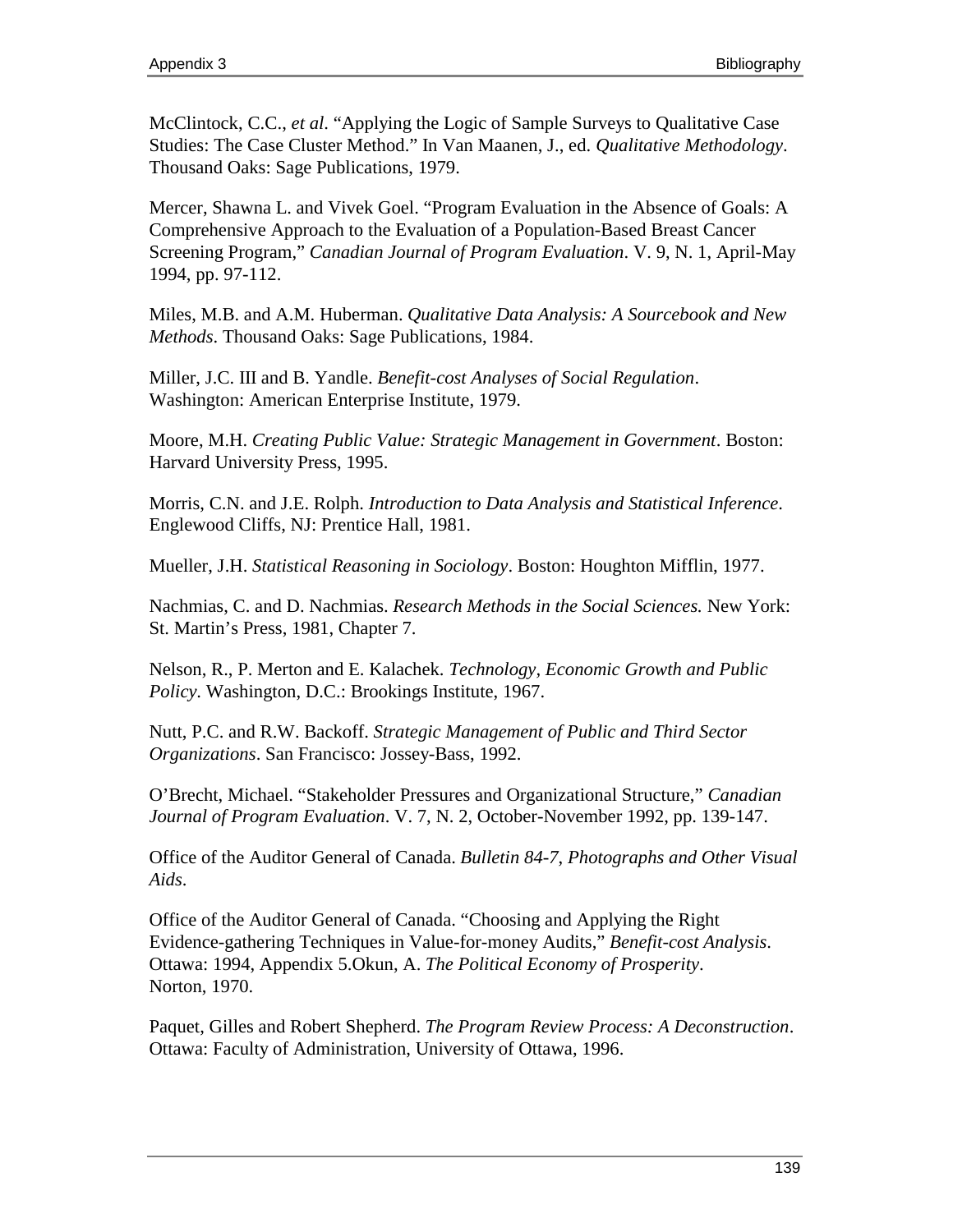McClintock, C.C., *et al*. “Applying the Logic of Sample Surveys to Qualitative Case Studies: The Case Cluster Method.” In Van Maanen, J., ed. *Qualitative Methodology*. Thousand Oaks: Sage Publications, 1979.

Mercer, Shawna L. and Vivek Goel. “Program Evaluation in the Absence of Goals: A Comprehensive Approach to the Evaluation of a Population-Based Breast Cancer Screening Program,” *Canadian Journal of Program Evaluation*. V. 9, N. 1, April-May 1994, pp. 97-112.

Miles, M.B. and A.M. Huberman. *Qualitative Data Analysis: A Sourcebook and New Methods*. Thousand Oaks: Sage Publications, 1984.

Miller, J.C. III and B. Yandle. *Benefit-cost Analyses of Social Regulation*. Washington: American Enterprise Institute, 1979.

Moore, M.H. *Creating Public Value: Strategic Management in Government*. Boston: Harvard University Press, 1995.

Morris, C.N. and J.E. Rolph. *Introduction to Data Analysis and Statistical Inference*. Englewood Cliffs, NJ: Prentice Hall, 1981.

Mueller, J.H. *Statistical Reasoning in Sociology*. Boston: Houghton Mifflin, 1977.

Nachmias, C. and D. Nachmias. *Research Methods in the Social Sciences.* New York: St. Martin’s Press, 1981, Chapter 7.

Nelson, R., P. Merton and E. Kalachek. *Technology, Economic Growth and Public Policy*. Washington, D.C.: Brookings Institute, 1967.

Nutt, P.C. and R.W. Backoff. *Strategic Management of Public and Third Sector Organizations*. San Francisco: Jossey-Bass, 1992.

O’Brecht, Michael. “Stakeholder Pressures and Organizational Structure,” *Canadian Journal of Program Evaluation*. V. 7, N. 2, October-November 1992, pp. 139-147.

Office of the Auditor General of Canada. *Bulletin 84-7, Photographs and Other Visual Aids*.

Office of the Auditor General of Canada. “Choosing and Applying the Right Evidence-gathering Techniques in Value-for-money Audits,” *Benefit-cost Analysis*. Ottawa: 1994, Appendix 5.Okun, A. *The Political Economy of Prosperity*. Norton, 1970.

Paquet, Gilles and Robert Shepherd. *The Program Review Process: A Deconstruction*. Ottawa: Faculty of Administration, University of Ottawa, 1996.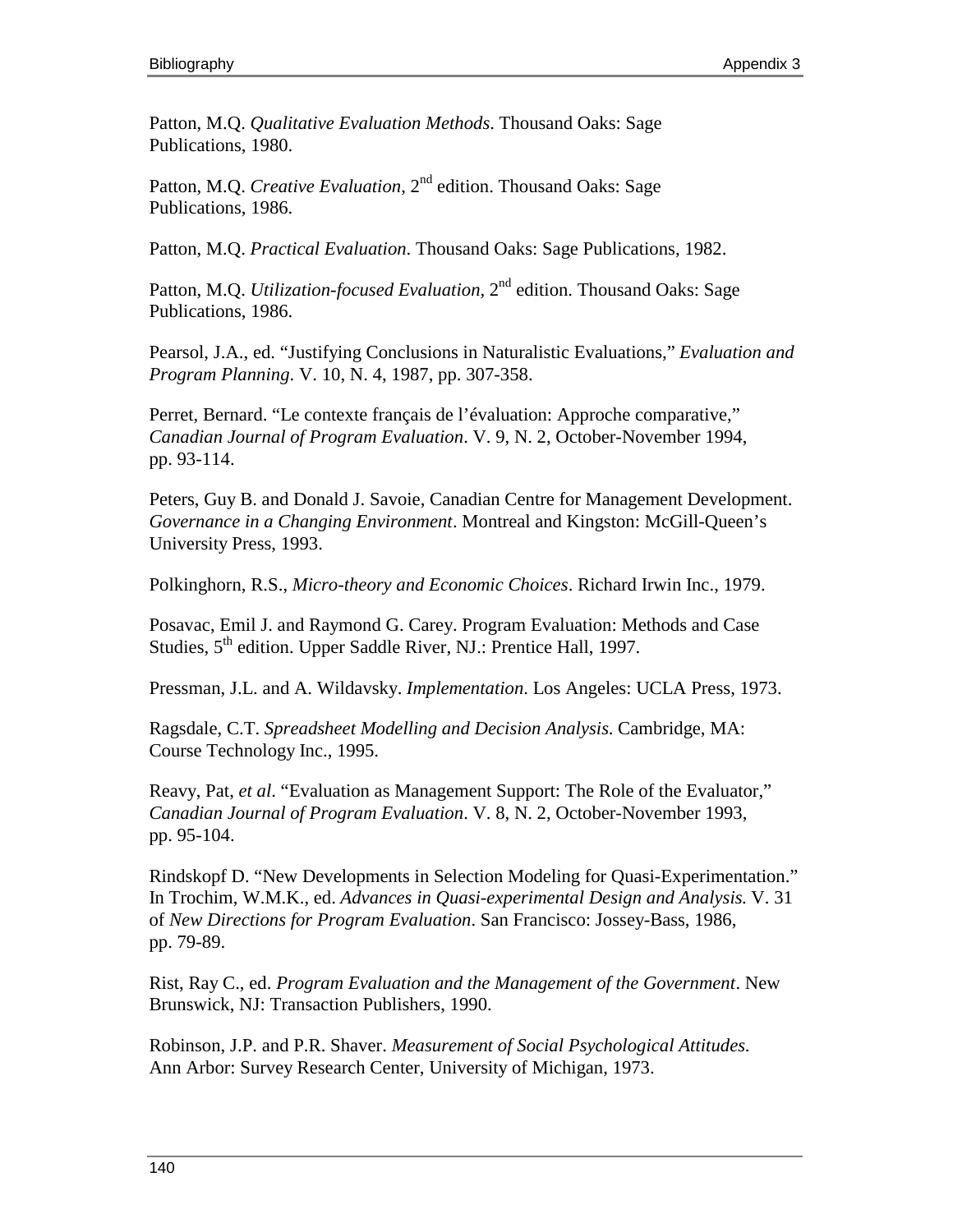Patton, M.Q. *Qualitative Evaluation Methods*. Thousand Oaks: Sage Publications, 1980.

Patton, M.Q. *Creative Evaluation*, 2nd edition. Thousand Oaks: Sage Publications, 1986.

Patton, M.Q. *Practical Evaluation*. Thousand Oaks: Sage Publications, 1982.

Patton, M.Q. *Utilization-focused Evaluation*, 2nd edition. Thousand Oaks: Sage Publications, 1986.

Pearsol, J.A., ed. "Justifying Conclusions in Naturalistic Evaluations," *Evaluation and Program Planning*. V. 10, N. 4, 1987, pp. 307-358.

Perret, Bernard. "Le contexte français de l'évaluation: Approche comparative," *Canadian Journal of Program Evaluation*. V. 9, N. 2, October-November 1994, pp. 93-114.

Peters, Guy B. and Donald J. Savoie, Canadian Centre for Management Development. *Governance in a Changing Environment*. Montreal and Kingston: McGill-Queen's University Press, 1993.

Polkinghorn, R.S., *Micro-theory and Economic Choices*. Richard Irwin Inc., 1979.

Posavac, Emil J. and Raymond G. Carey. Program Evaluation: Methods and Case Studies, 5th edition. Upper Saddle River, NJ.: Prentice Hall, 1997.

Pressman, J.L. and A. Wildavsky. *Implementation*. Los Angeles: UCLA Press, 1973.

Ragsdale, C.T. *Spreadsheet Modelling and Decision Analysis*. Cambridge, MA: Course Technology Inc., 1995.

Reavy, Pat, *et al*. "Evaluation as Management Support: The Role of the Evaluator," *Canadian Journal of Program Evaluation*. V. 8, N. 2, October-November 1993, pp. 95-104.

Rindskopf D. "New Developments in Selection Modeling for Quasi-Experimentation." In Trochim, W.M.K., ed. *Advances in Quasi-experimental Design and Analysis*. V. 31 of *New Directions for Program Evaluation*. San Francisco: Jossey-Bass, 1986, pp. 79-89.

Rist, Ray C., ed. *Program Evaluation and the Management of the Government*. New Brunswick, NJ: Transaction Publishers, 1990.

Robinson, J.P. and P.R. Shaver. *Measurement of Social Psychological Attitudes*. Ann Arbor: Survey Research Center, University of Michigan, 1973.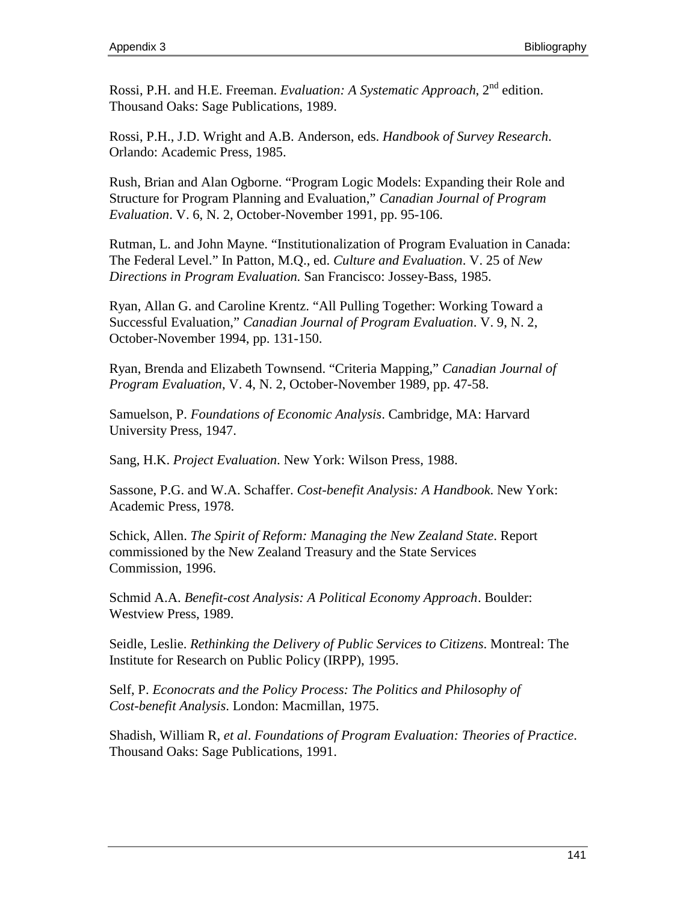Rossi, P.H. and H.E. Freeman. *Evaluation: A Systematic Approach*, 2nd edition. Thousand Oaks: Sage Publications, 1989.

Rossi, P.H., J.D. Wright and A.B. Anderson, eds. *Handbook of Survey Research*. Orlando: Academic Press, 1985.

Rush, Brian and Alan Ogborne. "Program Logic Models: Expanding their Role and Structure for Program Planning and Evaluation," *Canadian Journal of Program Evaluation*. V. 6, N. 2, October-November 1991, pp. 95-106.

Rutman, L. and John Mayne. "Institutionalization of Program Evaluation in Canada: The Federal Level." In Patton, M.Q., ed. *Culture and Evaluation*. V. 25 of *New Directions in Program Evaluation.* San Francisco: Jossey-Bass, 1985.

Ryan, Allan G. and Caroline Krentz. "All Pulling Together: Working Toward a Successful Evaluation," *Canadian Journal of Program Evaluation*. V. 9, N. 2, October-November 1994, pp. 131-150.

Ryan, Brenda and Elizabeth Townsend. "Criteria Mapping," *Canadian Journal of Program Evaluation*, V. 4, N. 2, October-November 1989, pp. 47-58.

Samuelson, P. *Foundations of Economic Analysis*. Cambridge, MA: Harvard University Press, 1947.

Sang, H.K. *Project Evaluation*. New York: Wilson Press, 1988.

Sassone, P.G. and W.A. Schaffer. *Cost-benefit Analysis: A Handbook.* New York: Academic Press, 1978.

Schick, Allen. *The Spirit of Reform: Managing the New Zealand State*. Report commissioned by the New Zealand Treasury and the State Services Commission, 1996.

Schmid A.A. *Benefit-cost Analysis: A Political Economy Approach*. Boulder: Westview Press, 1989.

Seidle, Leslie. *Rethinking the Delivery of Public Services to Citizens*. Montreal: The Institute for Research on Public Policy (IRPP), 1995.

Self, P. *Econocrats and the Policy Process: The Politics and Philosophy of Cost-benefit Analysis*. London: Macmillan, 1975.

Shadish, William R, *et al*. *Foundations of Program Evaluation: Theories of Practice*. Thousand Oaks: Sage Publications, 1991.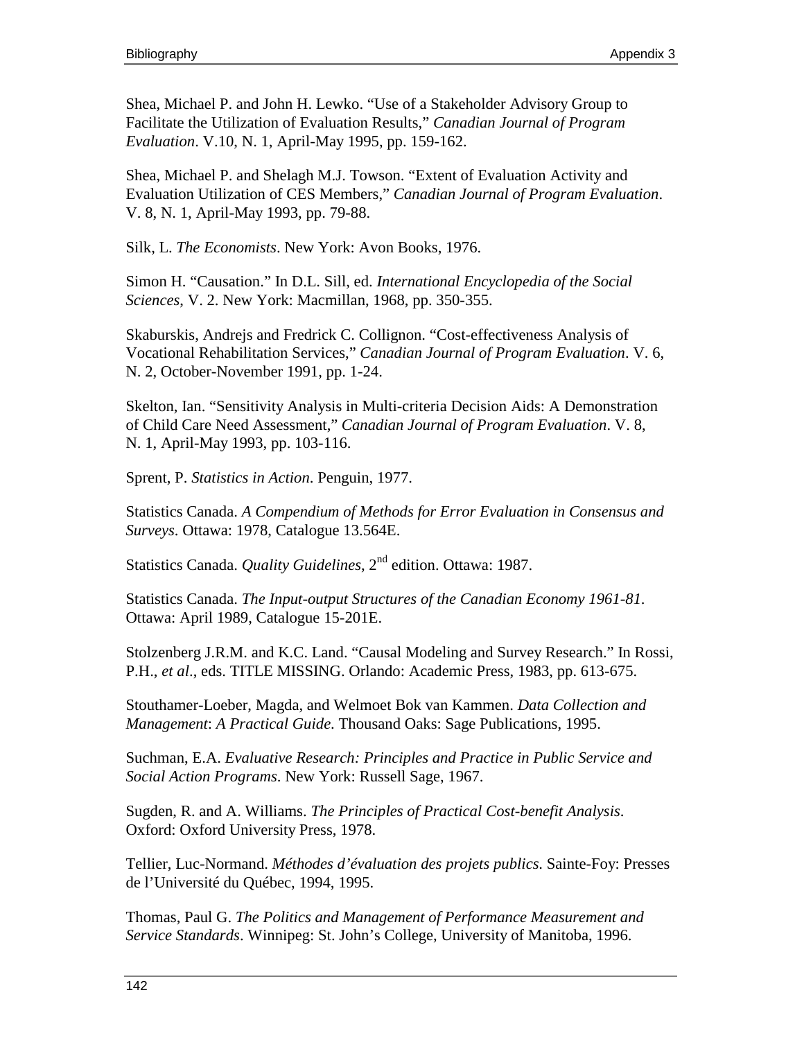Shea, Michael P. and John H. Lewko. “Use of a Stakeholder Advisory Group to Facilitate the Utilization of Evaluation Results,” *Canadian Journal of Program Evaluation*. V.10, N. 1, April-May 1995, pp. 159-162.

Shea, Michael P. and Shelagh M.J. Towson. “Extent of Evaluation Activity and Evaluation Utilization of CES Members,” *Canadian Journal of Program Evaluation*. V. 8, N. 1, April-May 1993, pp. 79-88.

Silk, L. *The Economists*. New York: Avon Books, 1976.

Simon H. “Causation.” In D.L. Sill, ed. *International Encyclopedia of the Social Sciences*, V. 2. New York: Macmillan, 1968, pp. 350-355.

Skaburskis, Andrejs and Fredrick C. Collignon. “Cost-effectiveness Analysis of Vocational Rehabilitation Services,” *Canadian Journal of Program Evaluation*. V. 6, N. 2, October-November 1991, pp. 1-24.

Skelton, Ian. “Sensitivity Analysis in Multi-criteria Decision Aids: A Demonstration of Child Care Need Assessment,” *Canadian Journal of Program Evaluation*. V. 8, N. 1, April-May 1993, pp. 103-116.

Sprent, P. *Statistics in Action*. Penguin, 1977.

Statistics Canada. *A Compendium of Methods for Error Evaluation in Consensus and Surveys*. Ottawa: 1978, Catalogue 13.564E.

Statistics Canada. *Quality Guidelines*, 2nd edition. Ottawa: 1987.

Statistics Canada. *The Input-output Structures of the Canadian Economy 1961-81*. Ottawa: April 1989, Catalogue 15-201E.

Stolzenberg J.R.M. and K.C. Land. “Causal Modeling and Survey Research.” In Rossi, P.H., *et al*., eds. TITLE MISSING. Orlando: Academic Press, 1983, pp. 613-675.

Stouthamer-Loeber, Magda, and Welmoet Bok van Kammen. *Data Collection and Management*: *A Practical Guide*. Thousand Oaks: Sage Publications, 1995.

Suchman, E.A. *Evaluative Research: Principles and Practice in Public Service and Social Action Programs*. New York: Russell Sage, 1967.

Sugden, R. and A. Williams. *The Principles of Practical Cost-benefit Analysis*. Oxford: Oxford University Press, 1978.

Tellier, Luc-Normand. *Méthodes d’évaluation des projets publics*. Sainte-Foy: Presses de l’Université du Québec, 1994, 1995.

Thomas, Paul G. *The Politics and Management of Performance Measurement and Service Standards*. Winnipeg: St. John’s College, University of Manitoba, 1996.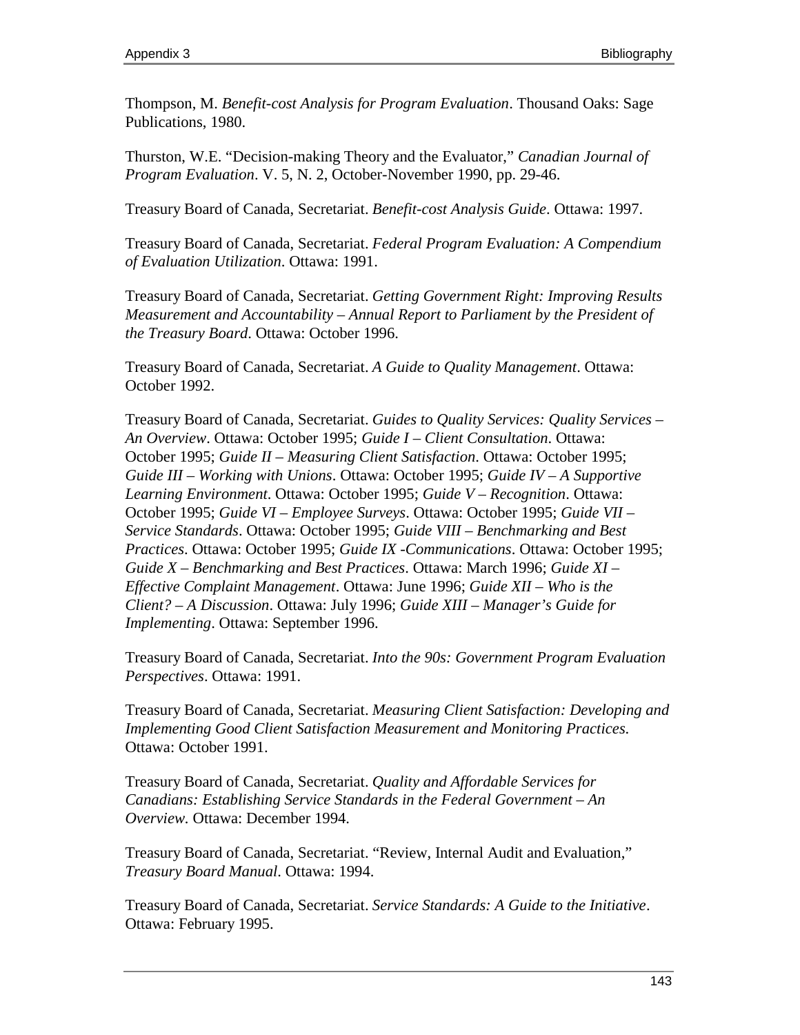Thompson, M. *Benefit-cost Analysis for Program Evaluation*. Thousand Oaks: Sage Publications, 1980.

Thurston, W.E. "Decision-making Theory and the Evaluator," *Canadian Journal of Program Evaluation*. V. 5, N. 2, October-November 1990, pp. 29-46.

Treasury Board of Canada, Secretariat. *Benefit-cost Analysis Guide*. Ottawa: 1997.

Treasury Board of Canada, Secretariat. *Federal Program Evaluation: A Compendium of Evaluation Utilization*. Ottawa: 1991.

Treasury Board of Canada, Secretariat. *Getting Government Right: Improving Results Measurement and Accountability – Annual Report to Parliament by the President of the Treasury Board*. Ottawa: October 1996.

Treasury Board of Canada, Secretariat. *A Guide to Quality Management*. Ottawa: October 1992.

Treasury Board of Canada, Secretariat. *Guides to Quality Services: Quality Services – An Overview*. Ottawa: October 1995; *Guide I – Client Consultation*. Ottawa: October 1995; *Guide II – Measuring Client Satisfaction*. Ottawa: October 1995; *Guide III – Working with Unions*. Ottawa: October 1995; *Guide IV – A Supportive Learning Environment*. Ottawa: October 1995; *Guide V – Recognition*. Ottawa: October 1995; *Guide VI – Employee Surveys*. Ottawa: October 1995; *Guide VII – Service Standards*. Ottawa: October 1995; *Guide VIII – Benchmarking and Best Practices*. Ottawa: October 1995; *Guide IX -Communications*. Ottawa: October 1995; *Guide X – Benchmarking and Best Practices*. Ottawa: March 1996; *Guide XI – Effective Complaint Management*. Ottawa: June 1996; *Guide XII – Who is the Client? – A Discussion*. Ottawa: July 1996; *Guide XIII – Manager's Guide for Implementing*. Ottawa: September 1996.

Treasury Board of Canada, Secretariat. *Into the 90s: Government Program Evaluation Perspectives*. Ottawa: 1991.

Treasury Board of Canada, Secretariat. *Measuring Client Satisfaction: Developing and Implementing Good Client Satisfaction Measurement and Monitoring Practices.* Ottawa: October 1991.

Treasury Board of Canada, Secretariat. *Quality and Affordable Services for Canadians: Establishing Service Standards in the Federal Government – An Overview.* Ottawa: December 1994.

Treasury Board of Canada, Secretariat. "Review, Internal Audit and Evaluation," *Treasury Board Manual*. Ottawa: 1994.

Treasury Board of Canada, Secretariat. *Service Standards: A Guide to the Initiative*. Ottawa: February 1995.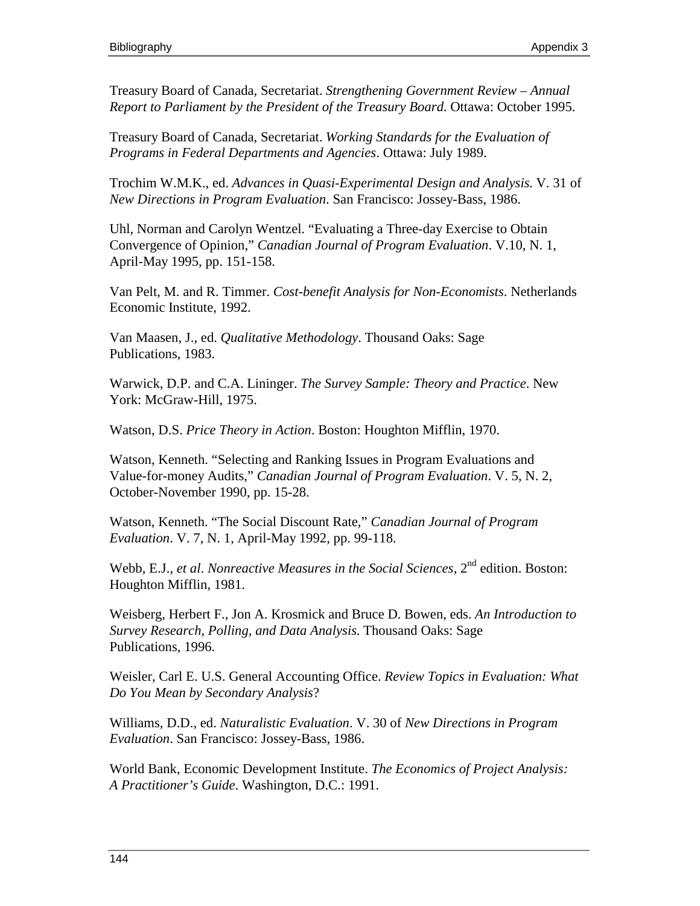Treasury Board of Canada, Secretariat. *Strengthening Government Review – Annual Report to Parliament by the President of the Treasury Board*. Ottawa: October 1995.

Treasury Board of Canada, Secretariat. *Working Standards for the Evaluation of Programs in Federal Departments and Agencies*. Ottawa: July 1989.

Trochim W.M.K., ed. *Advances in Quasi-Experimental Design and Analysis.* V. 31 of *New Directions in Program Evaluation*. San Francisco: Jossey-Bass, 1986.

Uhl, Norman and Carolyn Wentzel. "Evaluating a Three-day Exercise to Obtain Convergence of Opinion," *Canadian Journal of Program Evaluation*. V.10, N. 1, April-May 1995, pp. 151-158.

Van Pelt, M. and R. Timmer. *Cost-benefit Analysis for Non-Economists*. Netherlands Economic Institute, 1992.

Van Maasen, J., ed. *Qualitative Methodology*. Thousand Oaks: Sage Publications, 1983.

Warwick, D.P. and C.A. Lininger. *The Survey Sample: Theory and Practice*. New York: McGraw-Hill, 1975.

Watson, D.S. *Price Theory in Action*. Boston: Houghton Mifflin, 1970.

Watson, Kenneth. "Selecting and Ranking Issues in Program Evaluations and Value-for-money Audits," *Canadian Journal of Program Evaluation*. V. 5, N. 2, October-November 1990, pp. 15-28.

Watson, Kenneth. "The Social Discount Rate," *Canadian Journal of Program Evaluation*. V. 7, N. 1, April-May 1992, pp. 99-118.

Webb, E.J., *et al*. *Nonreactive Measures in the Social Sciences*, 2nd edition. Boston: Houghton Mifflin, 1981.

Weisberg, Herbert F., Jon A. Krosmick and Bruce D. Bowen, eds. *An Introduction to Survey Research, Polling, and Data Analysis.* Thousand Oaks: Sage Publications, 1996.

Weisler, Carl E. U.S. General Accounting Office. *Review Topics in Evaluation: What Do You Mean by Secondary Analysis*?

Williams, D.D., ed. *Naturalistic Evaluation*. V. 30 of *New Directions in Program Evaluation*. San Francisco: Jossey-Bass, 1986.

World Bank, Economic Development Institute. *The Economics of Project Analysis: A Practitioner's Guide*. Washington, D.C.: 1991.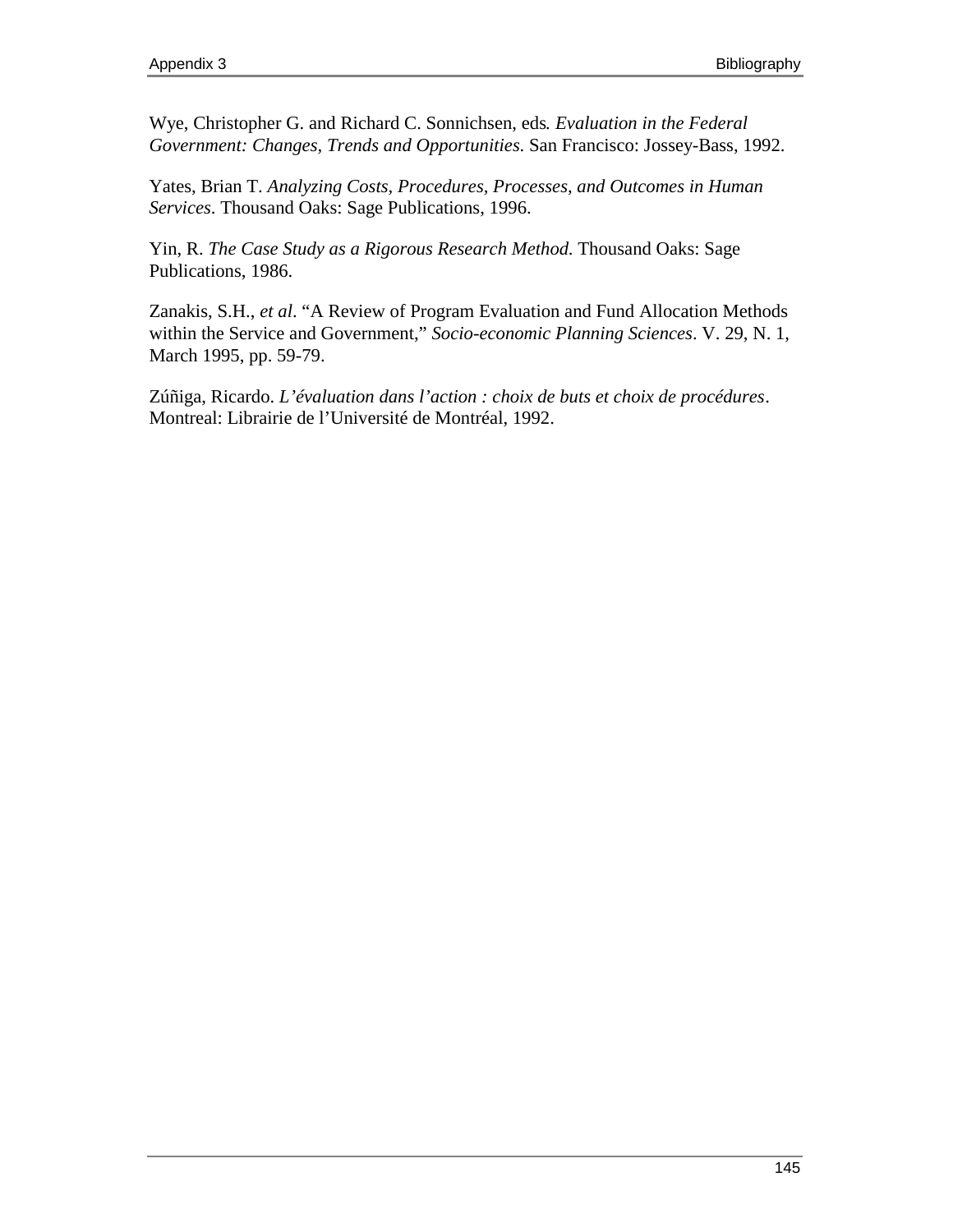Wye, Christopher G. and Richard C. Sonnichsen, eds. *Evaluation in the Federal Government: Changes, Trends and Opportunities*. San Francisco: Jossey-Bass, 1992.

Yates, Brian T. *Analyzing Costs, Procedures, Processes, and Outcomes in Human Services*. Thousand Oaks: Sage Publications, 1996.

Yin, R. *The Case Study as a Rigorous Research Method*. Thousand Oaks: Sage Publications, 1986.

Zanakis, S.H., *et al*. "A Review of Program Evaluation and Fund Allocation Methods within the Service and Government," *Socio-economic Planning Sciences*. V. 29, N. 1, March 1995, pp. 59-79.

Zúñiga, Ricardo. *L'évaluation dans l'action : choix de buts et choix de procédures*. Montreal: Librairie de l'Université de Montréal, 1992.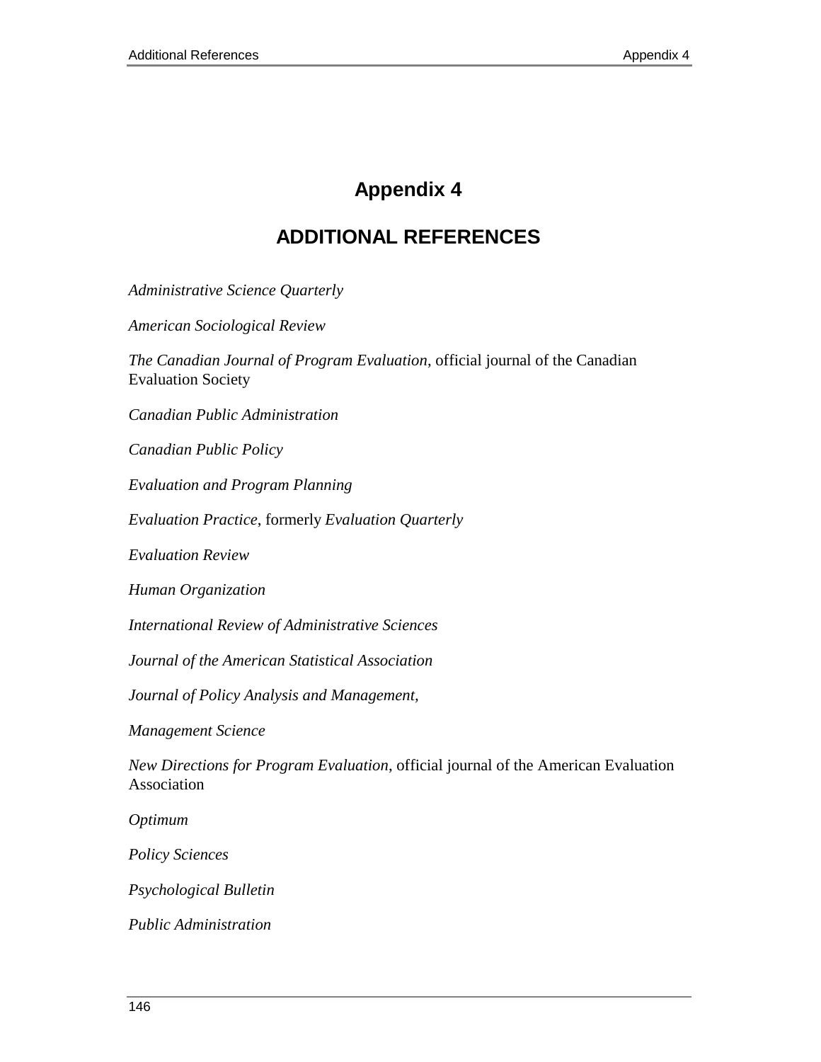# Appendix 4

## ADDITIONAL REFERENCES

*Administrative Science Quarterly*

*American Sociological Review*

*The Canadian Journal of Program Evaluation*, official journal of the Canadian Evaluation Society

*Canadian Public Administration*

*Canadian Public Policy*

*Evaluation and Program Planning*

*Evaluation Practice*, formerly *Evaluation Quarterly*

*Evaluation Review*

*Human Organization*

*International Review of Administrative Sciences*

*Journal of the American Statistical Association*

*Journal of Policy Analysis and Management,*

*Management Science*

*New Directions for Program Evaluation*, official journal of the American Evaluation Association

*Optimum*

*Policy Sciences*

*Psychological Bulletin*

*Public Administration*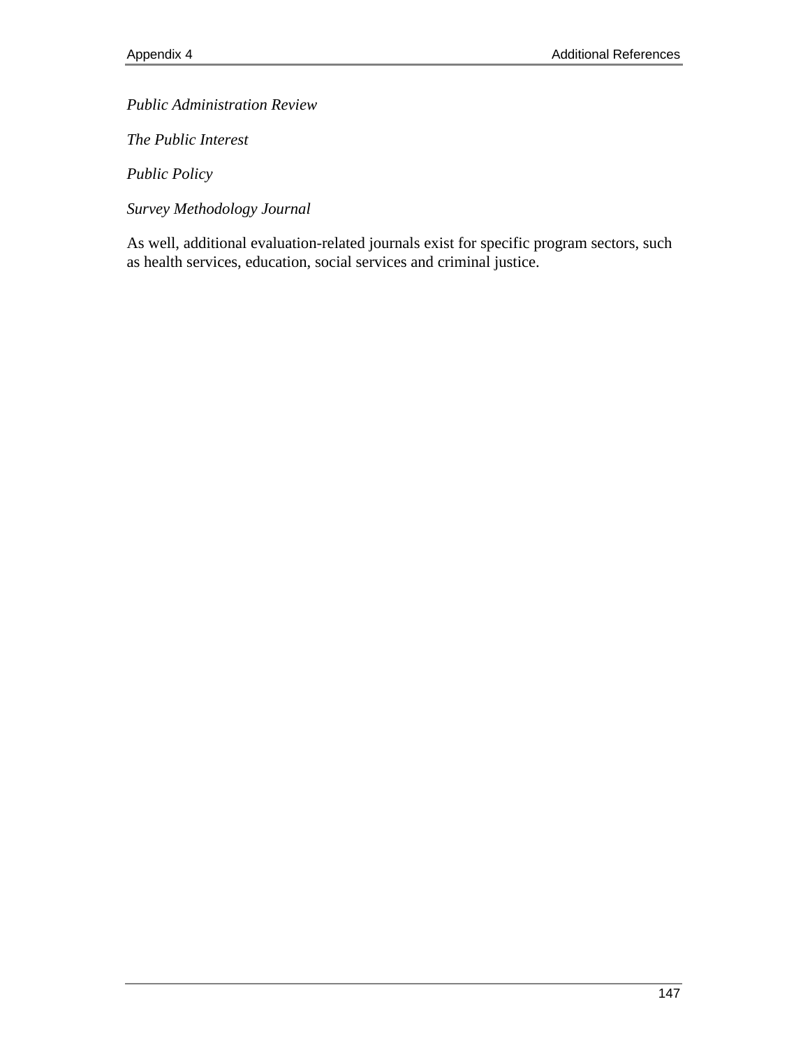*Public Administration Review*

*The Public Interest*

*Public Policy*

*Survey Methodology Journal*

As well, additional evaluation-related journals exist for specific program sectors, such as health services, education, social services and criminal justice.